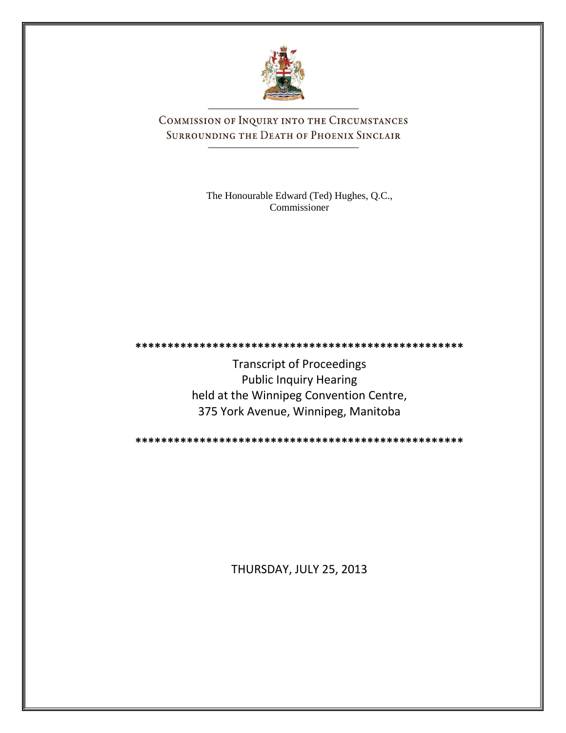# Commission of Inquiry into the Circumstances Surrounding the Death of Phoenix Sinclair

The Honourable Edward (Ted) Hughes, Q.C.,
Commissioner

\*\*\*\*\*\*\*\*\*\*\*\*\*\*\*\*\*\*\*\*\*\*\*\*\*\*\*\*\*\*\*\*\*\*\*\*\*\*\*\*\*\*\*\*\*\*\*\*\*\*\*\*

Transcript of Proceedings
Public Inquiry Hearing
held at the Winnipeg Convention Centre,
375 York Avenue, Winnipeg, Manitoba

\*\*\*\*\*\*\*\*\*\*\*\*\*\*\*\*\*\*\*\*\*\*\*\*\*\*\*\*\*\*\*\*\*\*\*\*\*\*\*\*\*\*\*\*\*\*\*\*\*\*\*\*

THURSDAY, JULY 25, 2013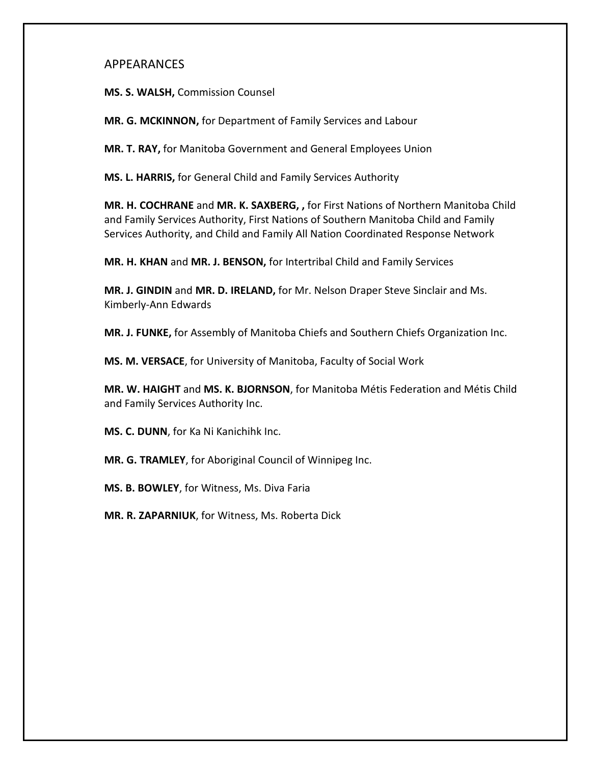APPEARANCES

**MS. S. WALSH,** Commission Counsel

**MR. G. MCKINNON,** for Department of Family Services and Labour

**MR. T. RAY,** for Manitoba Government and General Employees Union

**MS. L. HARRIS,** for General Child and Family Services Authority

**MR. H. COCHRANE** and **MR. K. SAXBERG, ,** for First Nations of Northern Manitoba Child and Family Services Authority, First Nations of Southern Manitoba Child and Family Services Authority, and Child and Family All Nation Coordinated Response Network

**MR. H. KHAN** and **MR. J. BENSON,** for Intertribal Child and Family Services

**MR. J. GINDIN** and **MR. D. IRELAND,** for Mr. Nelson Draper Steve Sinclair and Ms. Kimberly-Ann Edwards

**MR. J. FUNKE,** for Assembly of Manitoba Chiefs and Southern Chiefs Organization Inc.

**MS. M. VERSACE**, for University of Manitoba, Faculty of Social Work

**MR. W. HAIGHT** and **MS. K. BJORNSON**, for Manitoba Métis Federation and Métis Child and Family Services Authority Inc.

**MS. C. DUNN**, for Ka Ni Kanichihk Inc.

**MR. G. TRAMLEY**, for Aboriginal Council of Winnipeg Inc.

**MS. B. BOWLEY**, for Witness, Ms. Diva Faria

**MR. R. ZAPARNIUK**, for Witness, Ms. Roberta Dick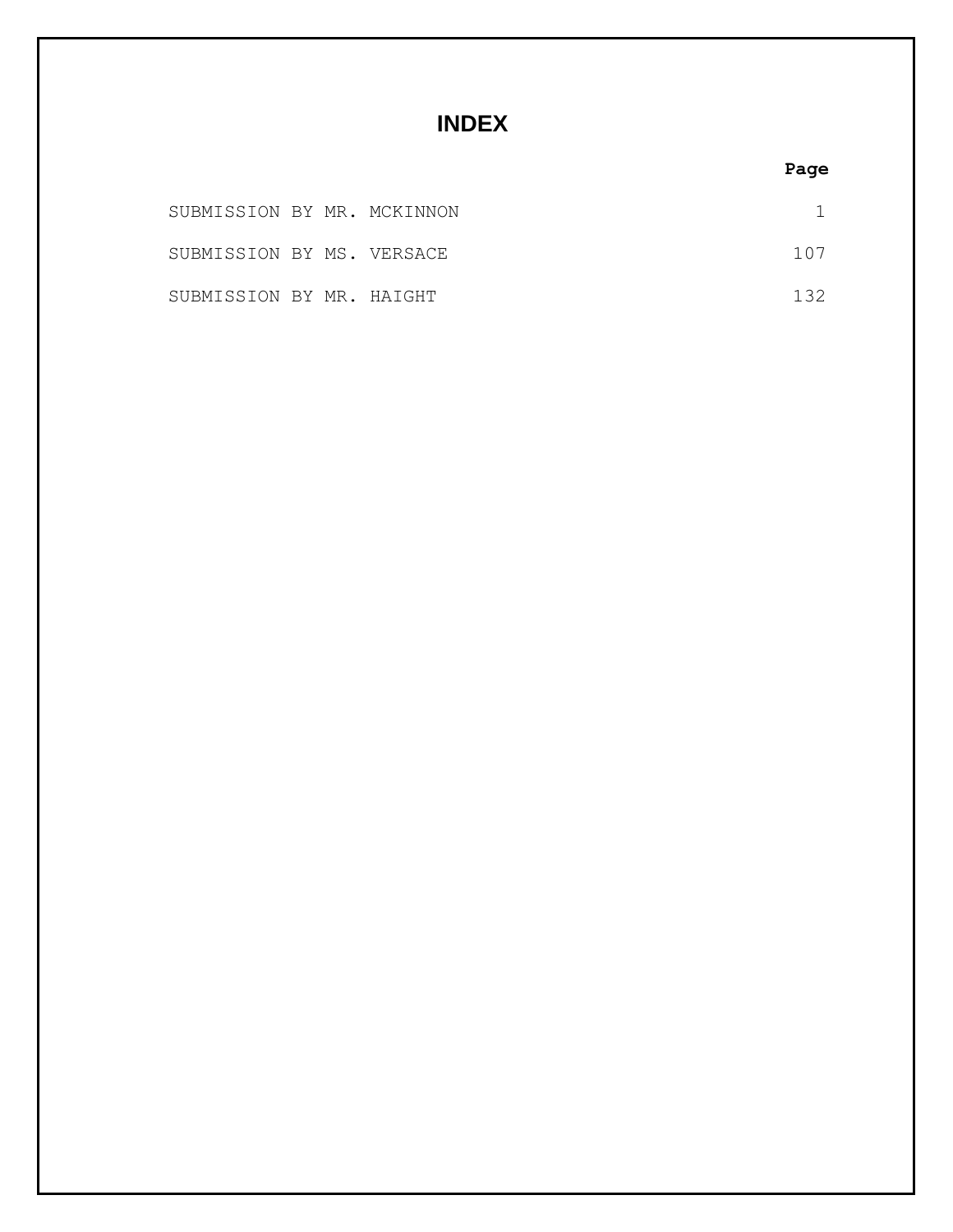# INDEX

| | Page |
|---|---|
| SUBMISSION BY MR. MCKINNON | 1 |
| SUBMISSION BY MS. VERSACE | 107 |
| SUBMISSION BY MR. HAIGHT | 132 |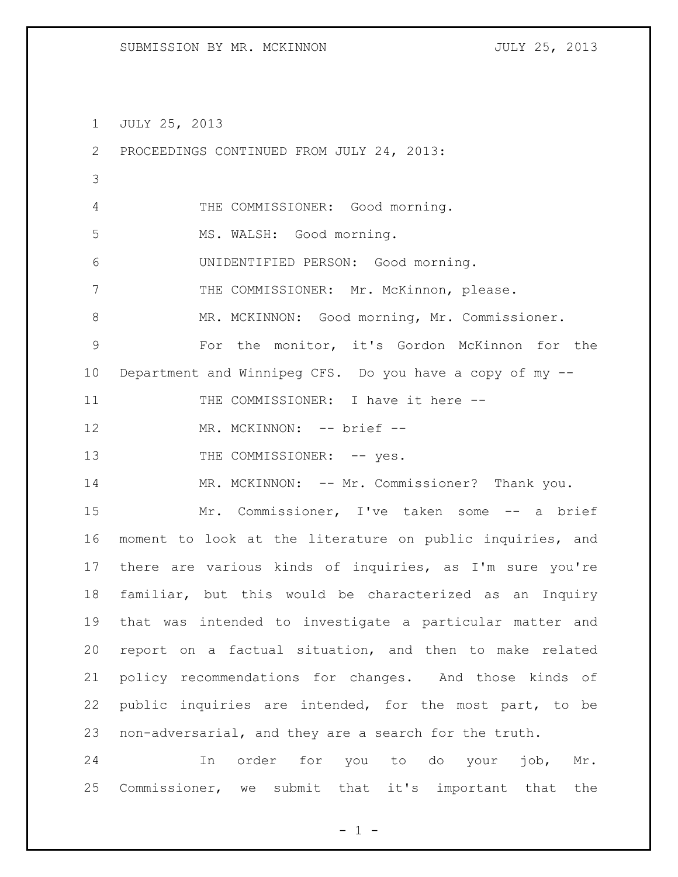JULY 25, 2013

PROCEEDINGS CONTINUED FROM JULY 24, 2013:

THE COMMISSIONER: Good morning.

MS. WALSH: Good morning.

UNIDENTIFIED PERSON: Good morning.

THE COMMISSIONER: Mr. McKinnon, please.

MR. MCKINNON: Good morning, Mr. Commissioner.

For the monitor, it's Gordon McKinnon for the Department and Winnipeg CFS. Do you have a copy of my --

THE COMMISSIONER: I have it here --

MR. MCKINNON: -- brief --

THE COMMISSIONER: -- yes.

MR. MCKINNON: -- Mr. Commissioner? Thank you.

Mr. Commissioner, I've taken some -- a brief moment to look at the literature on public inquiries, and there are various kinds of inquiries, as I'm sure you're familiar, but this would be characterized as an Inquiry that was intended to investigate a particular matter and report on a factual situation, and then to make related policy recommendations for changes. And those kinds of public inquiries are intended, for the most part, to be non-adversarial, and they are a search for the truth.

In order for you to do your job, Mr. Commissioner, we submit that it's important that the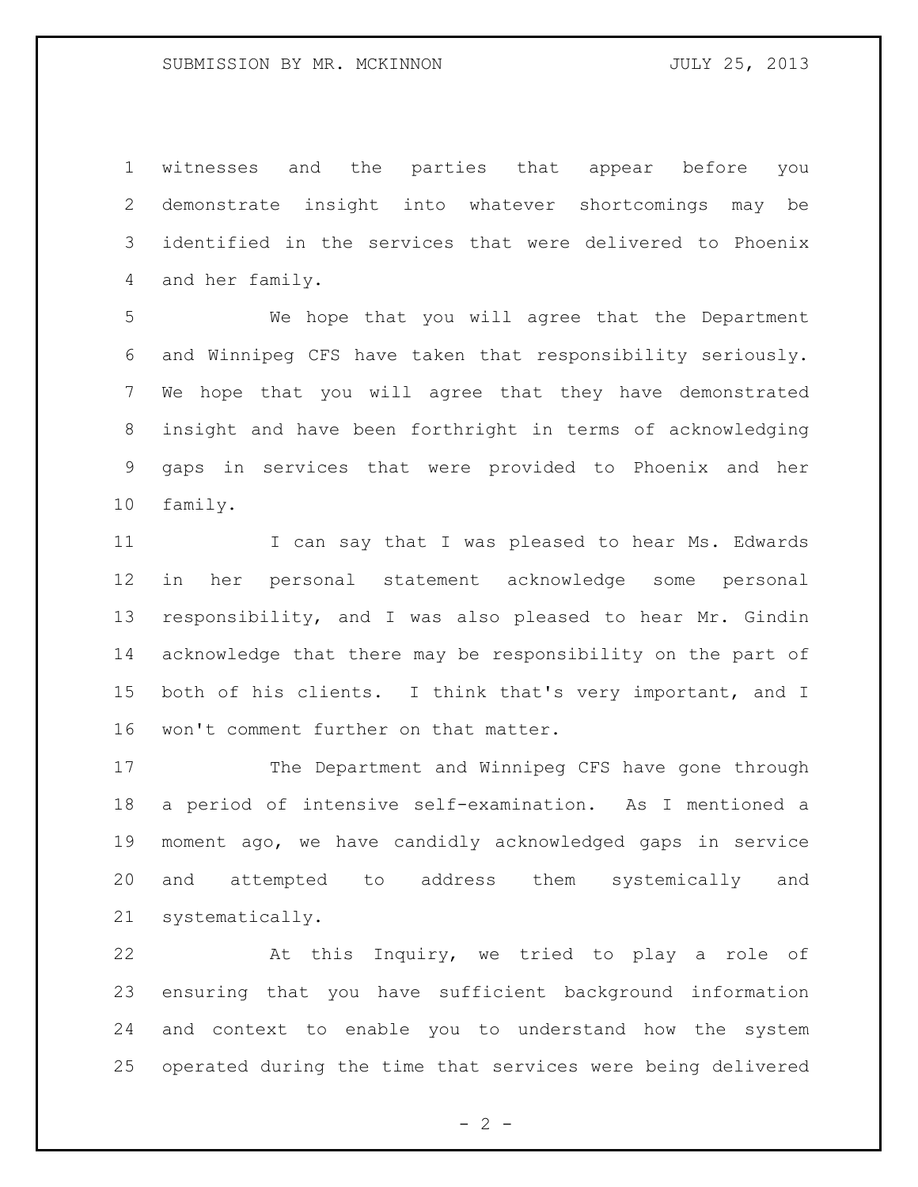witnesses and the parties that appear before you demonstrate insight into whatever shortcomings may be identified in the services that were delivered to Phoenix and her family.

We hope that you will agree that the Department and Winnipeg CFS have taken that responsibility seriously. We hope that you will agree that they have demonstrated insight and have been forthright in terms of acknowledging gaps in services that were provided to Phoenix and her family.

I can say that I was pleased to hear Ms. Edwards in her personal statement acknowledge some personal responsibility, and I was also pleased to hear Mr. Gindin acknowledge that there may be responsibility on the part of both of his clients. I think that's very important, and I won't comment further on that matter.

The Department and Winnipeg CFS have gone through a period of intensive self-examination. As I mentioned a moment ago, we have candidly acknowledged gaps in service and attempted to address them systemically and systematically.

At this Inquiry, we tried to play a role of ensuring that you have sufficient background information and context to enable you to understand how the system operated during the time that services were being delivered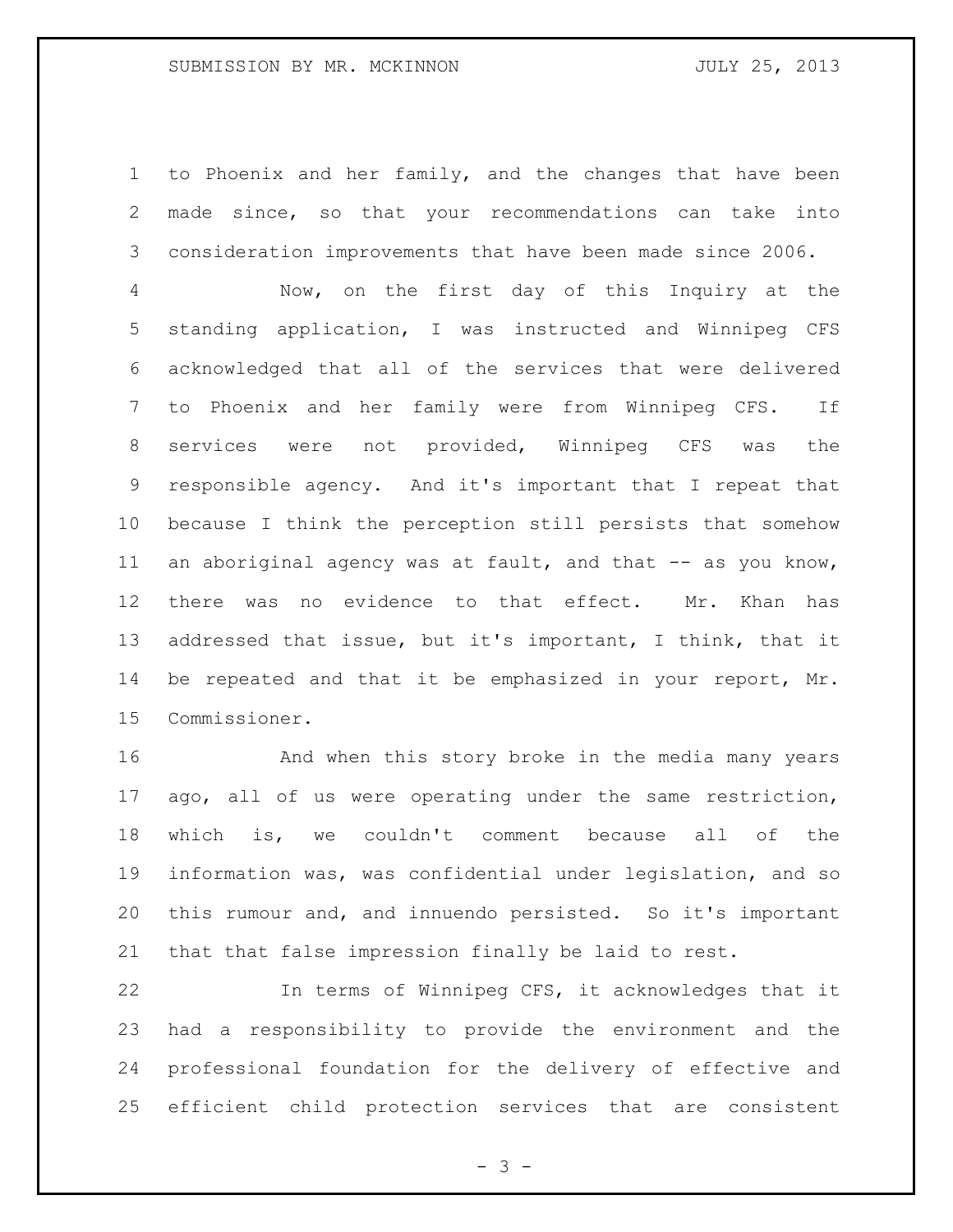to Phoenix and her family, and the changes that have been made since, so that your recommendations can take into consideration improvements that have been made since 2006.

Now, on the first day of this Inquiry at the standing application, I was instructed and Winnipeg CFS acknowledged that all of the services that were delivered to Phoenix and her family were from Winnipeg CFS. If services were not provided, Winnipeg CFS was the responsible agency. And it's important that I repeat that because I think the perception still persists that somehow an aboriginal agency was at fault, and that -- as you know, there was no evidence to that effect. Mr. Khan has addressed that issue, but it's important, I think, that it be repeated and that it be emphasized in your report, Mr. Commissioner.

And when this story broke in the media many years ago, all of us were operating under the same restriction, which is, we couldn't comment because all of the information was, was confidential under legislation, and so this rumour and, and innuendo persisted. So it's important that that false impression finally be laid to rest.

In terms of Winnipeg CFS, it acknowledges that it had a responsibility to provide the environment and the professional foundation for the delivery of effective and efficient child protection services that are consistent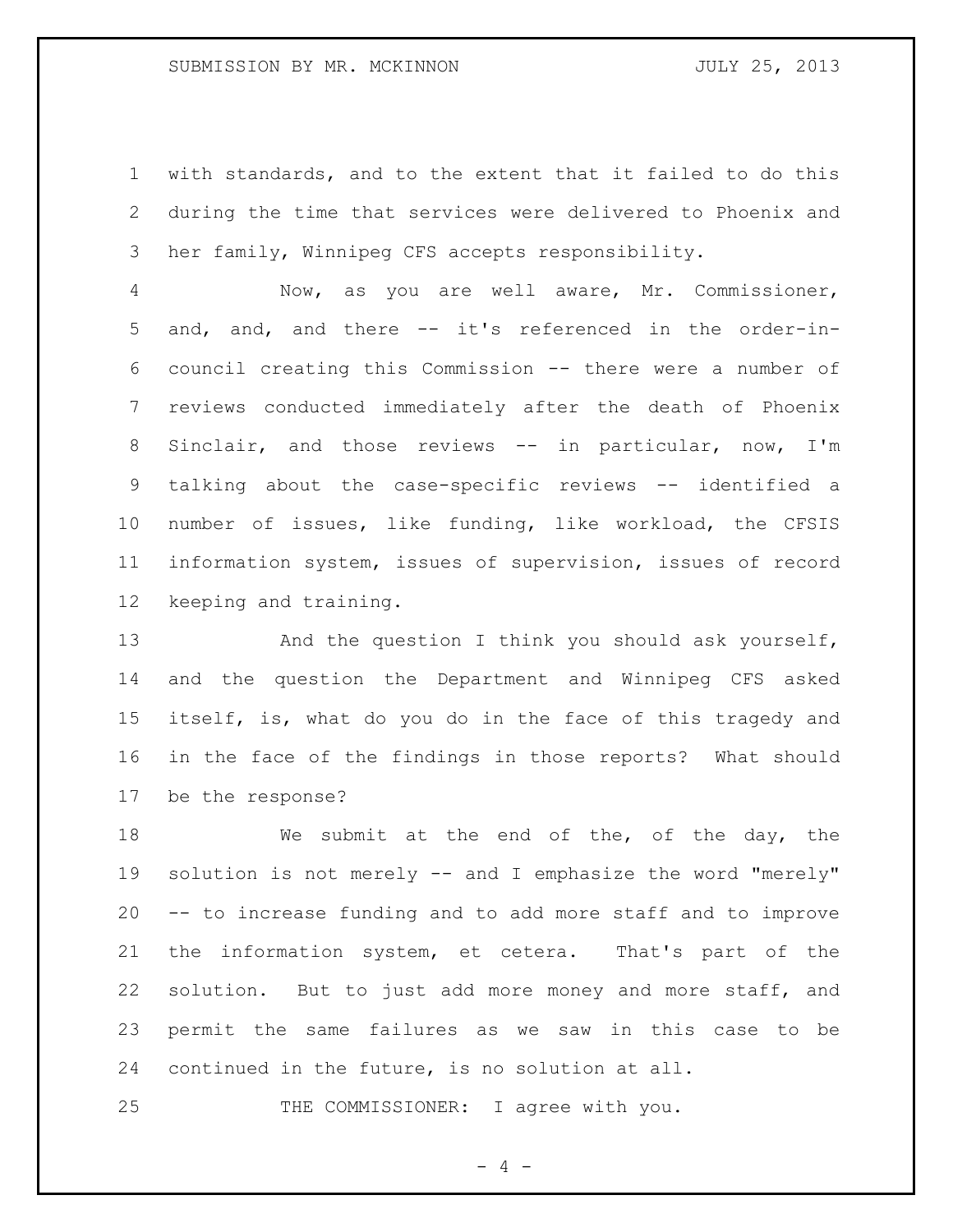with standards, and to the extent that it failed to do this during the time that services were delivered to Phoenix and her family, Winnipeg CFS accepts responsibility.

Now, as you are well aware, Mr. Commissioner, and, and, and there -- it's referenced in the order-in-council creating this Commission -- there were a number of reviews conducted immediately after the death of Phoenix Sinclair, and those reviews -- in particular, now, I'm talking about the case-specific reviews -- identified a number of issues, like funding, like workload, the CFSIS information system, issues of supervision, issues of record keeping and training.

And the question I think you should ask yourself, and the question the Department and Winnipeg CFS asked itself, is, what do you do in the face of this tragedy and in the face of the findings in those reports? What should be the response?

We submit at the end of the, of the day, the solution is not merely -- and I emphasize the word "merely" -- to increase funding and to add more staff and to improve the information system, et cetera. That's part of the solution. But to just add more money and more staff, and permit the same failures as we saw in this case to be continued in the future, is no solution at all.

THE COMMISSIONER: I agree with you.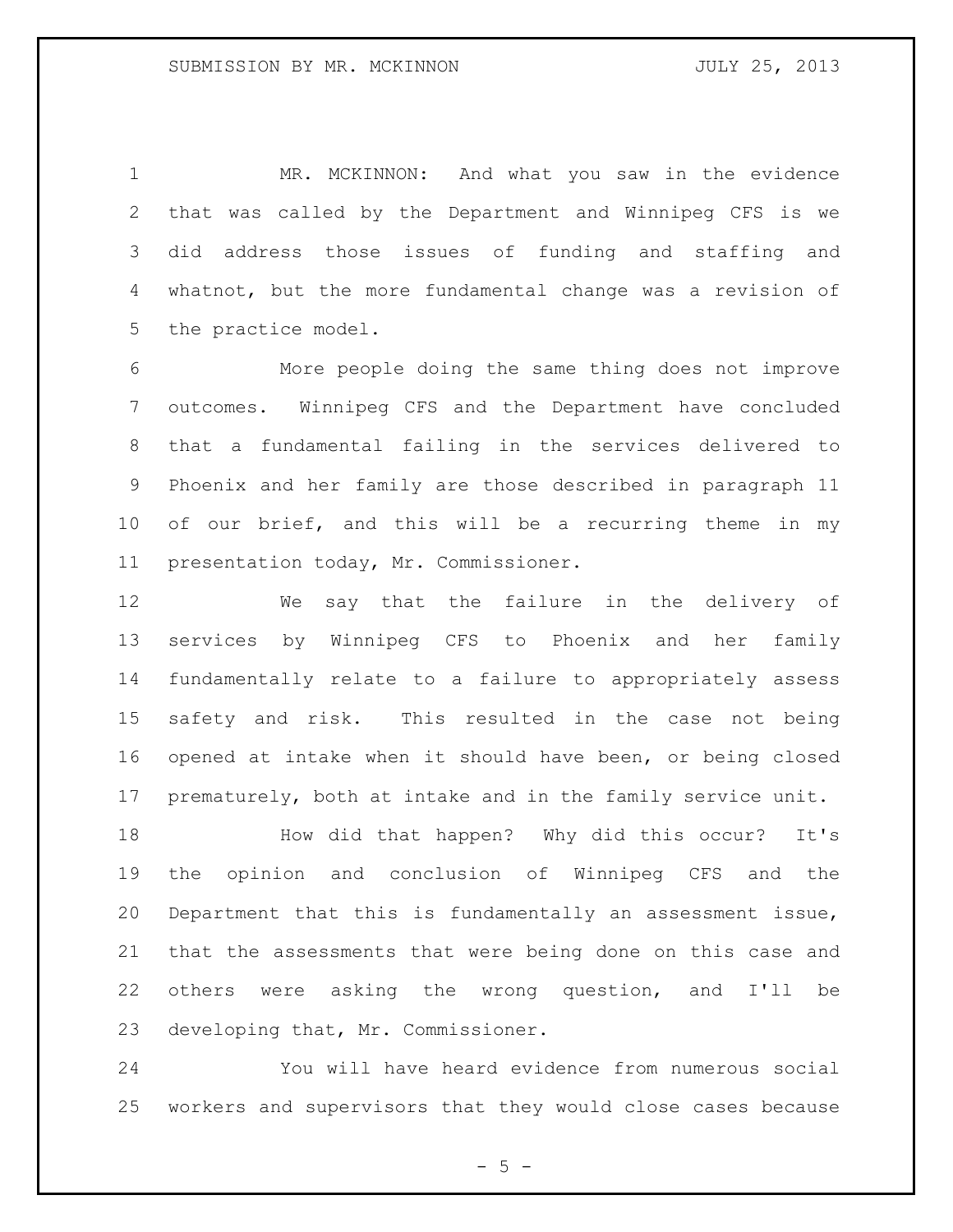MR. MCKINNON: And what you saw in the evidence that was called by the Department and Winnipeg CFS is we did address those issues of funding and staffing and whatnot, but the more fundamental change was a revision of the practice model.

More people doing the same thing does not improve outcomes. Winnipeg CFS and the Department have concluded that a fundamental failing in the services delivered to Phoenix and her family are those described in paragraph 11 of our brief, and this will be a recurring theme in my presentation today, Mr. Commissioner.

We say that the failure in the delivery of services by Winnipeg CFS to Phoenix and her family fundamentally relate to a failure to appropriately assess safety and risk. This resulted in the case not being opened at intake when it should have been, or being closed prematurely, both at intake and in the family service unit.

How did that happen? Why did this occur? It's the opinion and conclusion of Winnipeg CFS and the Department that this is fundamentally an assessment issue, that the assessments that were being done on this case and others were asking the wrong question, and I'll be developing that, Mr. Commissioner.

You will have heard evidence from numerous social workers and supervisors that they would close cases because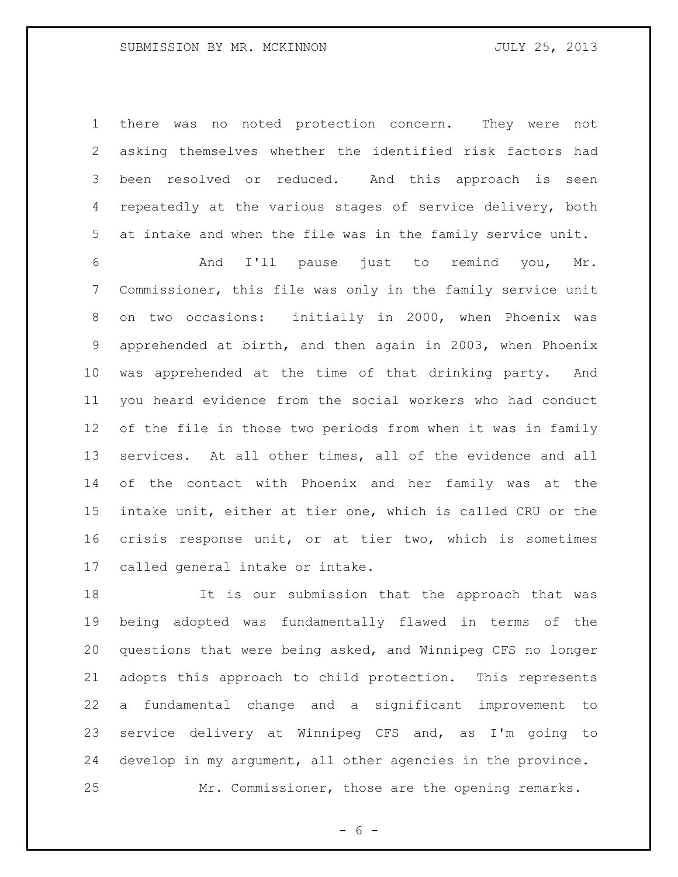there was no noted protection concern. They were not asking themselves whether the identified risk factors had been resolved or reduced. And this approach is seen repeatedly at the various stages of service delivery, both at intake and when the file was in the family service unit.

And I'll pause just to remind you, Mr. Commissioner, this file was only in the family service unit on two occasions: initially in 2000, when Phoenix was apprehended at birth, and then again in 2003, when Phoenix was apprehended at the time of that drinking party. And you heard evidence from the social workers who had conduct of the file in those two periods from when it was in family services. At all other times, all of the evidence and all of the contact with Phoenix and her family was at the intake unit, either at tier one, which is called CRU or the crisis response unit, or at tier two, which is sometimes called general intake or intake.

It is our submission that the approach that was being adopted was fundamentally flawed in terms of the questions that were being asked, and Winnipeg CFS no longer adopts this approach to child protection. This represents a fundamental change and a significant improvement to service delivery at Winnipeg CFS and, as I'm going to develop in my argument, all other agencies in the province.

Mr. Commissioner, those are the opening remarks.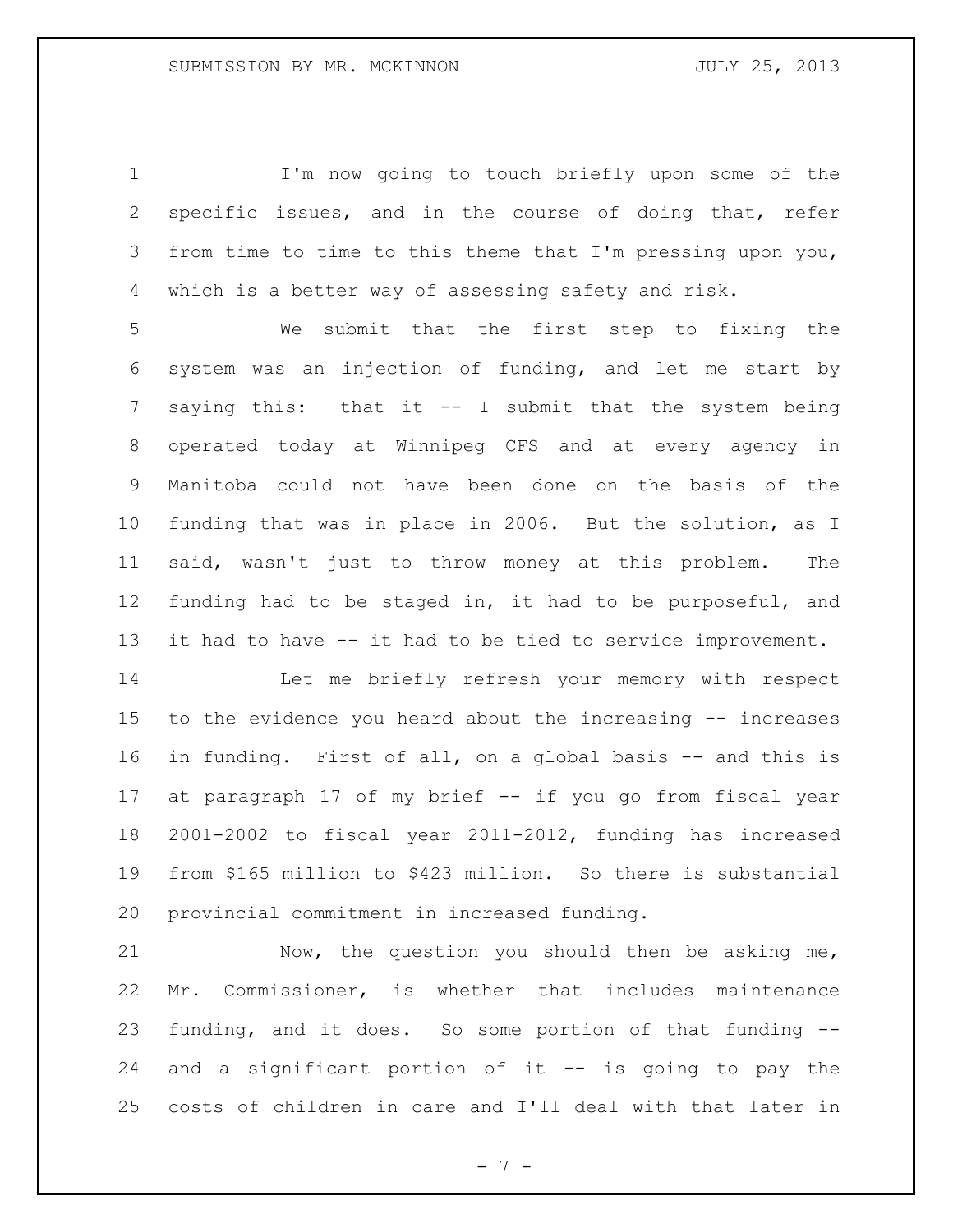I'm now going to touch briefly upon some of the specific issues, and in the course of doing that, refer from time to time to this theme that I'm pressing upon you, which is a better way of assessing safety and risk.

We submit that the first step to fixing the system was an injection of funding, and let me start by saying this: that it -- I submit that the system being operated today at Winnipeg CFS and at every agency in Manitoba could not have been done on the basis of the funding that was in place in 2006. But the solution, as I said, wasn't just to throw money at this problem. The funding had to be staged in, it had to be purposeful, and it had to have -- it had to be tied to service improvement.

Let me briefly refresh your memory with respect to the evidence you heard about the increasing -- increases in funding. First of all, on a global basis -- and this is at paragraph 17 of my brief -- if you go from fiscal year 2001-2002 to fiscal year 2011-2012, funding has increased from $165 million to $423 million. So there is substantial provincial commitment in increased funding.

Now, the question you should then be asking me, Mr. Commissioner, is whether that includes maintenance funding, and it does. So some portion of that funding -- and a significant portion of it -- is going to pay the costs of children in care and I'll deal with that later in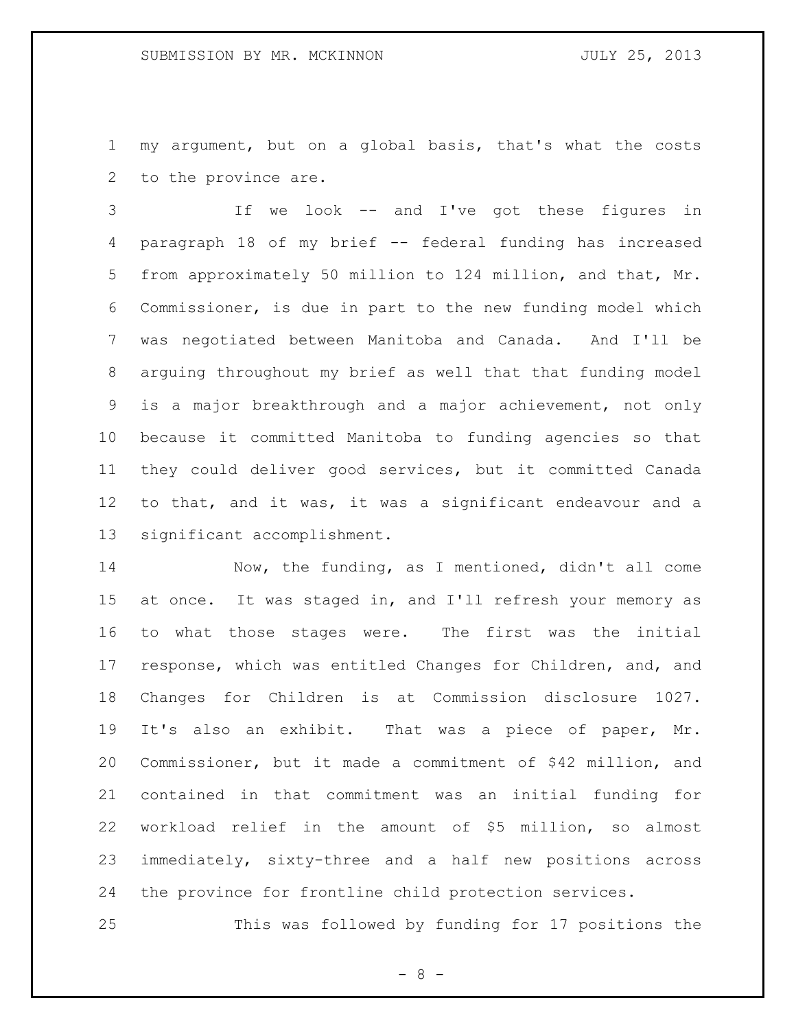my argument, but on a global basis, that's what the costs to the province are.

If we look -- and I've got these figures in paragraph 18 of my brief -- federal funding has increased from approximately 50 million to 124 million, and that, Mr. Commissioner, is due in part to the new funding model which was negotiated between Manitoba and Canada. And I'll be arguing throughout my brief as well that that funding model is a major breakthrough and a major achievement, not only because it committed Manitoba to funding agencies so that they could deliver good services, but it committed Canada to that, and it was, it was a significant endeavour and a significant accomplishment.

Now, the funding, as I mentioned, didn't all come at once. It was staged in, and I'll refresh your memory as to what those stages were. The first was the initial response, which was entitled Changes for Children, and, and Changes for Children is at Commission disclosure 1027. It's also an exhibit. That was a piece of paper, Mr. Commissioner, but it made a commitment of $42 million, and contained in that commitment was an initial funding for workload relief in the amount of $5 million, so almost immediately, sixty-three and a half new positions across the province for frontline child protection services.

This was followed by funding for 17 positions the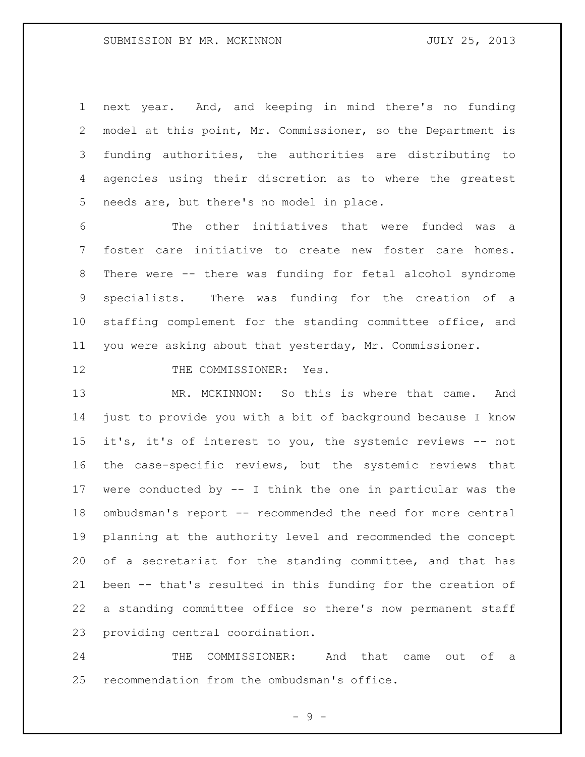next year. And, and keeping in mind there's no funding model at this point, Mr. Commissioner, so the Department is funding authorities, the authorities are distributing to agencies using their discretion as to where the greatest needs are, but there's no model in place.

The other initiatives that were funded was a foster care initiative to create new foster care homes. There were -- there was funding for fetal alcohol syndrome specialists. There was funding for the creation of a staffing complement for the standing committee office, and you were asking about that yesterday, Mr. Commissioner.

THE COMMISSIONER: Yes.

MR. MCKINNON: So this is where that came. And just to provide you with a bit of background because I know it's, it's of interest to you, the systemic reviews -- not the case-specific reviews, but the systemic reviews that were conducted by -- I think the one in particular was the ombudsman's report -- recommended the need for more central planning at the authority level and recommended the concept of a secretariat for the standing committee, and that has been -- that's resulted in this funding for the creation of a standing committee office so there's now permanent staff providing central coordination.

THE COMMISSIONER: And that came out of a recommendation from the ombudsman's office.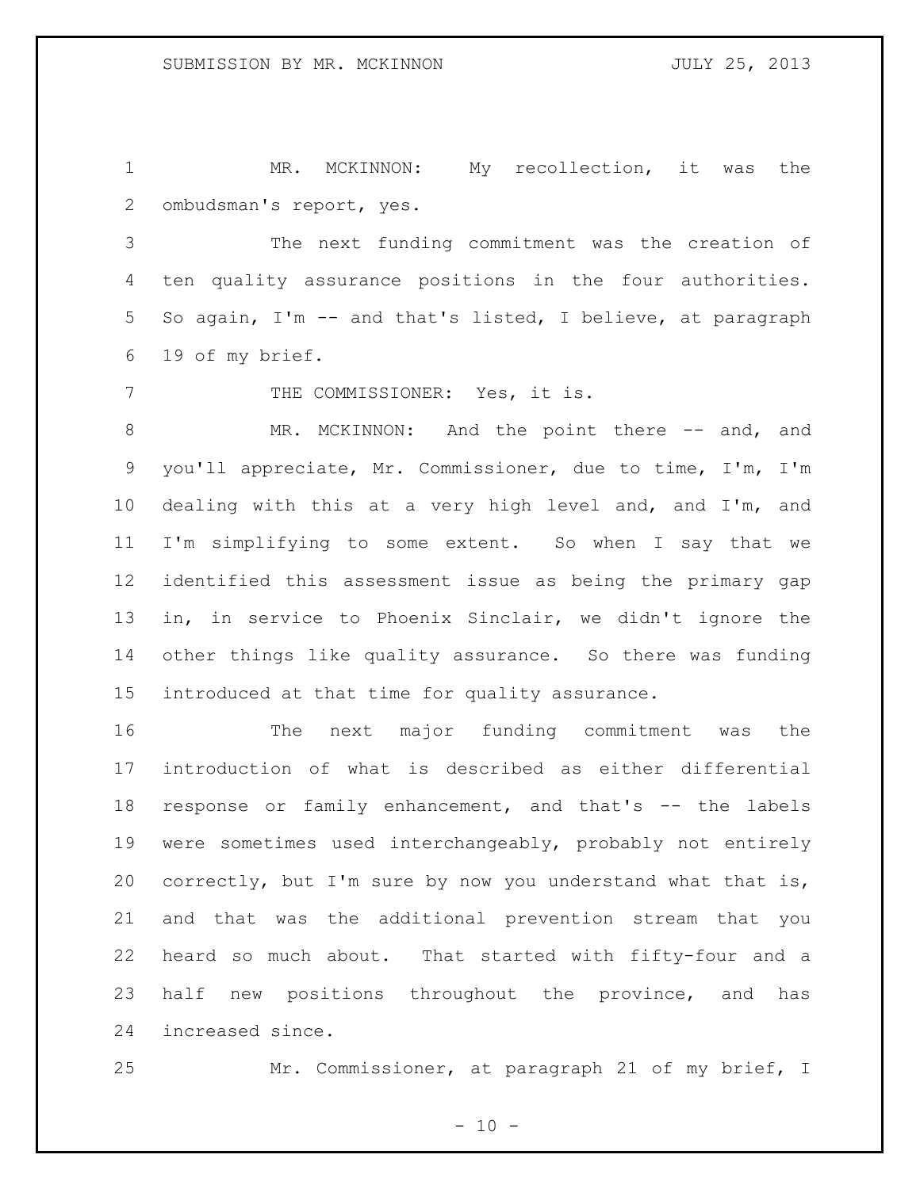MR. MCKINNON: My recollection, it was the ombudsman's report, yes.

The next funding commitment was the creation of ten quality assurance positions in the four authorities. So again, I'm -- and that's listed, I believe, at paragraph 19 of my brief.

THE COMMISSIONER: Yes, it is.

MR. MCKINNON: And the point there -- and, and you'll appreciate, Mr. Commissioner, due to time, I'm, I'm dealing with this at a very high level and, and I'm, and I'm simplifying to some extent. So when I say that we identified this assessment issue as being the primary gap in, in service to Phoenix Sinclair, we didn't ignore the other things like quality assurance. So there was funding introduced at that time for quality assurance.

The next major funding commitment was the introduction of what is described as either differential response or family enhancement, and that's -- the labels were sometimes used interchangeably, probably not entirely correctly, but I'm sure by now you understand what that is, and that was the additional prevention stream that you heard so much about. That started with fifty-four and a half new positions throughout the province, and has increased since.

Mr. Commissioner, at paragraph 21 of my brief, I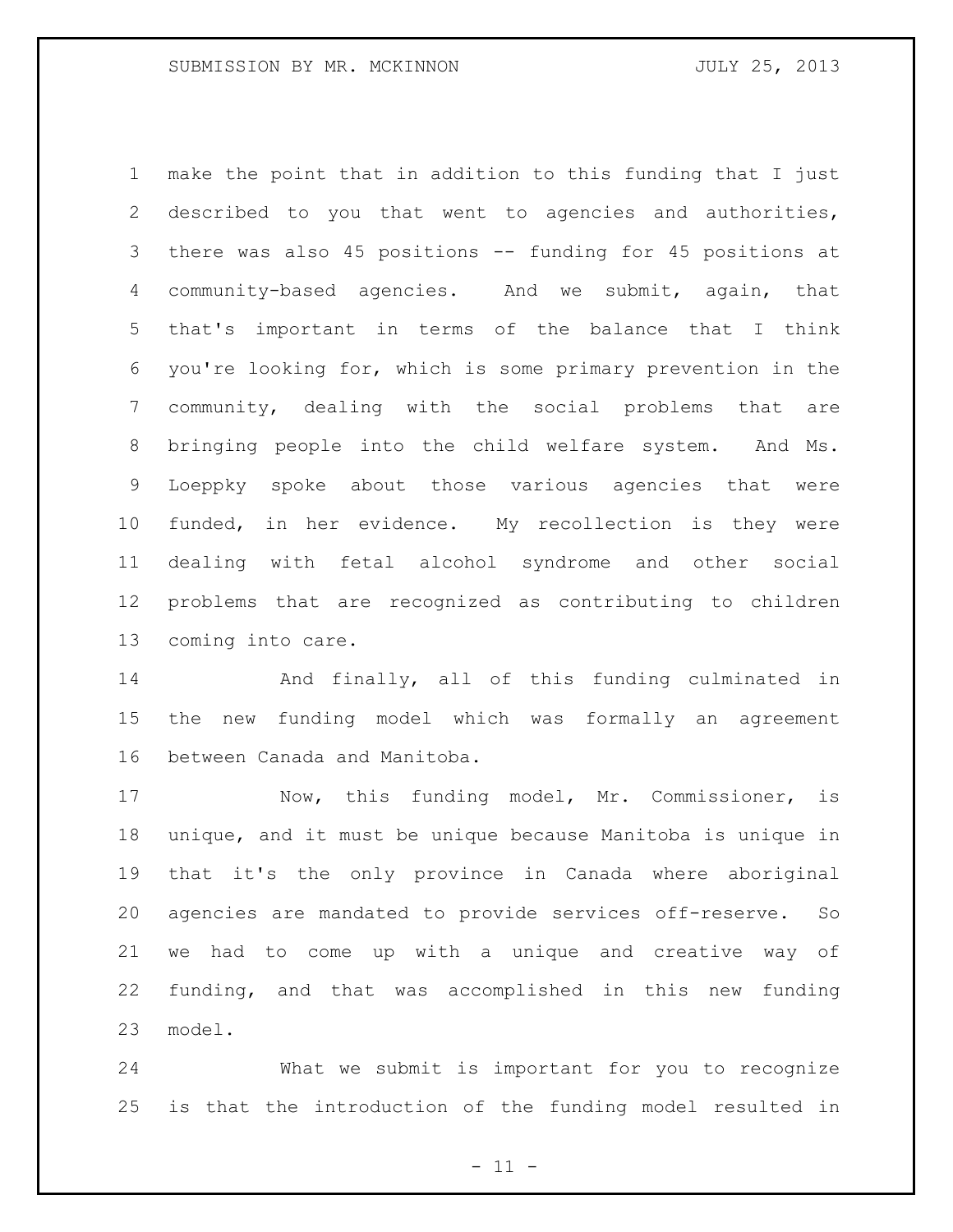make the point that in addition to this funding that I just described to you that went to agencies and authorities, there was also 45 positions -- funding for 45 positions at community-based agencies. And we submit, again, that that's important in terms of the balance that I think you're looking for, which is some primary prevention in the community, dealing with the social problems that are bringing people into the child welfare system. And Ms. Loeppky spoke about those various agencies that were funded, in her evidence. My recollection is they were dealing with fetal alcohol syndrome and other social problems that are recognized as contributing to children coming into care.

And finally, all of this funding culminated in the new funding model which was formally an agreement between Canada and Manitoba.

Now, this funding model, Mr. Commissioner, is unique, and it must be unique because Manitoba is unique in that it's the only province in Canada where aboriginal agencies are mandated to provide services off-reserve. So we had to come up with a unique and creative way of funding, and that was accomplished in this new funding model.

What we submit is important for you to recognize is that the introduction of the funding model resulted in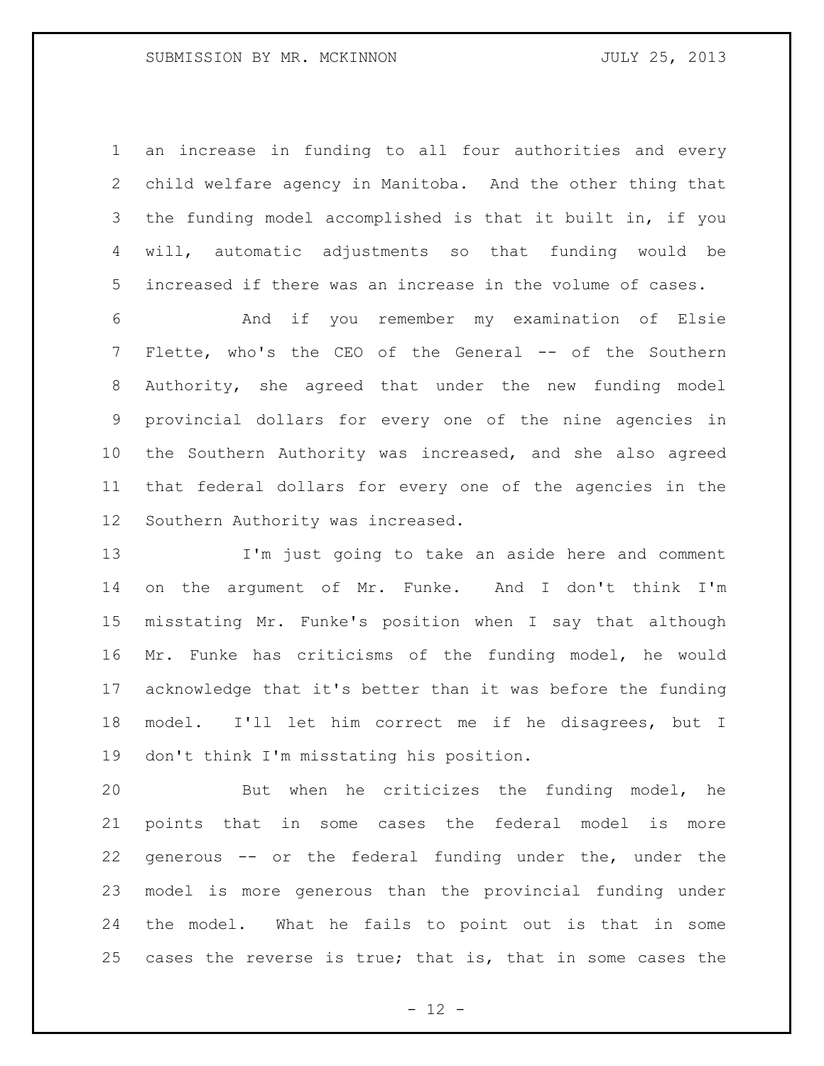an increase in funding to all four authorities and every child welfare agency in Manitoba. And the other thing that the funding model accomplished is that it built in, if you will, automatic adjustments so that funding would be increased if there was an increase in the volume of cases.

And if you remember my examination of Elsie Flette, who's the CEO of the General -- of the Southern Authority, she agreed that under the new funding model provincial dollars for every one of the nine agencies in the Southern Authority was increased, and she also agreed that federal dollars for every one of the agencies in the Southern Authority was increased.

I'm just going to take an aside here and comment on the argument of Mr. Funke. And I don't think I'm misstating Mr. Funke's position when I say that although Mr. Funke has criticisms of the funding model, he would acknowledge that it's better than it was before the funding model. I'll let him correct me if he disagrees, but I don't think I'm misstating his position.

But when he criticizes the funding model, he points that in some cases the federal model is more generous -- or the federal funding under the, under the model is more generous than the provincial funding under the model. What he fails to point out is that in some cases the reverse is true; that is, that in some cases the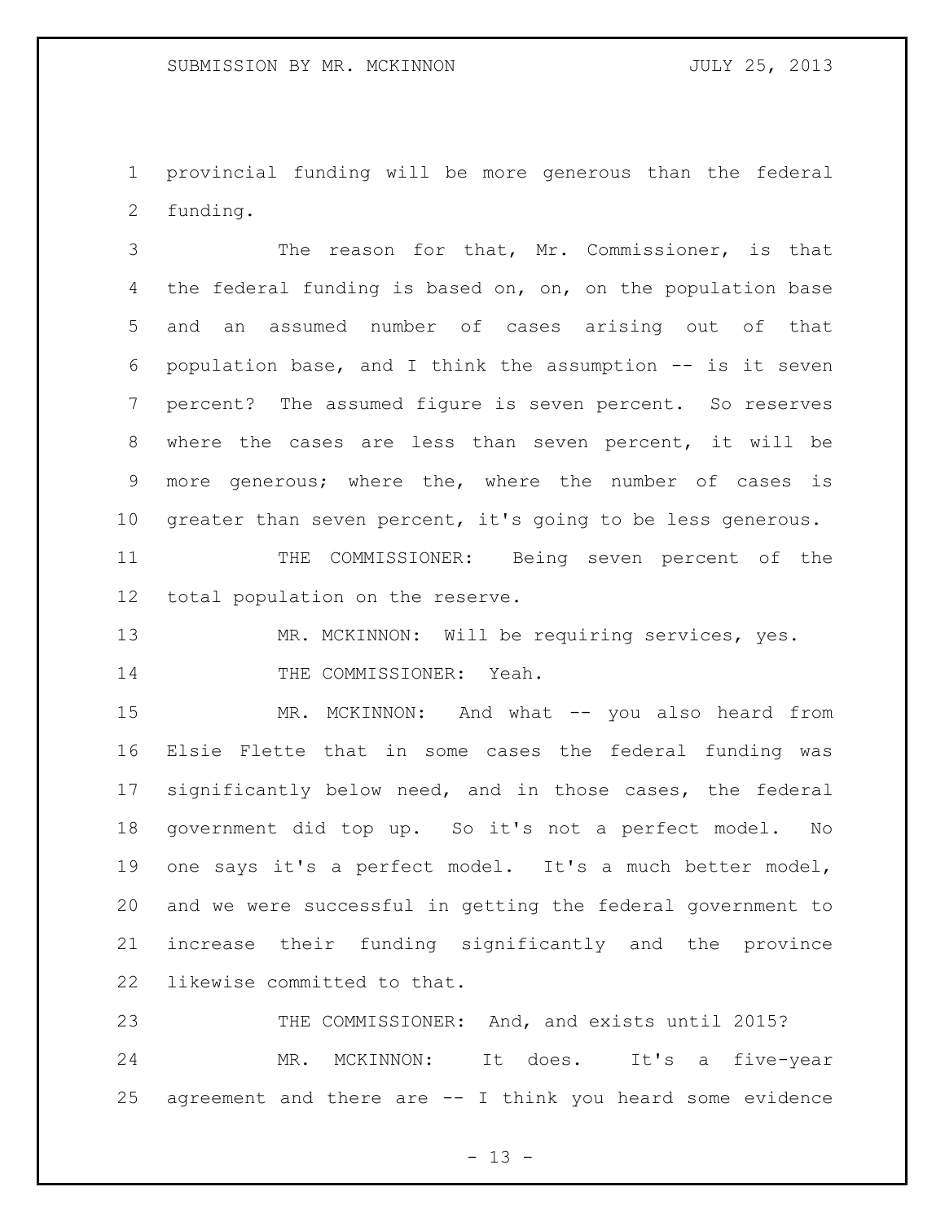provincial funding will be more generous than the federal funding.

The reason for that, Mr. Commissioner, is that the federal funding is based on, on, on the population base and an assumed number of cases arising out of that population base, and I think the assumption -- is it seven percent? The assumed figure is seven percent. So reserves where the cases are less than seven percent, it will be more generous; where the, where the number of cases is greater than seven percent, it's going to be less generous.

THE COMMISSIONER: Being seven percent of the total population on the reserve.

MR. MCKINNON: Will be requiring services, yes.

THE COMMISSIONER: Yeah.

MR. MCKINNON: And what -- you also heard from Elsie Flette that in some cases the federal funding was significantly below need, and in those cases, the federal government did top up. So it's not a perfect model. No one says it's a perfect model. It's a much better model, and we were successful in getting the federal government to increase their funding significantly and the province likewise committed to that.

THE COMMISSIONER: And, and exists until 2015?

MR. MCKINNON: It does. It's a five-year agreement and there are -- I think you heard some evidence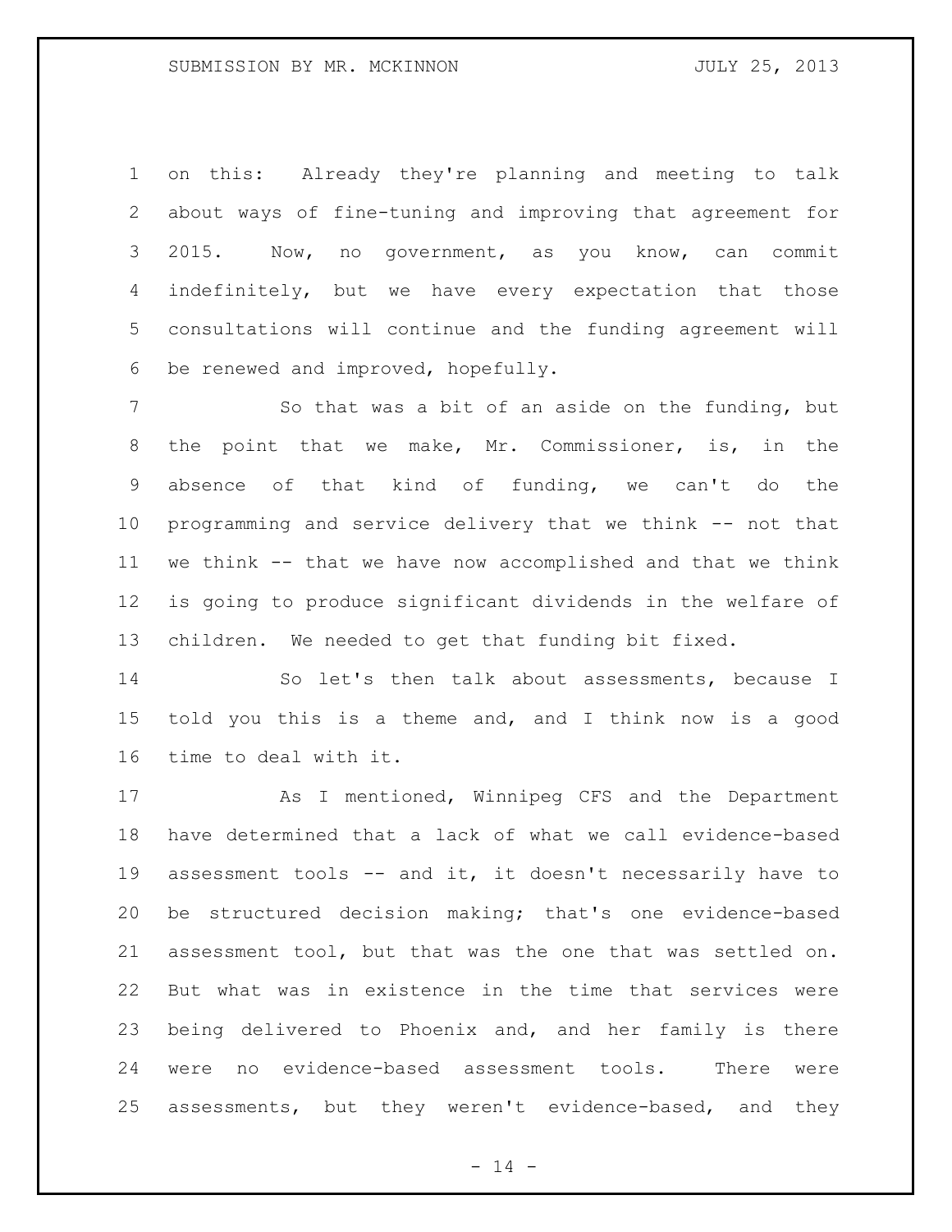on this: Already they're planning and meeting to talk about ways of fine-tuning and improving that agreement for 2015. Now, no government, as you know, can commit indefinitely, but we have every expectation that those consultations will continue and the funding agreement will be renewed and improved, hopefully.

So that was a bit of an aside on the funding, but the point that we make, Mr. Commissioner, is, in the absence of that kind of funding, we can't do the programming and service delivery that we think -- not that we think -- that we have now accomplished and that we think is going to produce significant dividends in the welfare of children. We needed to get that funding bit fixed.

So let's then talk about assessments, because I told you this is a theme and, and I think now is a good time to deal with it.

As I mentioned, Winnipeg CFS and the Department have determined that a lack of what we call evidence-based assessment tools -- and it, it doesn't necessarily have to be structured decision making; that's one evidence-based assessment tool, but that was the one that was settled on. But what was in existence in the time that services were being delivered to Phoenix and, and her family is there were no evidence-based assessment tools. There were assessments, but they weren't evidence-based, and they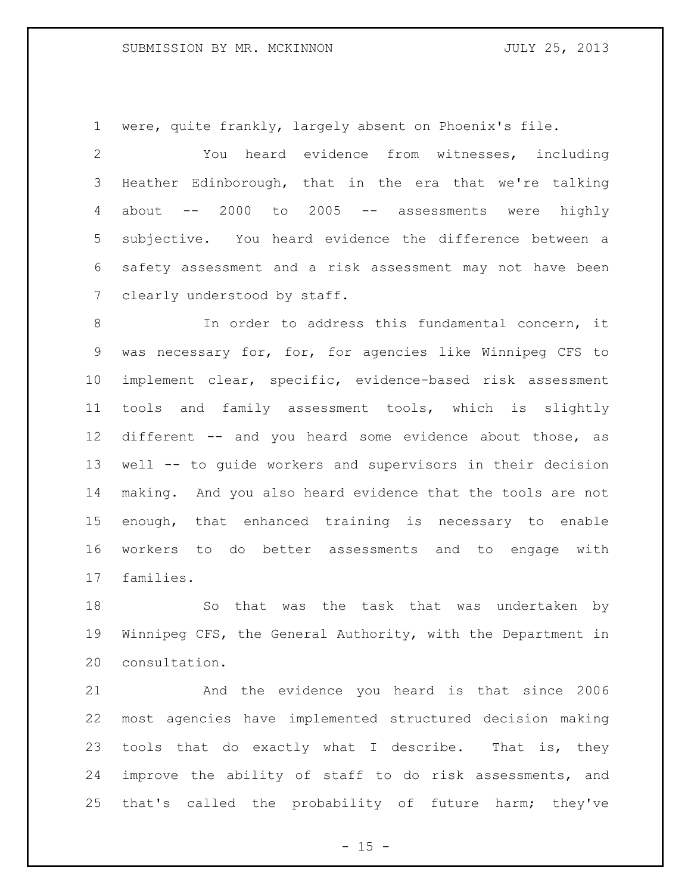were, quite frankly, largely absent on Phoenix's file.

You heard evidence from witnesses, including Heather Edinborough, that in the era that we're talking about -- 2000 to 2005 -- assessments were highly subjective. You heard evidence the difference between a safety assessment and a risk assessment may not have been clearly understood by staff.

In order to address this fundamental concern, it was necessary for, for, for agencies like Winnipeg CFS to implement clear, specific, evidence-based risk assessment tools and family assessment tools, which is slightly different -- and you heard some evidence about those, as well -- to guide workers and supervisors in their decision making. And you also heard evidence that the tools are not enough, that enhanced training is necessary to enable workers to do better assessments and to engage with families.

So that was the task that was undertaken by Winnipeg CFS, the General Authority, with the Department in consultation.

And the evidence you heard is that since 2006 most agencies have implemented structured decision making tools that do exactly what I describe. That is, they improve the ability of staff to do risk assessments, and that's called the probability of future harm; they've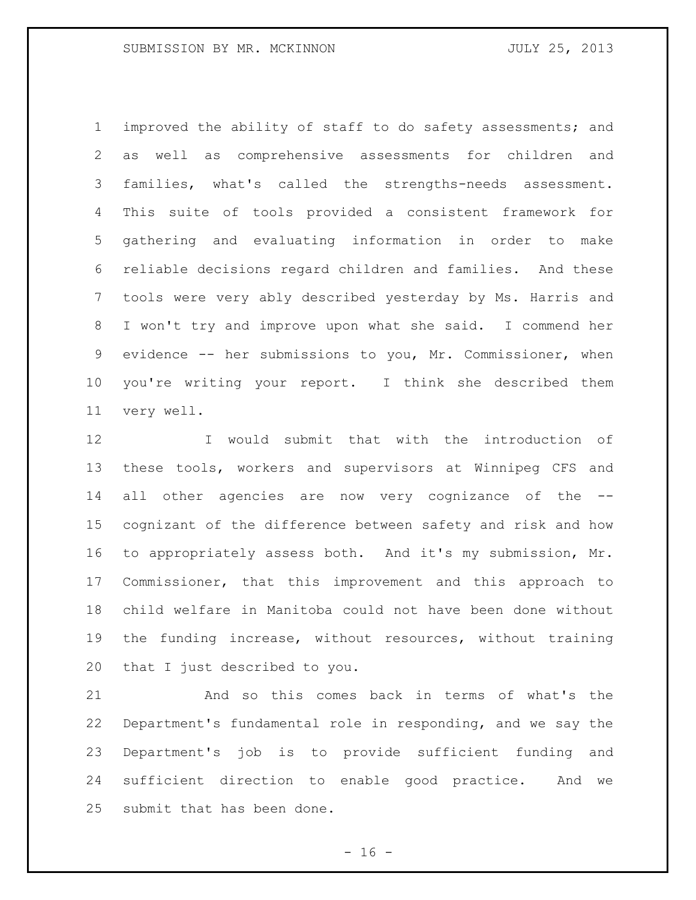improved the ability of staff to do safety assessments; and as well as comprehensive assessments for children and families, what's called the strengths-needs assessment. This suite of tools provided a consistent framework for gathering and evaluating information in order to make reliable decisions regard children and families. And these tools were very ably described yesterday by Ms. Harris and I won't try and improve upon what she said. I commend her evidence -- her submissions to you, Mr. Commissioner, when you're writing your report. I think she described them very well.

I would submit that with the introduction of these tools, workers and supervisors at Winnipeg CFS and all other agencies are now very cognizance of the -- cognizant of the difference between safety and risk and how to appropriately assess both. And it's my submission, Mr. Commissioner, that this improvement and this approach to child welfare in Manitoba could not have been done without the funding increase, without resources, without training that I just described to you.

And so this comes back in terms of what's the Department's fundamental role in responding, and we say the Department's job is to provide sufficient funding and sufficient direction to enable good practice. And we submit that has been done.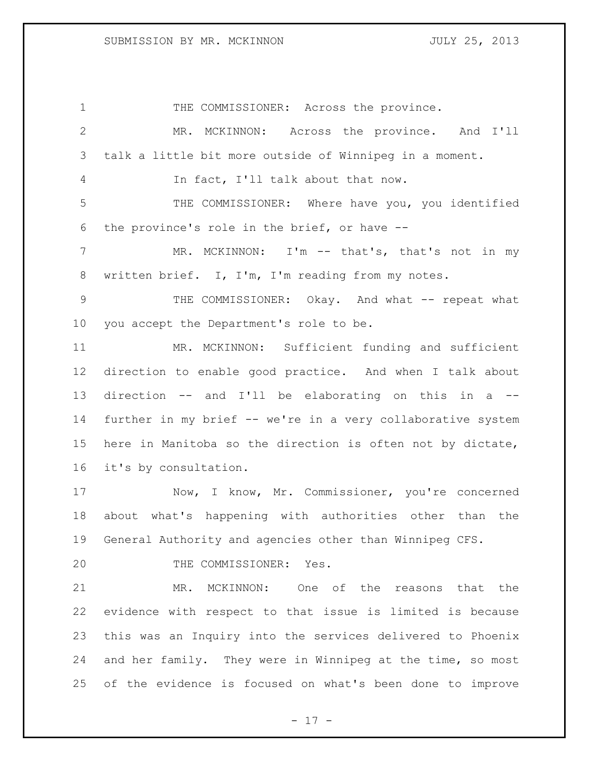THE COMMISSIONER: Across the province.

MR. MCKINNON: Across the province. And I'll talk a little bit more outside of Winnipeg in a moment.

In fact, I'll talk about that now.

THE COMMISSIONER: Where have you, you identified the province's role in the brief, or have --

MR. MCKINNON: I'm -- that's, that's not in my written brief. I, I'm, I'm reading from my notes.

THE COMMISSIONER: Okay. And what -- repeat what you accept the Department's role to be.

MR. MCKINNON: Sufficient funding and sufficient direction to enable good practice. And when I talk about direction -- and I'll be elaborating on this in a -- further in my brief -- we're in a very collaborative system here in Manitoba so the direction is often not by dictate, it's by consultation.

Now, I know, Mr. Commissioner, you're concerned about what's happening with authorities other than the General Authority and agencies other than Winnipeg CFS.

THE COMMISSIONER: Yes.

MR. MCKINNON: One of the reasons that the evidence with respect to that issue is limited is because this was an Inquiry into the services delivered to Phoenix and her family. They were in Winnipeg at the time, so most of the evidence is focused on what's been done to improve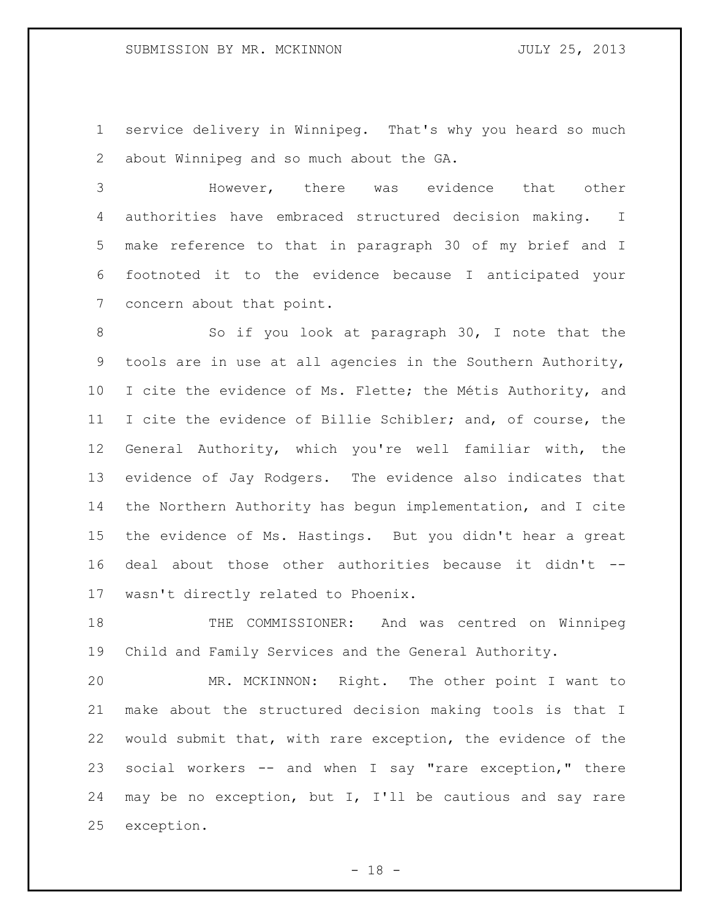service delivery in Winnipeg. That's why you heard so much about Winnipeg and so much about the GA.

However, there was evidence that other authorities have embraced structured decision making. I make reference to that in paragraph 30 of my brief and I footnoted it to the evidence because I anticipated your concern about that point.

So if you look at paragraph 30, I note that the tools are in use at all agencies in the Southern Authority, I cite the evidence of Ms. Flette; the Métis Authority, and I cite the evidence of Billie Schibler; and, of course, the General Authority, which you're well familiar with, the evidence of Jay Rodgers. The evidence also indicates that the Northern Authority has begun implementation, and I cite the evidence of Ms. Hastings. But you didn't hear a great deal about those other authorities because it didn't -- wasn't directly related to Phoenix.

THE COMMISSIONER: And was centred on Winnipeg Child and Family Services and the General Authority.

MR. MCKINNON: Right. The other point I want to make about the structured decision making tools is that I would submit that, with rare exception, the evidence of the social workers -- and when I say "rare exception," there may be no exception, but I, I'll be cautious and say rare exception.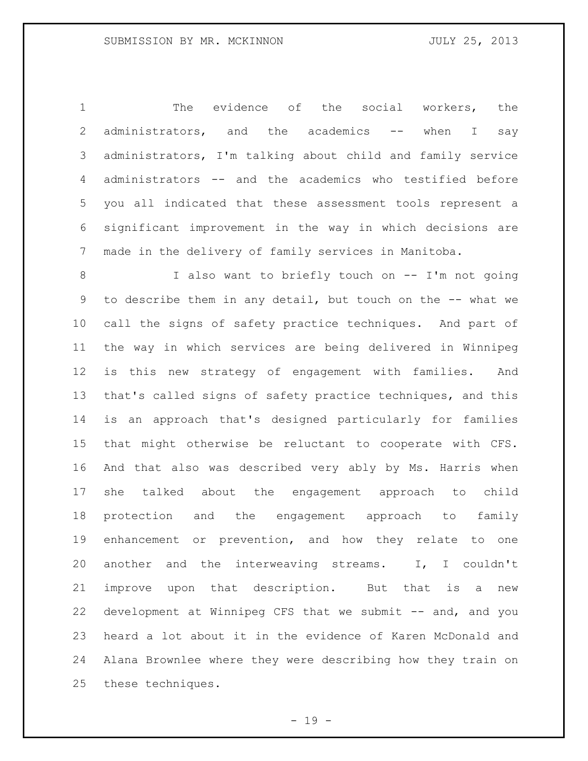The evidence of the social workers, the administrators, and the academics -- when I say administrators, I'm talking about child and family service administrators -- and the academics who testified before you all indicated that these assessment tools represent a significant improvement in the way in which decisions are made in the delivery of family services in Manitoba.

I also want to briefly touch on -- I'm not going to describe them in any detail, but touch on the -- what we call the signs of safety practice techniques. And part of the way in which services are being delivered in Winnipeg is this new strategy of engagement with families. And that's called signs of safety practice techniques, and this is an approach that's designed particularly for families that might otherwise be reluctant to cooperate with CFS. And that also was described very ably by Ms. Harris when she talked about the engagement approach to child protection and the engagement approach to family enhancement or prevention, and how they relate to one another and the interweaving streams. I, I couldn't improve upon that description. But that is a new development at Winnipeg CFS that we submit -- and, and you heard a lot about it in the evidence of Karen McDonald and Alana Brownlee where they were describing how they train on these techniques.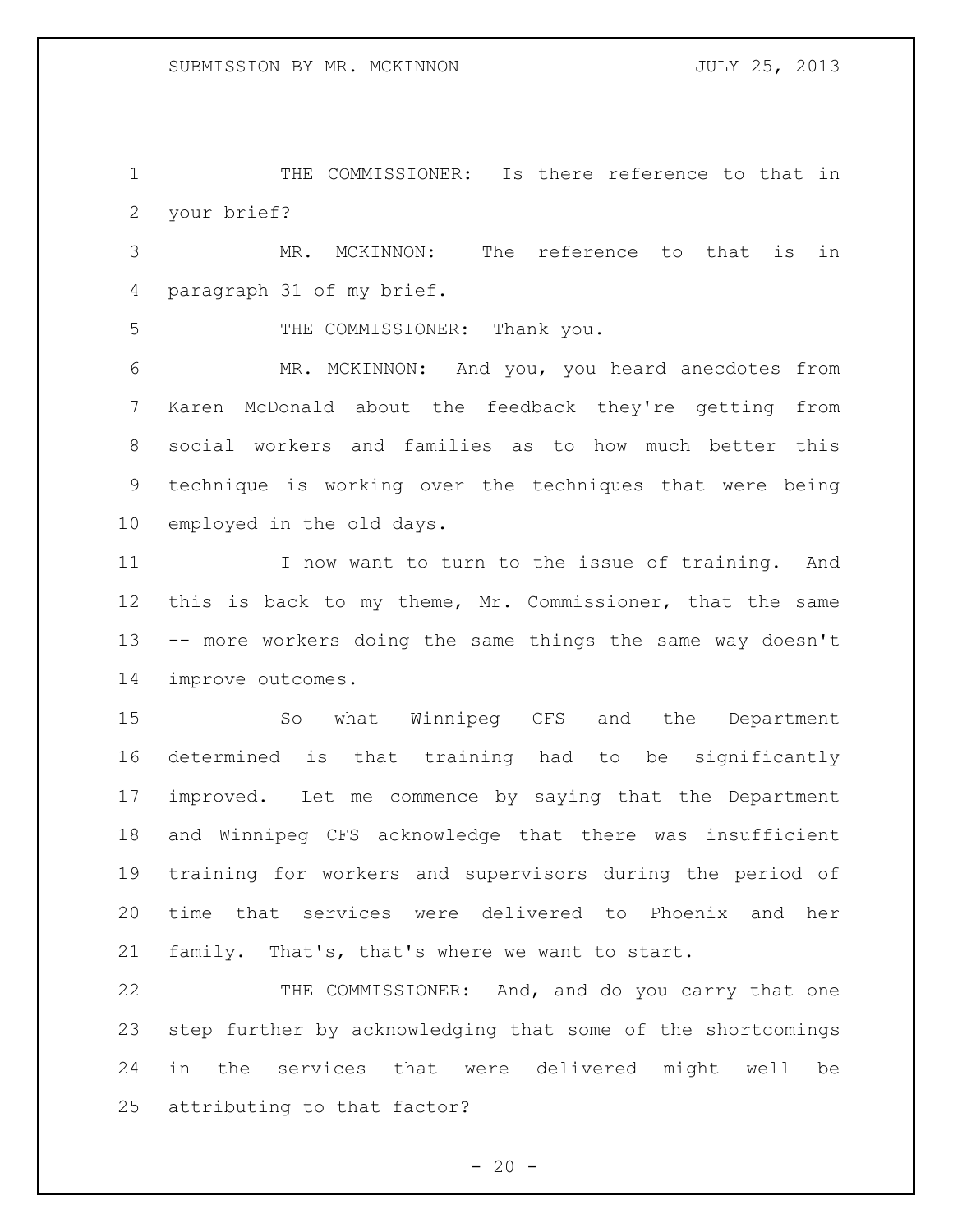THE COMMISSIONER: Is there reference to that in your brief?

MR. MCKINNON: The reference to that is in paragraph 31 of my brief.

THE COMMISSIONER: Thank you.

MR. MCKINNON: And you, you heard anecdotes from Karen McDonald about the feedback they're getting from social workers and families as to how much better this technique is working over the techniques that were being employed in the old days.

I now want to turn to the issue of training. And this is back to my theme, Mr. Commissioner, that the same -- more workers doing the same things the same way doesn't improve outcomes.

So what Winnipeg CFS and the Department determined is that training had to be significantly improved. Let me commence by saying that the Department and Winnipeg CFS acknowledge that there was insufficient training for workers and supervisors during the period of time that services were delivered to Phoenix and her family. That's, that's where we want to start.

THE COMMISSIONER: And, and do you carry that one step further by acknowledging that some of the shortcomings in the services that were delivered might well be attributing to that factor?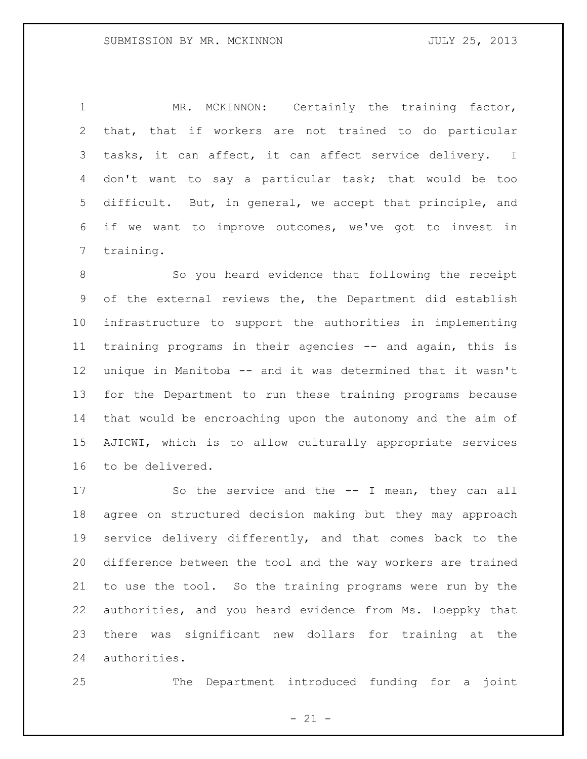MR. MCKINNON: Certainly the training factor, that, that if workers are not trained to do particular tasks, it can affect, it can affect service delivery. I don't want to say a particular task; that would be too difficult. But, in general, we accept that principle, and if we want to improve outcomes, we've got to invest in training.

So you heard evidence that following the receipt of the external reviews the, the Department did establish infrastructure to support the authorities in implementing training programs in their agencies -- and again, this is unique in Manitoba -- and it was determined that it wasn't for the Department to run these training programs because that would be encroaching upon the autonomy and the aim of AJICWI, which is to allow culturally appropriate services to be delivered.

So the service and the -- I mean, they can all agree on structured decision making but they may approach service delivery differently, and that comes back to the difference between the tool and the way workers are trained to use the tool. So the training programs were run by the authorities, and you heard evidence from Ms. Loeppky that there was significant new dollars for training at the authorities.

The Department introduced funding for a joint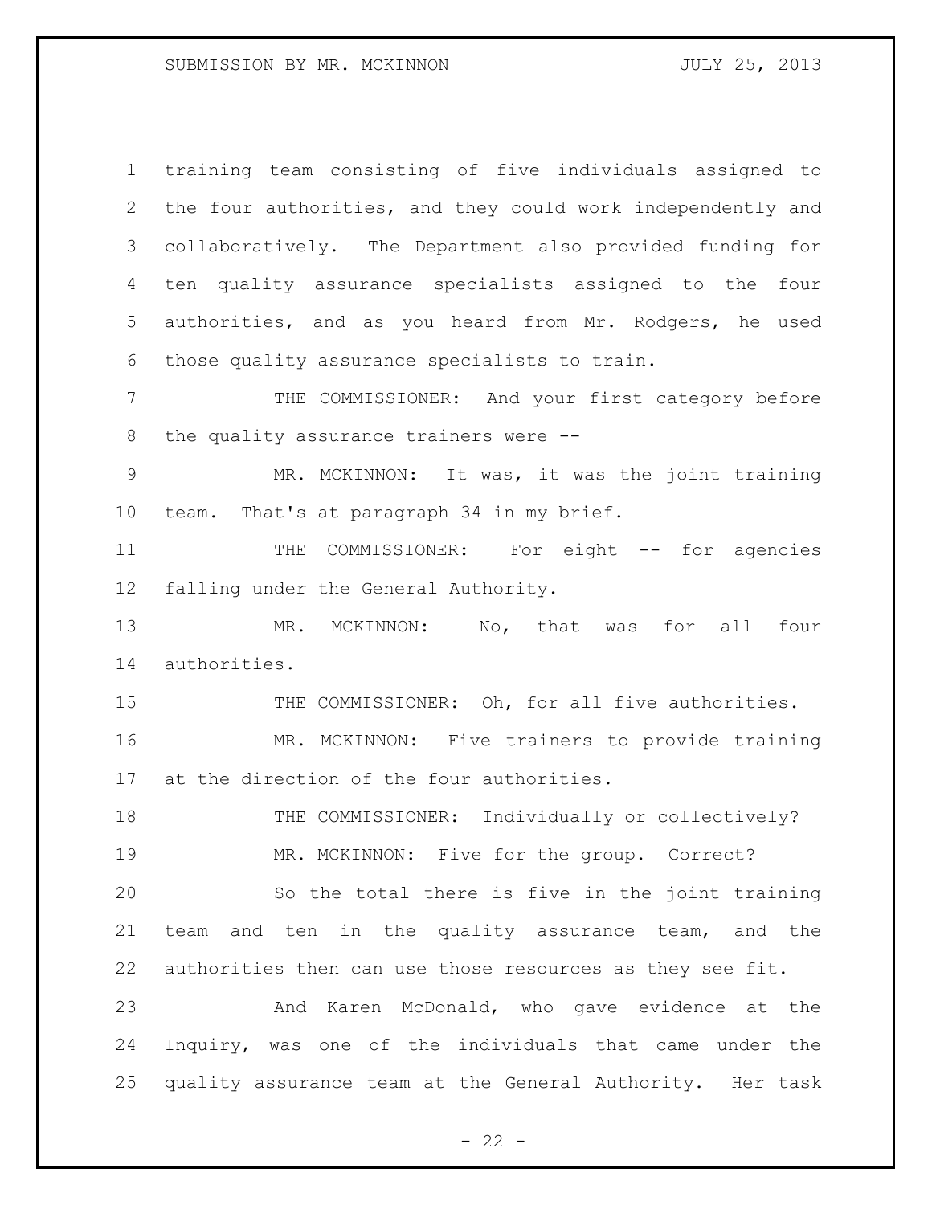training team consisting of five individuals assigned to the four authorities, and they could work independently and collaboratively. The Department also provided funding for ten quality assurance specialists assigned to the four authorities, and as you heard from Mr. Rodgers, he used those quality assurance specialists to train.

THE COMMISSIONER: And your first category before the quality assurance trainers were --

MR. MCKINNON: It was, it was the joint training team. That's at paragraph 34 in my brief.

THE COMMISSIONER: For eight -- for agencies falling under the General Authority.

MR. MCKINNON: No, that was for all four authorities.

THE COMMISSIONER: Oh, for all five authorities.

MR. MCKINNON: Five trainers to provide training at the direction of the four authorities.

THE COMMISSIONER: Individually or collectively?

MR. MCKINNON: Five for the group. Correct?

So the total there is five in the joint training team and ten in the quality assurance team, and the authorities then can use those resources as they see fit.

And Karen McDonald, who gave evidence at the Inquiry, was one of the individuals that came under the quality assurance team at the General Authority. Her task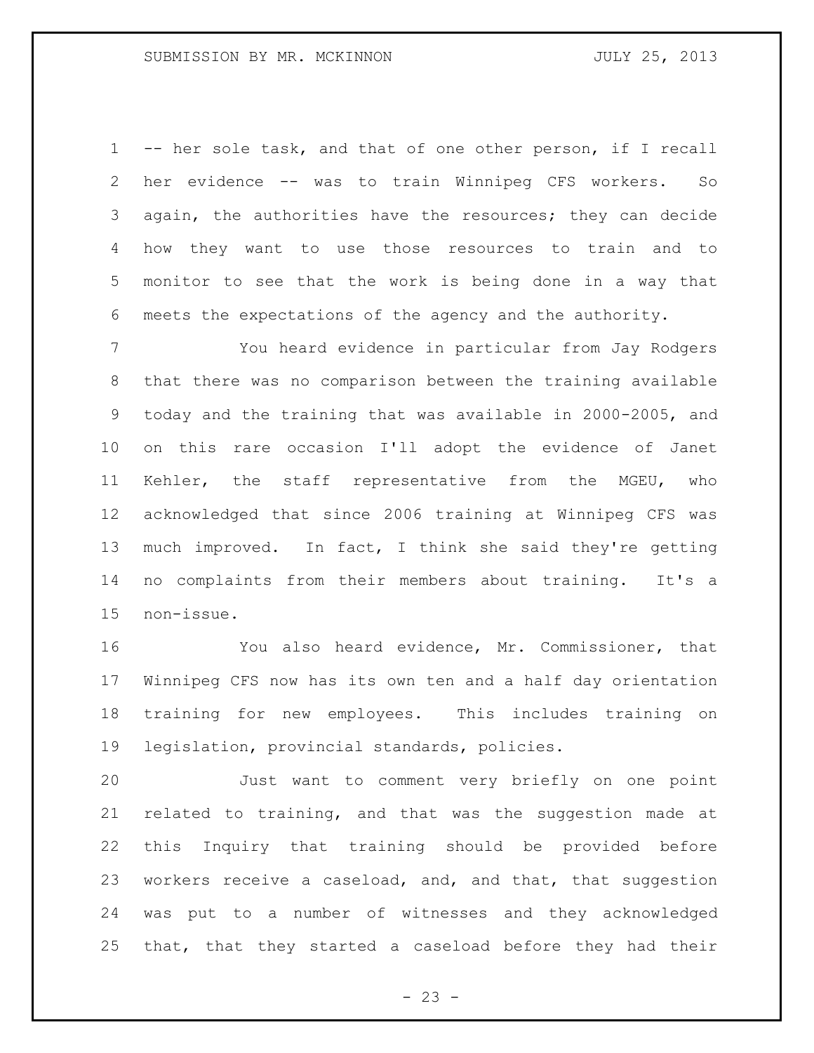-- her sole task, and that of one other person, if I recall her evidence -- was to train Winnipeg CFS workers. So again, the authorities have the resources; they can decide how they want to use those resources to train and to monitor to see that the work is being done in a way that meets the expectations of the agency and the authority.

You heard evidence in particular from Jay Rodgers that there was no comparison between the training available today and the training that was available in 2000-2005, and on this rare occasion I'll adopt the evidence of Janet Kehler, the staff representative from the MGEU, who acknowledged that since 2006 training at Winnipeg CFS was much improved. In fact, I think she said they're getting no complaints from their members about training. It's a non-issue.

You also heard evidence, Mr. Commissioner, that Winnipeg CFS now has its own ten and a half day orientation training for new employees. This includes training on legislation, provincial standards, policies.

Just want to comment very briefly on one point related to training, and that was the suggestion made at this Inquiry that training should be provided before workers receive a caseload, and, and that, that suggestion was put to a number of witnesses and they acknowledged that, that they started a caseload before they had their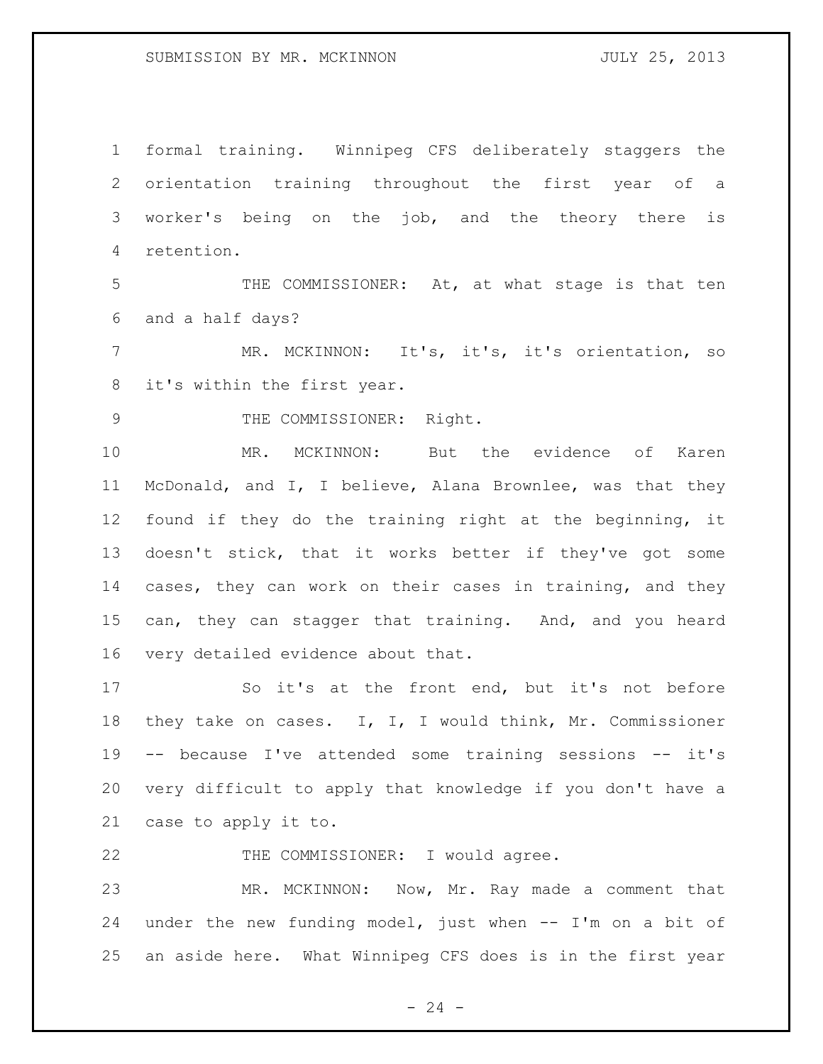formal training. Winnipeg CFS deliberately staggers the orientation training throughout the first year of a worker's being on the job, and the theory there is retention.

THE COMMISSIONER: At, at what stage is that ten and a half days?

MR. MCKINNON: It's, it's, it's orientation, so it's within the first year.

THE COMMISSIONER: Right.

MR. MCKINNON: But the evidence of Karen McDonald, and I, I believe, Alana Brownlee, was that they found if they do the training right at the beginning, it doesn't stick, that it works better if they've got some cases, they can work on their cases in training, and they can, they can stagger that training. And, and you heard very detailed evidence about that.

So it's at the front end, but it's not before they take on cases. I, I, I would think, Mr. Commissioner -- because I've attended some training sessions -- it's very difficult to apply that knowledge if you don't have a case to apply it to.

THE COMMISSIONER: I would agree.

MR. MCKINNON: Now, Mr. Ray made a comment that under the new funding model, just when -- I'm on a bit of an aside here. What Winnipeg CFS does is in the first year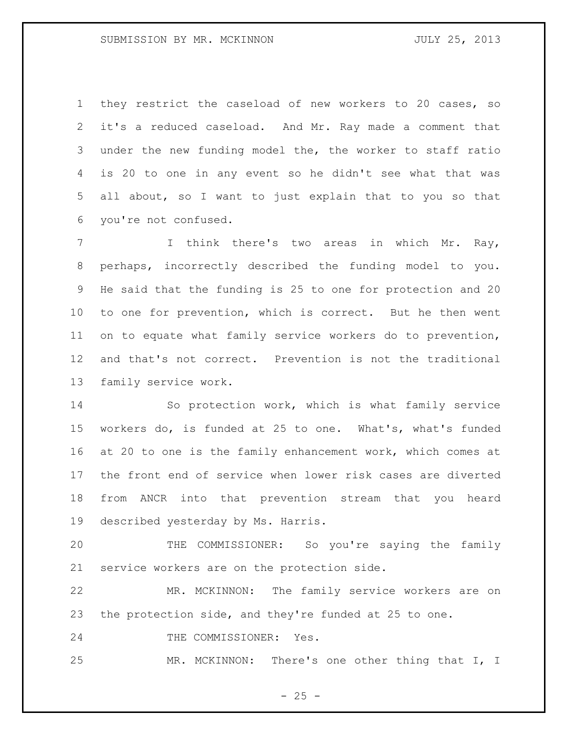they restrict the caseload of new workers to 20 cases, so it's a reduced caseload. And Mr. Ray made a comment that under the new funding model the, the worker to staff ratio is 20 to one in any event so he didn't see what that was all about, so I want to just explain that to you so that you're not confused.

I think there's two areas in which Mr. Ray, perhaps, incorrectly described the funding model to you. He said that the funding is 25 to one for protection and 20 to one for prevention, which is correct. But he then went on to equate what family service workers do to prevention, and that's not correct. Prevention is not the traditional family service work.

So protection work, which is what family service workers do, is funded at 25 to one. What's, what's funded at 20 to one is the family enhancement work, which comes at the front end of service when lower risk cases are diverted from ANCR into that prevention stream that you heard described yesterday by Ms. Harris.

THE COMMISSIONER: So you're saying the family service workers are on the protection side.

MR. MCKINNON: The family service workers are on the protection side, and they're funded at 25 to one.

THE COMMISSIONER: Yes.

MR. MCKINNON: There's one other thing that I, I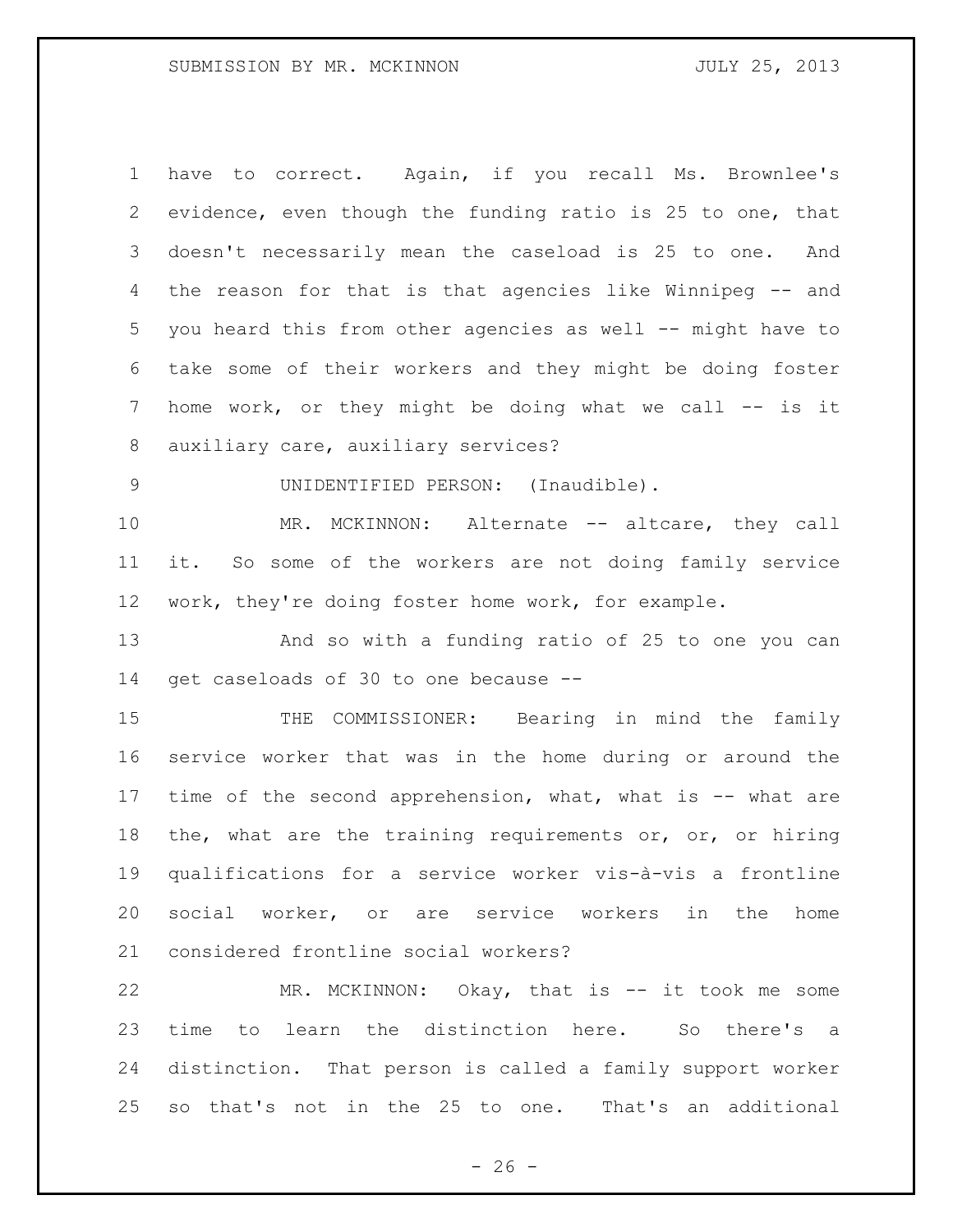have to correct. Again, if you recall Ms. Brownlee's evidence, even though the funding ratio is 25 to one, that doesn't necessarily mean the caseload is 25 to one. And the reason for that is that agencies like Winnipeg -- and you heard this from other agencies as well -- might have to take some of their workers and they might be doing foster home work, or they might be doing what we call -- is it auxiliary care, auxiliary services?

UNIDENTIFIED PERSON: (Inaudible).

MR. MCKINNON: Alternate -- altcare, they call it. So some of the workers are not doing family service work, they're doing foster home work, for example.

And so with a funding ratio of 25 to one you can get caseloads of 30 to one because --

THE COMMISSIONER: Bearing in mind the family service worker that was in the home during or around the time of the second apprehension, what, what is -- what are the, what are the training requirements or, or, or hiring qualifications for a service worker vis-à-vis a frontline social worker, or are service workers in the home considered frontline social workers?

MR. MCKINNON: Okay, that is -- it took me some time to learn the distinction here. So there's a distinction. That person is called a family support worker so that's not in the 25 to one. That's an additional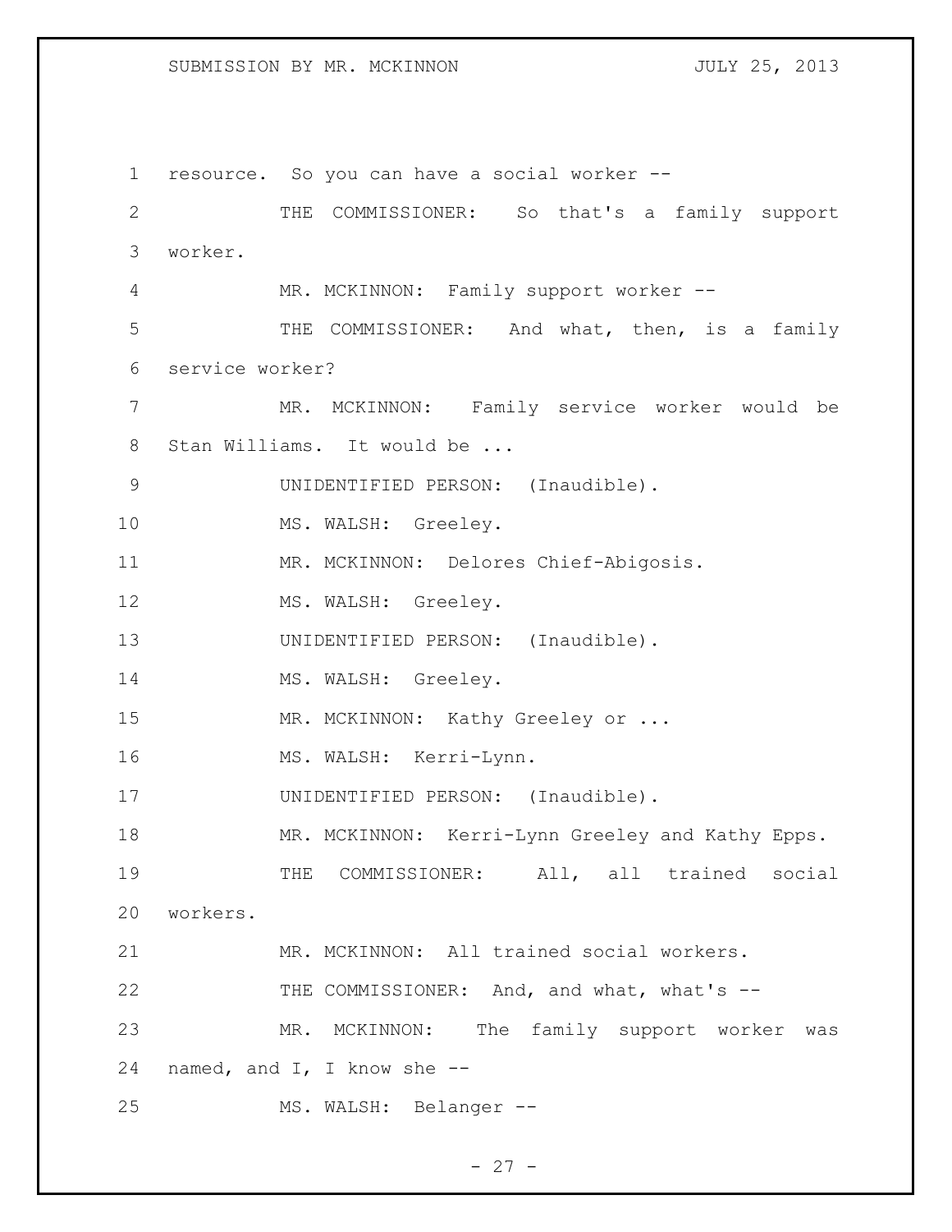resource. So you can have a social worker --

THE COMMISSIONER: So that's a family support worker.

MR. MCKINNON: Family support worker --

THE COMMISSIONER: And what, then, is a family service worker?

MR. MCKINNON: Family service worker would be Stan Williams. It would be ...

UNIDENTIFIED PERSON: (Inaudible).

MS. WALSH: Greeley.

MR. MCKINNON: Delores Chief-Abigosis.

MS. WALSH: Greeley.

UNIDENTIFIED PERSON: (Inaudible).

MS. WALSH: Greeley.

MR. MCKINNON: Kathy Greeley or ...

MS. WALSH: Kerri-Lynn.

UNIDENTIFIED PERSON: (Inaudible).

MR. MCKINNON: Kerri-Lynn Greeley and Kathy Epps.

THE COMMISSIONER: All, all trained social workers.

MR. MCKINNON: All trained social workers.

THE COMMISSIONER: And, and what, what's --

MR. MCKINNON: The family support worker was named, and I, I know she --

MS. WALSH: Belanger --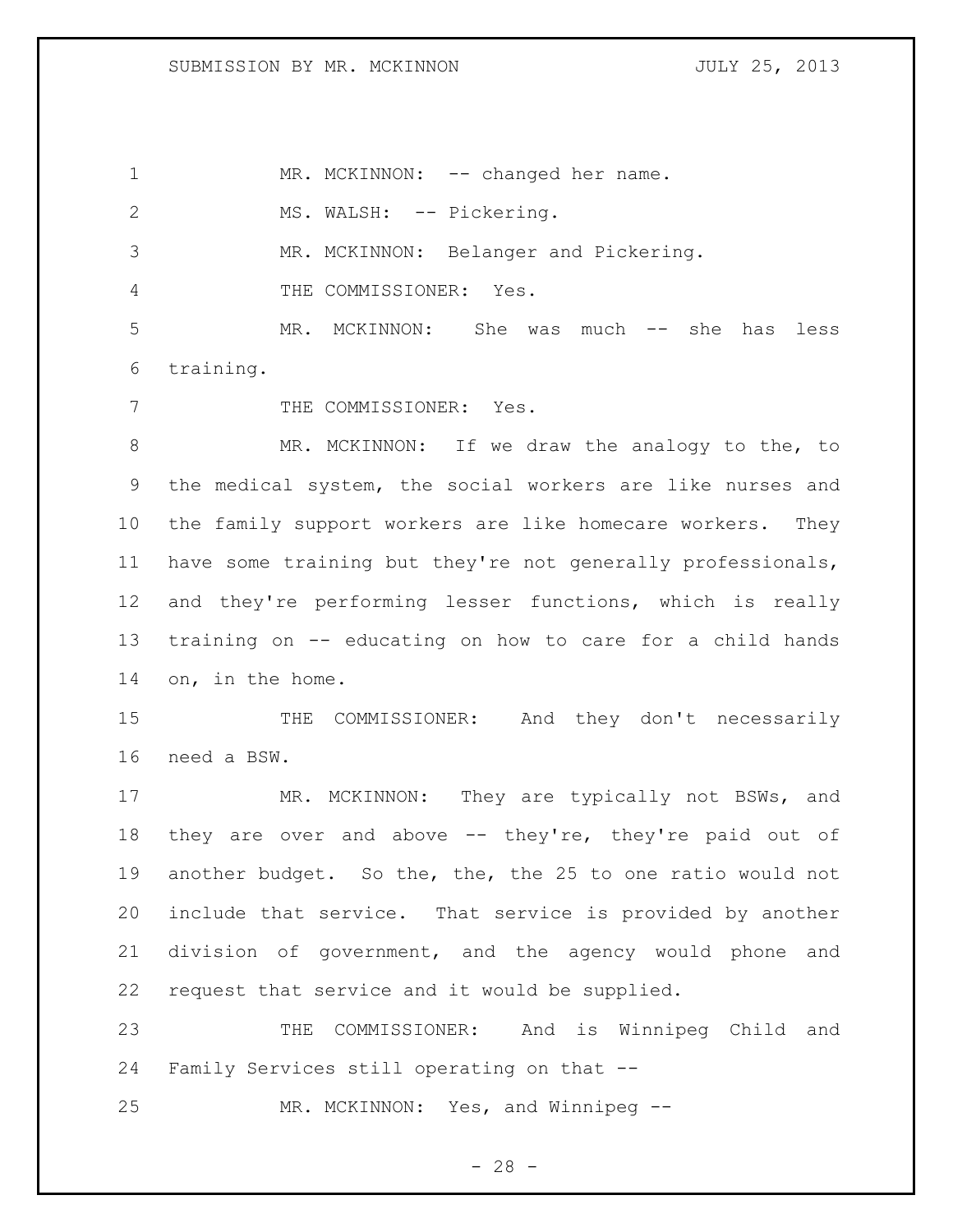MR. MCKINNON: -- changed her name.

MS. WALSH: -- Pickering.

MR. MCKINNON: Belanger and Pickering.

THE COMMISSIONER: Yes.

MR. MCKINNON: She was much -- she has less training.

THE COMMISSIONER: Yes.

MR. MCKINNON: If we draw the analogy to the, to the medical system, the social workers are like nurses and the family support workers are like homecare workers. They have some training but they're not generally professionals, and they're performing lesser functions, which is really training on -- educating on how to care for a child hands on, in the home.

THE COMMISSIONER: And they don't necessarily need a BSW.

MR. MCKINNON: They are typically not BSWs, and they are over and above -- they're, they're paid out of another budget. So the, the, the 25 to one ratio would not include that service. That service is provided by another division of government, and the agency would phone and request that service and it would be supplied.

THE COMMISSIONER: And is Winnipeg Child and Family Services still operating on that --

MR. MCKINNON: Yes, and Winnipeg --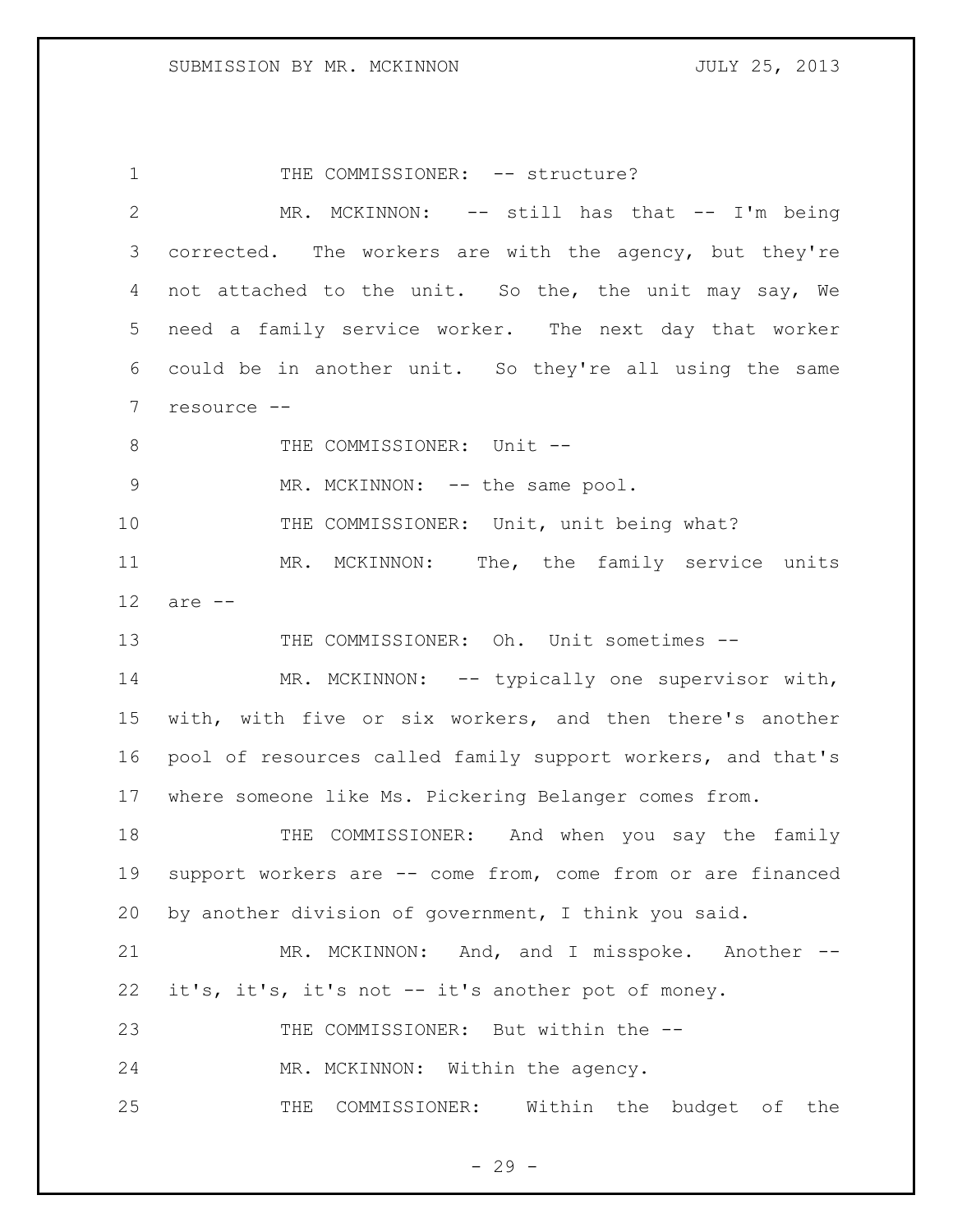THE COMMISSIONER: -- structure?

MR. MCKINNON: -- still has that -- I'm being corrected. The workers are with the agency, but they're not attached to the unit. So the, the unit may say, We need a family service worker. The next day that worker could be in another unit. So they're all using the same resource --

THE COMMISSIONER: Unit --

MR. MCKINNON: -- the same pool.

THE COMMISSIONER: Unit, unit being what?

MR. MCKINNON: The, the family service units are --

THE COMMISSIONER: Oh. Unit sometimes --

MR. MCKINNON: -- typically one supervisor with, with, with five or six workers, and then there's another pool of resources called family support workers, and that's where someone like Ms. Pickering Belanger comes from.

THE COMMISSIONER: And when you say the family support workers are -- come from, come from or are financed by another division of government, I think you said.

MR. MCKINNON: And, and I misspoke. Another -- it's, it's, it's not -- it's another pot of money.

THE COMMISSIONER: But within the --

MR. MCKINNON: Within the agency.

THE COMMISSIONER: Within the budget of the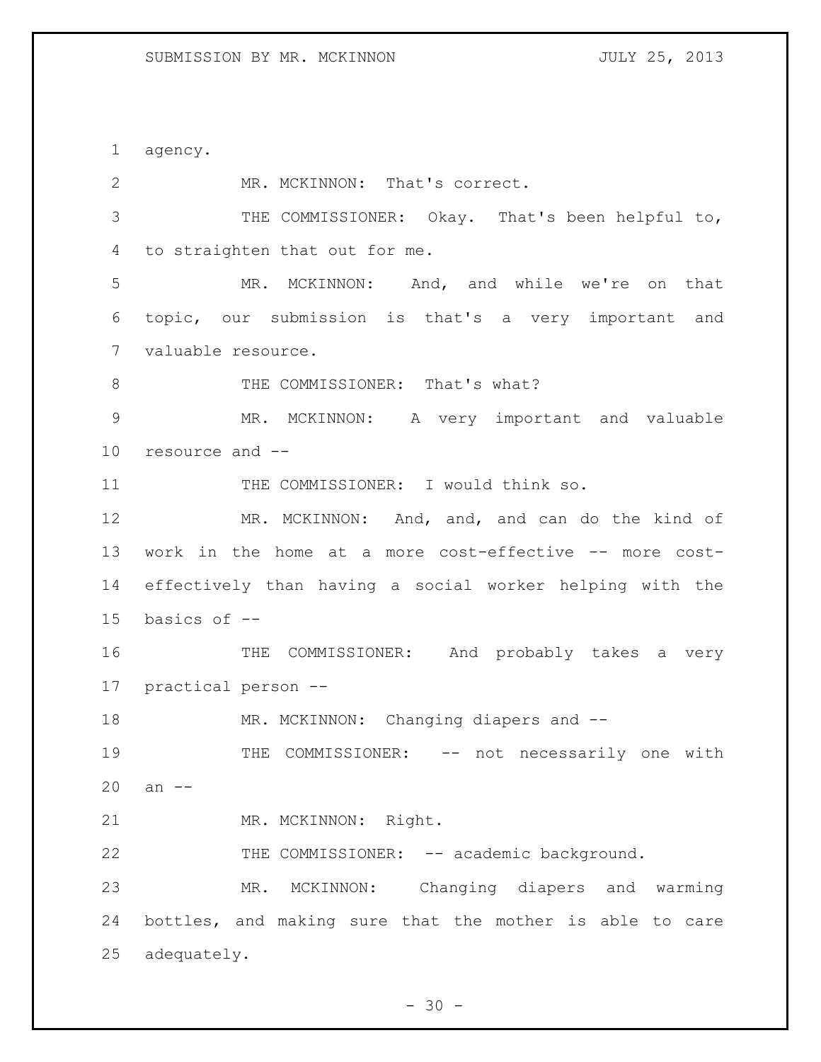agency.

MR. MCKINNON: That's correct.

THE COMMISSIONER: Okay. That's been helpful to, to straighten that out for me.

MR. MCKINNON: And, and while we're on that topic, our submission is that's a very important and valuable resource.

THE COMMISSIONER: That's what?

MR. MCKINNON: A very important and valuable resource and --

THE COMMISSIONER: I would think so.

MR. MCKINNON: And, and, and can do the kind of work in the home at a more cost-effective -- more cost-effectively than having a social worker helping with the basics of --

THE COMMISSIONER: And probably takes a very practical person --

MR. MCKINNON: Changing diapers and --

THE COMMISSIONER: -- not necessarily one with an --

MR. MCKINNON: Right.

THE COMMISSIONER: -- academic background.

MR. MCKINNON: Changing diapers and warming bottles, and making sure that the mother is able to care adequately.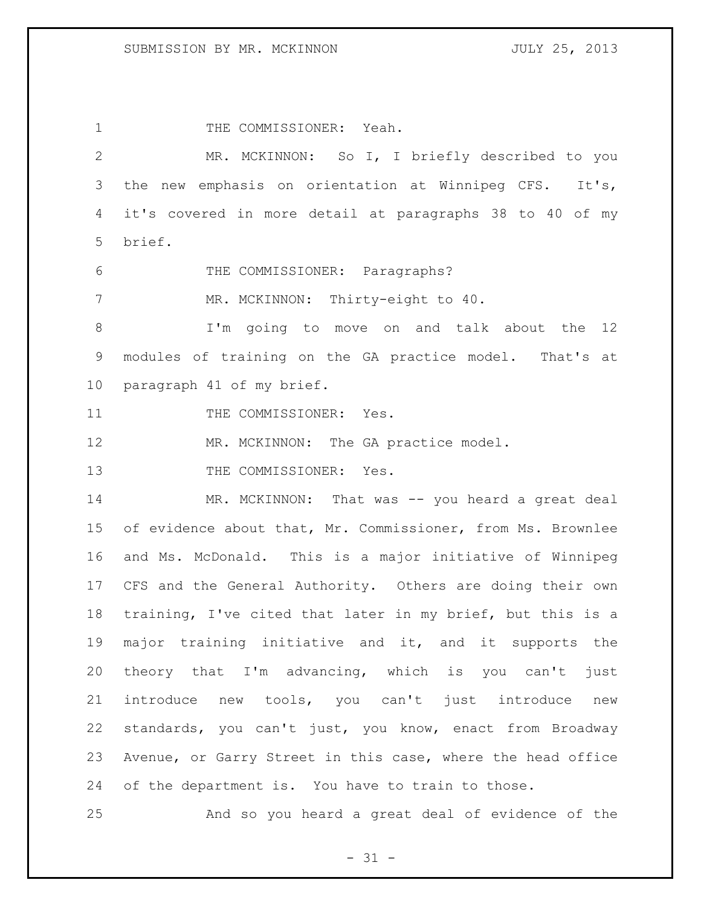THE COMMISSIONER: Yeah.

MR. MCKINNON: So I, I briefly described to you the new emphasis on orientation at Winnipeg CFS. It's, it's covered in more detail at paragraphs 38 to 40 of my brief.

THE COMMISSIONER: Paragraphs?

MR. MCKINNON: Thirty-eight to 40.

I'm going to move on and talk about the 12 modules of training on the GA practice model. That's at paragraph 41 of my brief.

THE COMMISSIONER: Yes.

MR. MCKINNON: The GA practice model.

THE COMMISSIONER: Yes.

MR. MCKINNON: That was -- you heard a great deal of evidence about that, Mr. Commissioner, from Ms. Brownlee and Ms. McDonald. This is a major initiative of Winnipeg CFS and the General Authority. Others are doing their own training, I've cited that later in my brief, but this is a major training initiative and it, and it supports the theory that I'm advancing, which is you can't just introduce new tools, you can't just introduce new standards, you can't just, you know, enact from Broadway Avenue, or Garry Street in this case, where the head office of the department is. You have to train to those.

And so you heard a great deal of evidence of the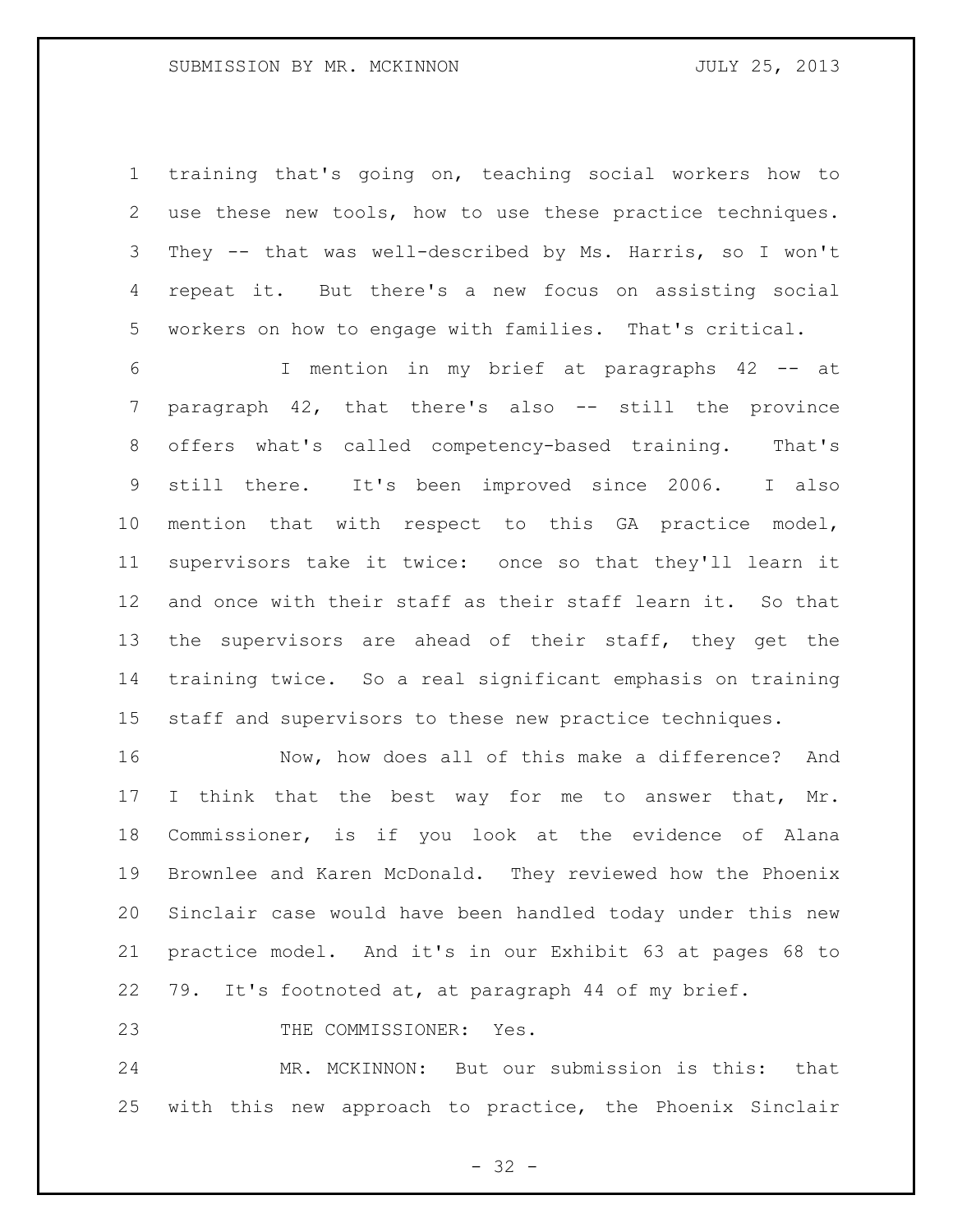training that's going on, teaching social workers how to use these new tools, how to use these practice techniques. They -- that was well-described by Ms. Harris, so I won't repeat it. But there's a new focus on assisting social workers on how to engage with families. That's critical.

I mention in my brief at paragraphs 42 -- at paragraph 42, that there's also -- still the province offers what's called competency-based training. That's still there. It's been improved since 2006. I also mention that with respect to this GA practice model, supervisors take it twice: once so that they'll learn it and once with their staff as their staff learn it. So that the supervisors are ahead of their staff, they get the training twice. So a real significant emphasis on training staff and supervisors to these new practice techniques.

Now, how does all of this make a difference? And I think that the best way for me to answer that, Mr. Commissioner, is if you look at the evidence of Alana Brownlee and Karen McDonald. They reviewed how the Phoenix Sinclair case would have been handled today under this new practice model. And it's in our Exhibit 63 at pages 68 to 79. It's footnoted at, at paragraph 44 of my brief.

THE COMMISSIONER: Yes.

MR. MCKINNON: But our submission is this: that with this new approach to practice, the Phoenix Sinclair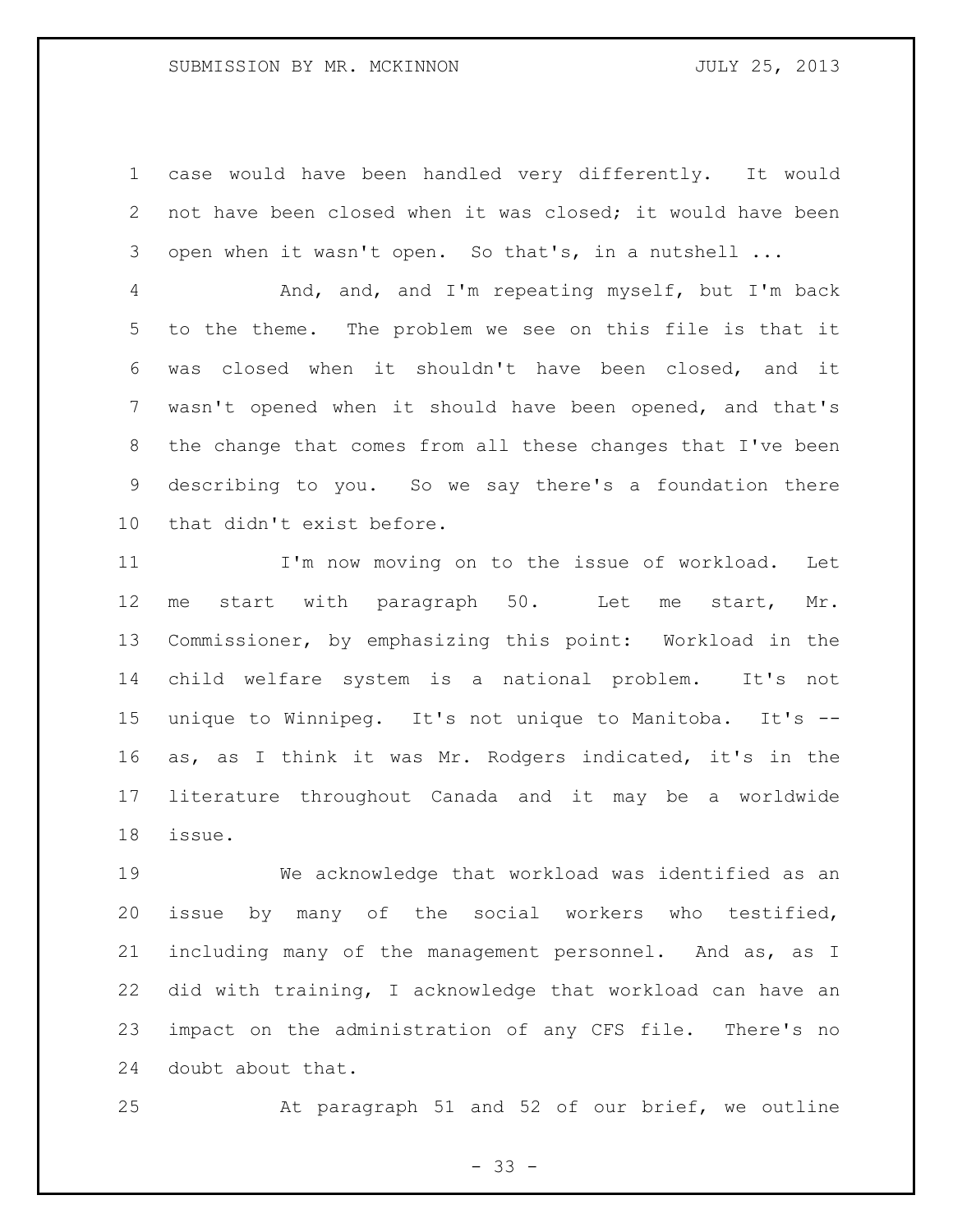case would have been handled very differently. It would not have been closed when it was closed; it would have been open when it wasn't open. So that's, in a nutshell ...

And, and, and I'm repeating myself, but I'm back to the theme. The problem we see on this file is that it was closed when it shouldn't have been closed, and it wasn't opened when it should have been opened, and that's the change that comes from all these changes that I've been describing to you. So we say there's a foundation there that didn't exist before.

I'm now moving on to the issue of workload. Let me start with paragraph 50. Let me start, Mr. Commissioner, by emphasizing this point: Workload in the child welfare system is a national problem. It's not unique to Winnipeg. It's not unique to Manitoba. It's -- as, as I think it was Mr. Rodgers indicated, it's in the literature throughout Canada and it may be a worldwide issue.

We acknowledge that workload was identified as an issue by many of the social workers who testified, including many of the management personnel. And as, as I did with training, I acknowledge that workload can have an impact on the administration of any CFS file. There's no doubt about that.

At paragraph 51 and 52 of our brief, we outline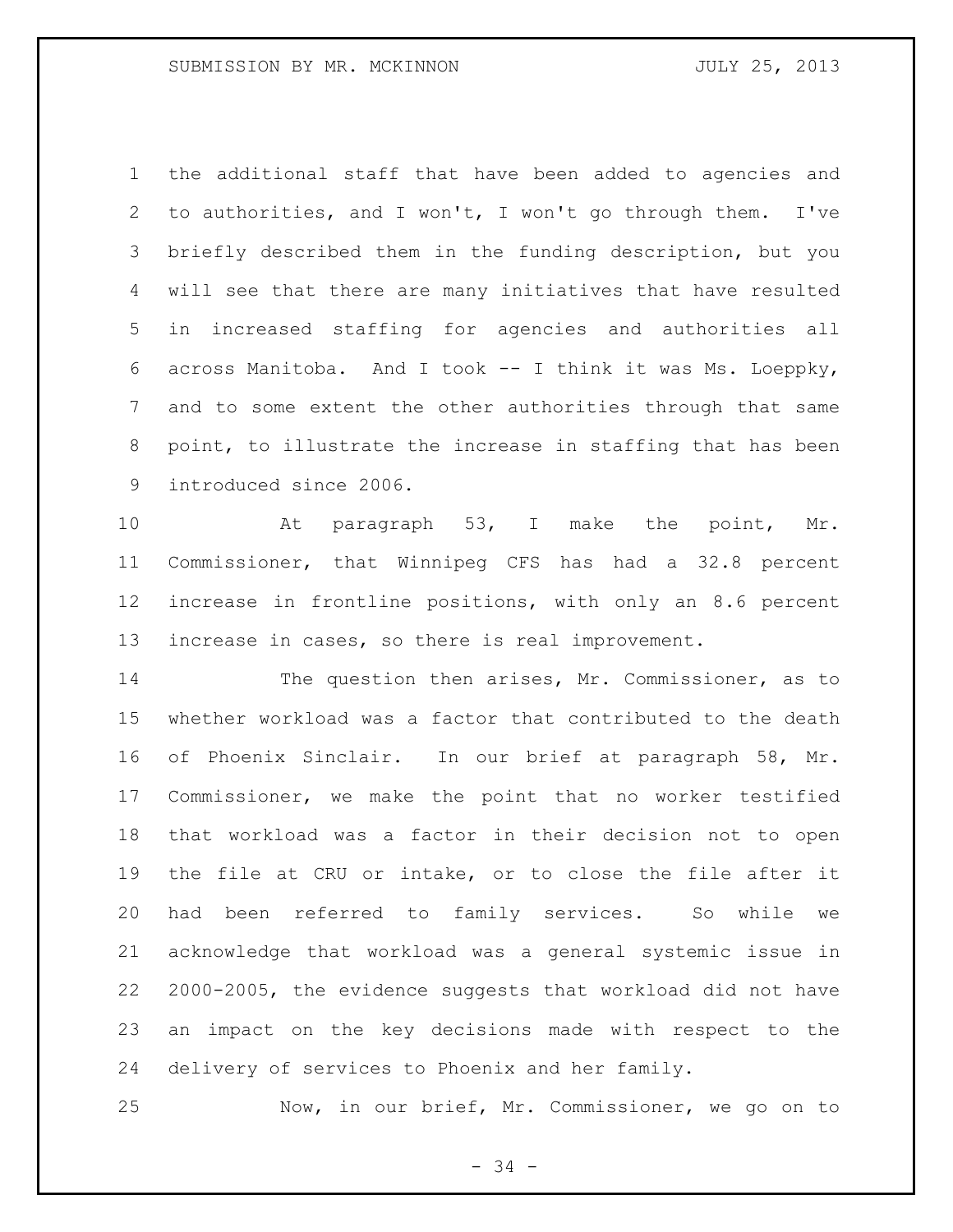the additional staff that have been added to agencies and to authorities, and I won't, I won't go through them. I've briefly described them in the funding description, but you will see that there are many initiatives that have resulted in increased staffing for agencies and authorities all across Manitoba. And I took -- I think it was Ms. Loeppky, and to some extent the other authorities through that same point, to illustrate the increase in staffing that has been introduced since 2006.

At paragraph 53, I make the point, Mr. Commissioner, that Winnipeg CFS has had a 32.8 percent increase in frontline positions, with only an 8.6 percent increase in cases, so there is real improvement.

The question then arises, Mr. Commissioner, as to whether workload was a factor that contributed to the death of Phoenix Sinclair. In our brief at paragraph 58, Mr. Commissioner, we make the point that no worker testified that workload was a factor in their decision not to open the file at CRU or intake, or to close the file after it had been referred to family services. So while we acknowledge that workload was a general systemic issue in 2000-2005, the evidence suggests that workload did not have an impact on the key decisions made with respect to the delivery of services to Phoenix and her family.

Now, in our brief, Mr. Commissioner, we go on to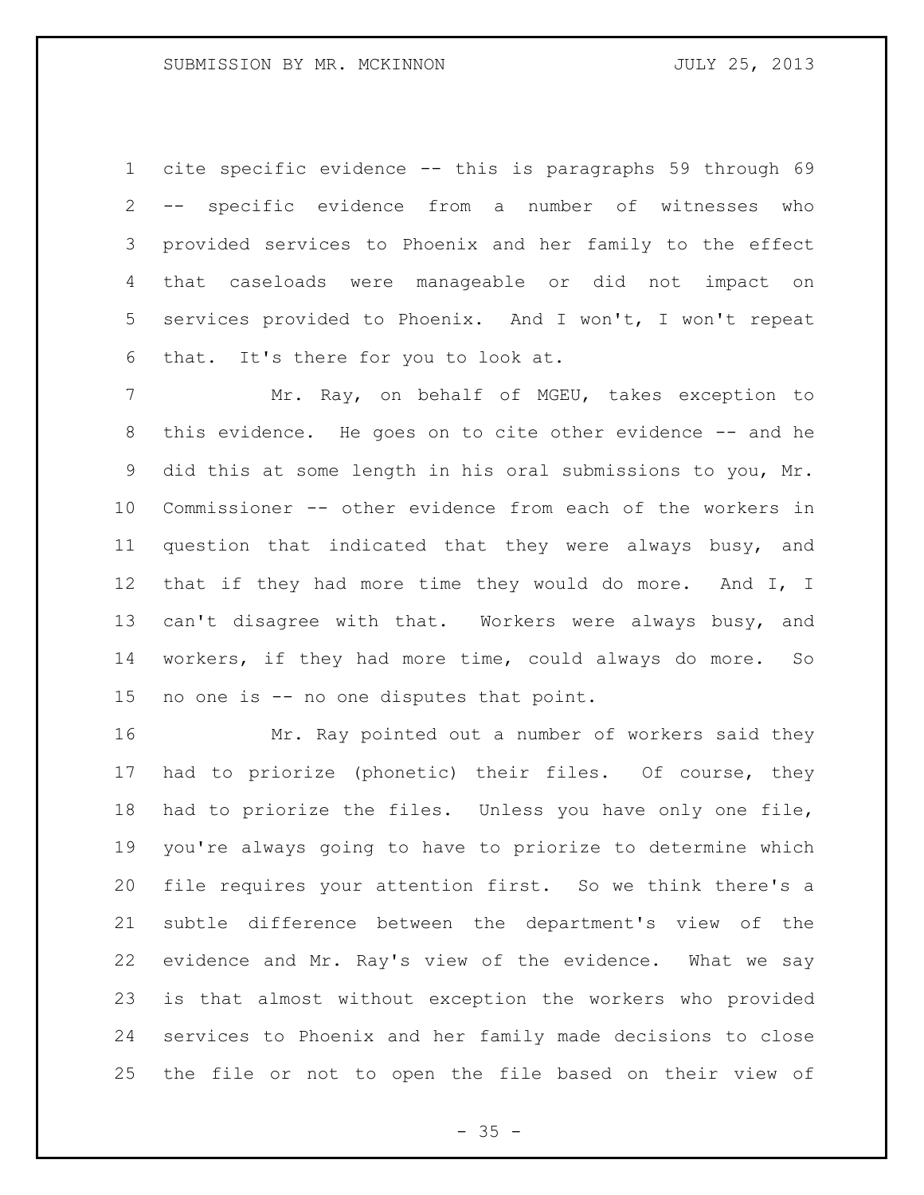cite specific evidence -- this is paragraphs 59 through 69 -- specific evidence from a number of witnesses who provided services to Phoenix and her family to the effect that caseloads were manageable or did not impact on services provided to Phoenix. And I won't, I won't repeat that. It's there for you to look at.

Mr. Ray, on behalf of MGEU, takes exception to this evidence. He goes on to cite other evidence -- and he did this at some length in his oral submissions to you, Mr. Commissioner -- other evidence from each of the workers in question that indicated that they were always busy, and that if they had more time they would do more. And I, I can't disagree with that. Workers were always busy, and workers, if they had more time, could always do more. So no one is -- no one disputes that point.

Mr. Ray pointed out a number of workers said they had to priorize (phonetic) their files. Of course, they had to priorize the files. Unless you have only one file, you're always going to have to priorize to determine which file requires your attention first. So we think there's a subtle difference between the department's view of the evidence and Mr. Ray's view of the evidence. What we say is that almost without exception the workers who provided services to Phoenix and her family made decisions to close the file or not to open the file based on their view of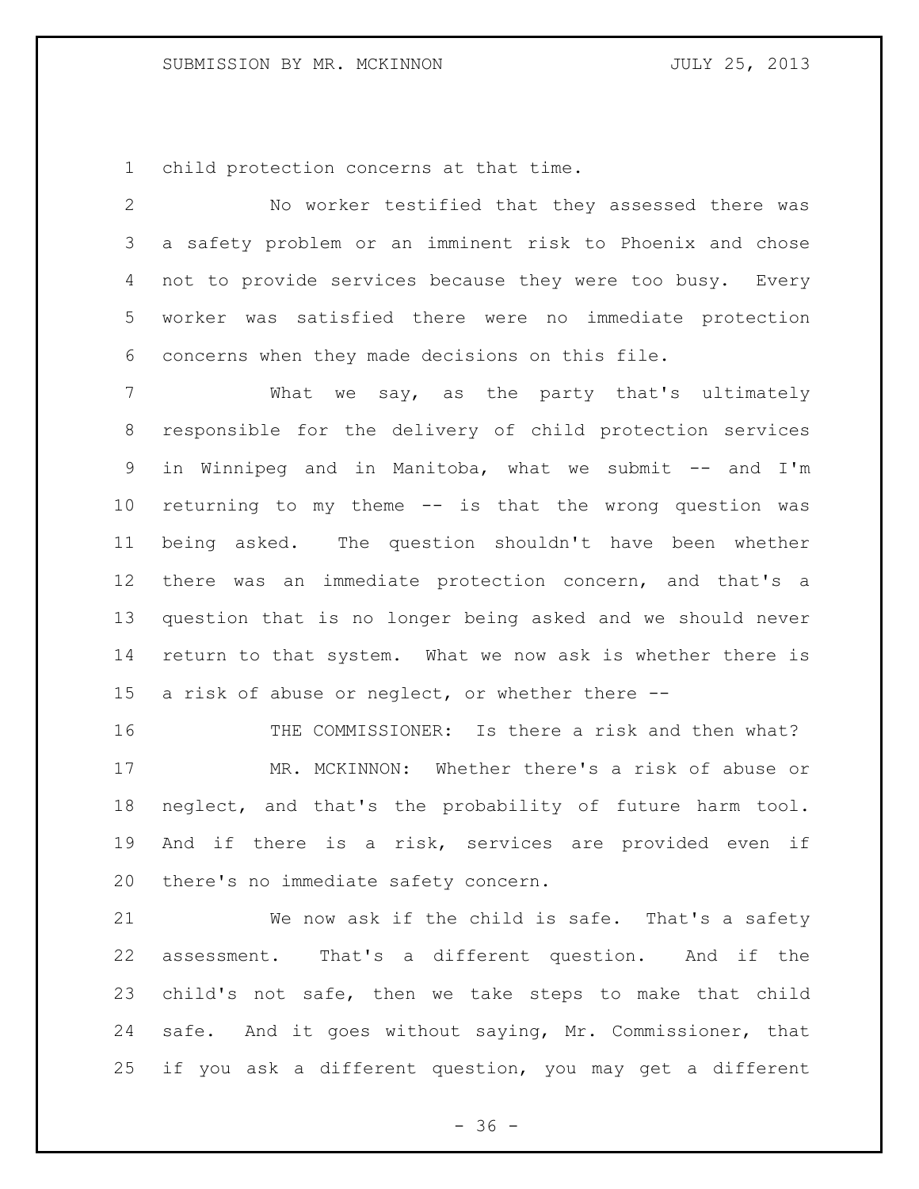child protection concerns at that time.

No worker testified that they assessed there was a safety problem or an imminent risk to Phoenix and chose not to provide services because they were too busy. Every worker was satisfied there were no immediate protection concerns when they made decisions on this file.

What we say, as the party that's ultimately responsible for the delivery of child protection services in Winnipeg and in Manitoba, what we submit -- and I'm returning to my theme -- is that the wrong question was being asked. The question shouldn't have been whether there was an immediate protection concern, and that's a question that is no longer being asked and we should never return to that system. What we now ask is whether there is a risk of abuse or neglect, or whether there --

THE COMMISSIONER: Is there a risk and then what?

MR. MCKINNON: Whether there's a risk of abuse or neglect, and that's the probability of future harm tool. And if there is a risk, services are provided even if there's no immediate safety concern.

We now ask if the child is safe. That's a safety assessment. That's a different question. And if the child's not safe, then we take steps to make that child safe. And it goes without saying, Mr. Commissioner, that if you ask a different question, you may get a different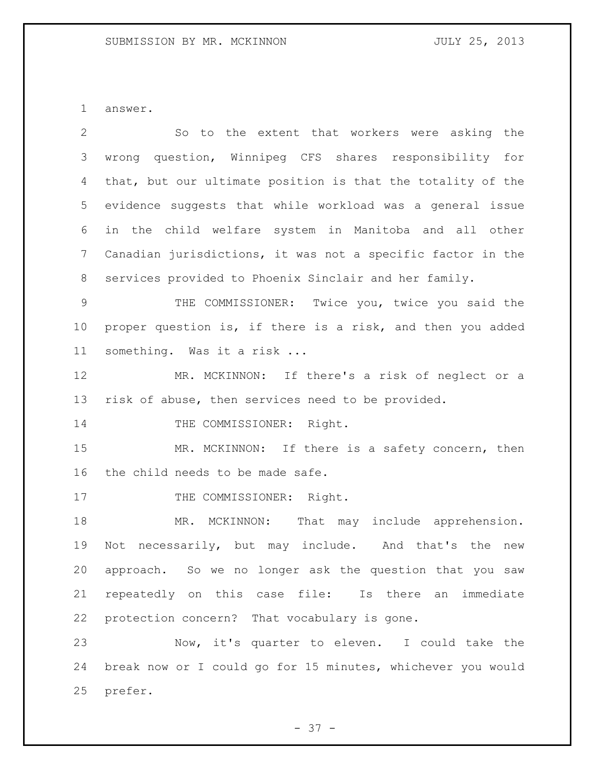answer.

So to the extent that workers were asking the wrong question, Winnipeg CFS shares responsibility for that, but our ultimate position is that the totality of the evidence suggests that while workload was a general issue in the child welfare system in Manitoba and all other Canadian jurisdictions, it was not a specific factor in the services provided to Phoenix Sinclair and her family.

THE COMMISSIONER: Twice you, twice you said the proper question is, if there is a risk, and then you added something. Was it a risk ...

MR. MCKINNON: If there's a risk of neglect or a risk of abuse, then services need to be provided.

THE COMMISSIONER: Right.

MR. MCKINNON: If there is a safety concern, then the child needs to be made safe.

THE COMMISSIONER: Right.

MR. MCKINNON: That may include apprehension. Not necessarily, but may include. And that's the new approach. So we no longer ask the question that you saw repeatedly on this case file: Is there an immediate protection concern? That vocabulary is gone.

Now, it's quarter to eleven. I could take the break now or I could go for 15 minutes, whichever you would prefer.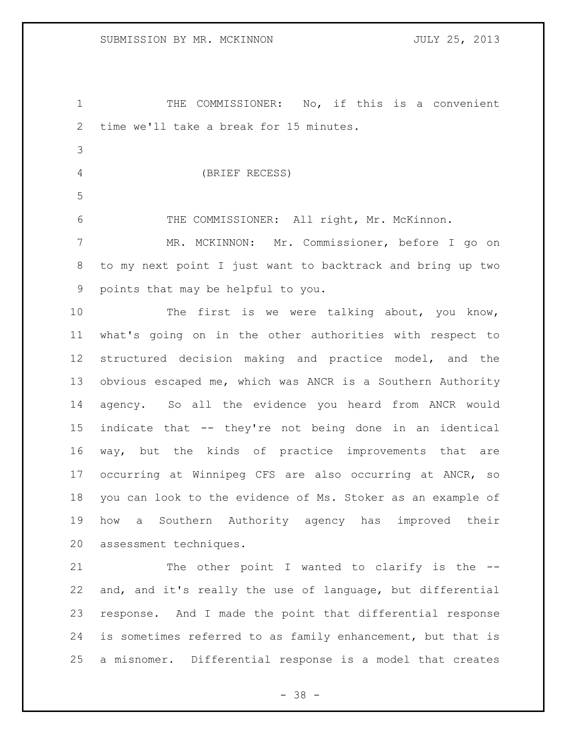THE COMMISSIONER: No, if this is a convenient time we'll take a break for 15 minutes.

(BRIEF RECESS)

THE COMMISSIONER: All right, Mr. McKinnon.

MR. MCKINNON: Mr. Commissioner, before I go on to my next point I just want to backtrack and bring up two points that may be helpful to you.

The first is we were talking about, you know, what's going on in the other authorities with respect to structured decision making and practice model, and the obvious escaped me, which was ANCR is a Southern Authority agency. So all the evidence you heard from ANCR would indicate that -- they're not being done in an identical way, but the kinds of practice improvements that are occurring at Winnipeg CFS are also occurring at ANCR, so you can look to the evidence of Ms. Stoker as an example of how a Southern Authority agency has improved their assessment techniques.

The other point I wanted to clarify is the -- and, and it's really the use of language, but differential response. And I made the point that differential response is sometimes referred to as family enhancement, but that is a misnomer. Differential response is a model that creates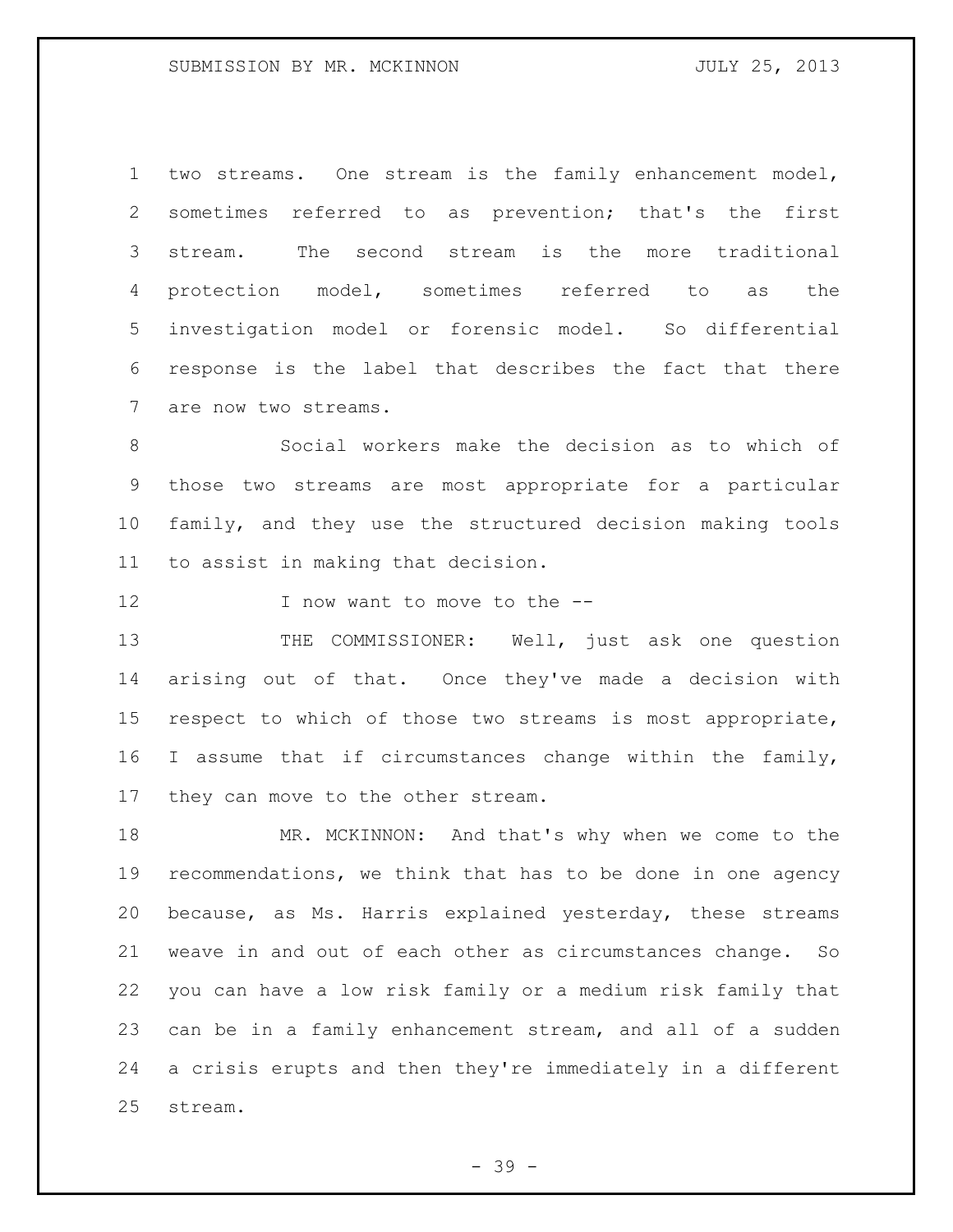two streams. One stream is the family enhancement model, sometimes referred to as prevention; that's the first stream. The second stream is the more traditional protection model, sometimes referred to as the investigation model or forensic model. So differential response is the label that describes the fact that there are now two streams.

Social workers make the decision as to which of those two streams are most appropriate for a particular family, and they use the structured decision making tools to assist in making that decision.

I now want to move to the --

THE COMMISSIONER: Well, just ask one question arising out of that. Once they've made a decision with respect to which of those two streams is most appropriate, I assume that if circumstances change within the family, they can move to the other stream.

MR. MCKINNON: And that's why when we come to the recommendations, we think that has to be done in one agency because, as Ms. Harris explained yesterday, these streams weave in and out of each other as circumstances change. So you can have a low risk family or a medium risk family that can be in a family enhancement stream, and all of a sudden a crisis erupts and then they're immediately in a different stream.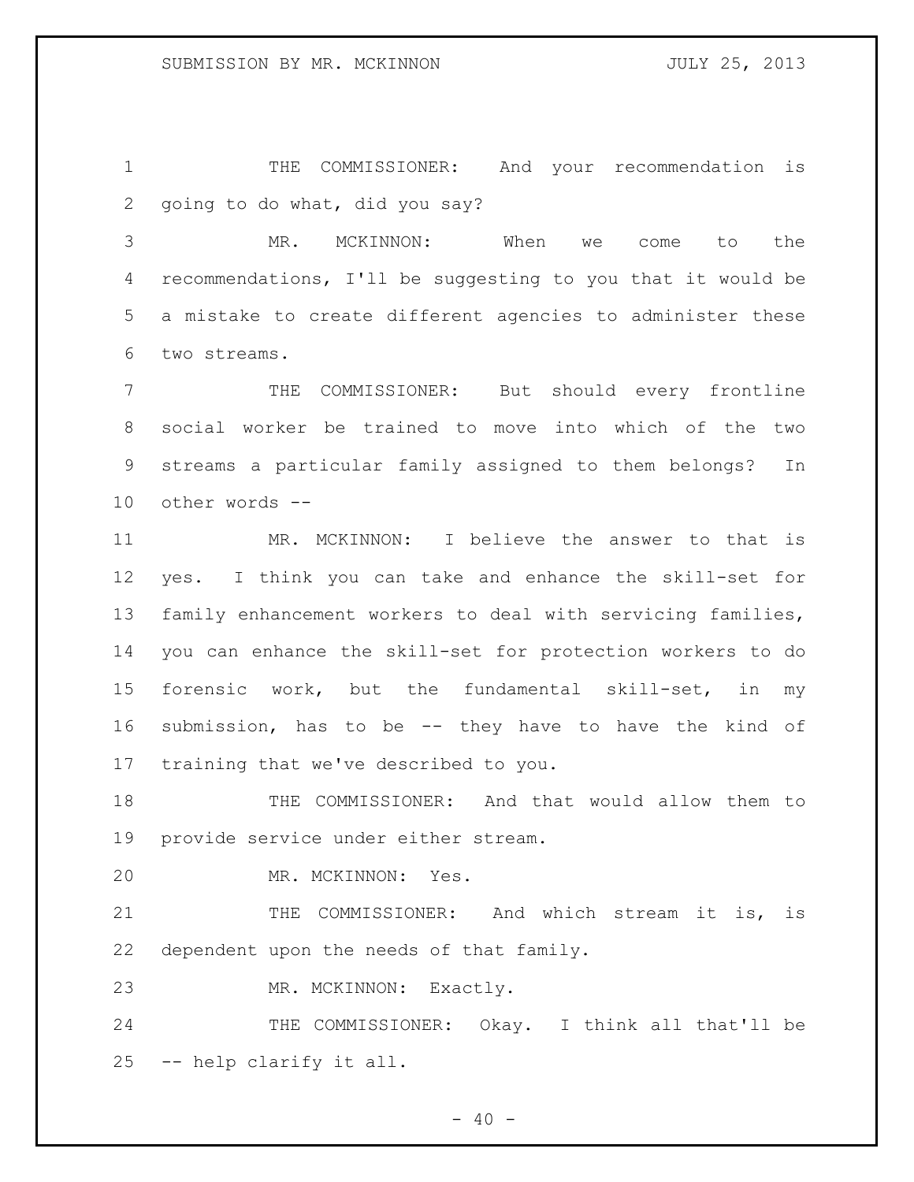THE COMMISSIONER: And your recommendation is going to do what, did you say?

MR. MCKINNON: When we come to the recommendations, I'll be suggesting to you that it would be a mistake to create different agencies to administer these two streams.

THE COMMISSIONER: But should every frontline social worker be trained to move into which of the two streams a particular family assigned to them belongs? In other words --

MR. MCKINNON: I believe the answer to that is yes. I think you can take and enhance the skill-set for family enhancement workers to deal with servicing families, you can enhance the skill-set for protection workers to do forensic work, but the fundamental skill-set, in my submission, has to be -- they have to have the kind of training that we've described to you.

THE COMMISSIONER: And that would allow them to provide service under either stream.

MR. MCKINNON: Yes.

THE COMMISSIONER: And which stream it is, is dependent upon the needs of that family.

MR. MCKINNON: Exactly.

THE COMMISSIONER: Okay. I think all that'll be -- help clarify it all.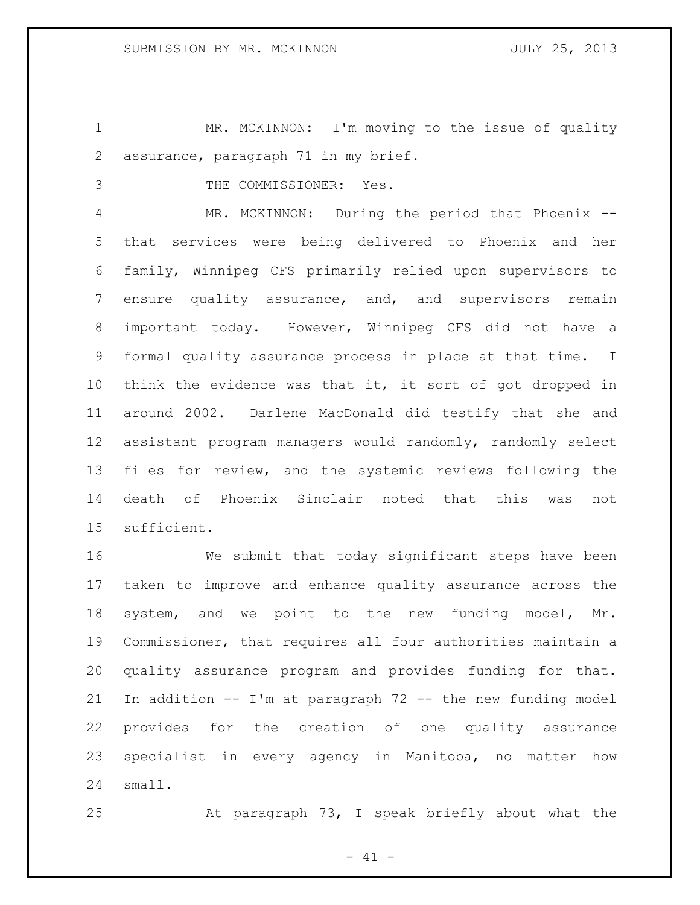MR. MCKINNON: I'm moving to the issue of quality assurance, paragraph 71 in my brief.

THE COMMISSIONER: Yes.

MR. MCKINNON: During the period that Phoenix -- that services were being delivered to Phoenix and her family, Winnipeg CFS primarily relied upon supervisors to ensure quality assurance, and, and supervisors remain important today. However, Winnipeg CFS did not have a formal quality assurance process in place at that time. I think the evidence was that it, it sort of got dropped in around 2002. Darlene MacDonald did testify that she and assistant program managers would randomly, randomly select files for review, and the systemic reviews following the death of Phoenix Sinclair noted that this was not sufficient.

We submit that today significant steps have been taken to improve and enhance quality assurance across the system, and we point to the new funding model, Mr. Commissioner, that requires all four authorities maintain a quality assurance program and provides funding for that. In addition -- I'm at paragraph 72 -- the new funding model provides for the creation of one quality assurance specialist in every agency in Manitoba, no matter how small.

At paragraph 73, I speak briefly about what the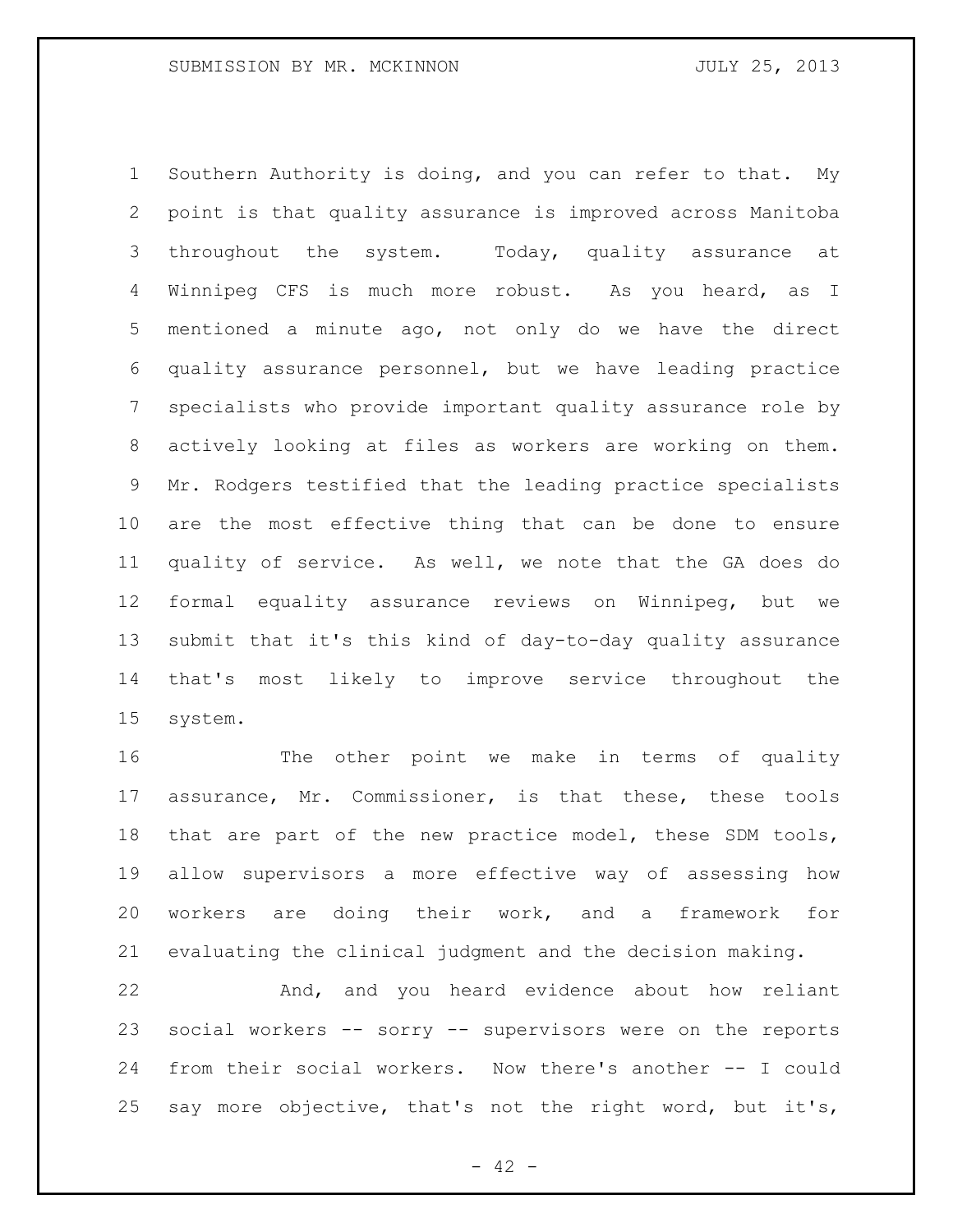Southern Authority is doing, and you can refer to that. My point is that quality assurance is improved across Manitoba throughout the system. Today, quality assurance at Winnipeg CFS is much more robust. As you heard, as I mentioned a minute ago, not only do we have the direct quality assurance personnel, but we have leading practice specialists who provide important quality assurance role by actively looking at files as workers are working on them. Mr. Rodgers testified that the leading practice specialists are the most effective thing that can be done to ensure quality of service. As well, we note that the GA does do formal equality assurance reviews on Winnipeg, but we submit that it's this kind of day-to-day quality assurance that's most likely to improve service throughout the system.

The other point we make in terms of quality assurance, Mr. Commissioner, is that these, these tools that are part of the new practice model, these SDM tools, allow supervisors a more effective way of assessing how workers are doing their work, and a framework for evaluating the clinical judgment and the decision making.

And, and you heard evidence about how reliant social workers -- sorry -- supervisors were on the reports from their social workers. Now there's another -- I could say more objective, that's not the right word, but it's,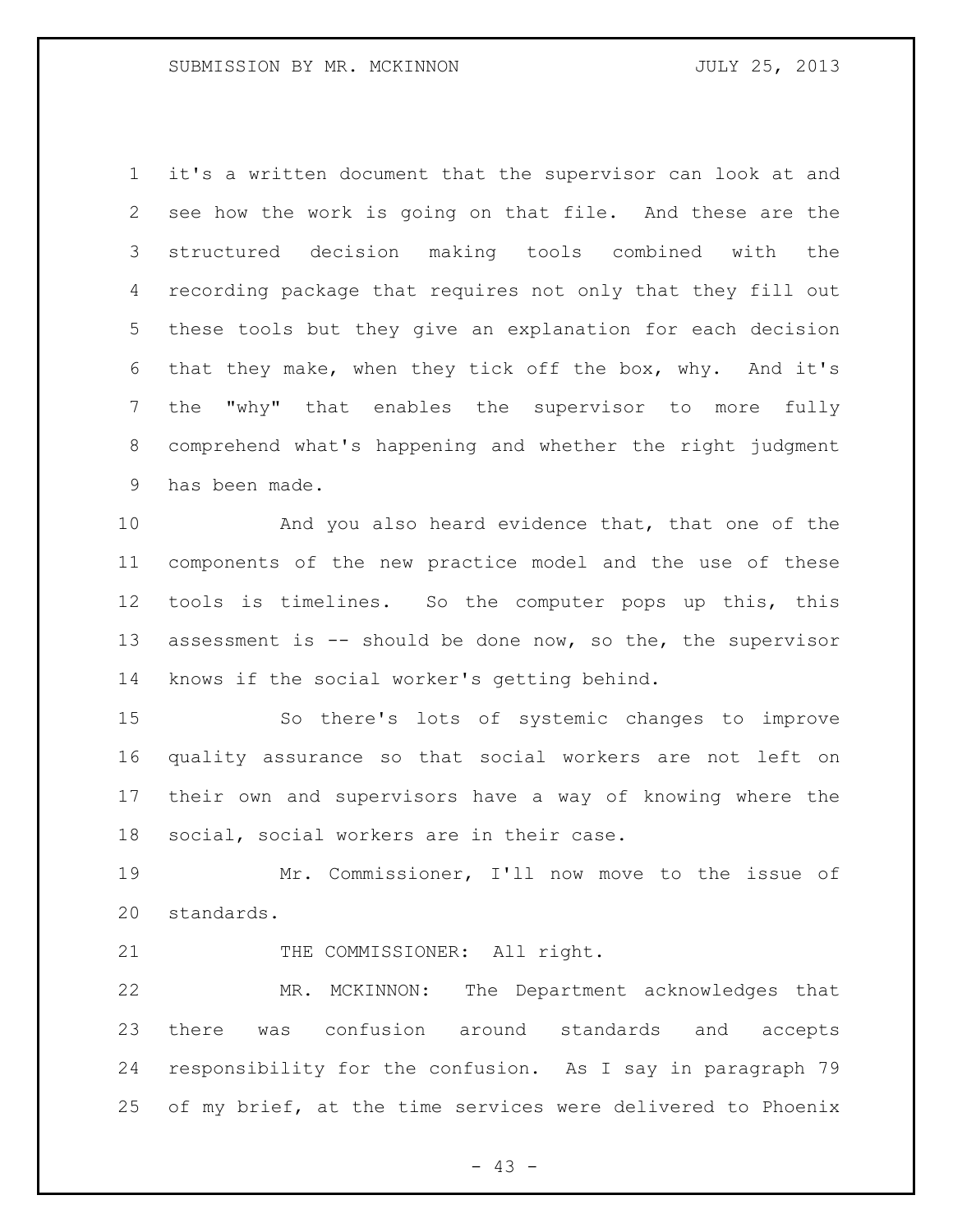it's a written document that the supervisor can look at and see how the work is going on that file. And these are the structured decision making tools combined with the recording package that requires not only that they fill out these tools but they give an explanation for each decision that they make, when they tick off the box, why. And it's the "why" that enables the supervisor to more fully comprehend what's happening and whether the right judgment has been made.

And you also heard evidence that, that one of the components of the new practice model and the use of these tools is timelines. So the computer pops up this, this assessment is -- should be done now, so the, the supervisor knows if the social worker's getting behind.

So there's lots of systemic changes to improve quality assurance so that social workers are not left on their own and supervisors have a way of knowing where the social, social workers are in their case.

Mr. Commissioner, I'll now move to the issue of standards.

THE COMMISSIONER: All right.

MR. MCKINNON: The Department acknowledges that there was confusion around standards and accepts responsibility for the confusion. As I say in paragraph 79 of my brief, at the time services were delivered to Phoenix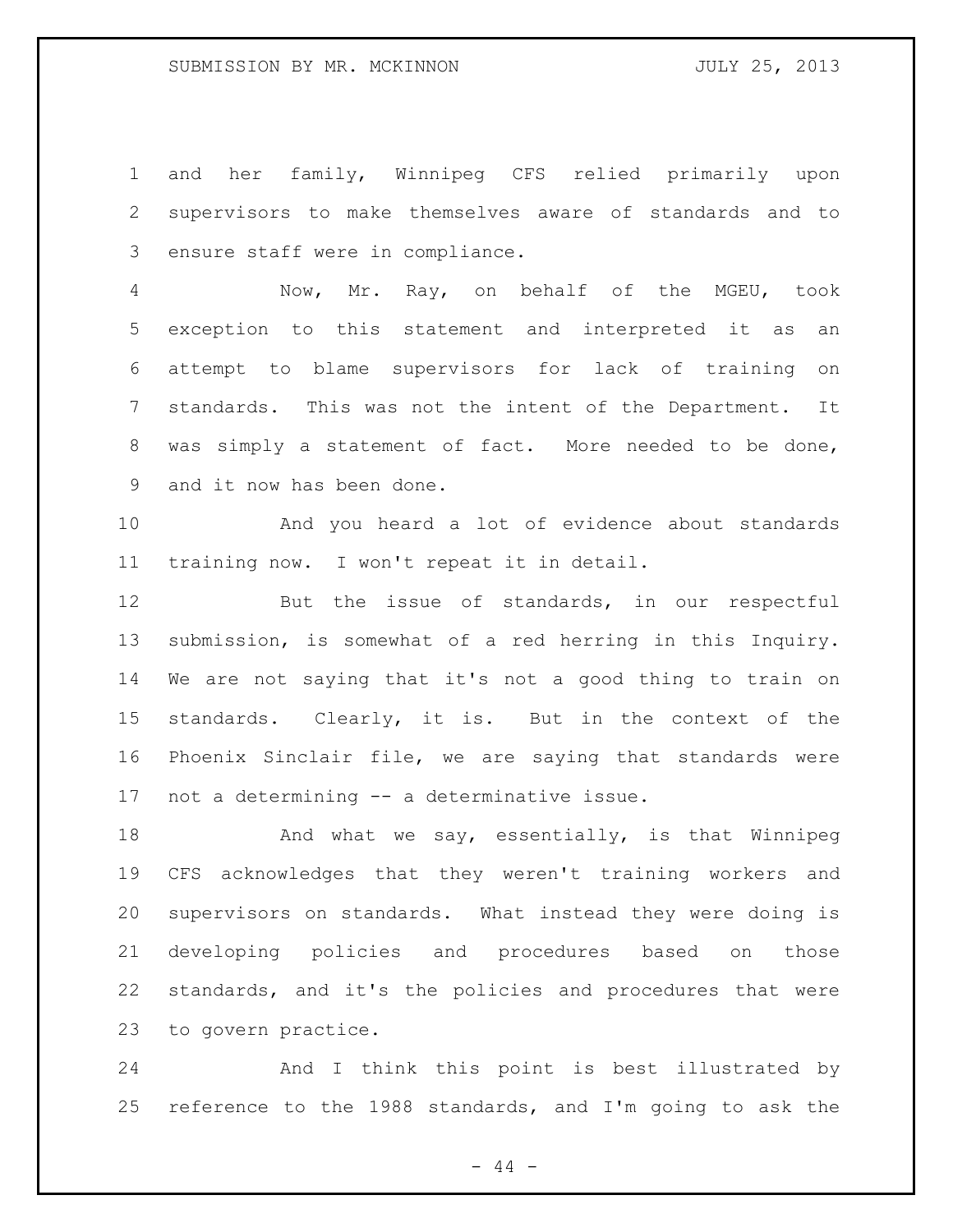and her family, Winnipeg CFS relied primarily upon supervisors to make themselves aware of standards and to ensure staff were in compliance.

Now, Mr. Ray, on behalf of the MGEU, took exception to this statement and interpreted it as an attempt to blame supervisors for lack of training on standards. This was not the intent of the Department. It was simply a statement of fact. More needed to be done, and it now has been done.

And you heard a lot of evidence about standards training now. I won't repeat it in detail.

But the issue of standards, in our respectful submission, is somewhat of a red herring in this Inquiry. We are not saying that it's not a good thing to train on standards. Clearly, it is. But in the context of the Phoenix Sinclair file, we are saying that standards were not a determining -- a determinative issue.

And what we say, essentially, is that Winnipeg CFS acknowledges that they weren't training workers and supervisors on standards. What instead they were doing is developing policies and procedures based on those standards, and it's the policies and procedures that were to govern practice.

And I think this point is best illustrated by reference to the 1988 standards, and I'm going to ask the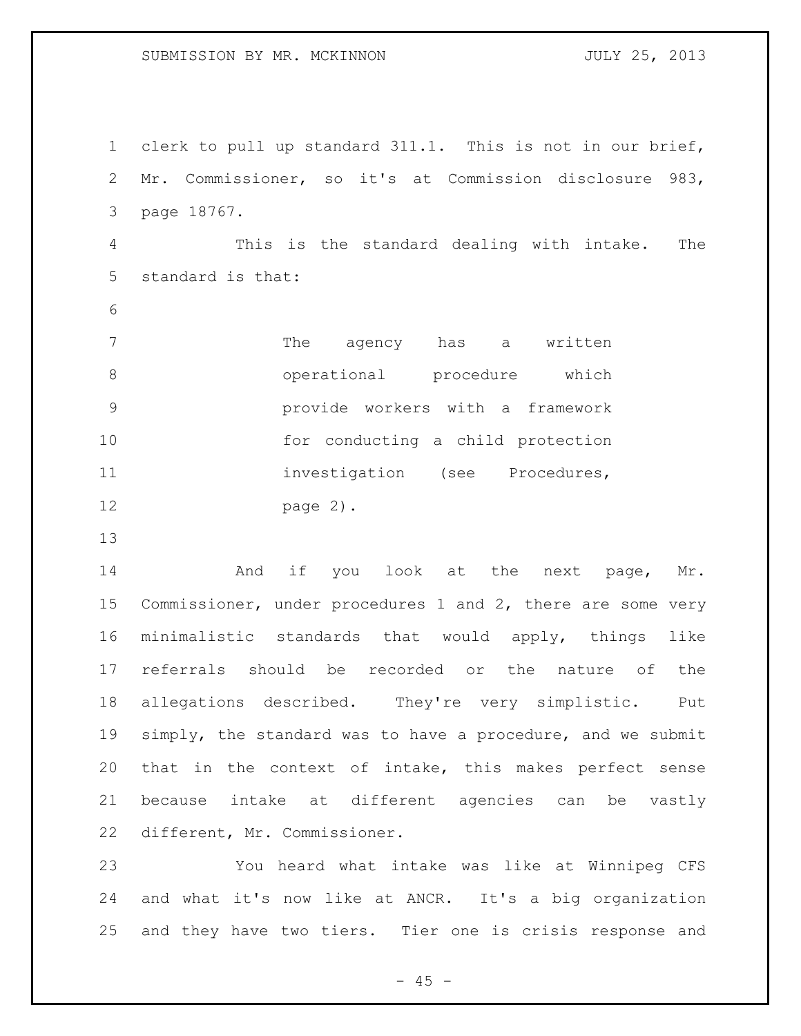clerk to pull up standard 311.1. This is not in our brief, Mr. Commissioner, so it's at Commission disclosure 983, page 18767.

This is the standard dealing with intake. The standard is that:

> The agency has a written operational procedure which provide workers with a framework for conducting a child protection investigation (see Procedures, page 2).

And if you look at the next page, Mr. Commissioner, under procedures 1 and 2, there are some very minimalistic standards that would apply, things like referrals should be recorded or the nature of the allegations described. They're very simplistic. Put simply, the standard was to have a procedure, and we submit that in the context of intake, this makes perfect sense because intake at different agencies can be vastly different, Mr. Commissioner.

You heard what intake was like at Winnipeg CFS and what it's now like at ANCR. It's a big organization and they have two tiers. Tier one is crisis response and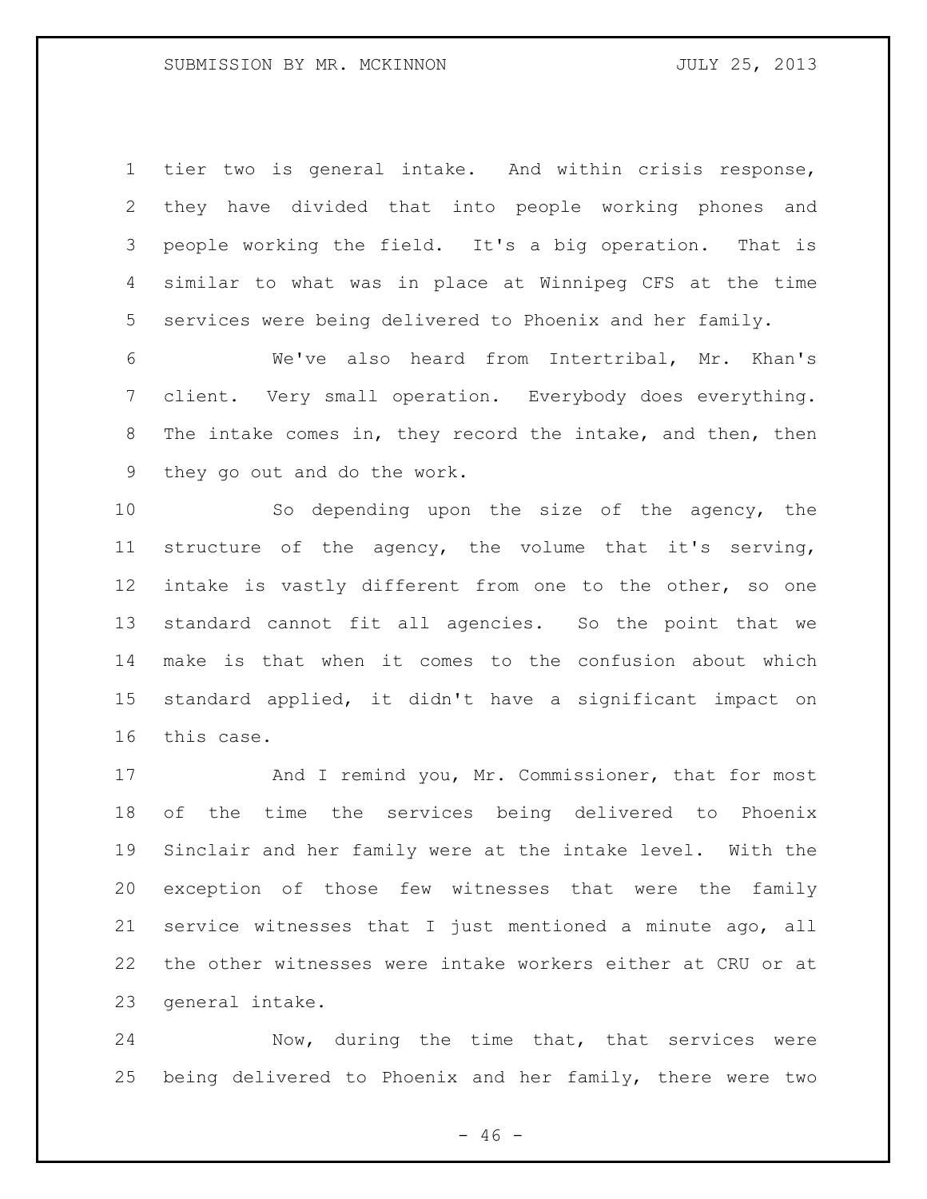tier two is general intake. And within crisis response, they have divided that into people working phones and people working the field. It's a big operation. That is similar to what was in place at Winnipeg CFS at the time services were being delivered to Phoenix and her family.

We've also heard from Intertribal, Mr. Khan's client. Very small operation. Everybody does everything. The intake comes in, they record the intake, and then, then they go out and do the work.

So depending upon the size of the agency, the structure of the agency, the volume that it's serving, intake is vastly different from one to the other, so one standard cannot fit all agencies. So the point that we make is that when it comes to the confusion about which standard applied, it didn't have a significant impact on this case.

And I remind you, Mr. Commissioner, that for most of the time the services being delivered to Phoenix Sinclair and her family were at the intake level. With the exception of those few witnesses that were the family service witnesses that I just mentioned a minute ago, all the other witnesses were intake workers either at CRU or at general intake.

Now, during the time that, that services were being delivered to Phoenix and her family, there were two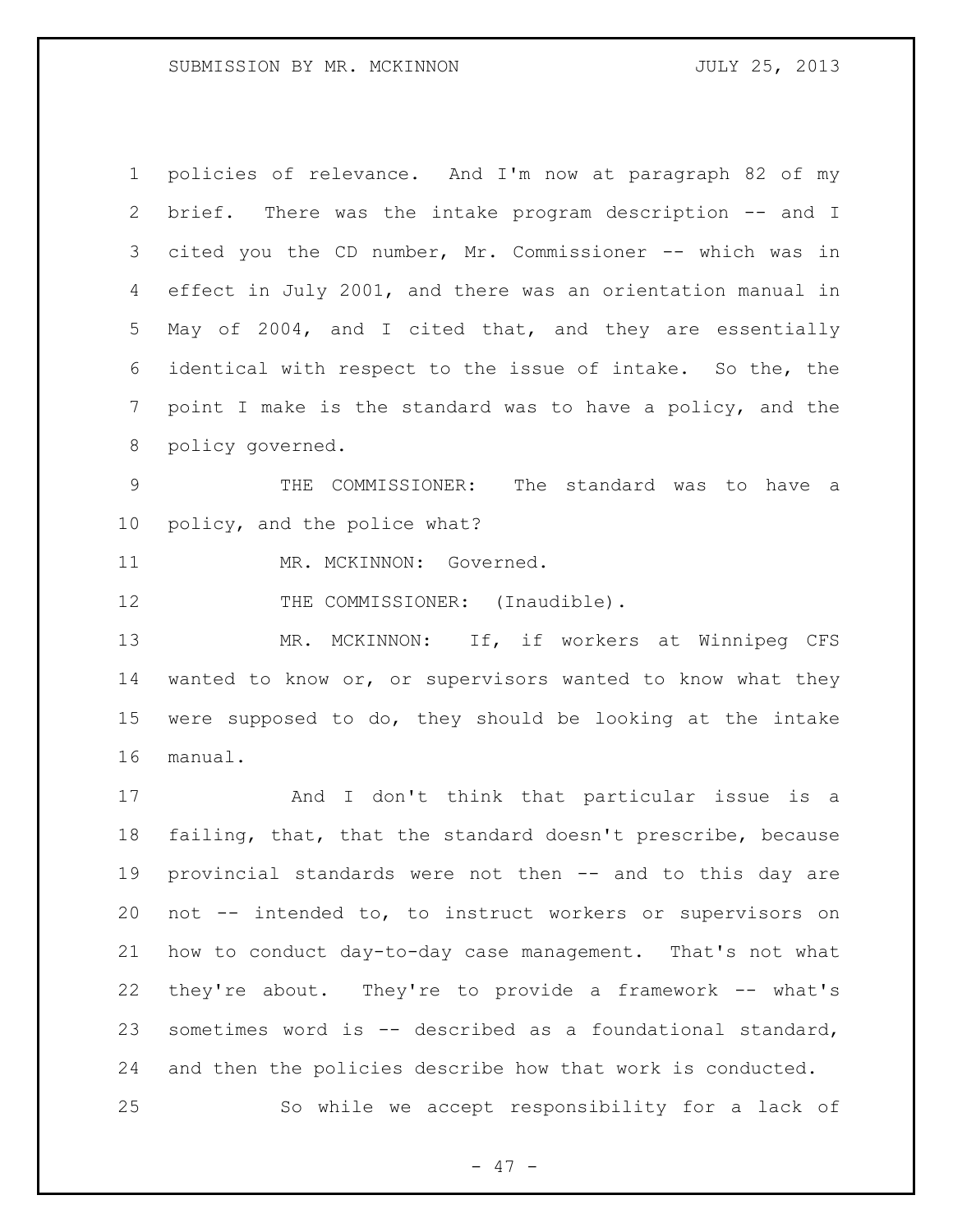policies of relevance. And I'm now at paragraph 82 of my brief. There was the intake program description -- and I cited you the CD number, Mr. Commissioner -- which was in effect in July 2001, and there was an orientation manual in May of 2004, and I cited that, and they are essentially identical with respect to the issue of intake. So the, the point I make is the standard was to have a policy, and the policy governed.

THE COMMISSIONER: The standard was to have a policy, and the police what?

MR. MCKINNON: Governed.

THE COMMISSIONER: (Inaudible).

MR. MCKINNON: If, if workers at Winnipeg CFS wanted to know or, or supervisors wanted to know what they were supposed to do, they should be looking at the intake manual.

And I don't think that particular issue is a failing, that, that the standard doesn't prescribe, because provincial standards were not then -- and to this day are not -- intended to, to instruct workers or supervisors on how to conduct day-to-day case management. That's not what they're about. They're to provide a framework -- what's sometimes word is -- described as a foundational standard, and then the policies describe how that work is conducted.

So while we accept responsibility for a lack of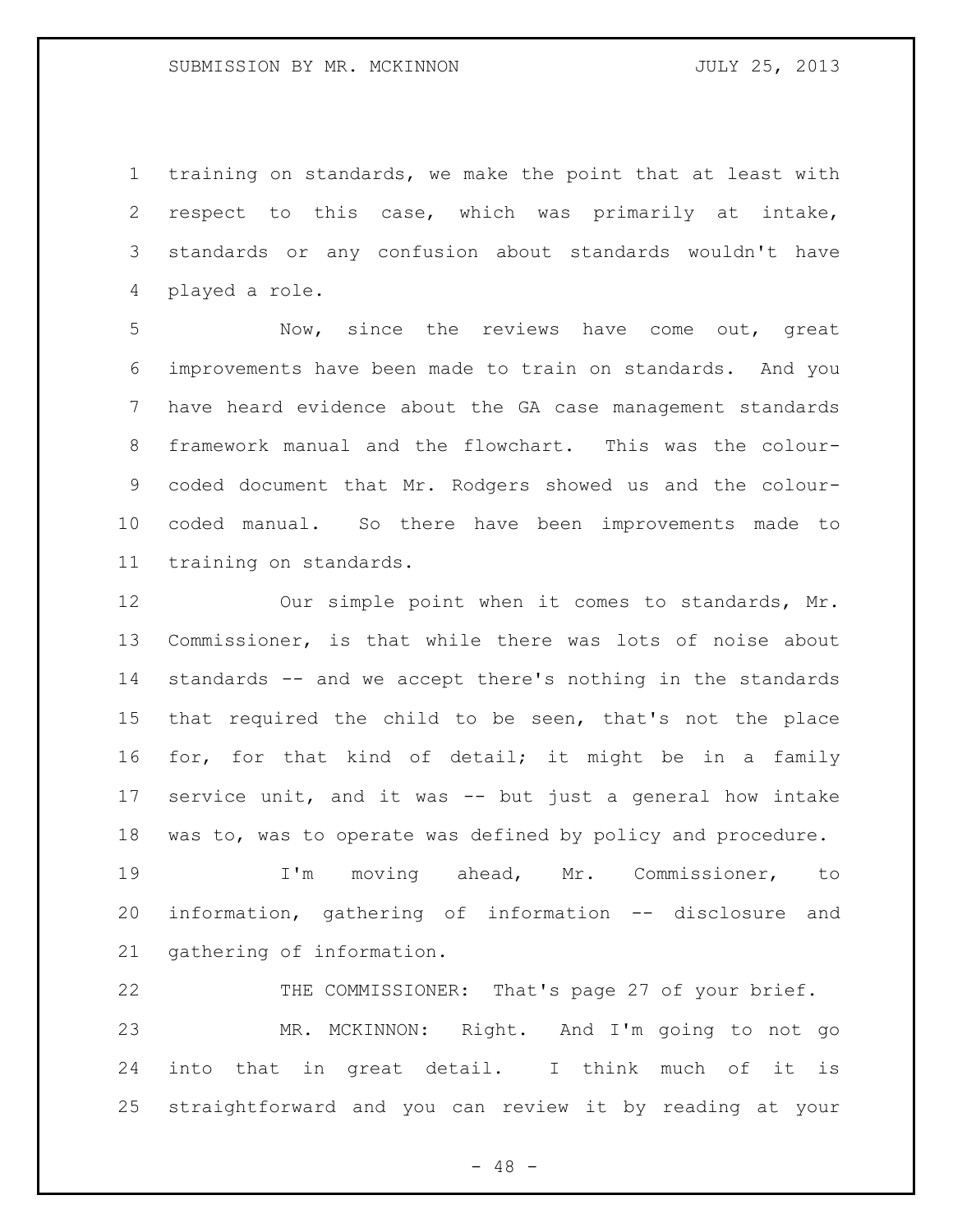training on standards, we make the point that at least with respect to this case, which was primarily at intake, standards or any confusion about standards wouldn't have played a role.

Now, since the reviews have come out, great improvements have been made to train on standards. And you have heard evidence about the GA case management standards framework manual and the flowchart. This was the colour-coded document that Mr. Rodgers showed us and the colour-coded manual. So there have been improvements made to training on standards.

Our simple point when it comes to standards, Mr. Commissioner, is that while there was lots of noise about standards -- and we accept there's nothing in the standards that required the child to be seen, that's not the place for, for that kind of detail; it might be in a family service unit, and it was -- but just a general how intake was to, was to operate was defined by policy and procedure.

I'm moving ahead, Mr. Commissioner, to information, gathering of information -- disclosure and gathering of information.

THE COMMISSIONER: That's page 27 of your brief.

MR. MCKINNON: Right. And I'm going to not go into that in great detail. I think much of it is straightforward and you can review it by reading at your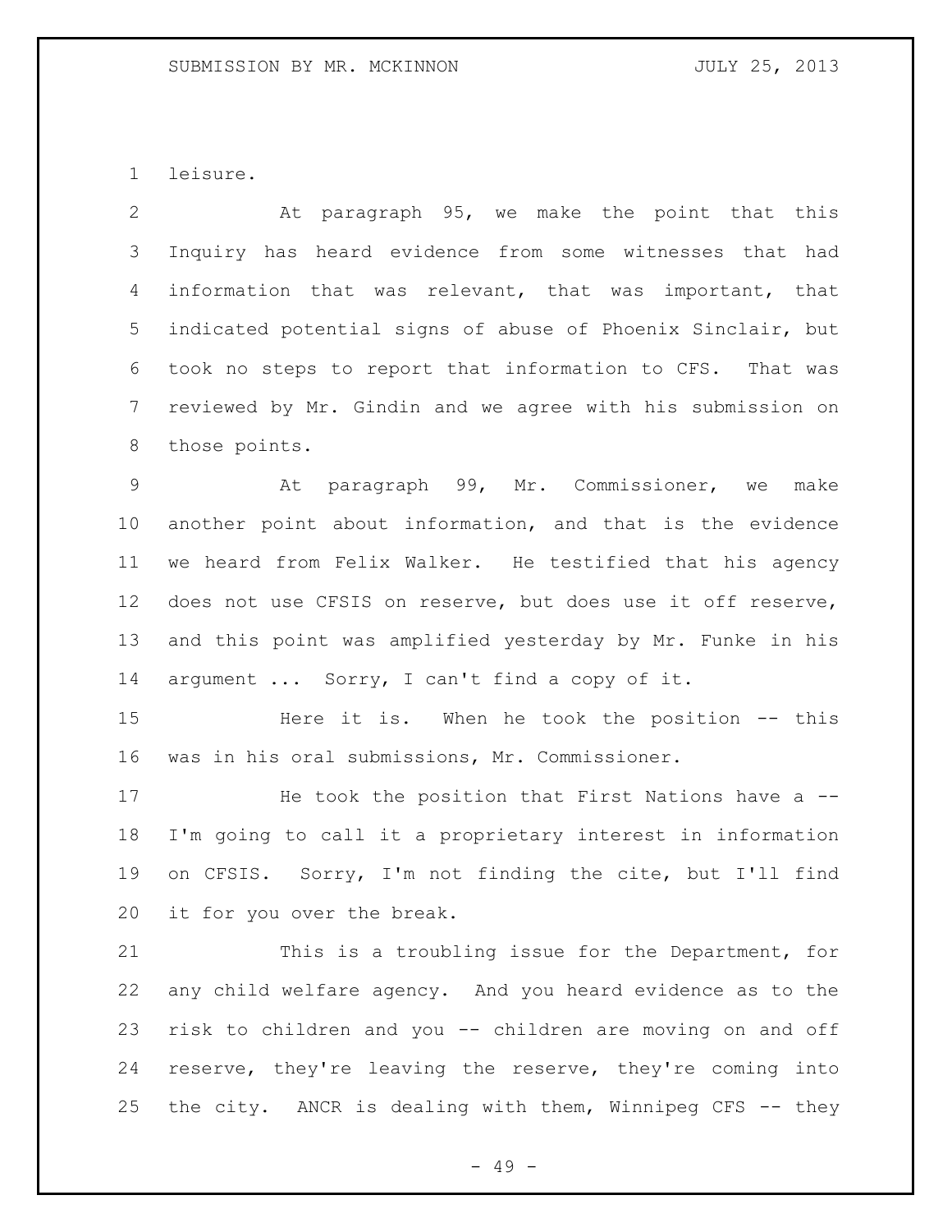leisure.

At paragraph 95, we make the point that this Inquiry has heard evidence from some witnesses that had information that was relevant, that was important, that indicated potential signs of abuse of Phoenix Sinclair, but took no steps to report that information to CFS. That was reviewed by Mr. Gindin and we agree with his submission on those points.

At paragraph 99, Mr. Commissioner, we make another point about information, and that is the evidence we heard from Felix Walker. He testified that his agency does not use CFSIS on reserve, but does use it off reserve, and this point was amplified yesterday by Mr. Funke in his argument ... Sorry, I can't find a copy of it.

Here it is. When he took the position -- this was in his oral submissions, Mr. Commissioner.

He took the position that First Nations have a -- I'm going to call it a proprietary interest in information on CFSIS. Sorry, I'm not finding the cite, but I'll find it for you over the break.

This is a troubling issue for the Department, for any child welfare agency. And you heard evidence as to the risk to children and you -- children are moving on and off reserve, they're leaving the reserve, they're coming into the city. ANCR is dealing with them, Winnipeg CFS -- they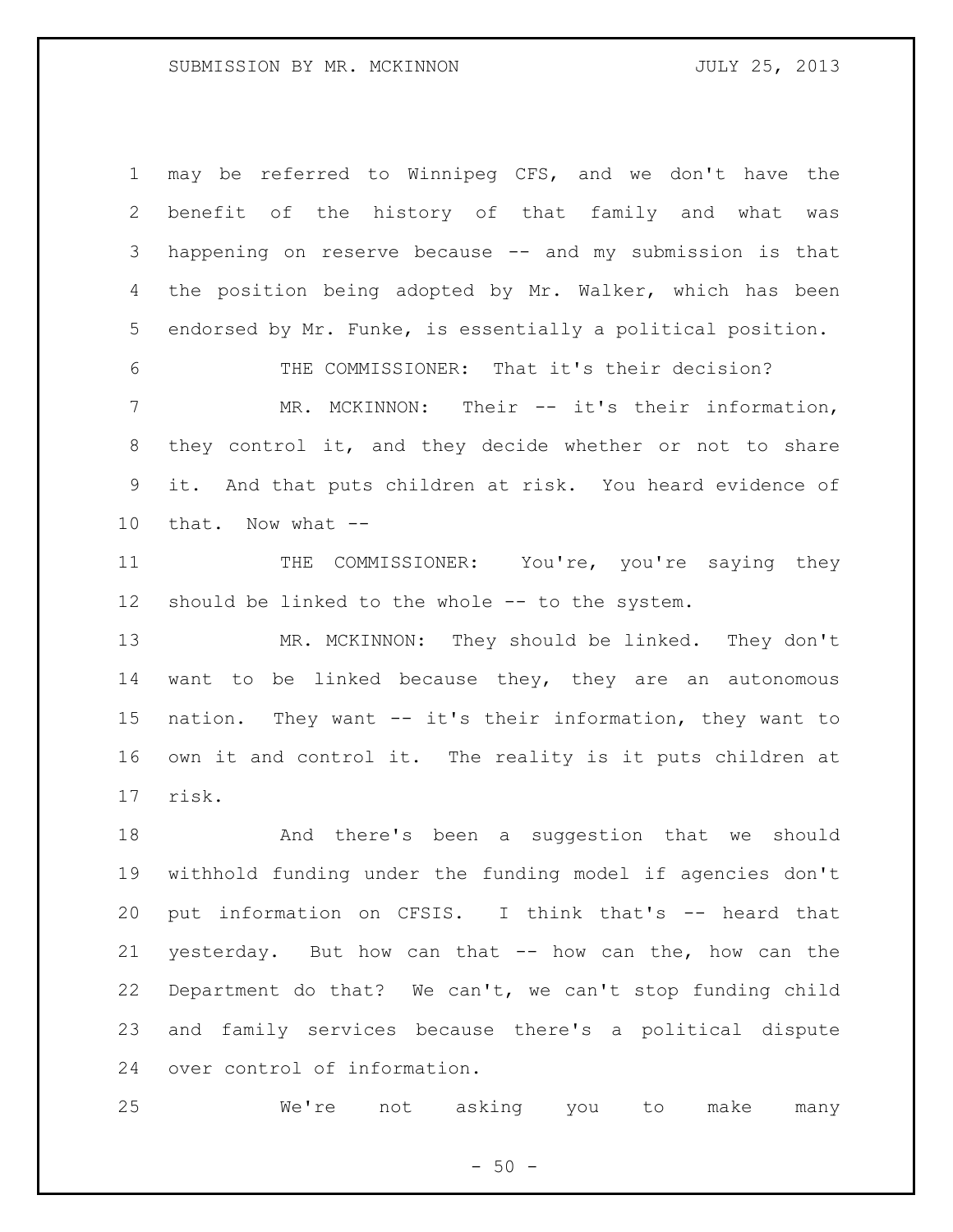may be referred to Winnipeg CFS, and we don't have the benefit of the history of that family and what was happening on reserve because -- and my submission is that the position being adopted by Mr. Walker, which has been endorsed by Mr. Funke, is essentially a political position.

THE COMMISSIONER: That it's their decision?

MR. MCKINNON: Their -- it's their information, they control it, and they decide whether or not to share it. And that puts children at risk. You heard evidence of that. Now what --

THE COMMISSIONER: You're, you're saying they should be linked to the whole -- to the system.

MR. MCKINNON: They should be linked. They don't want to be linked because they, they are an autonomous nation. They want -- it's their information, they want to own it and control it. The reality is it puts children at risk.

And there's been a suggestion that we should withhold funding under the funding model if agencies don't put information on CFSIS. I think that's -- heard that yesterday. But how can that -- how can the, how can the Department do that? We can't, we can't stop funding child and family services because there's a political dispute over control of information.

We're not asking you to make many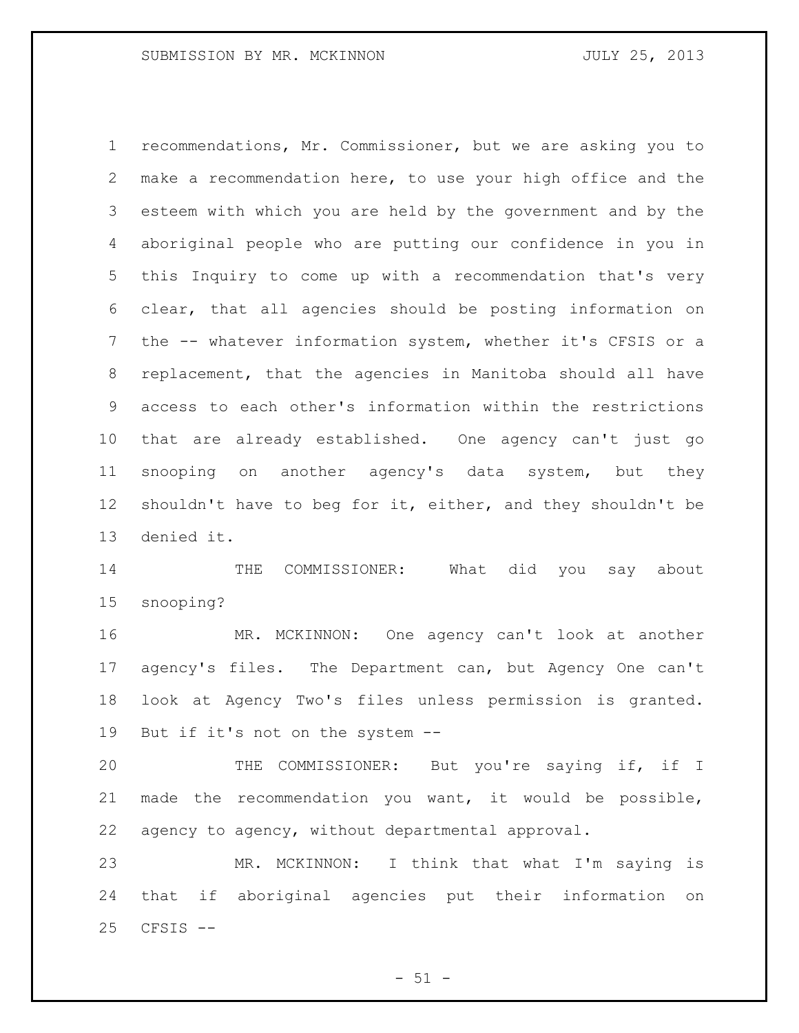recommendations, Mr. Commissioner, but we are asking you to make a recommendation here, to use your high office and the esteem with which you are held by the government and by the aboriginal people who are putting our confidence in you in this Inquiry to come up with a recommendation that's very clear, that all agencies should be posting information on the -- whatever information system, whether it's CFSIS or a replacement, that the agencies in Manitoba should all have access to each other's information within the restrictions that are already established. One agency can't just go snooping on another agency's data system, but they shouldn't have to beg for it, either, and they shouldn't be denied it.

THE COMMISSIONER: What did you say about snooping?

MR. MCKINNON: One agency can't look at another agency's files. The Department can, but Agency One can't look at Agency Two's files unless permission is granted. But if it's not on the system --

THE COMMISSIONER: But you're saying if, if I made the recommendation you want, it would be possible, agency to agency, without departmental approval.

MR. MCKINNON: I think that what I'm saying is that if aboriginal agencies put their information on CFSIS --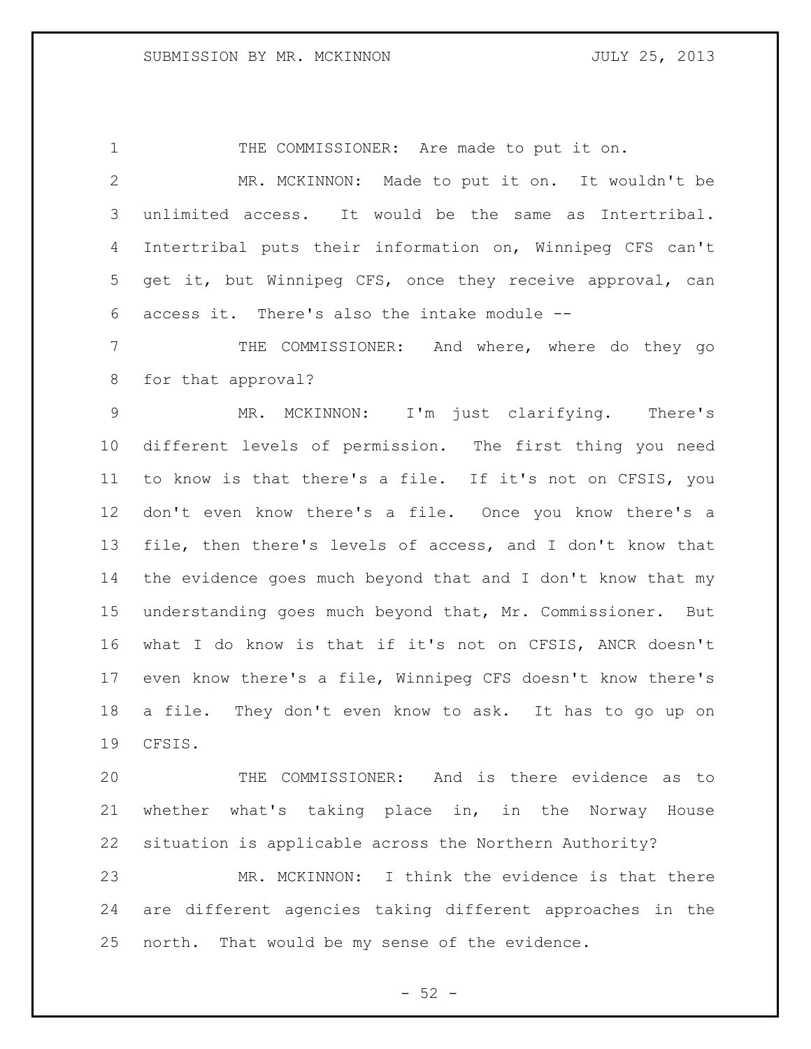THE COMMISSIONER: Are made to put it on.

MR. MCKINNON: Made to put it on. It wouldn't be unlimited access. It would be the same as Intertribal. Intertribal puts their information on, Winnipeg CFS can't get it, but Winnipeg CFS, once they receive approval, can access it. There's also the intake module --

THE COMMISSIONER: And where, where do they go for that approval?

MR. MCKINNON: I'm just clarifying. There's different levels of permission. The first thing you need to know is that there's a file. If it's not on CFSIS, you don't even know there's a file. Once you know there's a file, then there's levels of access, and I don't know that the evidence goes much beyond that and I don't know that my understanding goes much beyond that, Mr. Commissioner. But what I do know is that if it's not on CFSIS, ANCR doesn't even know there's a file, Winnipeg CFS doesn't know there's a file. They don't even know to ask. It has to go up on CFSIS.

THE COMMISSIONER: And is there evidence as to whether what's taking place in, in the Norway House situation is applicable across the Northern Authority?

MR. MCKINNON: I think the evidence is that there are different agencies taking different approaches in the north. That would be my sense of the evidence.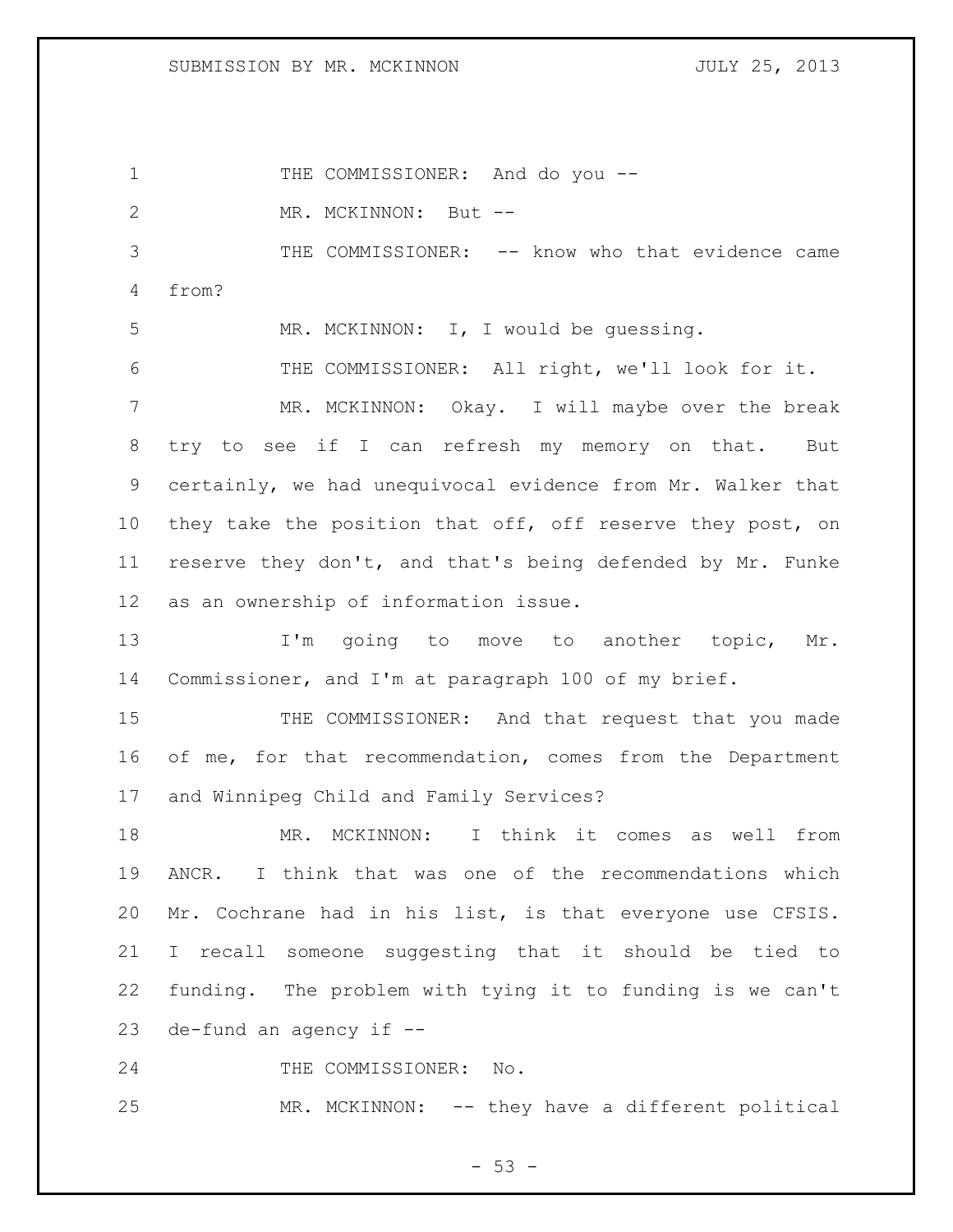THE COMMISSIONER: And do you --

MR. MCKINNON: But --

THE COMMISSIONER: -- know who that evidence came from?

MR. MCKINNON: I, I would be guessing.

THE COMMISSIONER: All right, we'll look for it.

MR. MCKINNON: Okay. I will maybe over the break try to see if I can refresh my memory on that. But certainly, we had unequivocal evidence from Mr. Walker that they take the position that off, off reserve they post, on reserve they don't, and that's being defended by Mr. Funke as an ownership of information issue.

I'm going to move to another topic, Mr. Commissioner, and I'm at paragraph 100 of my brief.

THE COMMISSIONER: And that request that you made of me, for that recommendation, comes from the Department and Winnipeg Child and Family Services?

MR. MCKINNON: I think it comes as well from ANCR. I think that was one of the recommendations which Mr. Cochrane had in his list, is that everyone use CFSIS. I recall someone suggesting that it should be tied to funding. The problem with tying it to funding is we can't de-fund an agency if --

THE COMMISSIONER: No.

MR. MCKINNON: -- they have a different political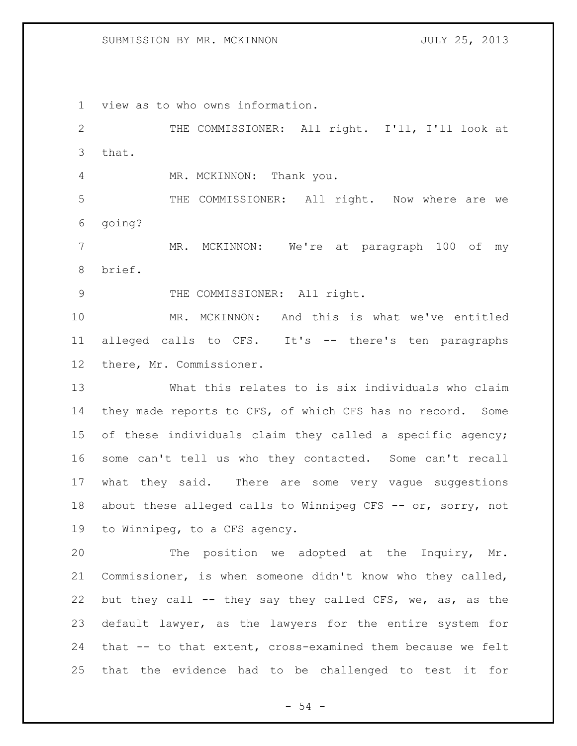view as to who owns information.

THE COMMISSIONER: All right. I'll, I'll look at that.

MR. MCKINNON: Thank you.

THE COMMISSIONER: All right. Now where are we going?

MR. MCKINNON: We're at paragraph 100 of my brief.

THE COMMISSIONER: All right.

MR. MCKINNON: And this is what we've entitled alleged calls to CFS. It's -- there's ten paragraphs there, Mr. Commissioner.

What this relates to is six individuals who claim they made reports to CFS, of which CFS has no record. Some of these individuals claim they called a specific agency; some can't tell us who they contacted. Some can't recall what they said. There are some very vague suggestions about these alleged calls to Winnipeg CFS -- or, sorry, not to Winnipeg, to a CFS agency.

The position we adopted at the Inquiry, Mr. Commissioner, is when someone didn't know who they called, but they call -- they say they called CFS, we, as, as the default lawyer, as the lawyers for the entire system for that -- to that extent, cross-examined them because we felt that the evidence had to be challenged to test it for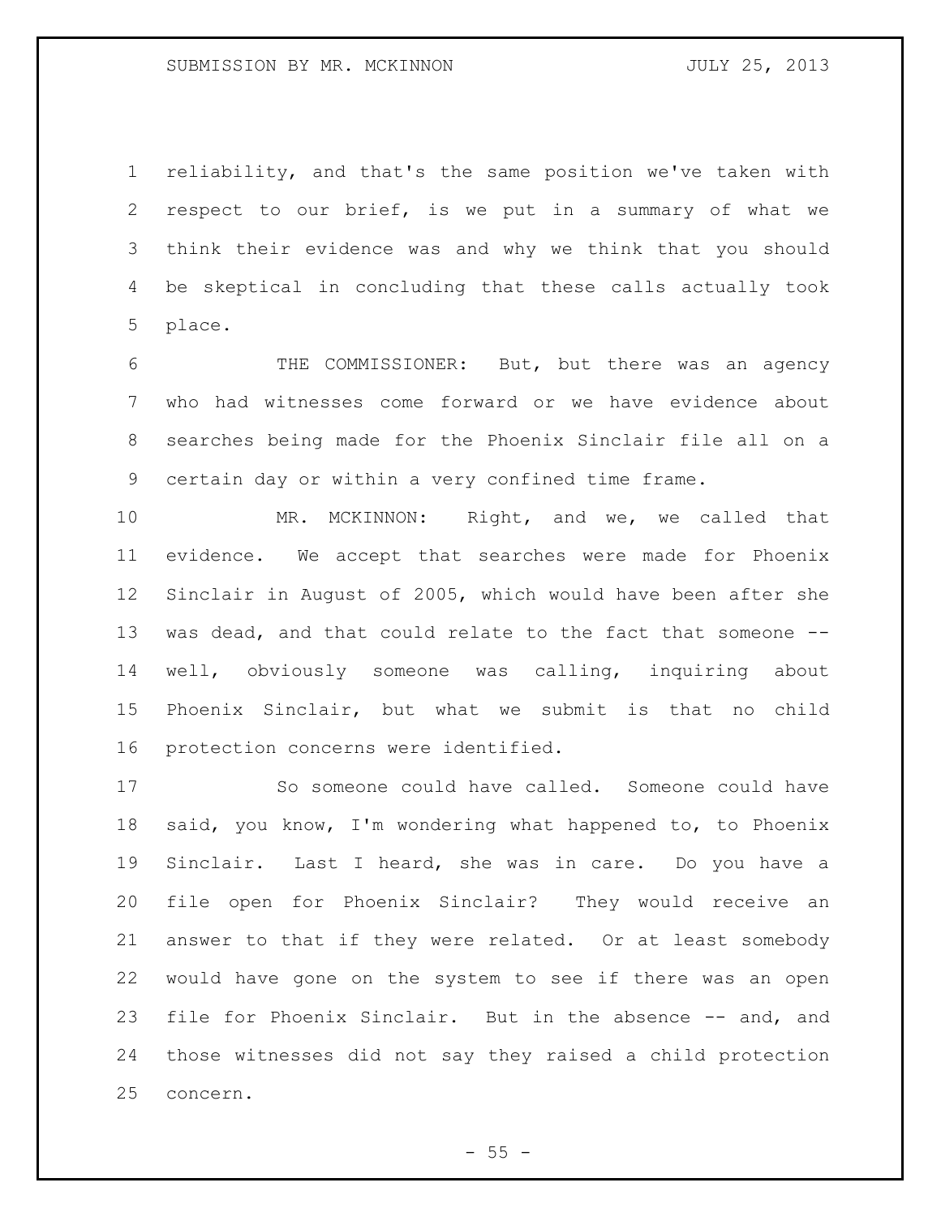reliability, and that's the same position we've taken with respect to our brief, is we put in a summary of what we think their evidence was and why we think that you should be skeptical in concluding that these calls actually took place.

THE COMMISSIONER: But, but there was an agency who had witnesses come forward or we have evidence about searches being made for the Phoenix Sinclair file all on a certain day or within a very confined time frame.

MR. MCKINNON: Right, and we, we called that evidence. We accept that searches were made for Phoenix Sinclair in August of 2005, which would have been after she was dead, and that could relate to the fact that someone -- well, obviously someone was calling, inquiring about Phoenix Sinclair, but what we submit is that no child protection concerns were identified.

So someone could have called. Someone could have said, you know, I'm wondering what happened to, to Phoenix Sinclair. Last I heard, she was in care. Do you have a file open for Phoenix Sinclair? They would receive an answer to that if they were related. Or at least somebody would have gone on the system to see if there was an open file for Phoenix Sinclair. But in the absence -- and, and those witnesses did not say they raised a child protection concern.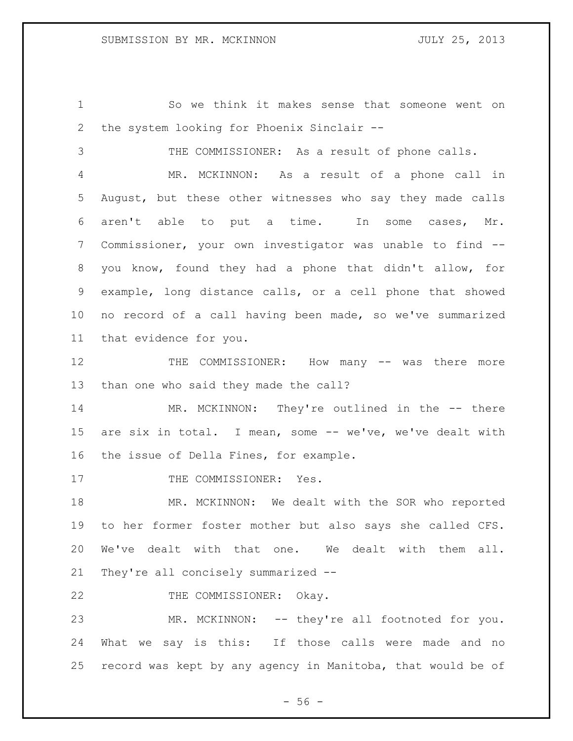So we think it makes sense that someone went on the system looking for Phoenix Sinclair --

THE COMMISSIONER: As a result of phone calls.

MR. MCKINNON: As a result of a phone call in August, but these other witnesses who say they made calls aren't able to put a time. In some cases, Mr. Commissioner, your own investigator was unable to find -- you know, found they had a phone that didn't allow, for example, long distance calls, or a cell phone that showed no record of a call having been made, so we've summarized that evidence for you.

THE COMMISSIONER: How many -- was there more than one who said they made the call?

MR. MCKINNON: They're outlined in the -- there are six in total. I mean, some -- we've, we've dealt with the issue of Della Fines, for example.

THE COMMISSIONER: Yes.

MR. MCKINNON: We dealt with the SOR who reported to her former foster mother but also says she called CFS. We've dealt with that one. We dealt with them all. They're all concisely summarized --

THE COMMISSIONER: Okay.

MR. MCKINNON: -- they're all footnoted for you. What we say is this: If those calls were made and no record was kept by any agency in Manitoba, that would be of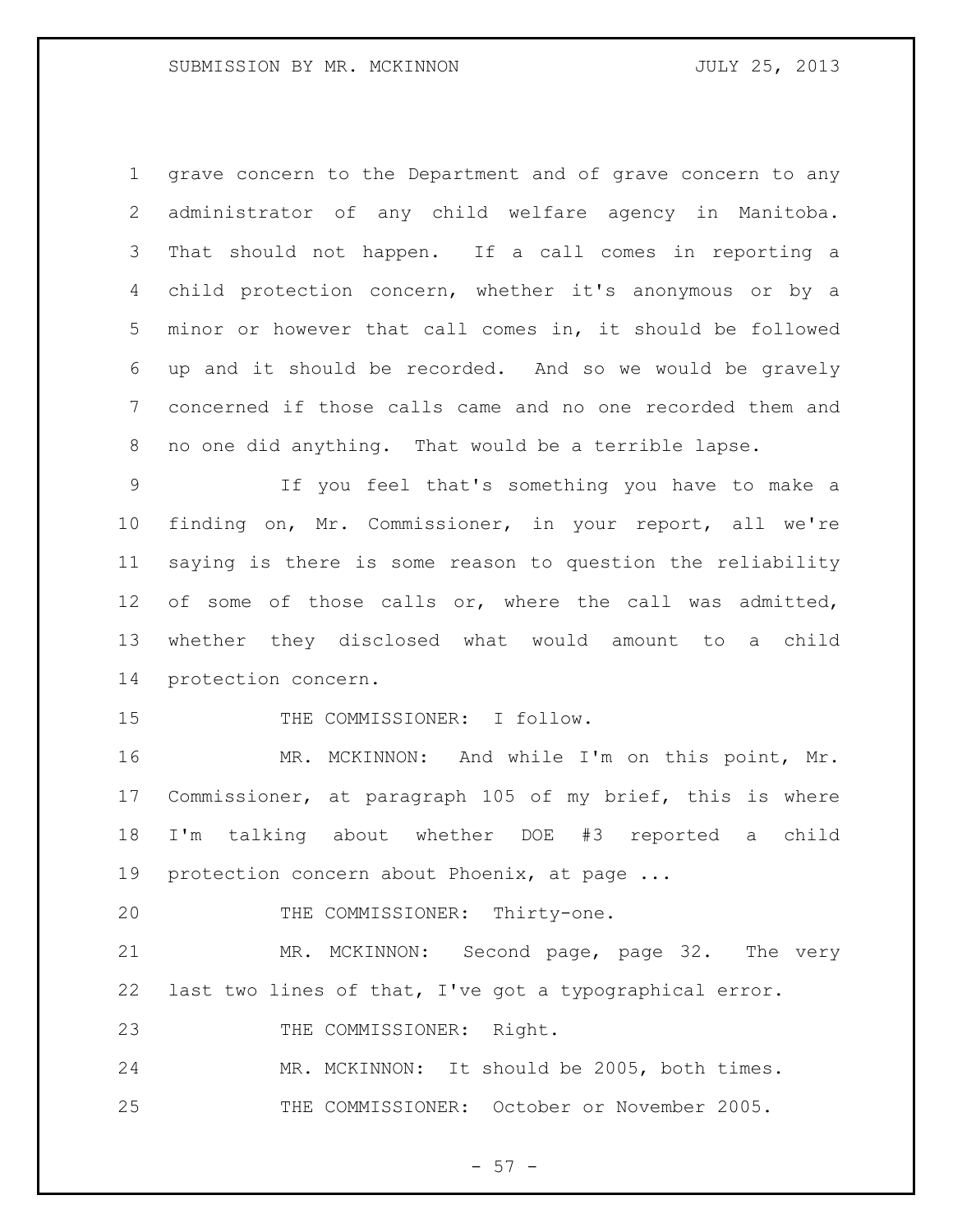grave concern to the Department and of grave concern to any administrator of any child welfare agency in Manitoba. That should not happen. If a call comes in reporting a child protection concern, whether it's anonymous or by a minor or however that call comes in, it should be followed up and it should be recorded. And so we would be gravely concerned if those calls came and no one recorded them and no one did anything. That would be a terrible lapse.

If you feel that's something you have to make a finding on, Mr. Commissioner, in your report, all we're saying is there is some reason to question the reliability of some of those calls or, where the call was admitted, whether they disclosed what would amount to a child protection concern.

THE COMMISSIONER: I follow.

MR. MCKINNON: And while I'm on this point, Mr. Commissioner, at paragraph 105 of my brief, this is where I'm talking about whether DOE #3 reported a child protection concern about Phoenix, at page ...

THE COMMISSIONER: Thirty-one.

MR. MCKINNON: Second page, page 32. The very last two lines of that, I've got a typographical error.

THE COMMISSIONER: Right.

MR. MCKINNON: It should be 2005, both times.

THE COMMISSIONER: October or November 2005.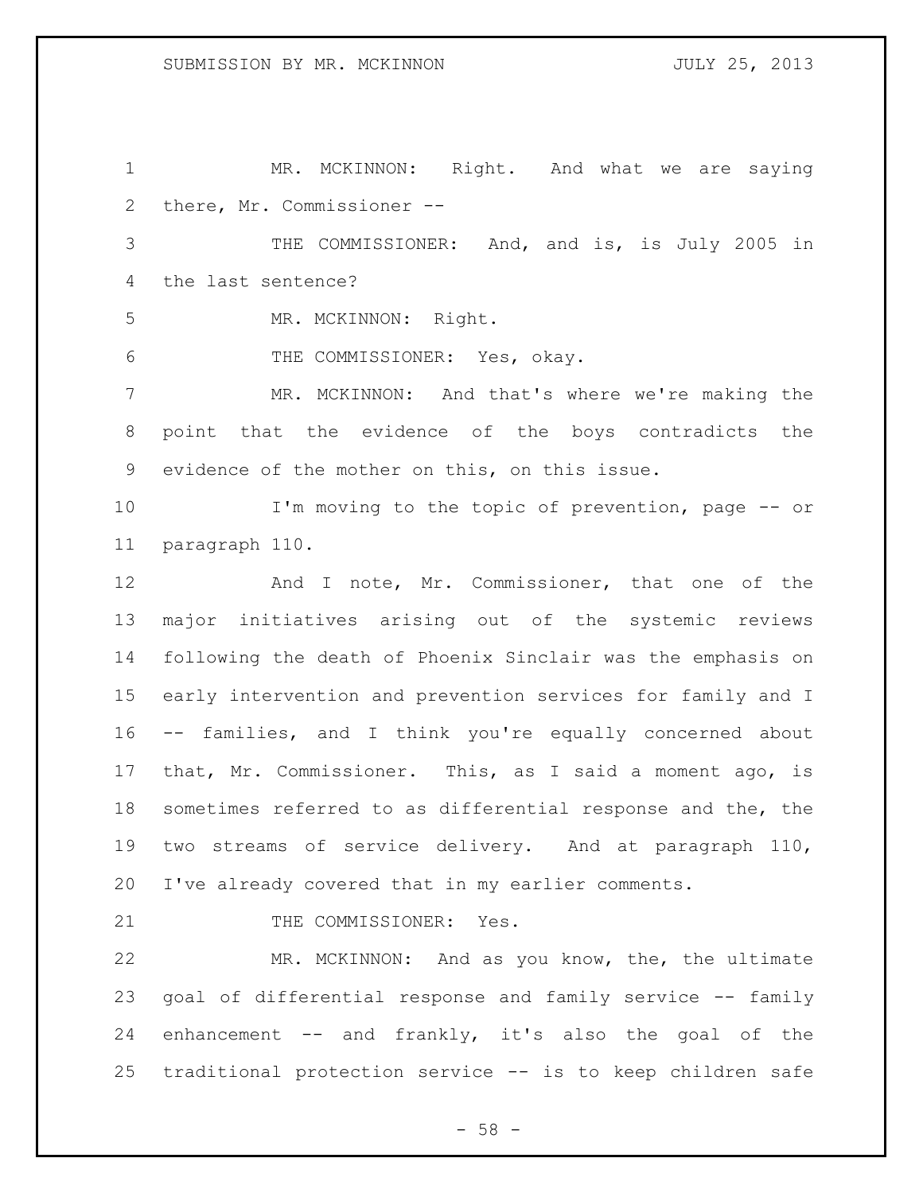MR. MCKINNON: Right. And what we are saying there, Mr. Commissioner --

THE COMMISSIONER: And, and is, is July 2005 in the last sentence?

MR. MCKINNON: Right.

THE COMMISSIONER: Yes, okay.

MR. MCKINNON: And that's where we're making the point that the evidence of the boys contradicts the evidence of the mother on this, on this issue.

I'm moving to the topic of prevention, page -- or paragraph 110.

And I note, Mr. Commissioner, that one of the major initiatives arising out of the systemic reviews following the death of Phoenix Sinclair was the emphasis on early intervention and prevention services for family and I -- families, and I think you're equally concerned about that, Mr. Commissioner. This, as I said a moment ago, is sometimes referred to as differential response and the, the two streams of service delivery. And at paragraph 110, I've already covered that in my earlier comments.

THE COMMISSIONER: Yes.

MR. MCKINNON: And as you know, the, the ultimate goal of differential response and family service -- family enhancement -- and frankly, it's also the goal of the traditional protection service -- is to keep children safe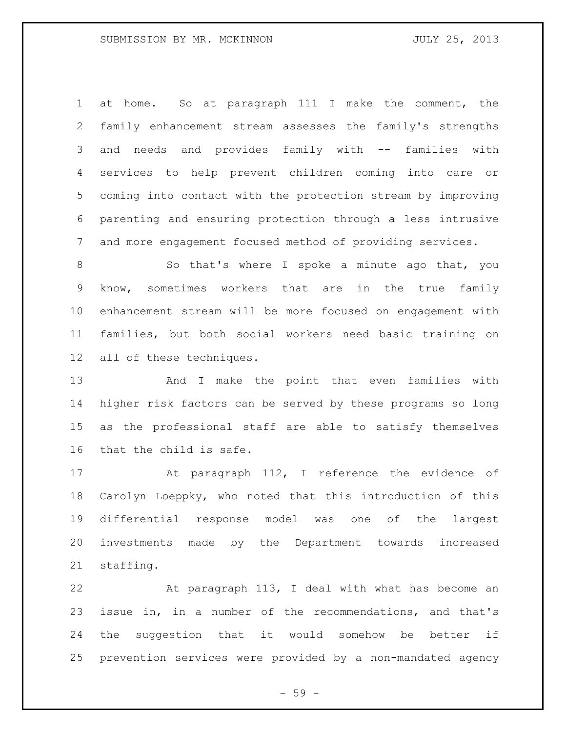at home. So at paragraph 111 I make the comment, the family enhancement stream assesses the family's strengths and needs and provides family with -- families with services to help prevent children coming into care or coming into contact with the protection stream by improving parenting and ensuring protection through a less intrusive and more engagement focused method of providing services.

So that's where I spoke a minute ago that, you know, sometimes workers that are in the true family enhancement stream will be more focused on engagement with families, but both social workers need basic training on all of these techniques.

And I make the point that even families with higher risk factors can be served by these programs so long as the professional staff are able to satisfy themselves that the child is safe.

At paragraph 112, I reference the evidence of Carolyn Loeppky, who noted that this introduction of this differential response model was one of the largest investments made by the Department towards increased staffing.

At paragraph 113, I deal with what has become an issue in, in a number of the recommendations, and that's the suggestion that it would somehow be better if prevention services were provided by a non-mandated agency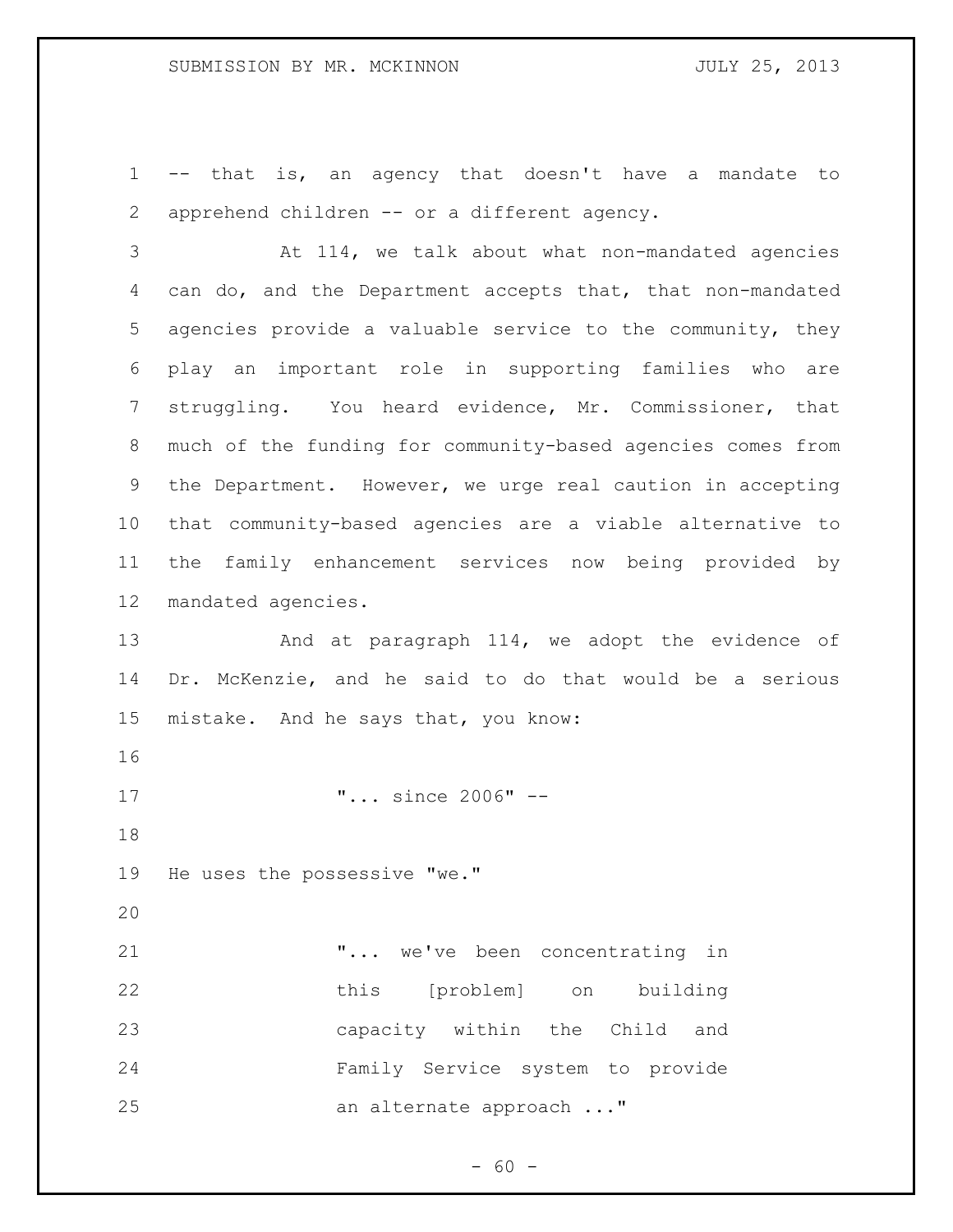-- that is, an agency that doesn't have a mandate to apprehend children -- or a different agency.

At 114, we talk about what non-mandated agencies can do, and the Department accepts that, that non-mandated agencies provide a valuable service to the community, they play an important role in supporting families who are struggling. You heard evidence, Mr. Commissioner, that much of the funding for community-based agencies comes from the Department. However, we urge real caution in accepting that community-based agencies are a viable alternative to the family enhancement services now being provided by mandated agencies.

And at paragraph 114, we adopt the evidence of Dr. McKenzie, and he said to do that would be a serious mistake. And he says that, you know:

> "... since 2006" --

He uses the possessive "we."

> "... we've been concentrating in this [problem] on building capacity within the Child and Family Service system to provide an alternate approach ..."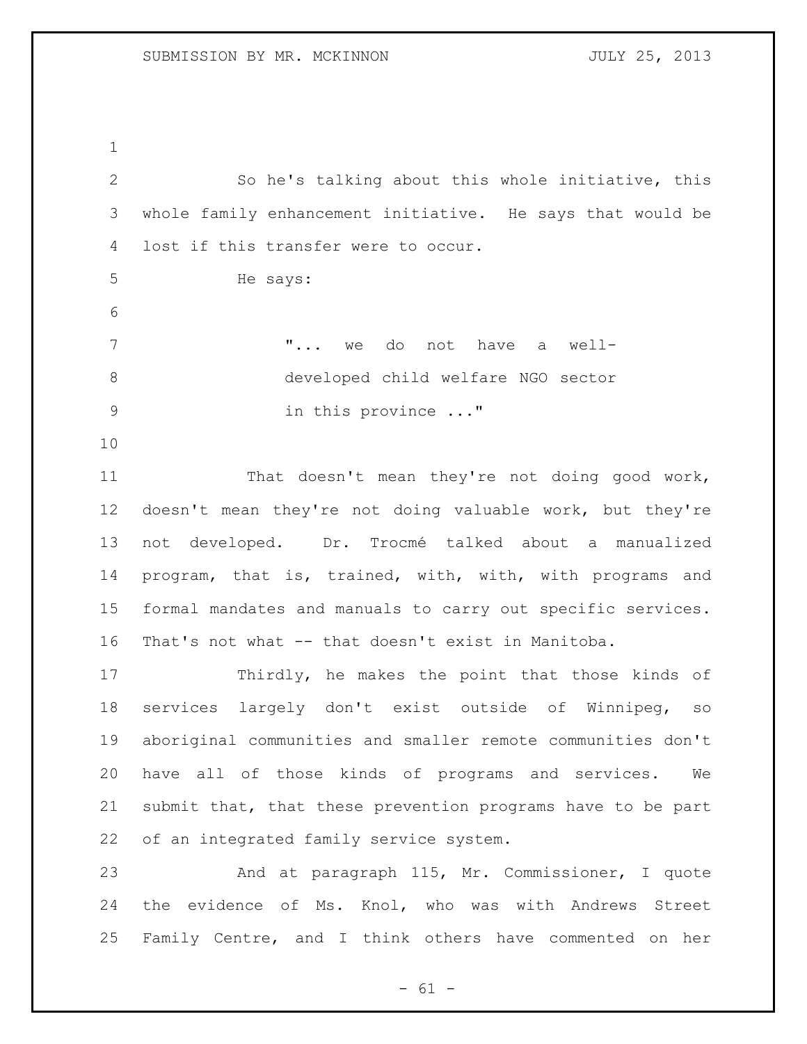So he's talking about this whole initiative, this whole family enhancement initiative. He says that would be lost if this transfer were to occur.

He says:

> "... we do not have a well-developed child welfare NGO sector in this province ..."

That doesn't mean they're not doing good work, doesn't mean they're not doing valuable work, but they're not developed. Dr. Trocmé talked about a manualized program, that is, trained, with, with, with programs and formal mandates and manuals to carry out specific services. That's not what -- that doesn't exist in Manitoba.

Thirdly, he makes the point that those kinds of services largely don't exist outside of Winnipeg, so aboriginal communities and smaller remote communities don't have all of those kinds of programs and services. We submit that, that these prevention programs have to be part of an integrated family service system.

And at paragraph 115, Mr. Commissioner, I quote the evidence of Ms. Knol, who was with Andrews Street Family Centre, and I think others have commented on her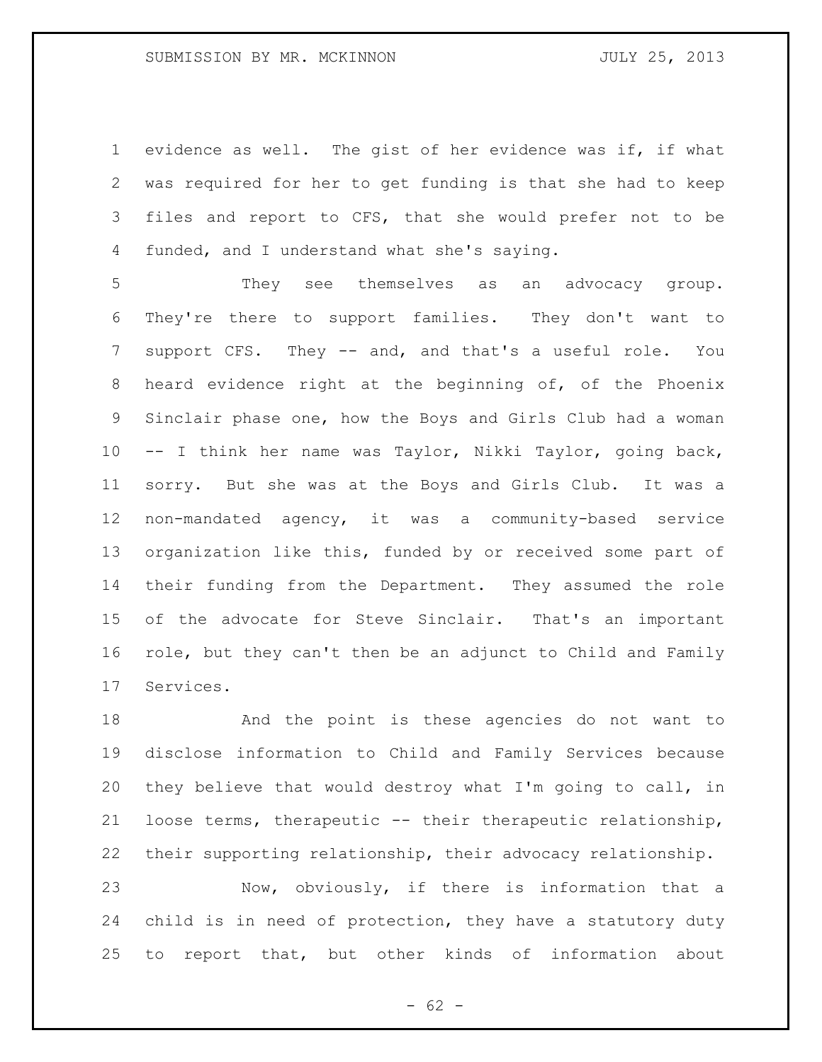evidence as well. The gist of her evidence was if, if what was required for her to get funding is that she had to keep files and report to CFS, that she would prefer not to be funded, and I understand what she's saying.

They see themselves as an advocacy group. They're there to support families. They don't want to support CFS. They -- and, and that's a useful role. You heard evidence right at the beginning of, of the Phoenix Sinclair phase one, how the Boys and Girls Club had a woman -- I think her name was Taylor, Nikki Taylor, going back, sorry. But she was at the Boys and Girls Club. It was a non-mandated agency, it was a community-based service organization like this, funded by or received some part of their funding from the Department. They assumed the role of the advocate for Steve Sinclair. That's an important role, but they can't then be an adjunct to Child and Family Services.

And the point is these agencies do not want to disclose information to Child and Family Services because they believe that would destroy what I'm going to call, in loose terms, therapeutic -- their therapeutic relationship, their supporting relationship, their advocacy relationship.

Now, obviously, if there is information that a child is in need of protection, they have a statutory duty to report that, but other kinds of information about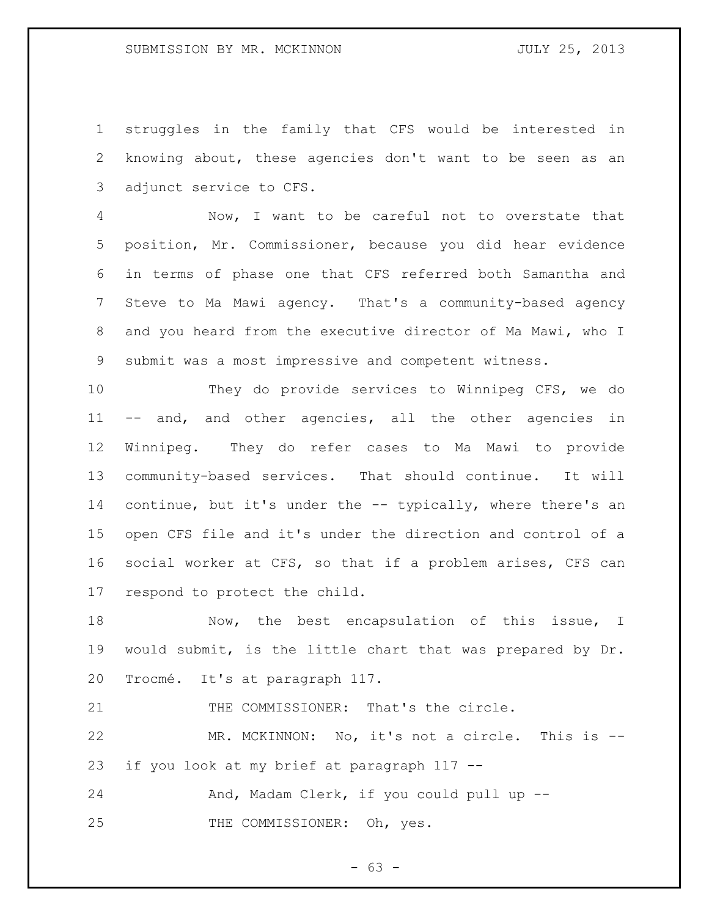struggles in the family that CFS would be interested in knowing about, these agencies don't want to be seen as an adjunct service to CFS.

Now, I want to be careful not to overstate that position, Mr. Commissioner, because you did hear evidence in terms of phase one that CFS referred both Samantha and Steve to Ma Mawi agency. That's a community-based agency and you heard from the executive director of Ma Mawi, who I submit was a most impressive and competent witness.

They do provide services to Winnipeg CFS, we do -- and, and other agencies, all the other agencies in Winnipeg. They do refer cases to Ma Mawi to provide community-based services. That should continue. It will continue, but it's under the -- typically, where there's an open CFS file and it's under the direction and control of a social worker at CFS, so that if a problem arises, CFS can respond to protect the child.

Now, the best encapsulation of this issue, I would submit, is the little chart that was prepared by Dr. Trocmé. It's at paragraph 117.

THE COMMISSIONER: That's the circle.

MR. MCKINNON: No, it's not a circle. This is -- if you look at my brief at paragraph 117 --

And, Madam Clerk, if you could pull up --

THE COMMISSIONER: Oh, yes.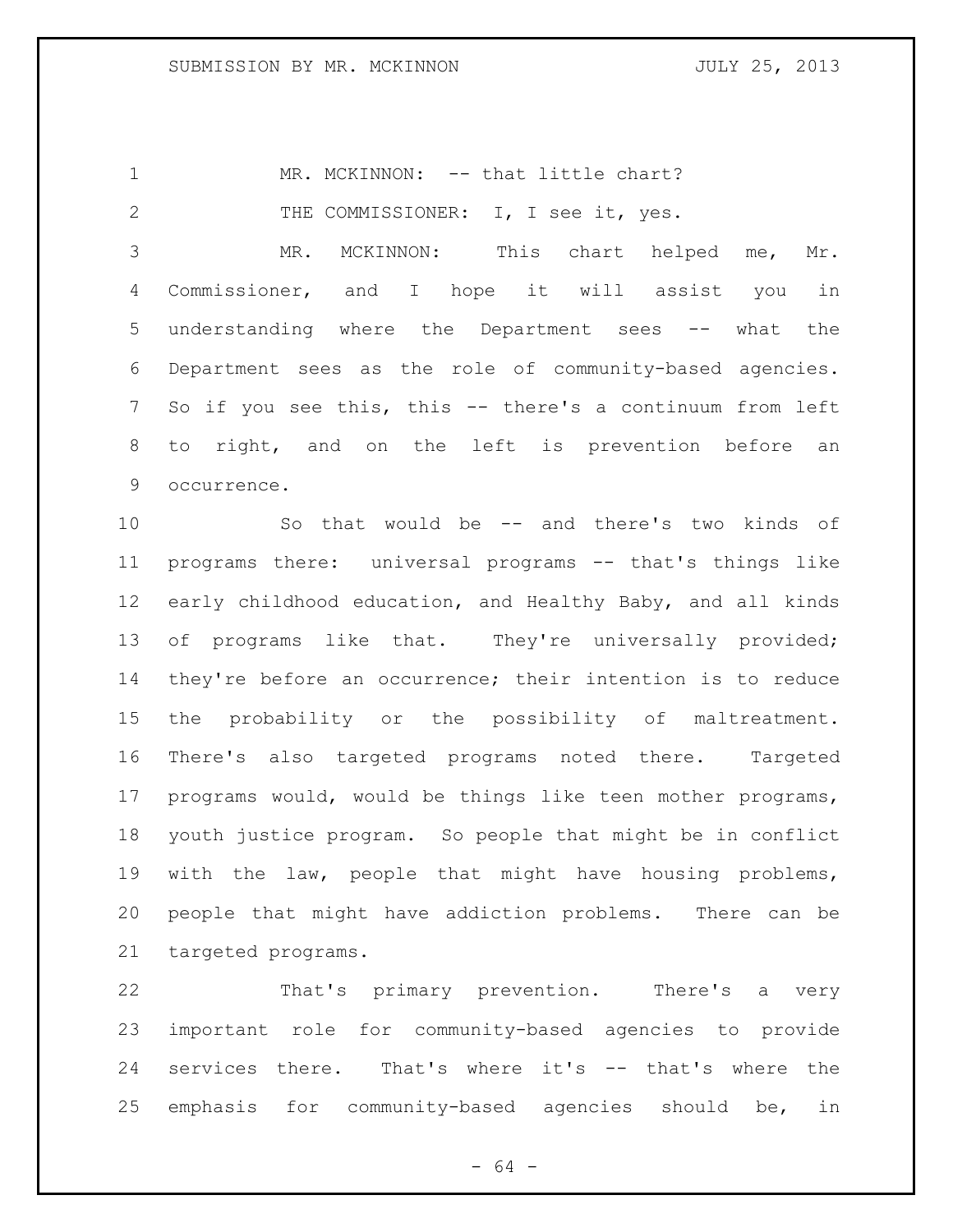MR. MCKINNON: -- that little chart?

THE COMMISSIONER: I, I see it, yes.

MR. MCKINNON: This chart helped me, Mr. Commissioner, and I hope it will assist you in understanding where the Department sees -- what the Department sees as the role of community-based agencies. So if you see this, this -- there's a continuum from left to right, and on the left is prevention before an occurrence.

So that would be -- and there's two kinds of programs there: universal programs -- that's things like early childhood education, and Healthy Baby, and all kinds of programs like that. They're universally provided; they're before an occurrence; their intention is to reduce the probability or the possibility of maltreatment. There's also targeted programs noted there. Targeted programs would, would be things like teen mother programs, youth justice program. So people that might be in conflict with the law, people that might have housing problems, people that might have addiction problems. There can be targeted programs.

That's primary prevention. There's a very important role for community-based agencies to provide services there. That's where it's -- that's where the emphasis for community-based agencies should be, in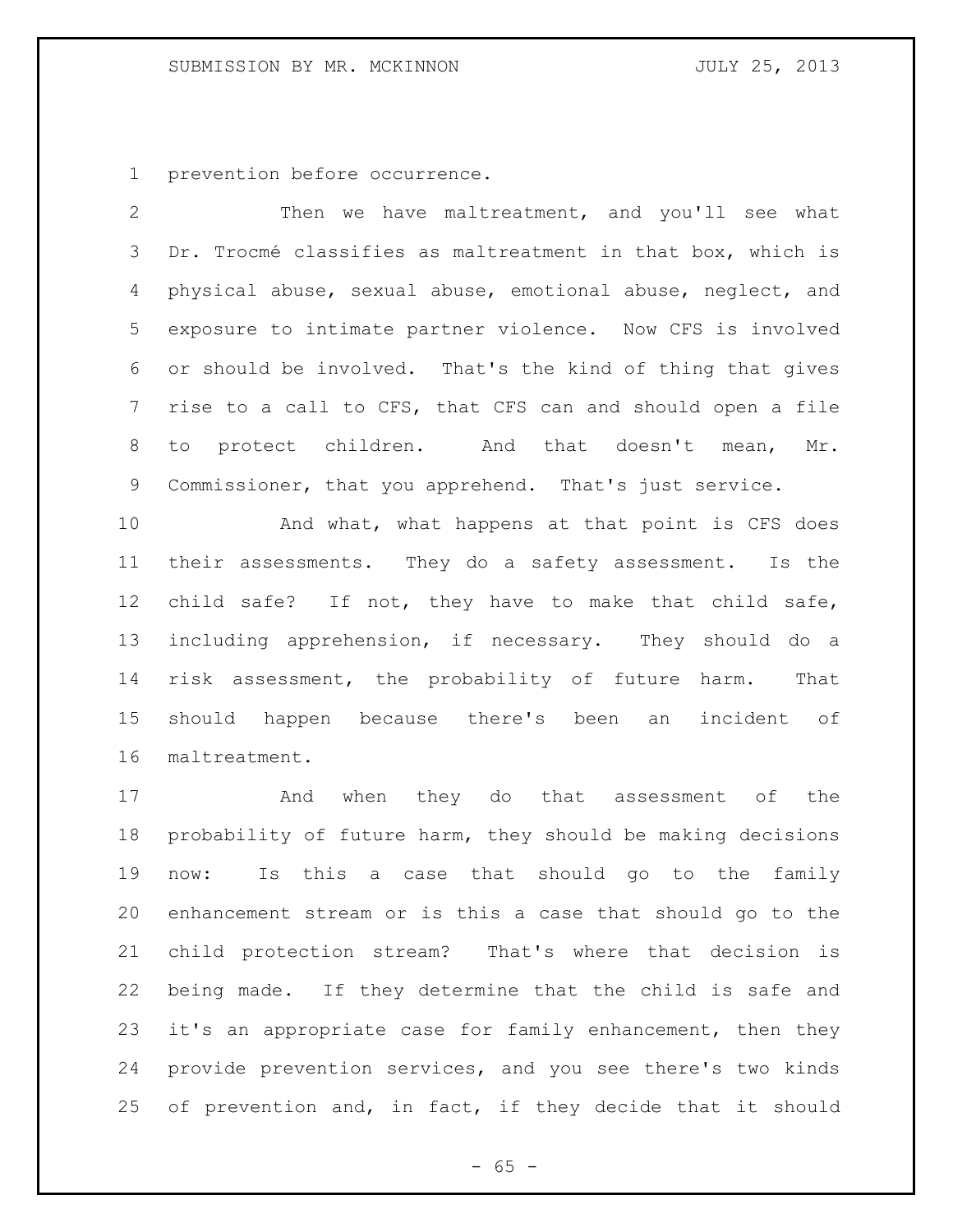prevention before occurrence.

Then we have maltreatment, and you'll see what Dr. Trocmé classifies as maltreatment in that box, which is physical abuse, sexual abuse, emotional abuse, neglect, and exposure to intimate partner violence. Now CFS is involved or should be involved. That's the kind of thing that gives rise to a call to CFS, that CFS can and should open a file to protect children. And that doesn't mean, Mr. Commissioner, that you apprehend. That's just service.

And what, what happens at that point is CFS does their assessments. They do a safety assessment. Is the child safe? If not, they have to make that child safe, including apprehension, if necessary. They should do a risk assessment, the probability of future harm. That should happen because there's been an incident of maltreatment.

And when they do that assessment of the probability of future harm, they should be making decisions now: Is this a case that should go to the family enhancement stream or is this a case that should go to the child protection stream? That's where that decision is being made. If they determine that the child is safe and it's an appropriate case for family enhancement, then they provide prevention services, and you see there's two kinds of prevention and, in fact, if they decide that it should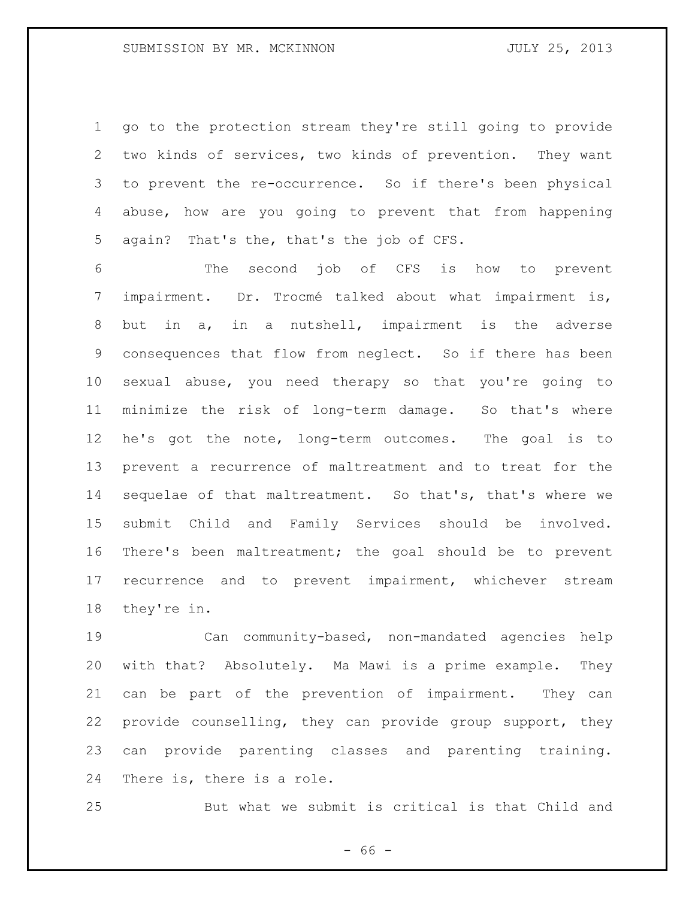go to the protection stream they're still going to provide two kinds of services, two kinds of prevention. They want to prevent the re-occurrence. So if there's been physical abuse, how are you going to prevent that from happening again? That's the, that's the job of CFS.

The second job of CFS is how to prevent impairment. Dr. Trocmé talked about what impairment is, but in a, in a nutshell, impairment is the adverse consequences that flow from neglect. So if there has been sexual abuse, you need therapy so that you're going to minimize the risk of long-term damage. So that's where he's got the note, long-term outcomes. The goal is to prevent a recurrence of maltreatment and to treat for the sequelae of that maltreatment. So that's, that's where we submit Child and Family Services should be involved. There's been maltreatment; the goal should be to prevent recurrence and to prevent impairment, whichever stream they're in.

Can community-based, non-mandated agencies help with that? Absolutely. Ma Mawi is a prime example. They can be part of the prevention of impairment. They can provide counselling, they can provide group support, they can provide parenting classes and parenting training. There is, there is a role.

But what we submit is critical is that Child and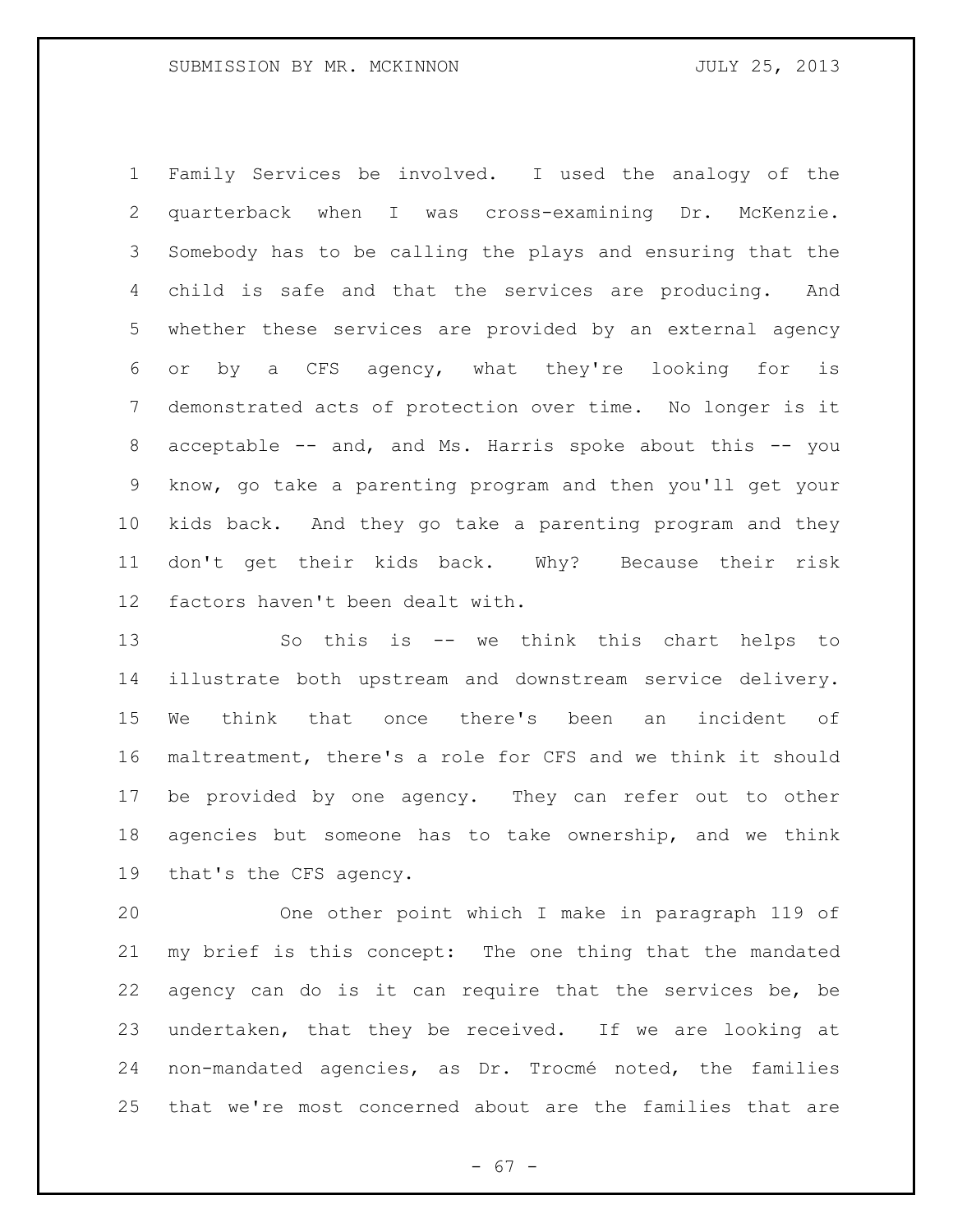Family Services be involved. I used the analogy of the quarterback when I was cross-examining Dr. McKenzie. Somebody has to be calling the plays and ensuring that the child is safe and that the services are producing. And whether these services are provided by an external agency or by a CFS agency, what they're looking for is demonstrated acts of protection over time. No longer is it acceptable -- and, and Ms. Harris spoke about this -- you know, go take a parenting program and then you'll get your kids back. And they go take a parenting program and they don't get their kids back. Why? Because their risk factors haven't been dealt with.

So this is -- we think this chart helps to illustrate both upstream and downstream service delivery. We think that once there's been an incident of maltreatment, there's a role for CFS and we think it should be provided by one agency. They can refer out to other agencies but someone has to take ownership, and we think that's the CFS agency.

One other point which I make in paragraph 119 of my brief is this concept: The one thing that the mandated agency can do is it can require that the services be, be undertaken, that they be received. If we are looking at non-mandated agencies, as Dr. Trocmé noted, the families that we're most concerned about are the families that are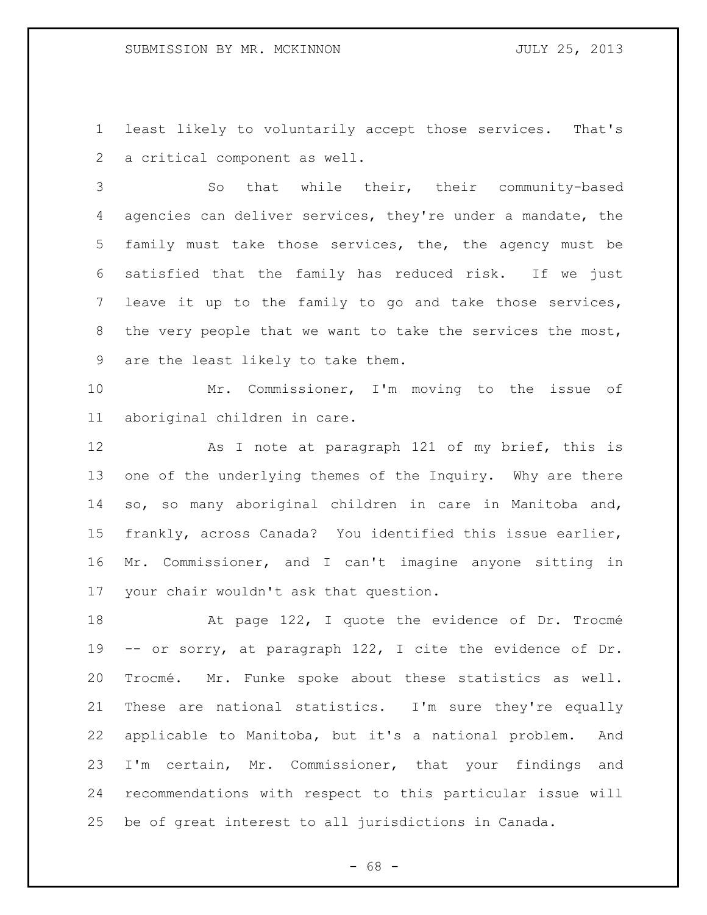least likely to voluntarily accept those services. That's a critical component as well.

So that while their, their community-based agencies can deliver services, they're under a mandate, the family must take those services, the, the agency must be satisfied that the family has reduced risk. If we just leave it up to the family to go and take those services, the very people that we want to take the services the most, are the least likely to take them.

Mr. Commissioner, I'm moving to the issue of aboriginal children in care.

As I note at paragraph 121 of my brief, this is one of the underlying themes of the Inquiry. Why are there so, so many aboriginal children in care in Manitoba and, frankly, across Canada? You identified this issue earlier, Mr. Commissioner, and I can't imagine anyone sitting in your chair wouldn't ask that question.

At page 122, I quote the evidence of Dr. Trocmé -- or sorry, at paragraph 122, I cite the evidence of Dr. Trocmé. Mr. Funke spoke about these statistics as well. These are national statistics. I'm sure they're equally applicable to Manitoba, but it's a national problem. And I'm certain, Mr. Commissioner, that your findings and recommendations with respect to this particular issue will be of great interest to all jurisdictions in Canada.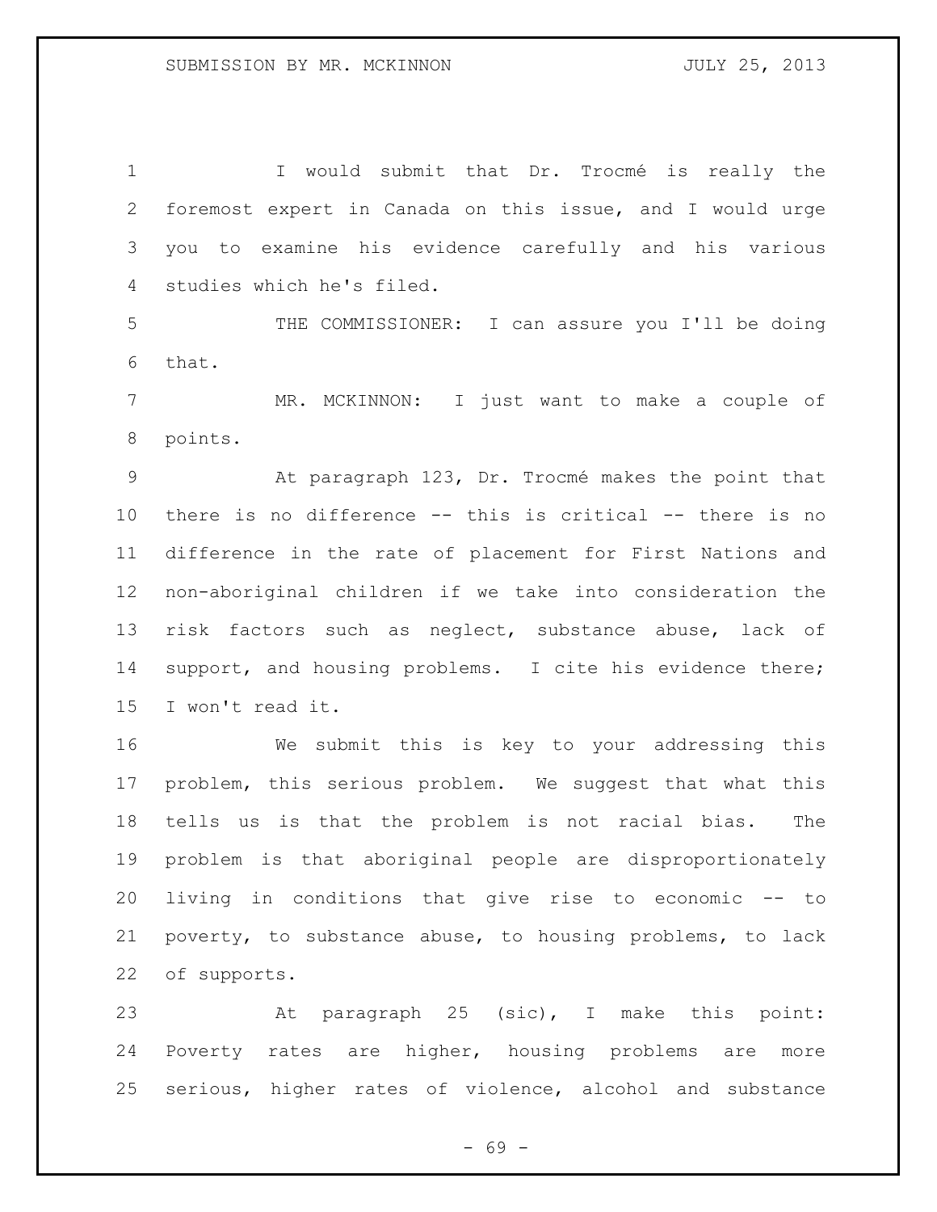I would submit that Dr. Trocmé is really the foremost expert in Canada on this issue, and I would urge you to examine his evidence carefully and his various studies which he's filed.

THE COMMISSIONER: I can assure you I'll be doing that.

MR. MCKINNON: I just want to make a couple of points.

At paragraph 123, Dr. Trocmé makes the point that there is no difference -- this is critical -- there is no difference in the rate of placement for First Nations and non-aboriginal children if we take into consideration the risk factors such as neglect, substance abuse, lack of support, and housing problems. I cite his evidence there; I won't read it.

We submit this is key to your addressing this problem, this serious problem. We suggest that what this tells us is that the problem is not racial bias. The problem is that aboriginal people are disproportionately living in conditions that give rise to economic -- to poverty, to substance abuse, to housing problems, to lack of supports.

At paragraph 25 (sic), I make this point: Poverty rates are higher, housing problems are more serious, higher rates of violence, alcohol and substance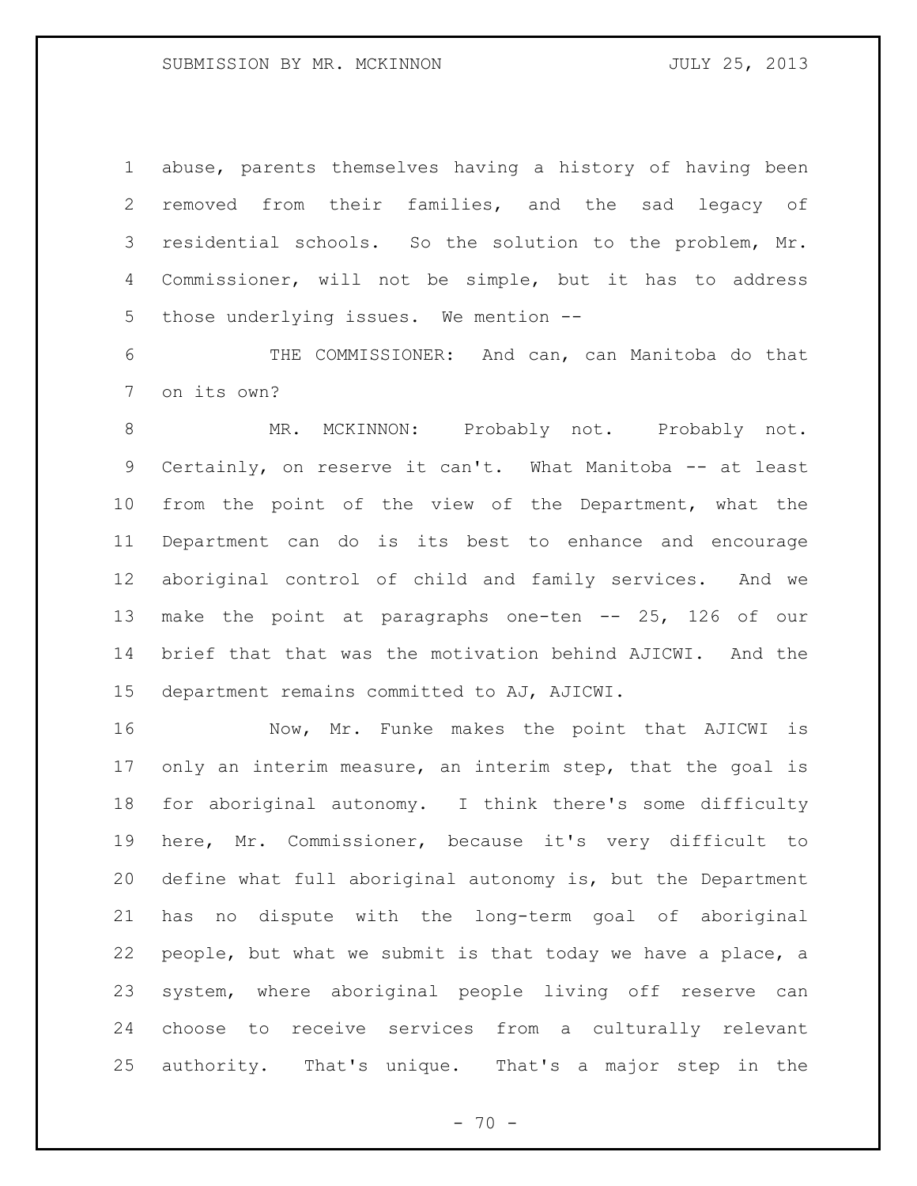abuse, parents themselves having a history of having been removed from their families, and the sad legacy of residential schools. So the solution to the problem, Mr. Commissioner, will not be simple, but it has to address those underlying issues. We mention --

THE COMMISSIONER: And can, can Manitoba do that on its own?

MR. MCKINNON: Probably not. Probably not. Certainly, on reserve it can't. What Manitoba -- at least from the point of the view of the Department, what the Department can do is its best to enhance and encourage aboriginal control of child and family services. And we make the point at paragraphs one-ten -- 25, 126 of our brief that that was the motivation behind AJICWI. And the department remains committed to AJ, AJICWI.

Now, Mr. Funke makes the point that AJICWI is only an interim measure, an interim step, that the goal is for aboriginal autonomy. I think there's some difficulty here, Mr. Commissioner, because it's very difficult to define what full aboriginal autonomy is, but the Department has no dispute with the long-term goal of aboriginal people, but what we submit is that today we have a place, a system, where aboriginal people living off reserve can choose to receive services from a culturally relevant authority. That's unique. That's a major step in the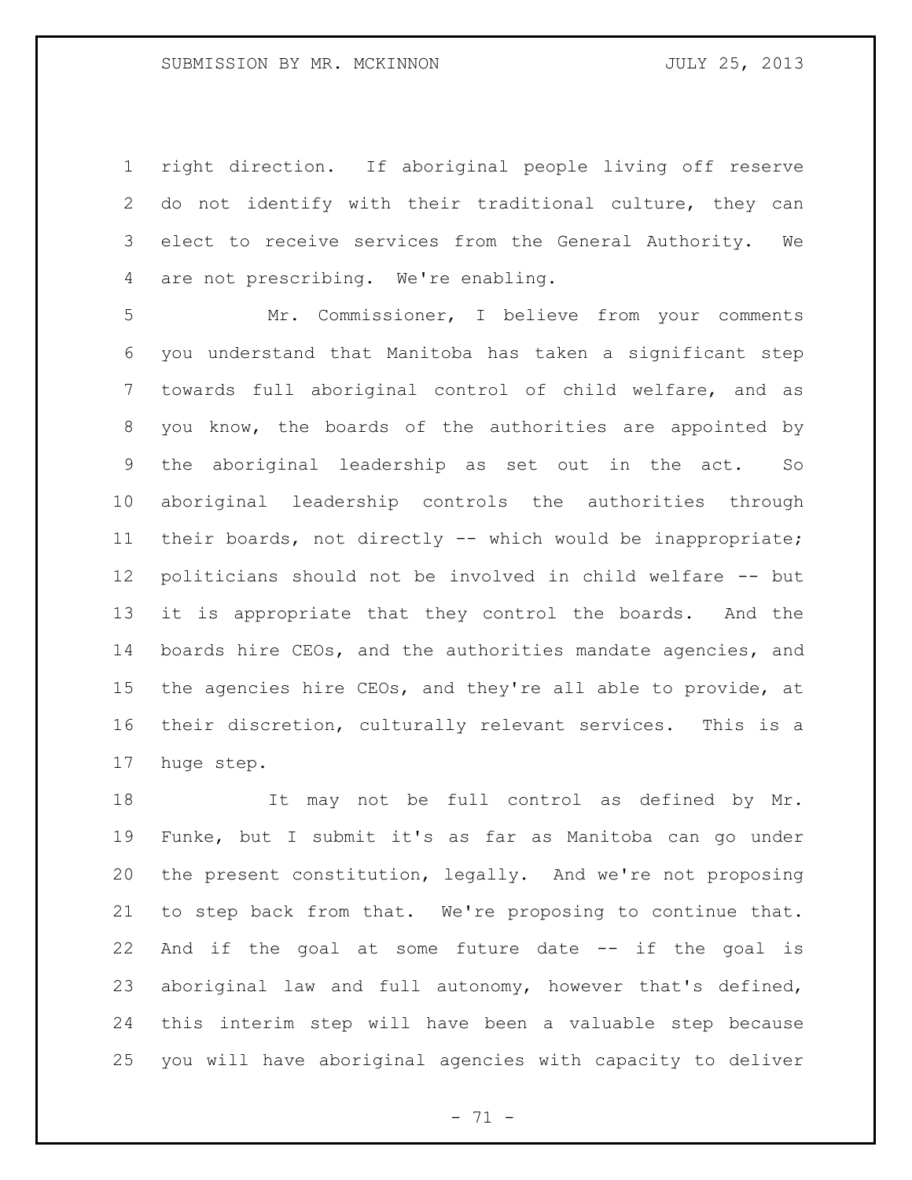right direction. If aboriginal people living off reserve do not identify with their traditional culture, they can elect to receive services from the General Authority. We are not prescribing. We're enabling.

Mr. Commissioner, I believe from your comments you understand that Manitoba has taken a significant step towards full aboriginal control of child welfare, and as you know, the boards of the authorities are appointed by the aboriginal leadership as set out in the act. So aboriginal leadership controls the authorities through their boards, not directly -- which would be inappropriate; politicians should not be involved in child welfare -- but it is appropriate that they control the boards. And the boards hire CEOs, and the authorities mandate agencies, and the agencies hire CEOs, and they're all able to provide, at their discretion, culturally relevant services. This is a huge step.

It may not be full control as defined by Mr. Funke, but I submit it's as far as Manitoba can go under the present constitution, legally. And we're not proposing to step back from that. We're proposing to continue that. And if the goal at some future date -- if the goal is aboriginal law and full autonomy, however that's defined, this interim step will have been a valuable step because you will have aboriginal agencies with capacity to deliver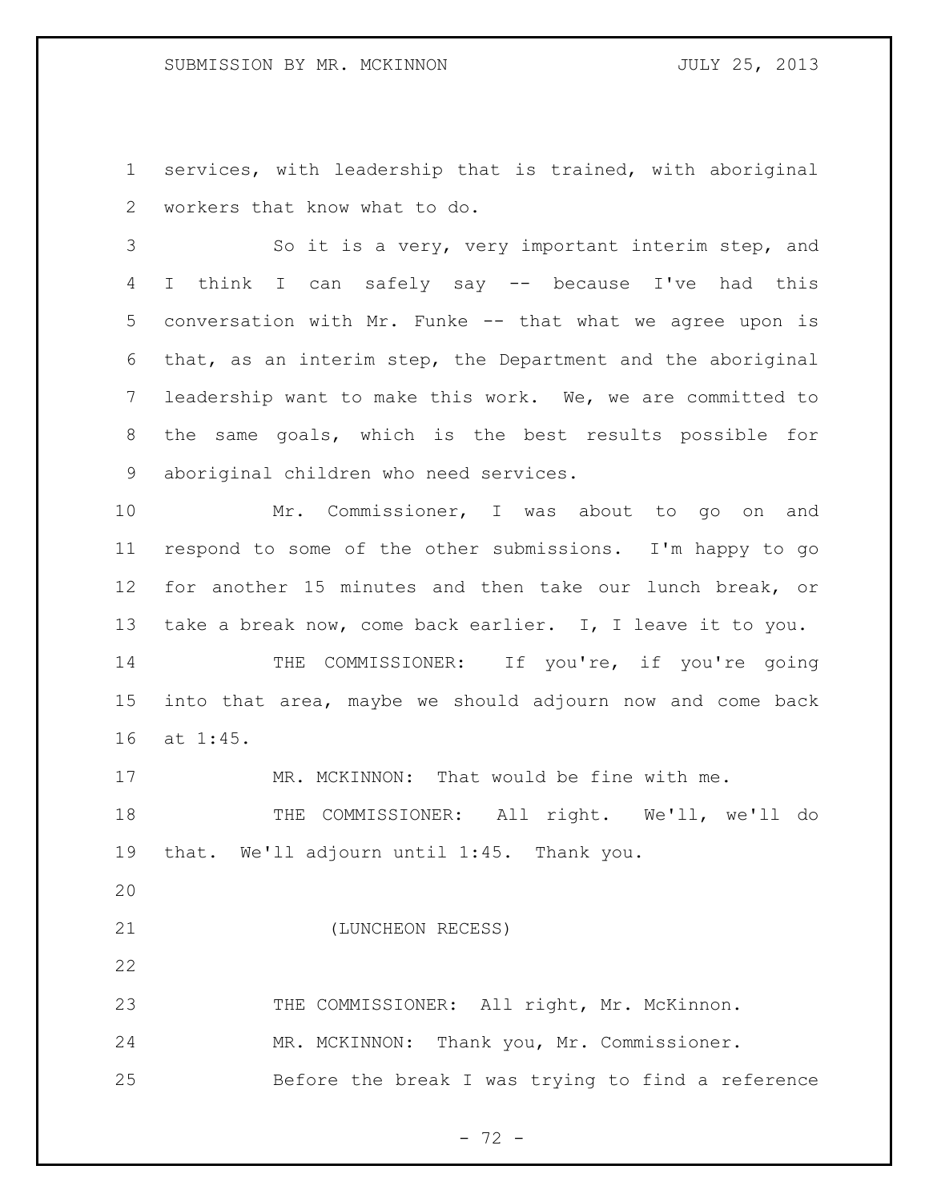services, with leadership that is trained, with aboriginal workers that know what to do.

So it is a very, very important interim step, and I think I can safely say -- because I've had this conversation with Mr. Funke -- that what we agree upon is that, as an interim step, the Department and the aboriginal leadership want to make this work. We, we are committed to the same goals, which is the best results possible for aboriginal children who need services.

Mr. Commissioner, I was about to go on and respond to some of the other submissions. I'm happy to go for another 15 minutes and then take our lunch break, or take a break now, come back earlier. I, I leave it to you.

THE COMMISSIONER: If you're, if you're going into that area, maybe we should adjourn now and come back at 1:45.

MR. MCKINNON: That would be fine with me.

THE COMMISSIONER: All right. We'll, we'll do that. We'll adjourn until 1:45. Thank you.

(LUNCHEON RECESS)

THE COMMISSIONER: All right, Mr. McKinnon.

MR. MCKINNON: Thank you, Mr. Commissioner.

Before the break I was trying to find a reference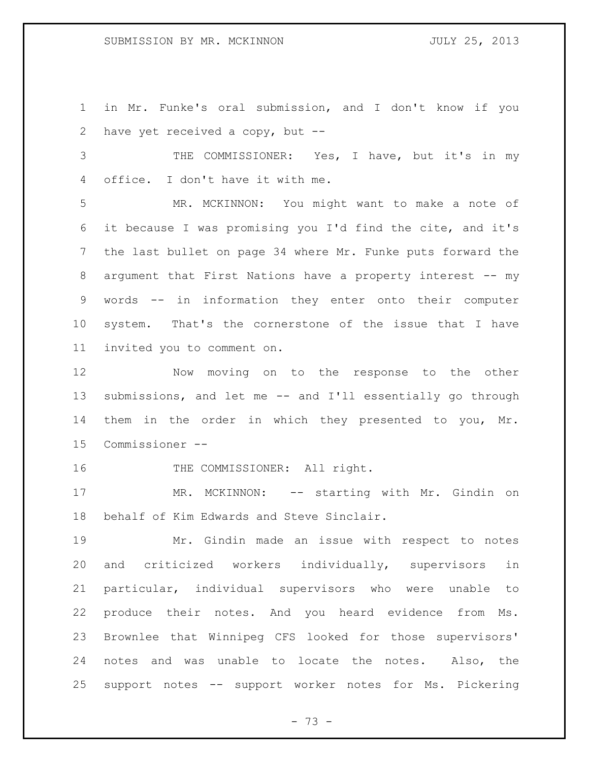in Mr. Funke's oral submission, and I don't know if you have yet received a copy, but --

THE COMMISSIONER: Yes, I have, but it's in my office. I don't have it with me.

MR. MCKINNON: You might want to make a note of it because I was promising you I'd find the cite, and it's the last bullet on page 34 where Mr. Funke puts forward the argument that First Nations have a property interest -- my words -- in information they enter onto their computer system. That's the cornerstone of the issue that I have invited you to comment on.

Now moving on to the response to the other submissions, and let me -- and I'll essentially go through them in the order in which they presented to you, Mr. Commissioner --

THE COMMISSIONER: All right.

MR. MCKINNON: -- starting with Mr. Gindin on behalf of Kim Edwards and Steve Sinclair.

Mr. Gindin made an issue with respect to notes and criticized workers individually, supervisors in particular, individual supervisors who were unable to produce their notes. And you heard evidence from Ms. Brownlee that Winnipeg CFS looked for those supervisors' notes and was unable to locate the notes. Also, the support notes -- support worker notes for Ms. Pickering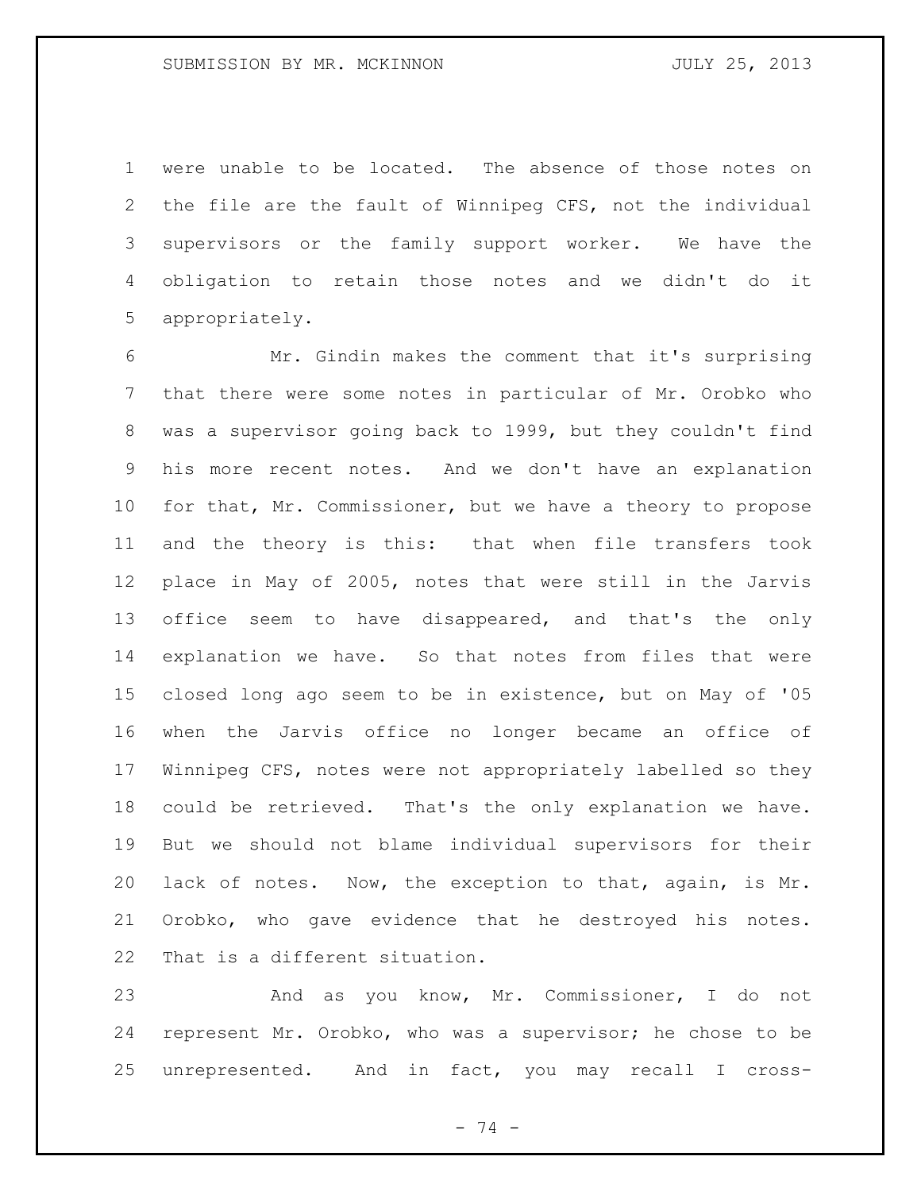were unable to be located. The absence of those notes on the file are the fault of Winnipeg CFS, not the individual supervisors or the family support worker. We have the obligation to retain those notes and we didn't do it appropriately.

Mr. Gindin makes the comment that it's surprising that there were some notes in particular of Mr. Orobko who was a supervisor going back to 1999, but they couldn't find his more recent notes. And we don't have an explanation for that, Mr. Commissioner, but we have a theory to propose and the theory is this: that when file transfers took place in May of 2005, notes that were still in the Jarvis office seem to have disappeared, and that's the only explanation we have. So that notes from files that were closed long ago seem to be in existence, but on May of '05 when the Jarvis office no longer became an office of Winnipeg CFS, notes were not appropriately labelled so they could be retrieved. That's the only explanation we have. But we should not blame individual supervisors for their lack of notes. Now, the exception to that, again, is Mr. Orobko, who gave evidence that he destroyed his notes. That is a different situation.

And as you know, Mr. Commissioner, I do not represent Mr. Orobko, who was a supervisor; he chose to be unrepresented. And in fact, you may recall I cross-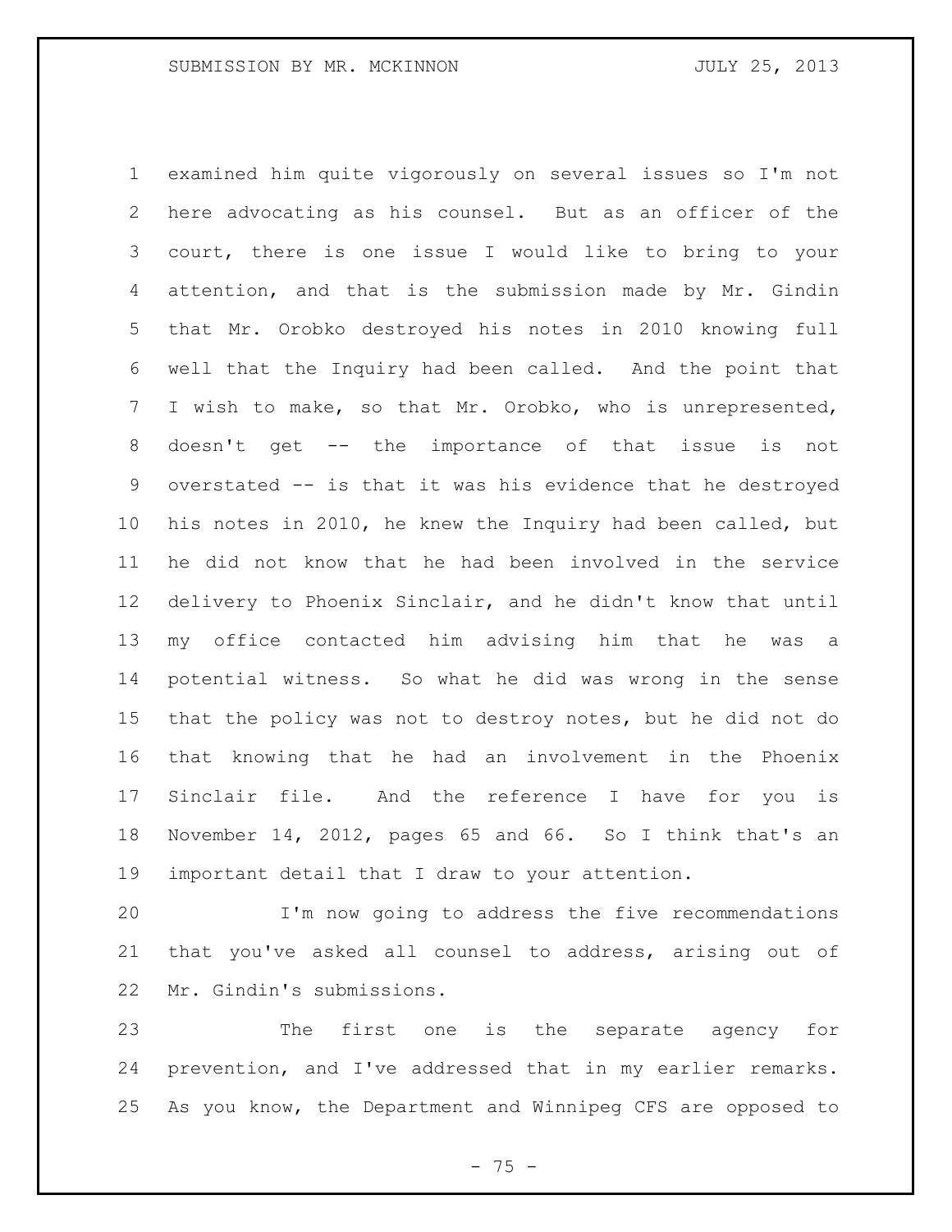examined him quite vigorously on several issues so I'm not here advocating as his counsel. But as an officer of the court, there is one issue I would like to bring to your attention, and that is the submission made by Mr. Gindin that Mr. Orobko destroyed his notes in 2010 knowing full well that the Inquiry had been called. And the point that I wish to make, so that Mr. Orobko, who is unrepresented, doesn't get -- the importance of that issue is not overstated -- is that it was his evidence that he destroyed his notes in 2010, he knew the Inquiry had been called, but he did not know that he had been involved in the service delivery to Phoenix Sinclair, and he didn't know that until my office contacted him advising him that he was a potential witness. So what he did was wrong in the sense that the policy was not to destroy notes, but he did not do that knowing that he had an involvement in the Phoenix Sinclair file. And the reference I have for you is November 14, 2012, pages 65 and 66. So I think that's an important detail that I draw to your attention.

I'm now going to address the five recommendations that you've asked all counsel to address, arising out of Mr. Gindin's submissions.

The first one is the separate agency for prevention, and I've addressed that in my earlier remarks. As you know, the Department and Winnipeg CFS are opposed to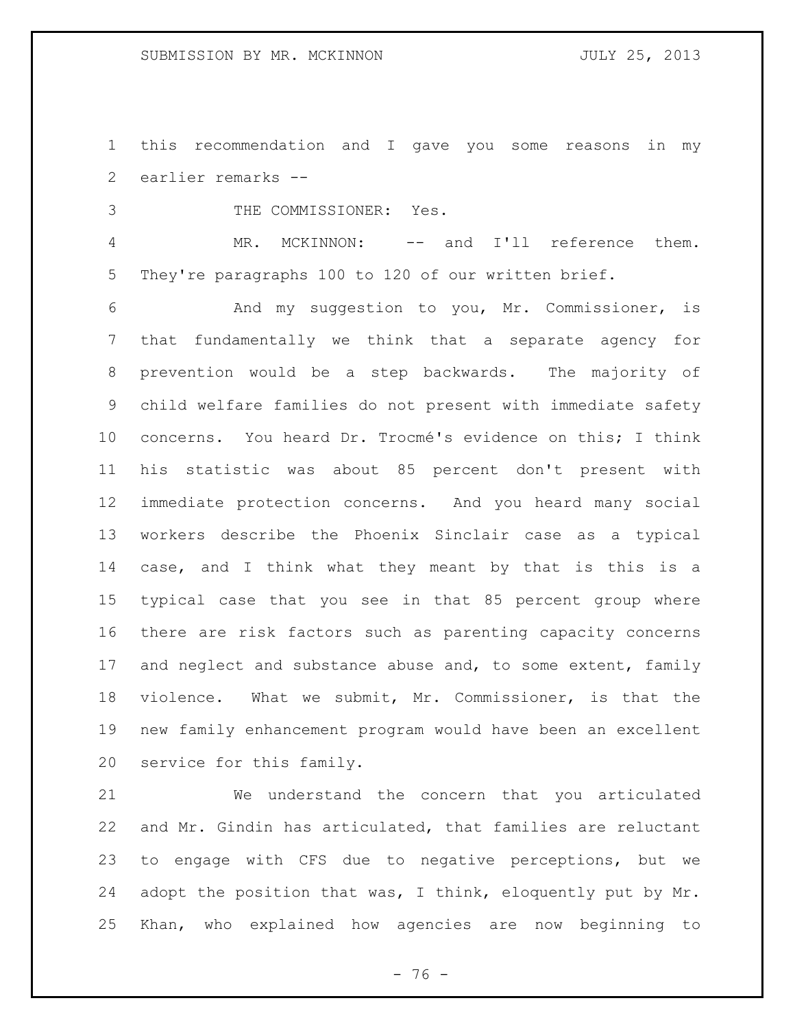this recommendation and I gave you some reasons in my earlier remarks --

THE COMMISSIONER: Yes.

MR. MCKINNON: -- and I'll reference them. They're paragraphs 100 to 120 of our written brief.

And my suggestion to you, Mr. Commissioner, is that fundamentally we think that a separate agency for prevention would be a step backwards. The majority of child welfare families do not present with immediate safety concerns. You heard Dr. Trocmé's evidence on this; I think his statistic was about 85 percent don't present with immediate protection concerns. And you heard many social workers describe the Phoenix Sinclair case as a typical case, and I think what they meant by that is this is a typical case that you see in that 85 percent group where there are risk factors such as parenting capacity concerns and neglect and substance abuse and, to some extent, family violence. What we submit, Mr. Commissioner, is that the new family enhancement program would have been an excellent service for this family.

We understand the concern that you articulated and Mr. Gindin has articulated, that families are reluctant to engage with CFS due to negative perceptions, but we adopt the position that was, I think, eloquently put by Mr. Khan, who explained how agencies are now beginning to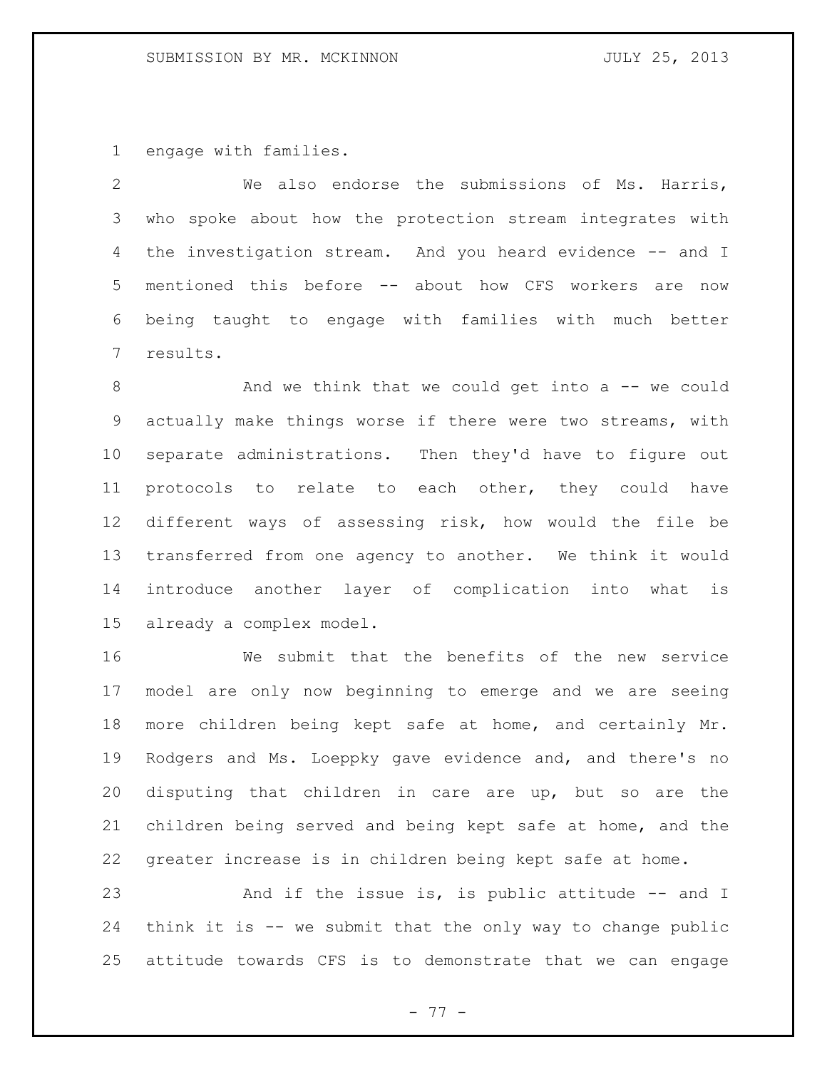engage with families.

We also endorse the submissions of Ms. Harris, who spoke about how the protection stream integrates with the investigation stream. And you heard evidence -- and I mentioned this before -- about how CFS workers are now being taught to engage with families with much better results.

And we think that we could get into a -- we could actually make things worse if there were two streams, with separate administrations. Then they'd have to figure out protocols to relate to each other, they could have different ways of assessing risk, how would the file be transferred from one agency to another. We think it would introduce another layer of complication into what is already a complex model.

We submit that the benefits of the new service model are only now beginning to emerge and we are seeing more children being kept safe at home, and certainly Mr. Rodgers and Ms. Loeppky gave evidence and, and there's no disputing that children in care are up, but so are the children being served and being kept safe at home, and the greater increase is in children being kept safe at home.

And if the issue is, is public attitude -- and I think it is -- we submit that the only way to change public attitude towards CFS is to demonstrate that we can engage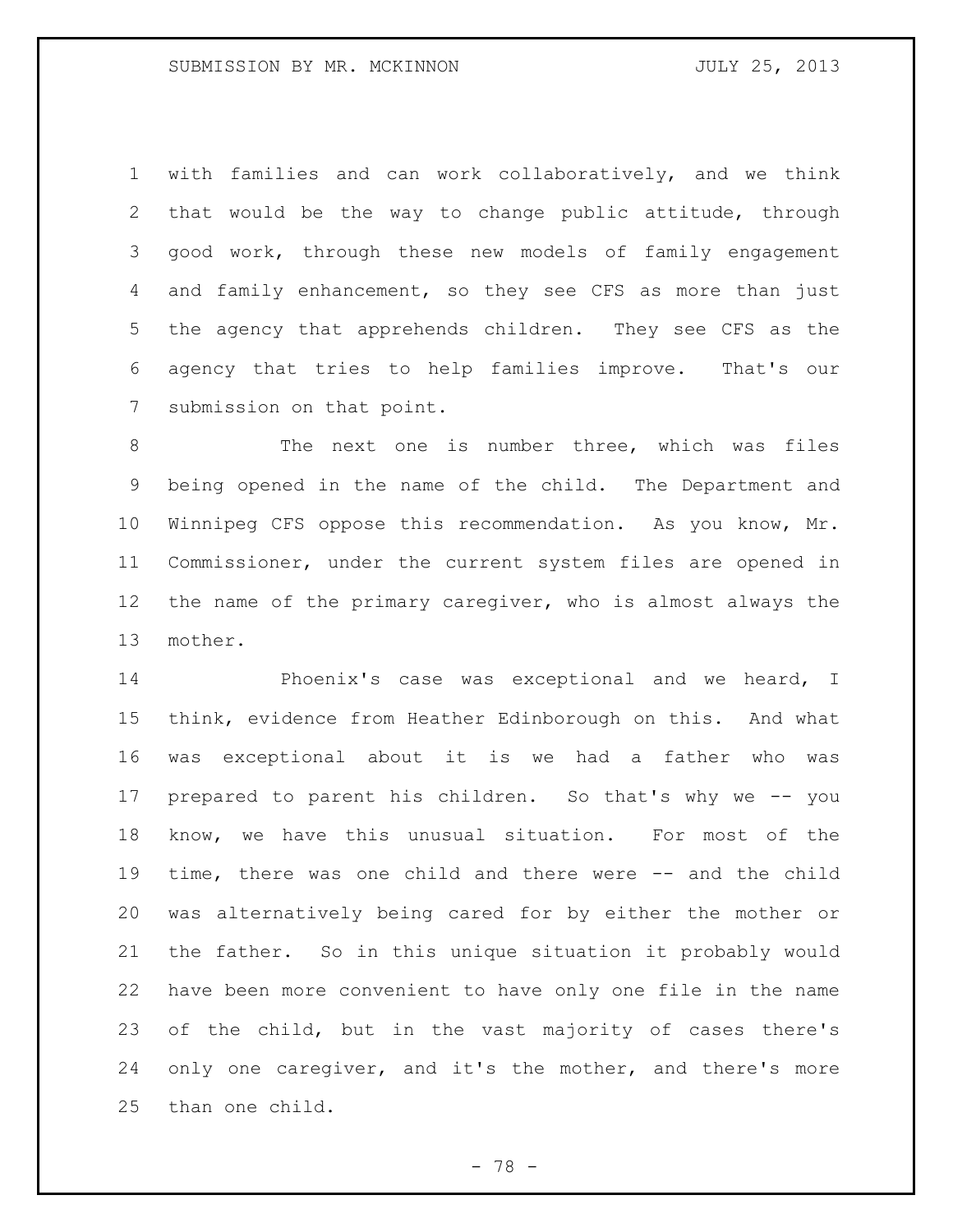with families and can work collaboratively, and we think that would be the way to change public attitude, through good work, through these new models of family engagement and family enhancement, so they see CFS as more than just the agency that apprehends children. They see CFS as the agency that tries to help families improve. That's our submission on that point.

The next one is number three, which was files being opened in the name of the child. The Department and Winnipeg CFS oppose this recommendation. As you know, Mr. Commissioner, under the current system files are opened in the name of the primary caregiver, who is almost always the mother.

Phoenix's case was exceptional and we heard, I think, evidence from Heather Edinborough on this. And what was exceptional about it is we had a father who was prepared to parent his children. So that's why we -- you know, we have this unusual situation. For most of the time, there was one child and there were -- and the child was alternatively being cared for by either the mother or the father. So in this unique situation it probably would have been more convenient to have only one file in the name of the child, but in the vast majority of cases there's only one caregiver, and it's the mother, and there's more than one child.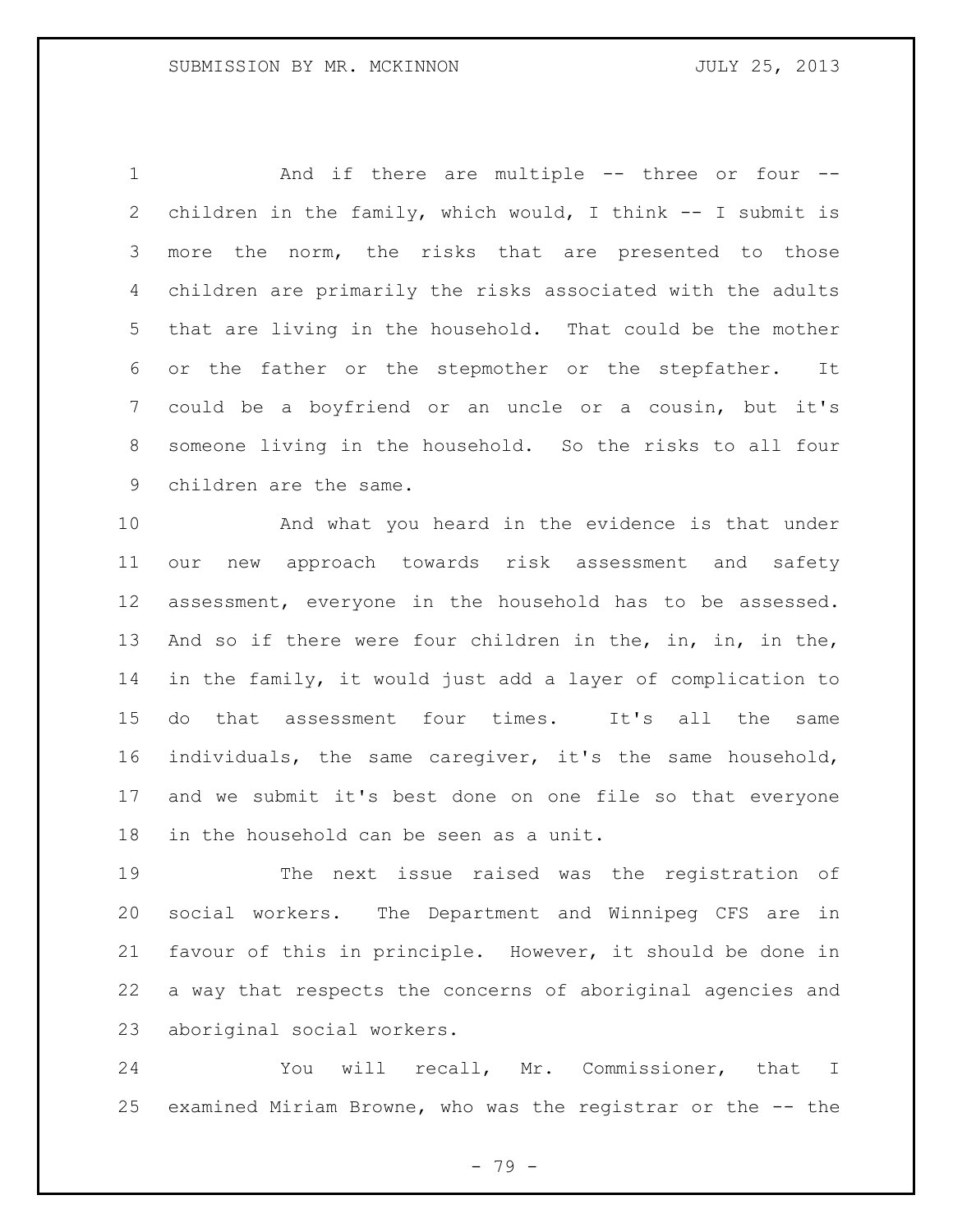And if there are multiple -- three or four -- children in the family, which would, I think -- I submit is more the norm, the risks that are presented to those children are primarily the risks associated with the adults that are living in the household. That could be the mother or the father or the stepmother or the stepfather. It could be a boyfriend or an uncle or a cousin, but it's someone living in the household. So the risks to all four children are the same.

And what you heard in the evidence is that under our new approach towards risk assessment and safety assessment, everyone in the household has to be assessed. And so if there were four children in the, in, in, in the, in the family, it would just add a layer of complication to do that assessment four times. It's all the same individuals, the same caregiver, it's the same household, and we submit it's best done on one file so that everyone in the household can be seen as a unit.

The next issue raised was the registration of social workers. The Department and Winnipeg CFS are in favour of this in principle. However, it should be done in a way that respects the concerns of aboriginal agencies and aboriginal social workers.

You will recall, Mr. Commissioner, that I examined Miriam Browne, who was the registrar or the -- the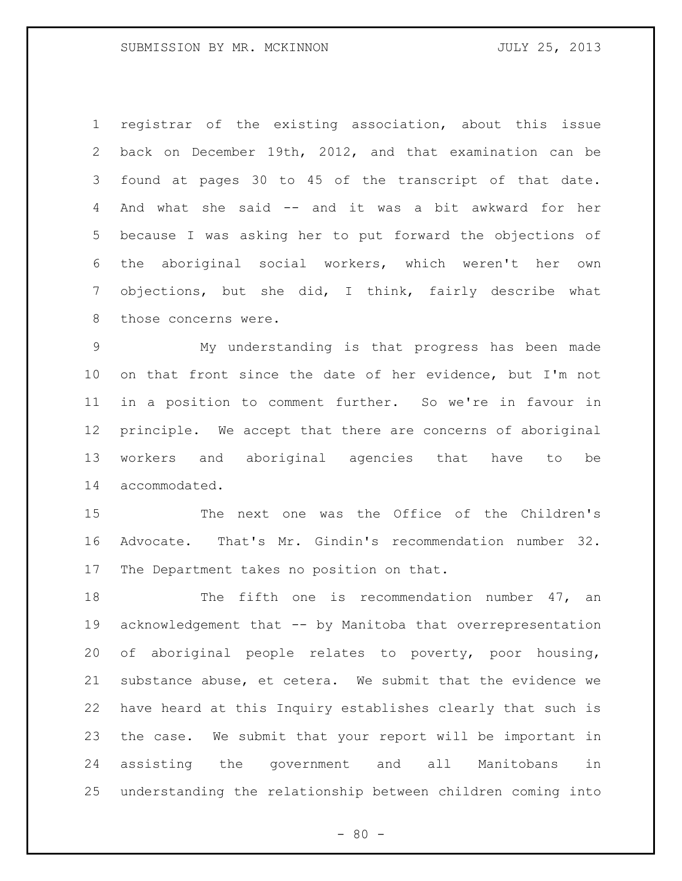registrar of the existing association, about this issue back on December 19th, 2012, and that examination can be found at pages 30 to 45 of the transcript of that date. And what she said -- and it was a bit awkward for her because I was asking her to put forward the objections of the aboriginal social workers, which weren't her own objections, but she did, I think, fairly describe what those concerns were.

My understanding is that progress has been made on that front since the date of her evidence, but I'm not in a position to comment further. So we're in favour in principle. We accept that there are concerns of aboriginal workers and aboriginal agencies that have to be accommodated.

The next one was the Office of the Children's Advocate. That's Mr. Gindin's recommendation number 32. The Department takes no position on that.

The fifth one is recommendation number 47, an acknowledgement that -- by Manitoba that overrepresentation of aboriginal people relates to poverty, poor housing, substance abuse, et cetera. We submit that the evidence we have heard at this Inquiry establishes clearly that such is the case. We submit that your report will be important in assisting the government and all Manitobans in understanding the relationship between children coming into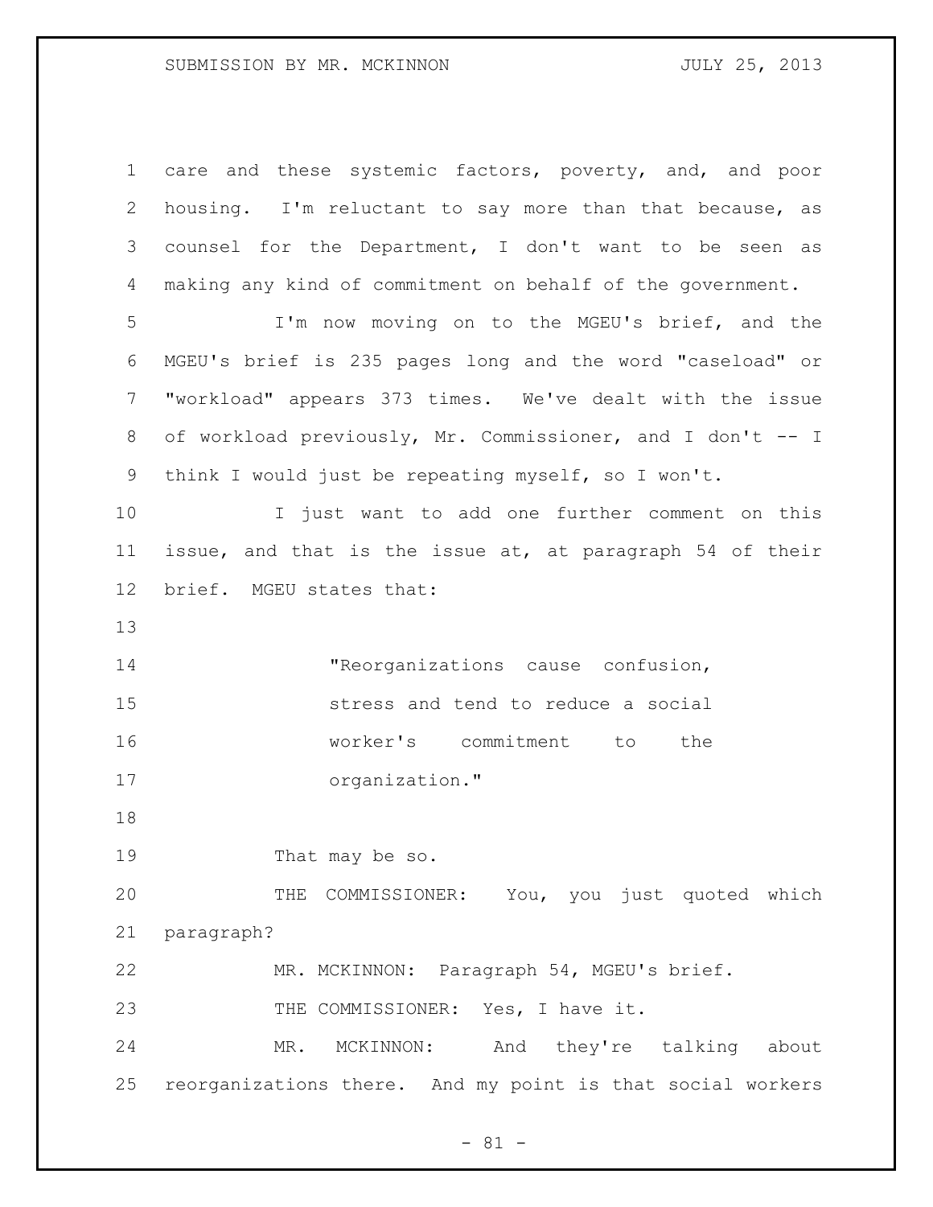care and these systemic factors, poverty, and, and poor housing. I'm reluctant to say more than that because, as counsel for the Department, I don't want to be seen as making any kind of commitment on behalf of the government.

I'm now moving on to the MGEU's brief, and the MGEU's brief is 235 pages long and the word "caseload" or "workload" appears 373 times. We've dealt with the issue of workload previously, Mr. Commissioner, and I don't -- I think I would just be repeating myself, so I won't.

I just want to add one further comment on this issue, and that is the issue at, at paragraph 54 of their brief. MGEU states that:

> "Reorganizations cause confusion, stress and tend to reduce a social worker's commitment to the organization."

That may be so.

THE COMMISSIONER: You, you just quoted which paragraph?

MR. MCKINNON: Paragraph 54, MGEU's brief.

THE COMMISSIONER: Yes, I have it.

MR. MCKINNON: And they're talking about reorganizations there. And my point is that social workers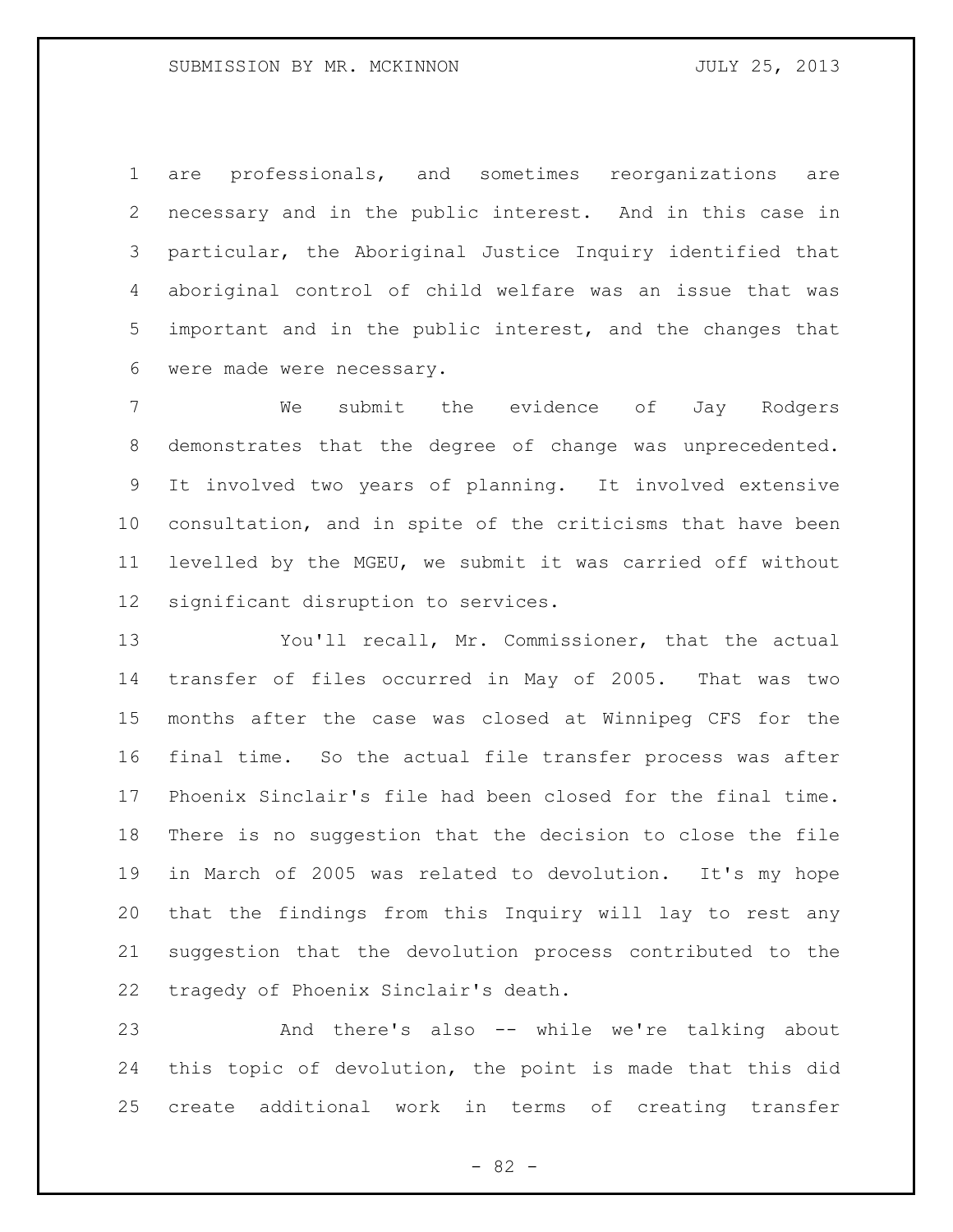are professionals, and sometimes reorganizations are necessary and in the public interest. And in this case in particular, the Aboriginal Justice Inquiry identified that aboriginal control of child welfare was an issue that was important and in the public interest, and the changes that were made were necessary.

We submit the evidence of Jay Rodgers demonstrates that the degree of change was unprecedented. It involved two years of planning. It involved extensive consultation, and in spite of the criticisms that have been levelled by the MGEU, we submit it was carried off without significant disruption to services.

You'll recall, Mr. Commissioner, that the actual transfer of files occurred in May of 2005. That was two months after the case was closed at Winnipeg CFS for the final time. So the actual file transfer process was after Phoenix Sinclair's file had been closed for the final time. There is no suggestion that the decision to close the file in March of 2005 was related to devolution. It's my hope that the findings from this Inquiry will lay to rest any suggestion that the devolution process contributed to the tragedy of Phoenix Sinclair's death.

And there's also -- while we're talking about this topic of devolution, the point is made that this did create additional work in terms of creating transfer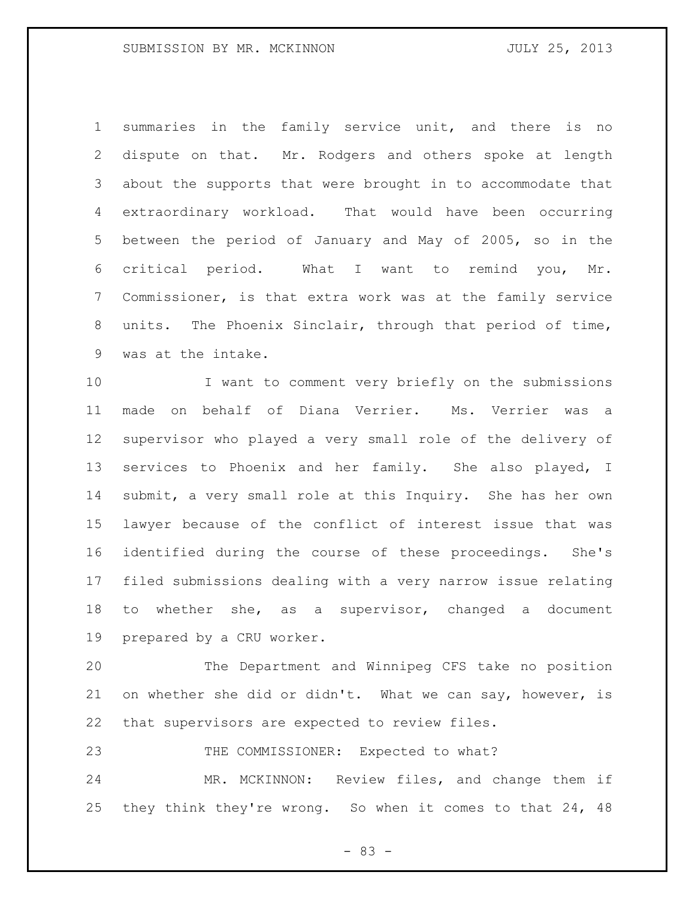summaries in the family service unit, and there is no dispute on that. Mr. Rodgers and others spoke at length about the supports that were brought in to accommodate that extraordinary workload. That would have been occurring between the period of January and May of 2005, so in the critical period. What I want to remind you, Mr. Commissioner, is that extra work was at the family service units. The Phoenix Sinclair, through that period of time, was at the intake.

I want to comment very briefly on the submissions made on behalf of Diana Verrier. Ms. Verrier was a supervisor who played a very small role of the delivery of services to Phoenix and her family. She also played, I submit, a very small role at this Inquiry. She has her own lawyer because of the conflict of interest issue that was identified during the course of these proceedings. She's filed submissions dealing with a very narrow issue relating to whether she, as a supervisor, changed a document prepared by a CRU worker.

The Department and Winnipeg CFS take no position on whether she did or didn't. What we can say, however, is that supervisors are expected to review files.

THE COMMISSIONER: Expected to what?

MR. MCKINNON: Review files, and change them if they think they're wrong. So when it comes to that 24, 48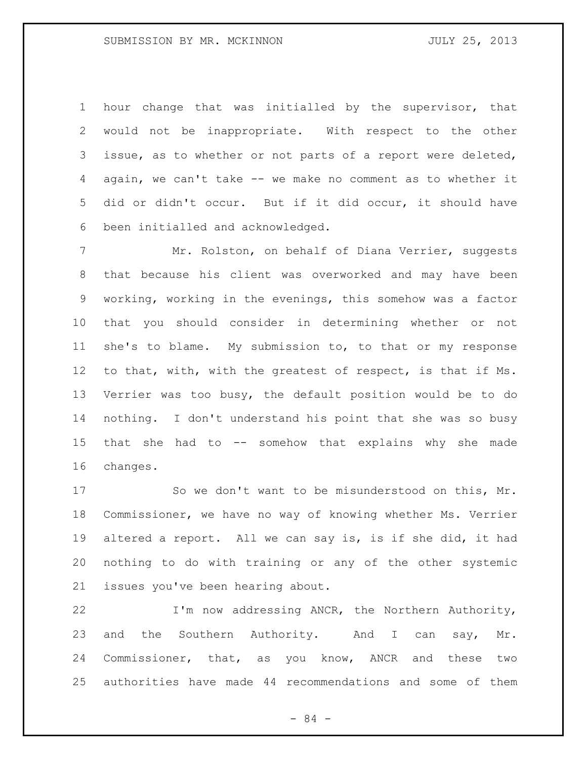hour change that was initialled by the supervisor, that would not be inappropriate. With respect to the other issue, as to whether or not parts of a report were deleted, again, we can't take -- we make no comment as to whether it did or didn't occur. But if it did occur, it should have been initialled and acknowledged.

Mr. Rolston, on behalf of Diana Verrier, suggests that because his client was overworked and may have been working, working in the evenings, this somehow was a factor that you should consider in determining whether or not she's to blame. My submission to, to that or my response to that, with, with the greatest of respect, is that if Ms. Verrier was too busy, the default position would be to do nothing. I don't understand his point that she was so busy that she had to -- somehow that explains why she made changes.

So we don't want to be misunderstood on this, Mr. Commissioner, we have no way of knowing whether Ms. Verrier altered a report. All we can say is, is if she did, it had nothing to do with training or any of the other systemic issues you've been hearing about.

I'm now addressing ANCR, the Northern Authority, and the Southern Authority. And I can say, Mr. Commissioner, that, as you know, ANCR and these two authorities have made 44 recommendations and some of them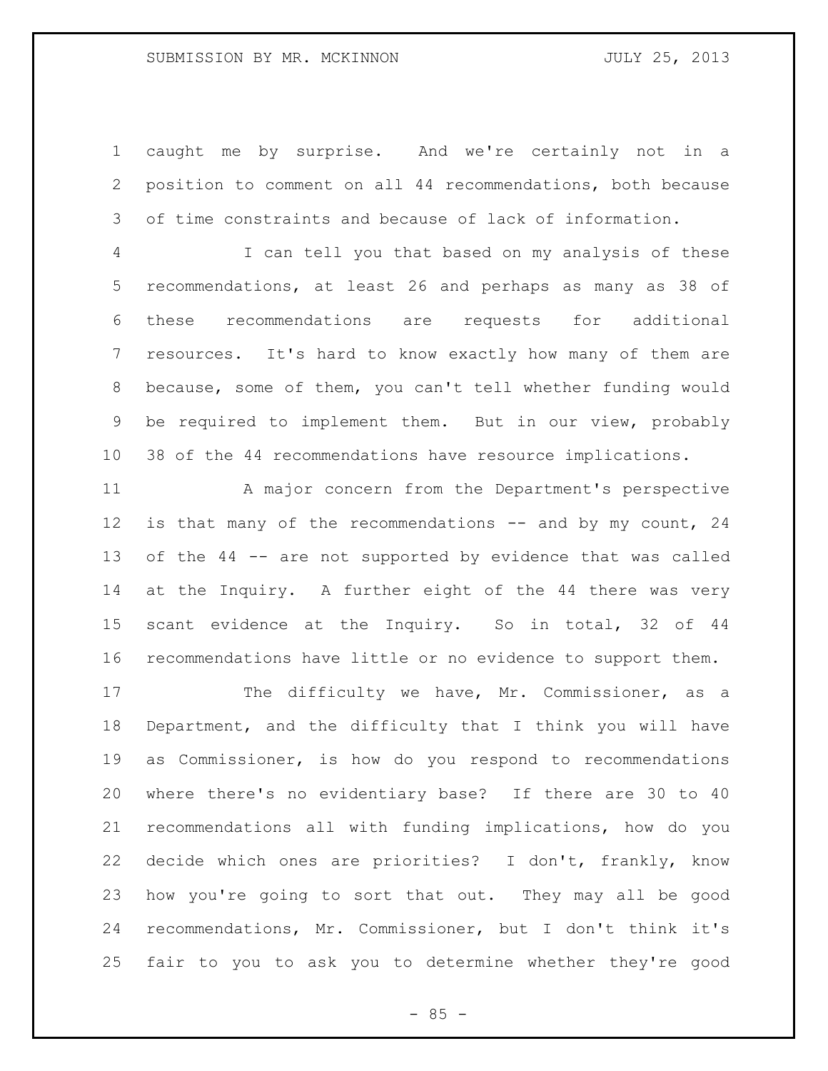caught me by surprise. And we're certainly not in a position to comment on all 44 recommendations, both because of time constraints and because of lack of information.

I can tell you that based on my analysis of these recommendations, at least 26 and perhaps as many as 38 of these recommendations are requests for additional resources. It's hard to know exactly how many of them are because, some of them, you can't tell whether funding would be required to implement them. But in our view, probably 38 of the 44 recommendations have resource implications.

A major concern from the Department's perspective is that many of the recommendations -- and by my count, 24 of the 44 -- are not supported by evidence that was called at the Inquiry. A further eight of the 44 there was very scant evidence at the Inquiry. So in total, 32 of 44 recommendations have little or no evidence to support them.

The difficulty we have, Mr. Commissioner, as a Department, and the difficulty that I think you will have as Commissioner, is how do you respond to recommendations where there's no evidentiary base? If there are 30 to 40 recommendations all with funding implications, how do you decide which ones are priorities? I don't, frankly, know how you're going to sort that out. They may all be good recommendations, Mr. Commissioner, but I don't think it's fair to you to ask you to determine whether they're good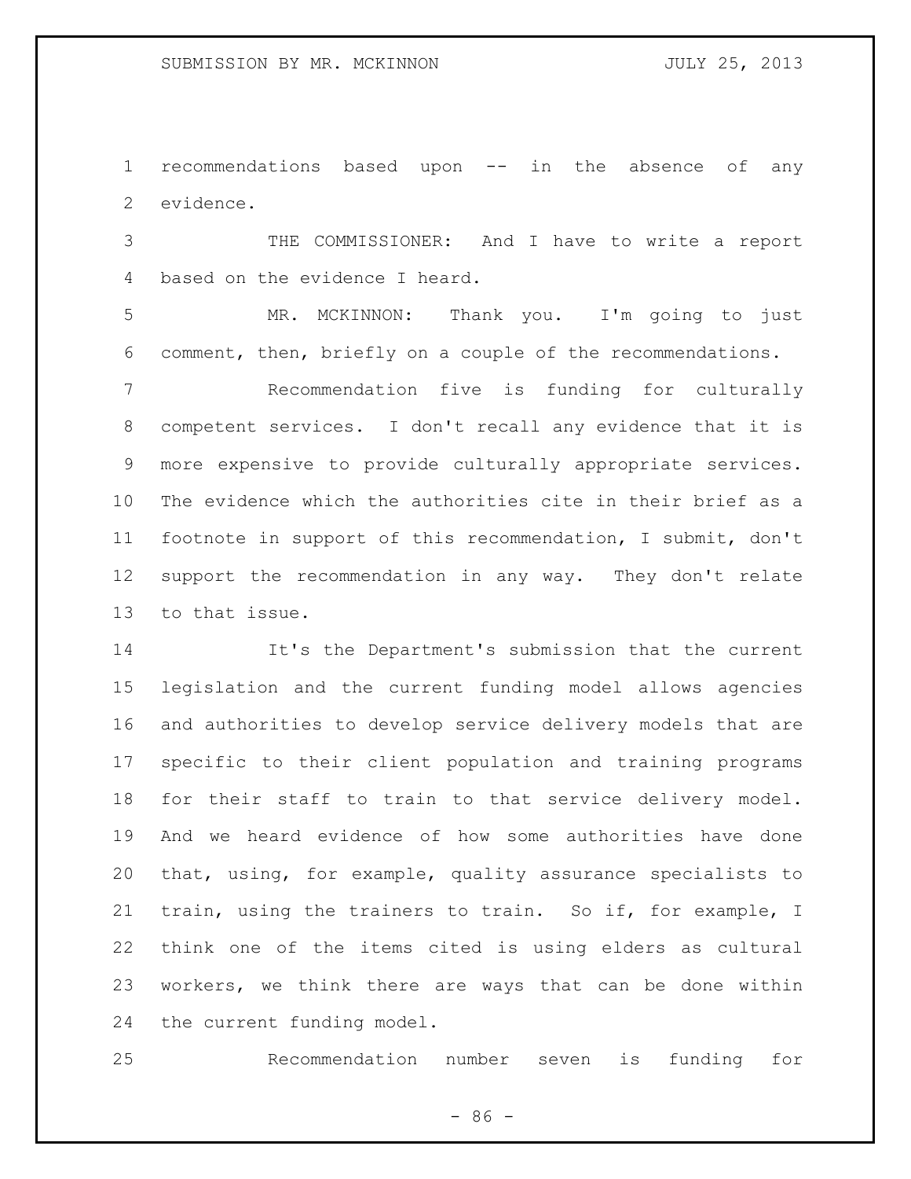recommendations based upon -- in the absence of any evidence.

THE COMMISSIONER: And I have to write a report based on the evidence I heard.

MR. MCKINNON: Thank you. I'm going to just comment, then, briefly on a couple of the recommendations.

Recommendation five is funding for culturally competent services. I don't recall any evidence that it is more expensive to provide culturally appropriate services. The evidence which the authorities cite in their brief as a footnote in support of this recommendation, I submit, don't support the recommendation in any way. They don't relate to that issue.

It's the Department's submission that the current legislation and the current funding model allows agencies and authorities to develop service delivery models that are specific to their client population and training programs for their staff to train to that service delivery model. And we heard evidence of how some authorities have done that, using, for example, quality assurance specialists to train, using the trainers to train. So if, for example, I think one of the items cited is using elders as cultural workers, we think there are ways that can be done within the current funding model.

Recommendation number seven is funding for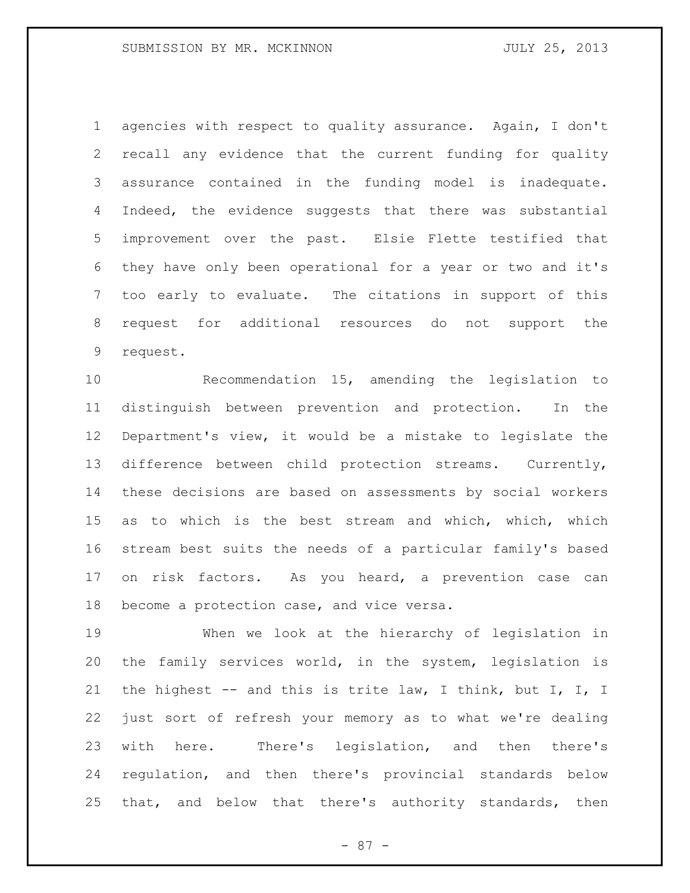agencies with respect to quality assurance. Again, I don't recall any evidence that the current funding for quality assurance contained in the funding model is inadequate. Indeed, the evidence suggests that there was substantial improvement over the past. Elsie Flette testified that they have only been operational for a year or two and it's too early to evaluate. The citations in support of this request for additional resources do not support the request.

Recommendation 15, amending the legislation to distinguish between prevention and protection. In the Department's view, it would be a mistake to legislate the difference between child protection streams. Currently, these decisions are based on assessments by social workers as to which is the best stream and which, which, which stream best suits the needs of a particular family's based on risk factors. As you heard, a prevention case can become a protection case, and vice versa.

When we look at the hierarchy of legislation in the family services world, in the system, legislation is the highest -- and this is trite law, I think, but I, I, I just sort of refresh your memory as to what we're dealing with here. There's legislation, and then there's regulation, and then there's provincial standards below that, and below that there's authority standards, then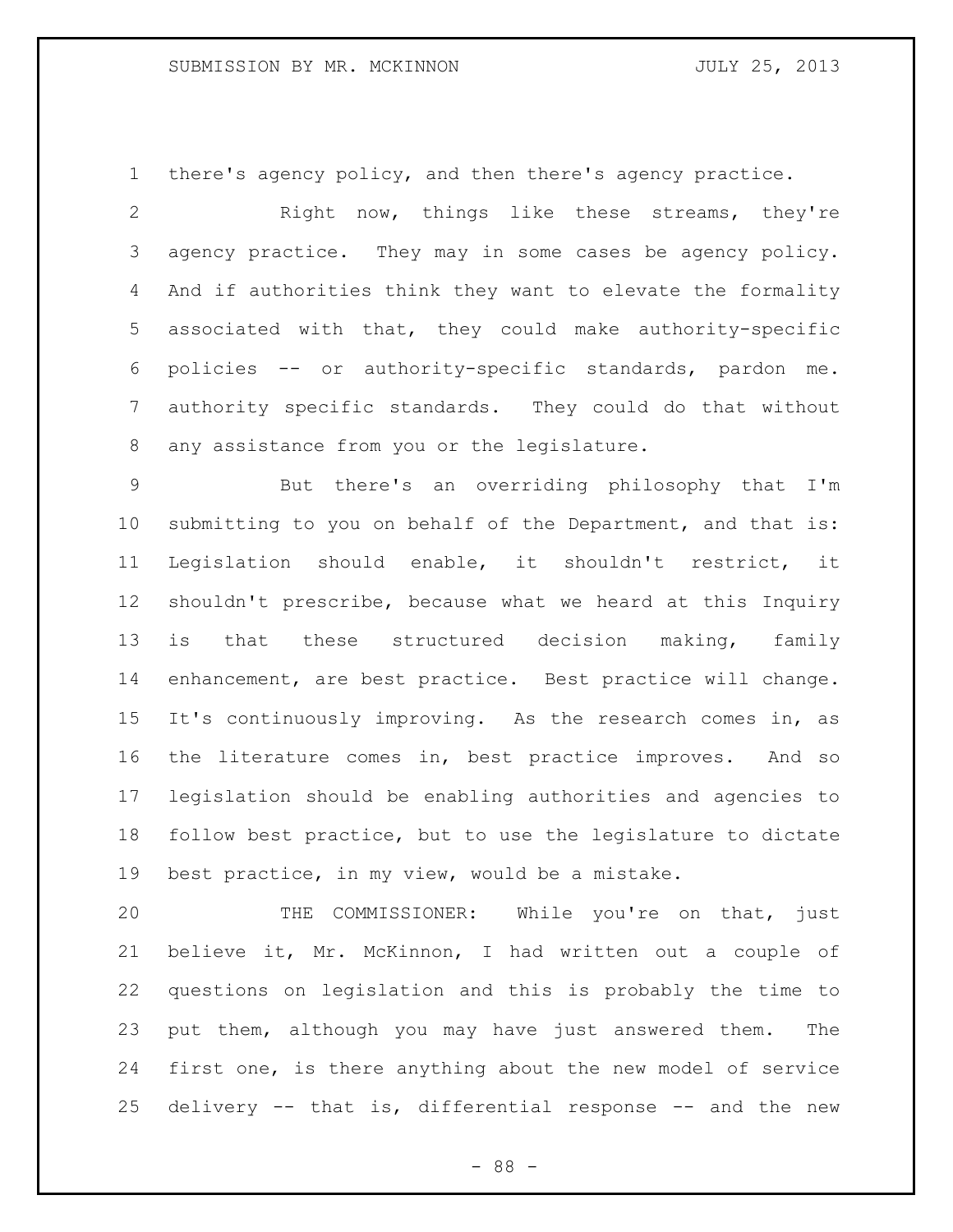there's agency policy, and then there's agency practice.

Right now, things like these streams, they're agency practice. They may in some cases be agency policy. And if authorities think they want to elevate the formality associated with that, they could make authority-specific policies -- or authority-specific standards, pardon me. authority specific standards. They could do that without any assistance from you or the legislature.

But there's an overriding philosophy that I'm submitting to you on behalf of the Department, and that is: Legislation should enable, it shouldn't restrict, it shouldn't prescribe, because what we heard at this Inquiry is that these structured decision making, family enhancement, are best practice. Best practice will change. It's continuously improving. As the research comes in, as the literature comes in, best practice improves. And so legislation should be enabling authorities and agencies to follow best practice, but to use the legislature to dictate best practice, in my view, would be a mistake.

THE COMMISSIONER: While you're on that, just believe it, Mr. McKinnon, I had written out a couple of questions on legislation and this is probably the time to put them, although you may have just answered them. The first one, is there anything about the new model of service delivery -- that is, differential response -- and the new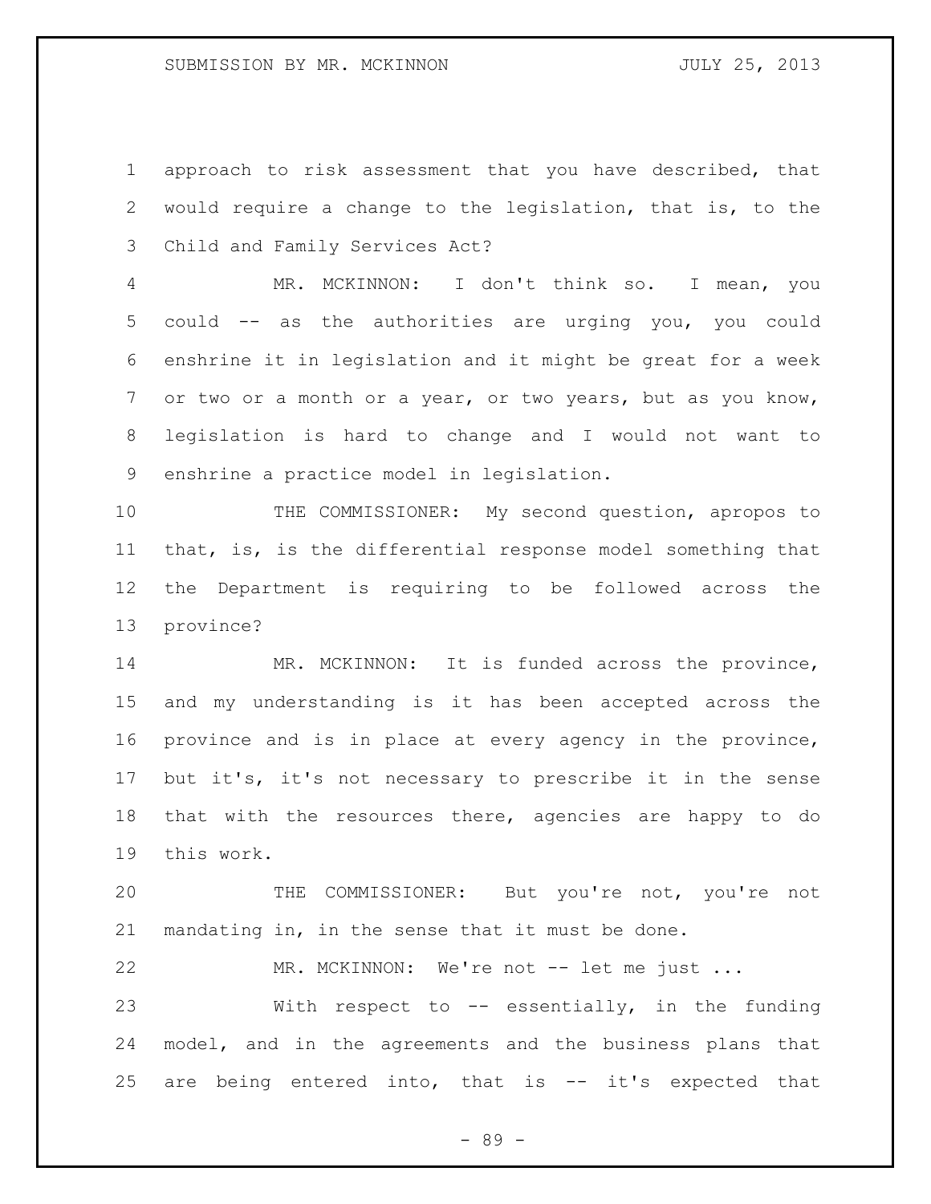approach to risk assessment that you have described, that would require a change to the legislation, that is, to the Child and Family Services Act?

MR. MCKINNON: I don't think so. I mean, you could -- as the authorities are urging you, you could enshrine it in legislation and it might be great for a week or two or a month or a year, or two years, but as you know, legislation is hard to change and I would not want to enshrine a practice model in legislation.

THE COMMISSIONER: My second question, apropos to that, is, is the differential response model something that the Department is requiring to be followed across the province?

MR. MCKINNON: It is funded across the province, and my understanding is it has been accepted across the province and is in place at every agency in the province, but it's, it's not necessary to prescribe it in the sense that with the resources there, agencies are happy to do this work.

THE COMMISSIONER: But you're not, you're not mandating in, in the sense that it must be done.

MR. MCKINNON: We're not -- let me just ...

With respect to -- essentially, in the funding model, and in the agreements and the business plans that are being entered into, that is -- it's expected that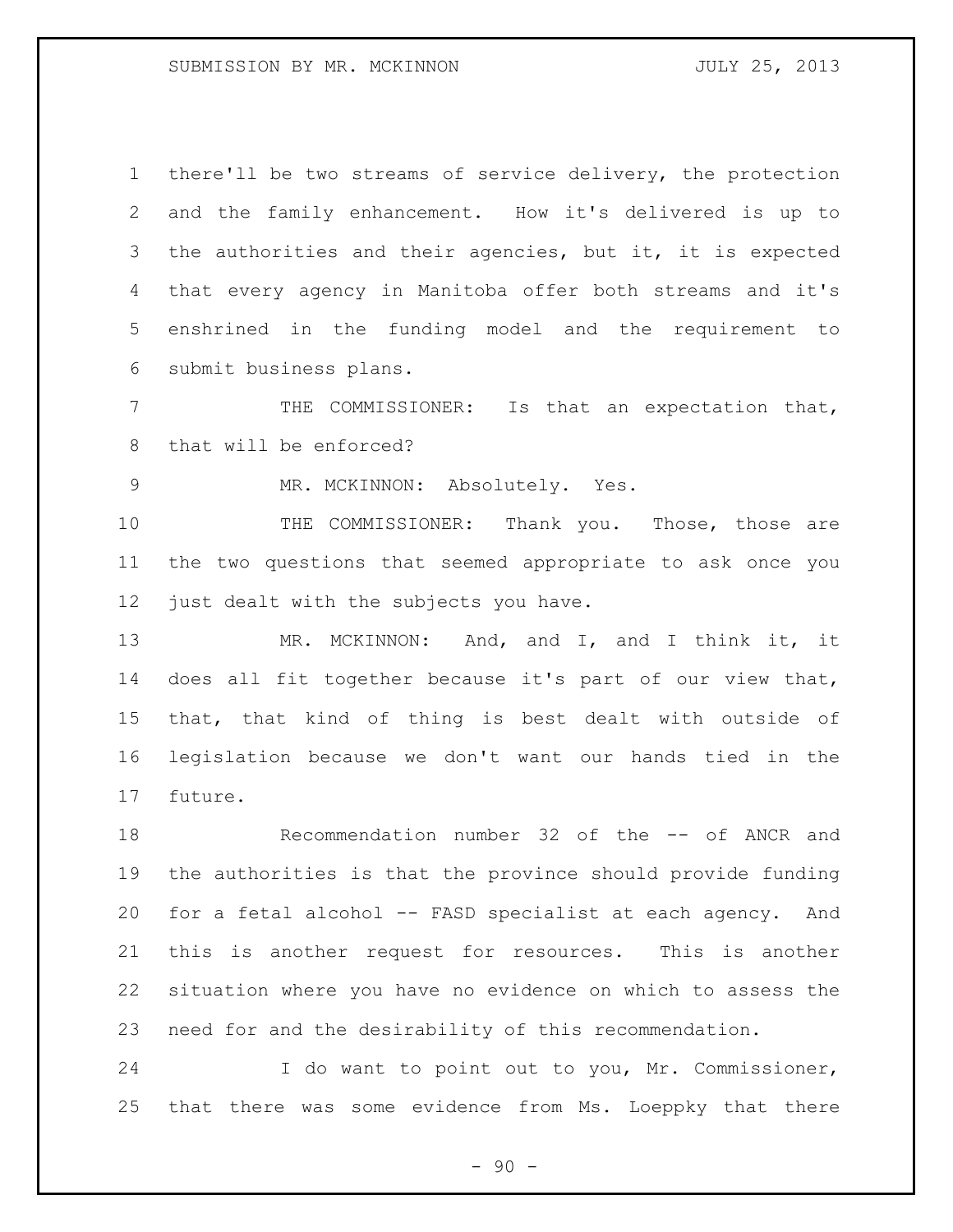there'll be two streams of service delivery, the protection and the family enhancement. How it's delivered is up to the authorities and their agencies, but it, it is expected that every agency in Manitoba offer both streams and it's enshrined in the funding model and the requirement to submit business plans.

THE COMMISSIONER: Is that an expectation that, that will be enforced?

MR. MCKINNON: Absolutely. Yes.

THE COMMISSIONER: Thank you. Those, those are the two questions that seemed appropriate to ask once you just dealt with the subjects you have.

MR. MCKINNON: And, and I, and I think it, it does all fit together because it's part of our view that, that, that kind of thing is best dealt with outside of legislation because we don't want our hands tied in the future.

Recommendation number 32 of the -- of ANCR and the authorities is that the province should provide funding for a fetal alcohol -- FASD specialist at each agency. And this is another request for resources. This is another situation where you have no evidence on which to assess the need for and the desirability of this recommendation.

I do want to point out to you, Mr. Commissioner, that there was some evidence from Ms. Loeppky that there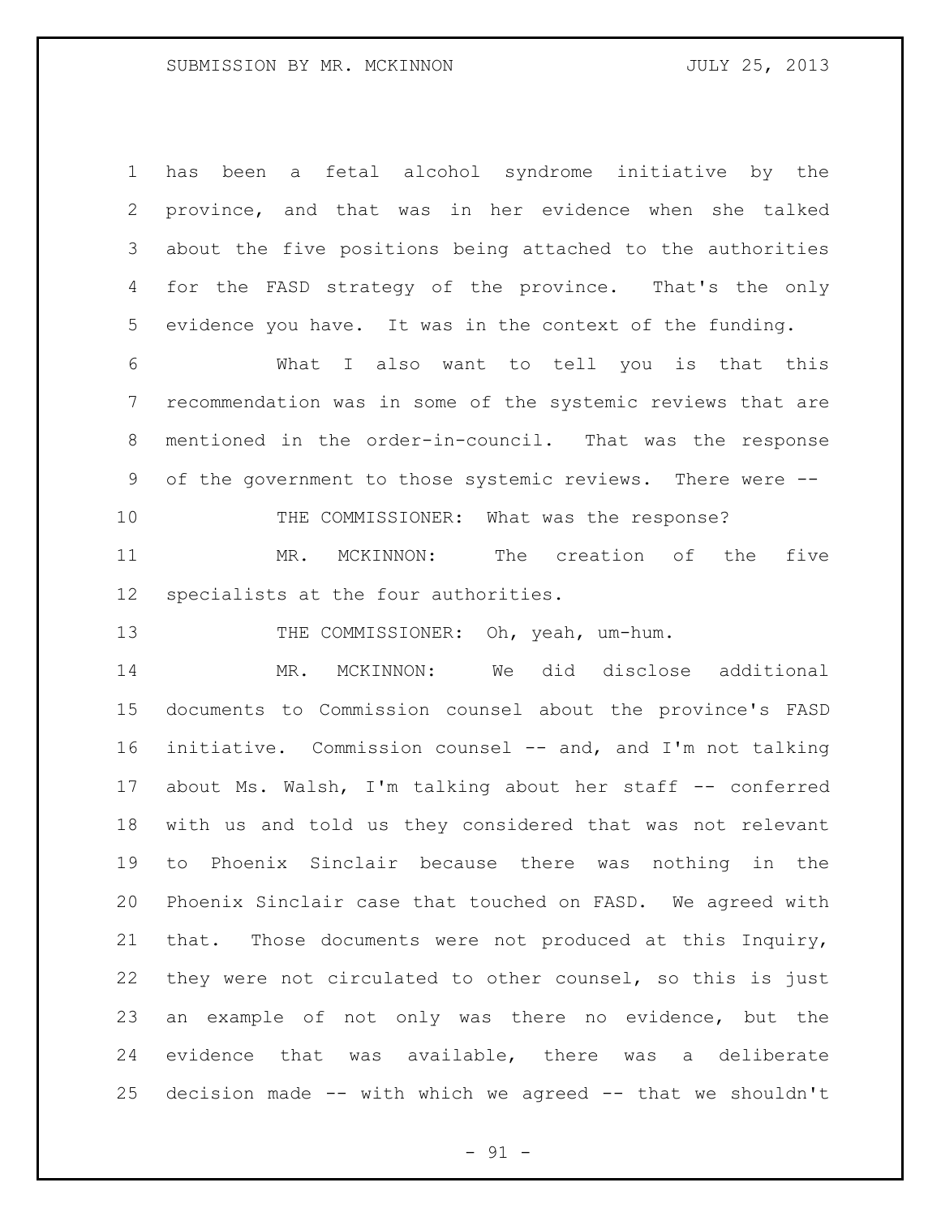has been a fetal alcohol syndrome initiative by the province, and that was in her evidence when she talked about the five positions being attached to the authorities for the FASD strategy of the province. That's the only evidence you have. It was in the context of the funding.

What I also want to tell you is that this recommendation was in some of the systemic reviews that are mentioned in the order-in-council. That was the response of the government to those systemic reviews. There were --

THE COMMISSIONER: What was the response?

MR. MCKINNON: The creation of the five specialists at the four authorities.

THE COMMISSIONER: Oh, yeah, um-hum.

MR. MCKINNON: We did disclose additional documents to Commission counsel about the province's FASD initiative. Commission counsel -- and, and I'm not talking about Ms. Walsh, I'm talking about her staff -- conferred with us and told us they considered that was not relevant to Phoenix Sinclair because there was nothing in the Phoenix Sinclair case that touched on FASD. We agreed with that. Those documents were not produced at this Inquiry, they were not circulated to other counsel, so this is just an example of not only was there no evidence, but the evidence that was available, there was a deliberate decision made -- with which we agreed -- that we shouldn't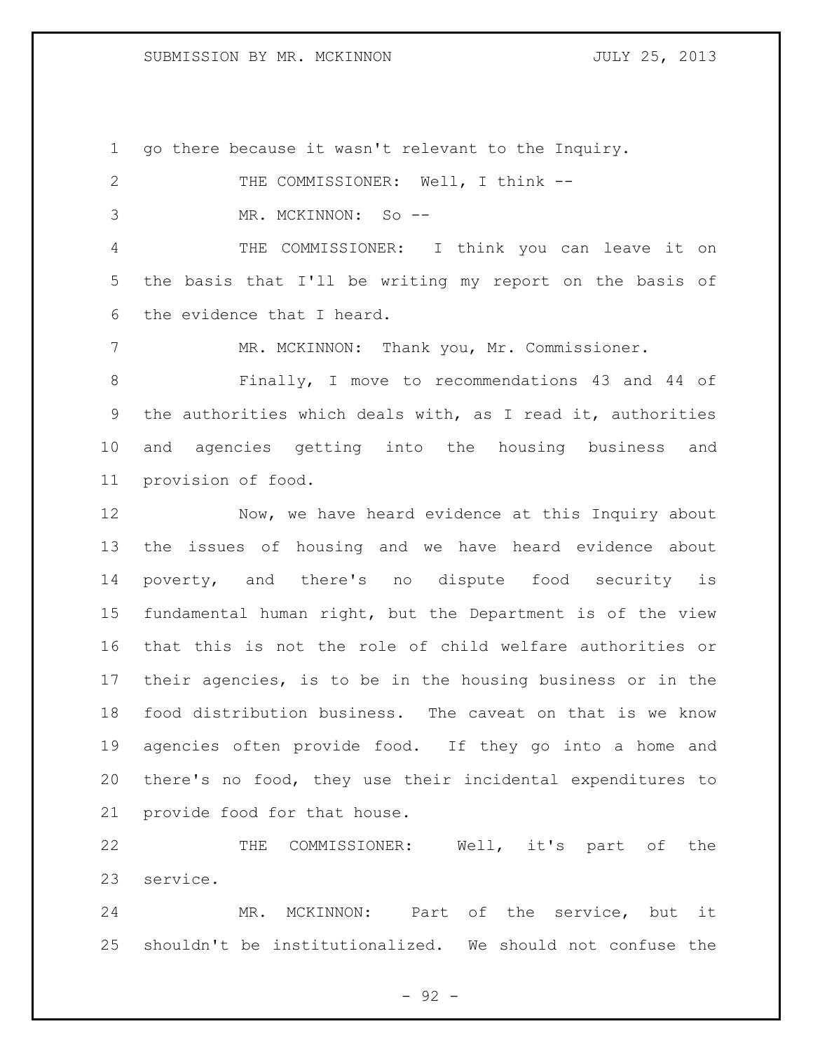go there because it wasn't relevant to the Inquiry.

THE COMMISSIONER: Well, I think --

MR. MCKINNON: So --

THE COMMISSIONER: I think you can leave it on the basis that I'll be writing my report on the basis of the evidence that I heard.

MR. MCKINNON: Thank you, Mr. Commissioner.

Finally, I move to recommendations 43 and 44 of the authorities which deals with, as I read it, authorities and agencies getting into the housing business and provision of food.

Now, we have heard evidence at this Inquiry about the issues of housing and we have heard evidence about poverty, and there's no dispute food security is fundamental human right, but the Department is of the view that this is not the role of child welfare authorities or their agencies, is to be in the housing business or in the food distribution business. The caveat on that is we know agencies often provide food. If they go into a home and there's no food, they use their incidental expenditures to provide food for that house.

THE COMMISSIONER: Well, it's part of the service.

MR. MCKINNON: Part of the service, but it shouldn't be institutionalized. We should not confuse the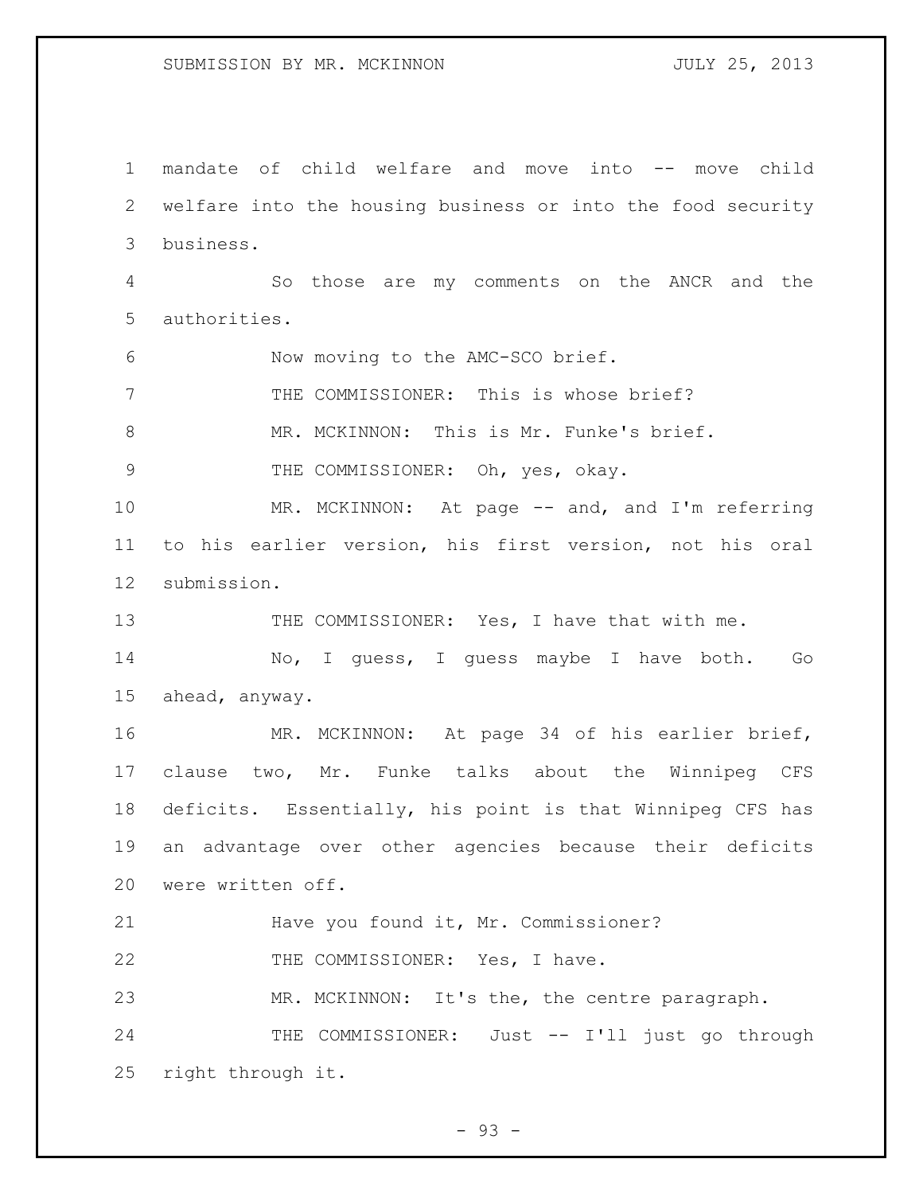mandate of child welfare and move into -- move child welfare into the housing business or into the food security business.

So those are my comments on the ANCR and the authorities.

Now moving to the AMC-SCO brief.

THE COMMISSIONER: This is whose brief?

MR. MCKINNON: This is Mr. Funke's brief.

THE COMMISSIONER: Oh, yes, okay.

MR. MCKINNON: At page -- and, and I'm referring to his earlier version, his first version, not his oral submission.

THE COMMISSIONER: Yes, I have that with me.

No, I guess, I guess maybe I have both. Go ahead, anyway.

MR. MCKINNON: At page 34 of his earlier brief, clause two, Mr. Funke talks about the Winnipeg CFS deficits. Essentially, his point is that Winnipeg CFS has an advantage over other agencies because their deficits were written off.

Have you found it, Mr. Commissioner?

THE COMMISSIONER: Yes, I have.

MR. MCKINNON: It's the, the centre paragraph.

THE COMMISSIONER: Just -- I'll just go through right through it.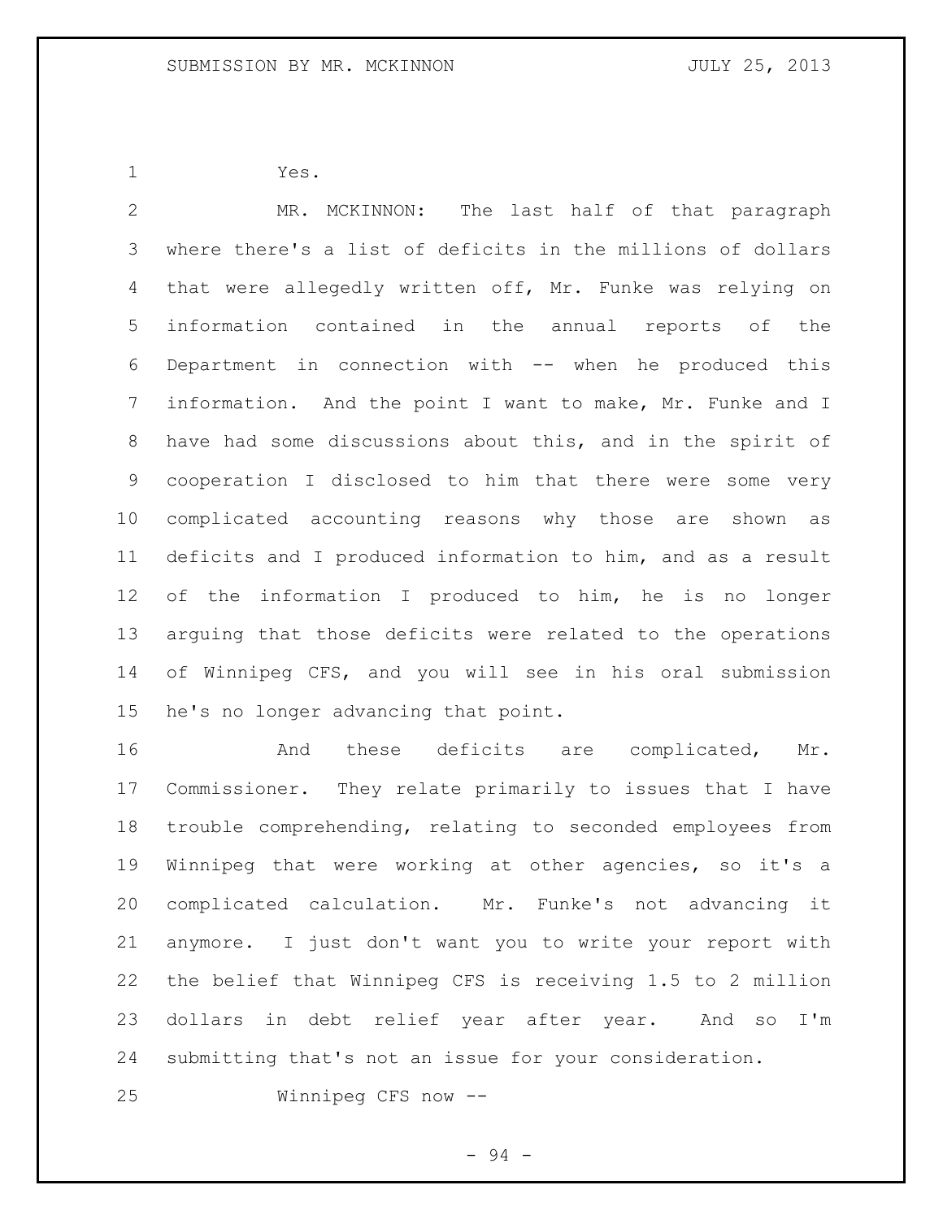Yes.

MR. MCKINNON: The last half of that paragraph where there's a list of deficits in the millions of dollars that were allegedly written off, Mr. Funke was relying on information contained in the annual reports of the Department in connection with -- when he produced this information. And the point I want to make, Mr. Funke and I have had some discussions about this, and in the spirit of cooperation I disclosed to him that there were some very complicated accounting reasons why those are shown as deficits and I produced information to him, and as a result of the information I produced to him, he is no longer arguing that those deficits were related to the operations of Winnipeg CFS, and you will see in his oral submission he's no longer advancing that point.

And these deficits are complicated, Mr. Commissioner. They relate primarily to issues that I have trouble comprehending, relating to seconded employees from Winnipeg that were working at other agencies, so it's a complicated calculation. Mr. Funke's not advancing it anymore. I just don't want you to write your report with the belief that Winnipeg CFS is receiving 1.5 to 2 million dollars in debt relief year after year. And so I'm submitting that's not an issue for your consideration.

Winnipeg CFS now --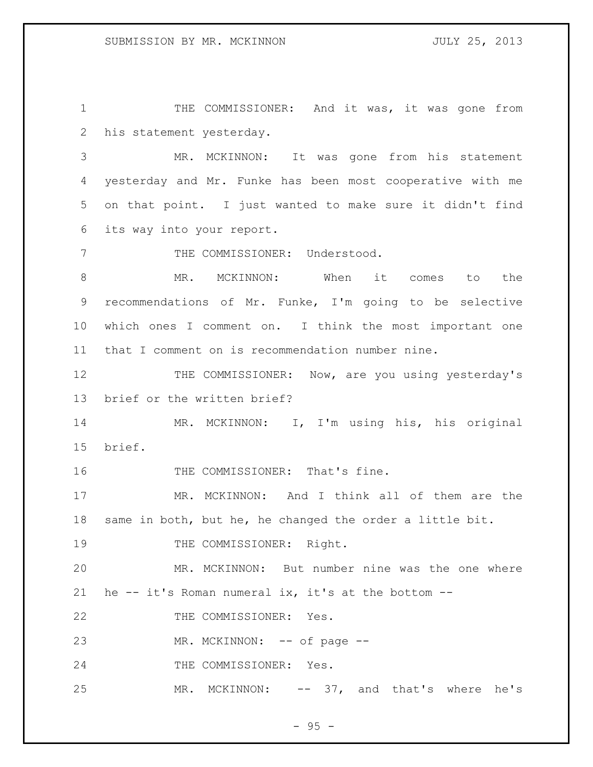THE COMMISSIONER: And it was, it was gone from his statement yesterday.

MR. MCKINNON: It was gone from his statement yesterday and Mr. Funke has been most cooperative with me on that point. I just wanted to make sure it didn't find its way into your report.

THE COMMISSIONER: Understood.

MR. MCKINNON: When it comes to the recommendations of Mr. Funke, I'm going to be selective which ones I comment on. I think the most important one that I comment on is recommendation number nine.

THE COMMISSIONER: Now, are you using yesterday's brief or the written brief?

MR. MCKINNON: I, I'm using his, his original brief.

THE COMMISSIONER: That's fine.

MR. MCKINNON: And I think all of them are the same in both, but he, he changed the order a little bit.

THE COMMISSIONER: Right.

MR. MCKINNON: But number nine was the one where he -- it's Roman numeral ix, it's at the bottom --

THE COMMISSIONER: Yes.

MR. MCKINNON: -- of page --

THE COMMISSIONER: Yes.

MR. MCKINNON: -- 37, and that's where he's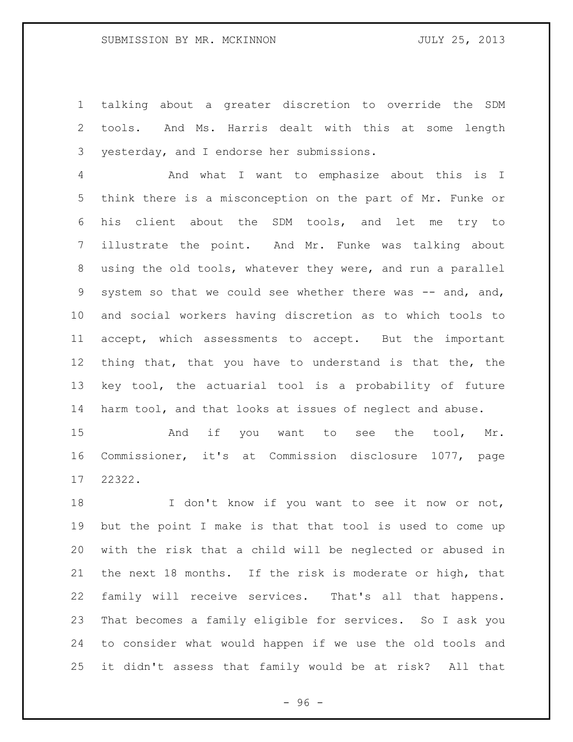talking about a greater discretion to override the SDM tools. And Ms. Harris dealt with this at some length yesterday, and I endorse her submissions.

And what I want to emphasize about this is I think there is a misconception on the part of Mr. Funke or his client about the SDM tools, and let me try to illustrate the point. And Mr. Funke was talking about using the old tools, whatever they were, and run a parallel system so that we could see whether there was -- and, and, and social workers having discretion as to which tools to accept, which assessments to accept. But the important thing that, that you have to understand is that the, the key tool, the actuarial tool is a probability of future harm tool, and that looks at issues of neglect and abuse.

And if you want to see the tool, Mr. Commissioner, it's at Commission disclosure 1077, page 22322.

I don't know if you want to see it now or not, but the point I make is that that tool is used to come up with the risk that a child will be neglected or abused in the next 18 months. If the risk is moderate or high, that family will receive services. That's all that happens. That becomes a family eligible for services. So I ask you to consider what would happen if we use the old tools and it didn't assess that family would be at risk? All that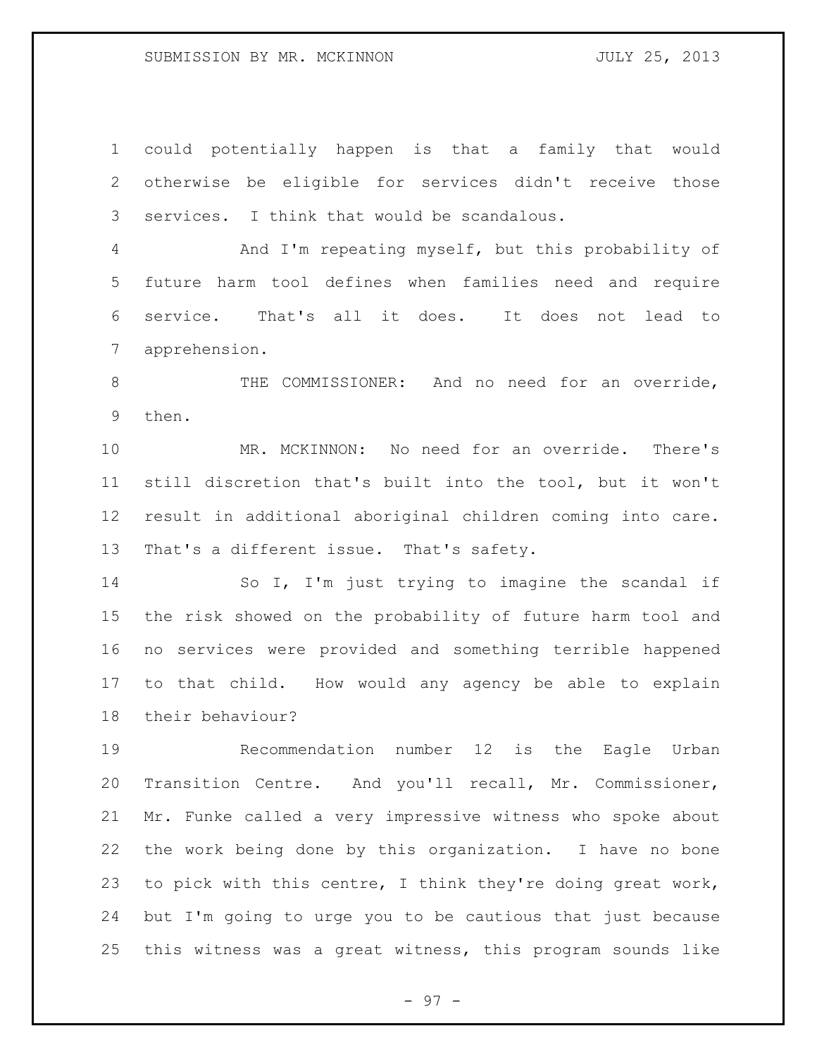could potentially happen is that a family that would otherwise be eligible for services didn't receive those services. I think that would be scandalous.

And I'm repeating myself, but this probability of future harm tool defines when families need and require service. That's all it does. It does not lead to apprehension.

THE COMMISSIONER: And no need for an override, then.

MR. MCKINNON: No need for an override. There's still discretion that's built into the tool, but it won't result in additional aboriginal children coming into care. That's a different issue. That's safety.

So I, I'm just trying to imagine the scandal if the risk showed on the probability of future harm tool and no services were provided and something terrible happened to that child. How would any agency be able to explain their behaviour?

Recommendation number 12 is the Eagle Urban Transition Centre. And you'll recall, Mr. Commissioner, Mr. Funke called a very impressive witness who spoke about the work being done by this organization. I have no bone to pick with this centre, I think they're doing great work, but I'm going to urge you to be cautious that just because this witness was a great witness, this program sounds like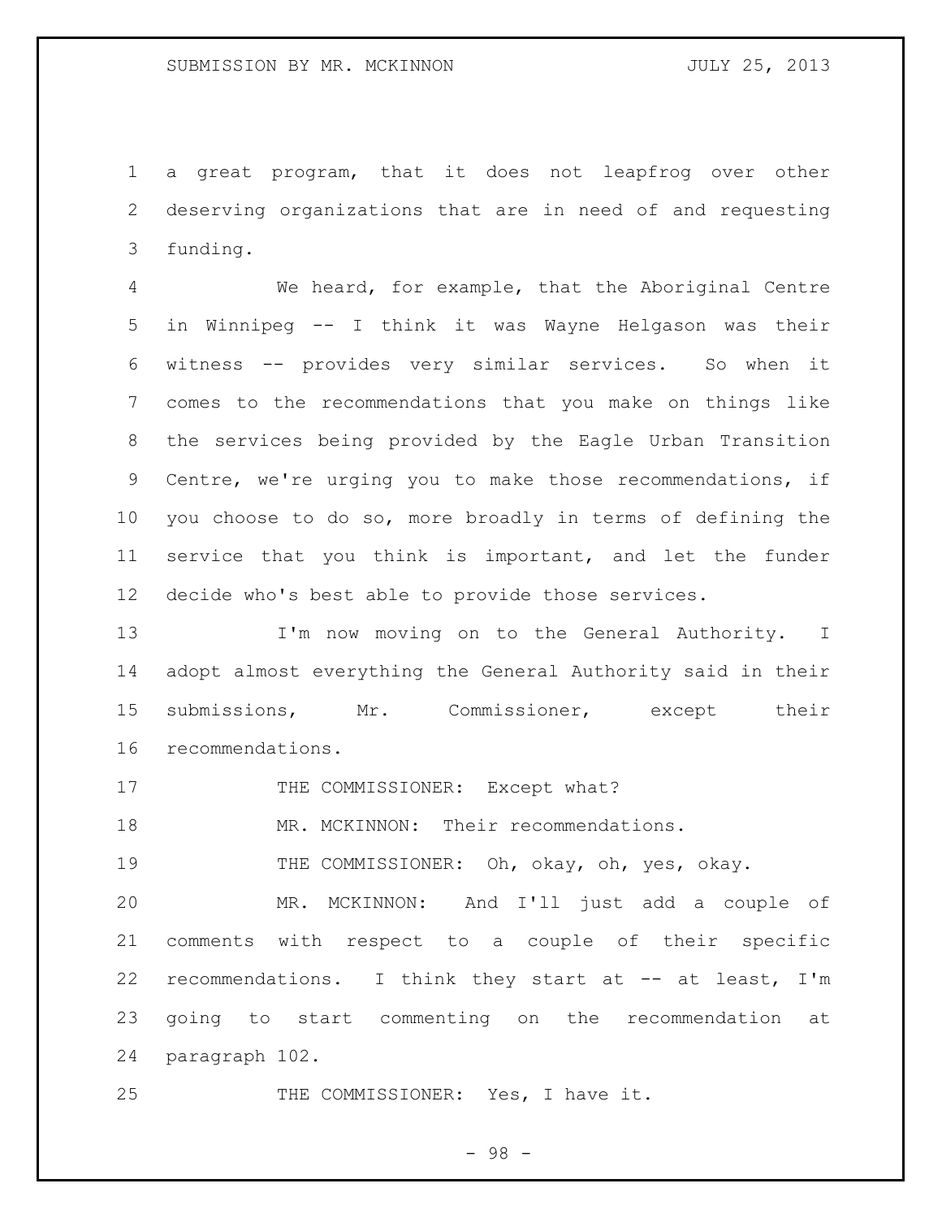a great program, that it does not leapfrog over other deserving organizations that are in need of and requesting funding.

We heard, for example, that the Aboriginal Centre in Winnipeg -- I think it was Wayne Helgason was their witness -- provides very similar services. So when it comes to the recommendations that you make on things like the services being provided by the Eagle Urban Transition Centre, we're urging you to make those recommendations, if you choose to do so, more broadly in terms of defining the service that you think is important, and let the funder decide who's best able to provide those services.

I'm now moving on to the General Authority. I adopt almost everything the General Authority said in their submissions, Mr. Commissioner, except their recommendations.

THE COMMISSIONER: Except what?

MR. MCKINNON: Their recommendations.

THE COMMISSIONER: Oh, okay, oh, yes, okay.

MR. MCKINNON: And I'll just add a couple of comments with respect to a couple of their specific recommendations. I think they start at -- at least, I'm going to start commenting on the recommendation at paragraph 102.

THE COMMISSIONER: Yes, I have it.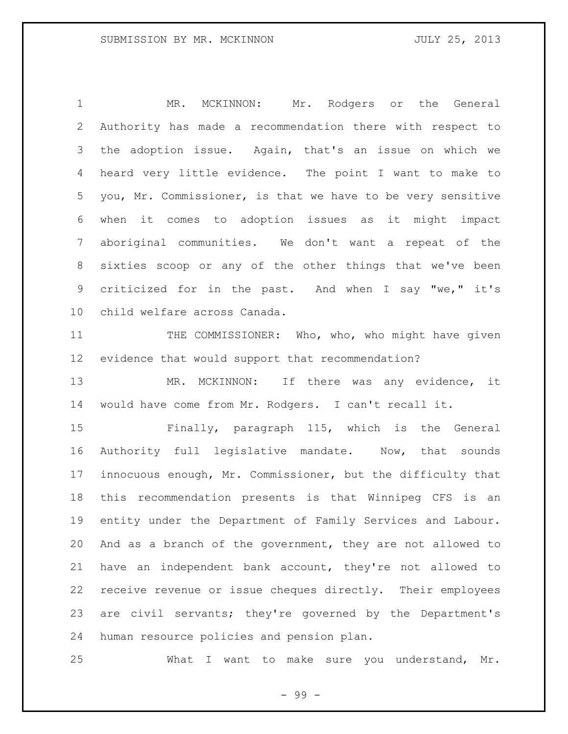MR. MCKINNON: Mr. Rodgers or the General Authority has made a recommendation there with respect to the adoption issue. Again, that's an issue on which we heard very little evidence. The point I want to make to you, Mr. Commissioner, is that we have to be very sensitive when it comes to adoption issues as it might impact aboriginal communities. We don't want a repeat of the sixties scoop or any of the other things that we've been criticized for in the past. And when I say "we," it's child welfare across Canada.

THE COMMISSIONER: Who, who, who might have given evidence that would support that recommendation?

MR. MCKINNON: If there was any evidence, it would have come from Mr. Rodgers. I can't recall it.

Finally, paragraph 115, which is the General Authority full legislative mandate. Now, that sounds innocuous enough, Mr. Commissioner, but the difficulty that this recommendation presents is that Winnipeg CFS is an entity under the Department of Family Services and Labour. And as a branch of the government, they are not allowed to have an independent bank account, they're not allowed to receive revenue or issue cheques directly. Their employees are civil servants; they're governed by the Department's human resource policies and pension plan.

What I want to make sure you understand, Mr.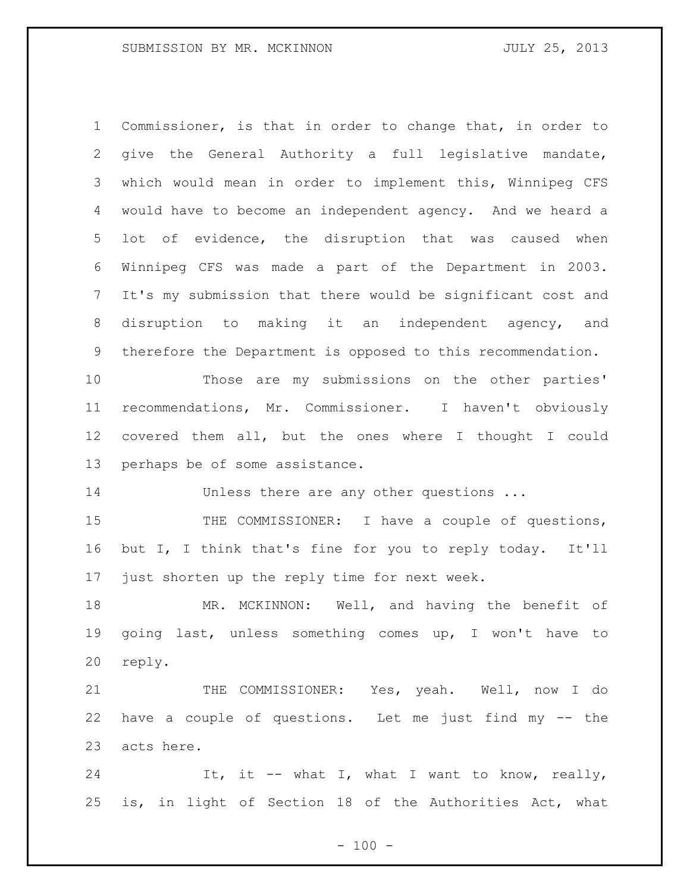Commissioner, is that in order to change that, in order to give the General Authority a full legislative mandate, which would mean in order to implement this, Winnipeg CFS would have to become an independent agency. And we heard a lot of evidence, the disruption that was caused when Winnipeg CFS was made a part of the Department in 2003. It's my submission that there would be significant cost and disruption to making it an independent agency, and therefore the Department is opposed to this recommendation.

Those are my submissions on the other parties' recommendations, Mr. Commissioner. I haven't obviously covered them all, but the ones where I thought I could perhaps be of some assistance.

Unless there are any other questions ...

THE COMMISSIONER: I have a couple of questions, but I, I think that's fine for you to reply today. It'll just shorten up the reply time for next week.

MR. MCKINNON: Well, and having the benefit of going last, unless something comes up, I won't have to reply.

THE COMMISSIONER: Yes, yeah. Well, now I do have a couple of questions. Let me just find my -- the acts here.

It, it -- what I, what I want to know, really, is, in light of Section 18 of the Authorities Act, what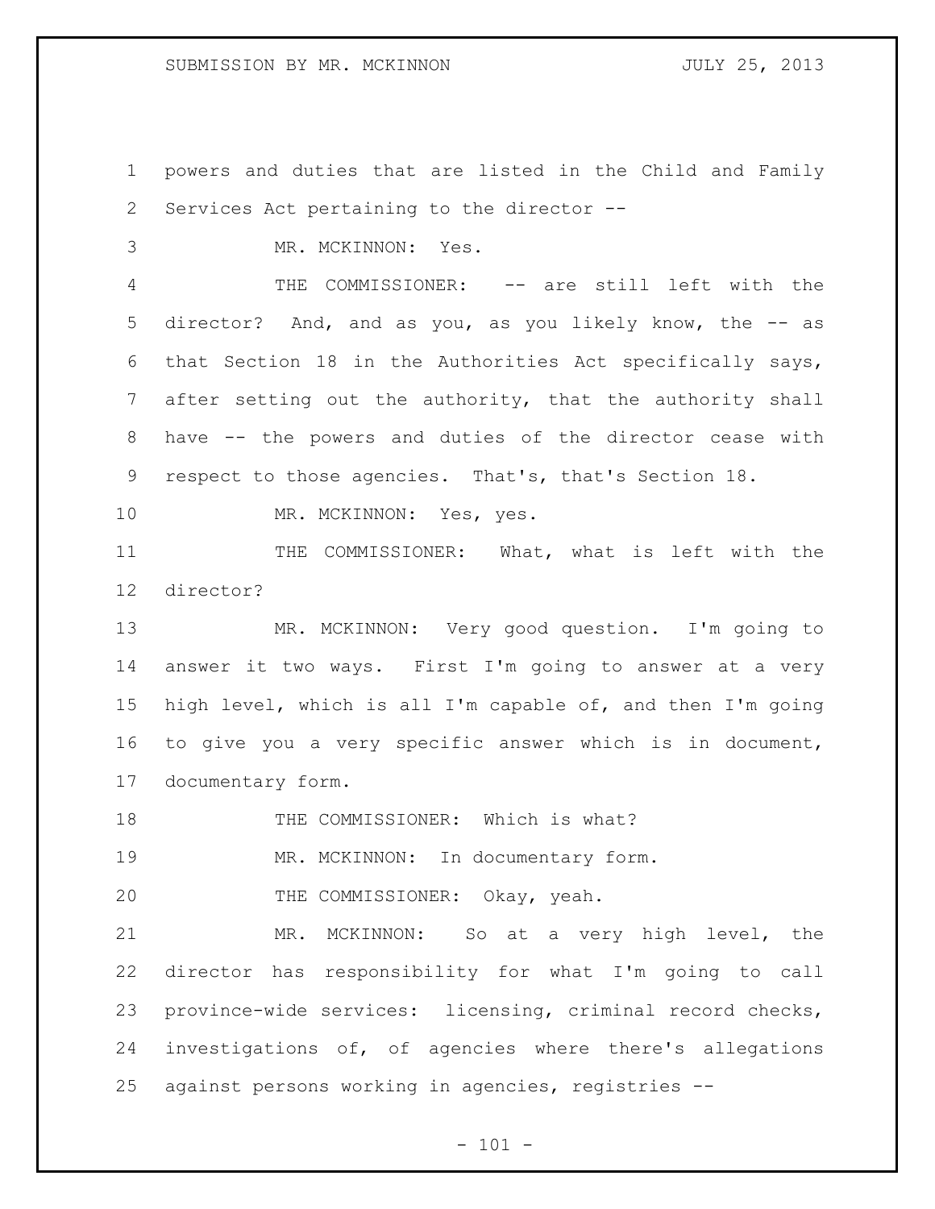powers and duties that are listed in the Child and Family Services Act pertaining to the director --

MR. MCKINNON: Yes.

THE COMMISSIONER: -- are still left with the director? And, and as you, as you likely know, the -- as that Section 18 in the Authorities Act specifically says, after setting out the authority, that the authority shall have -- the powers and duties of the director cease with respect to those agencies. That's, that's Section 18.

MR. MCKINNON: Yes, yes.

THE COMMISSIONER: What, what is left with the director?

MR. MCKINNON: Very good question. I'm going to answer it two ways. First I'm going to answer at a very high level, which is all I'm capable of, and then I'm going to give you a very specific answer which is in document, documentary form.

THE COMMISSIONER: Which is what?

MR. MCKINNON: In documentary form.

THE COMMISSIONER: Okay, yeah.

MR. MCKINNON: So at a very high level, the director has responsibility for what I'm going to call province-wide services: licensing, criminal record checks, investigations of, of agencies where there's allegations against persons working in agencies, registries --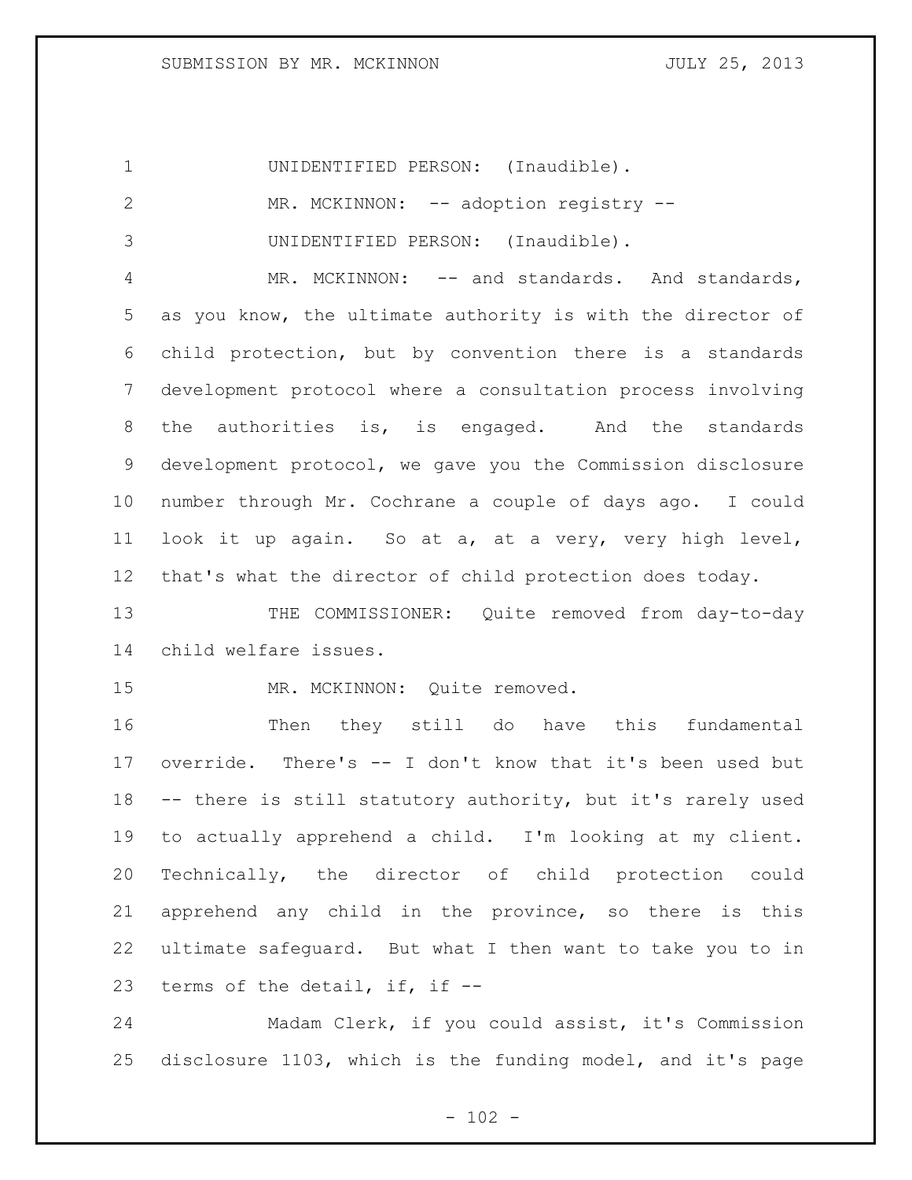UNIDENTIFIED PERSON: (Inaudible).

MR. MCKINNON: -- adoption registry --

UNIDENTIFIED PERSON: (Inaudible).

MR. MCKINNON: -- and standards. And standards, as you know, the ultimate authority is with the director of child protection, but by convention there is a standards development protocol where a consultation process involving the authorities is, is engaged. And the standards development protocol, we gave you the Commission disclosure number through Mr. Cochrane a couple of days ago. I could look it up again. So at a, at a very, very high level, that's what the director of child protection does today.

THE COMMISSIONER: Quite removed from day-to-day child welfare issues.

MR. MCKINNON: Quite removed.

Then they still do have this fundamental override. There's -- I don't know that it's been used but -- there is still statutory authority, but it's rarely used to actually apprehend a child. I'm looking at my client. Technically, the director of child protection could apprehend any child in the province, so there is this ultimate safeguard. But what I then want to take you to in terms of the detail, if, if --

Madam Clerk, if you could assist, it's Commission disclosure 1103, which is the funding model, and it's page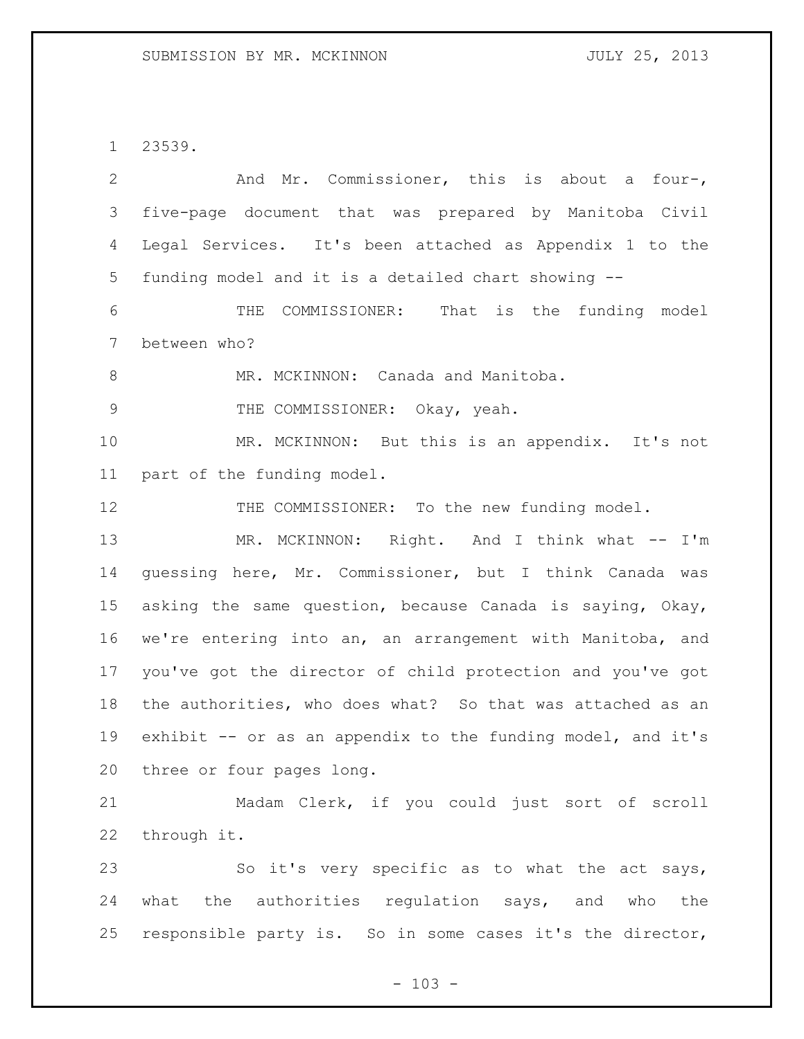23539.

And Mr. Commissioner, this is about a four-, five-page document that was prepared by Manitoba Civil Legal Services. It's been attached as Appendix 1 to the funding model and it is a detailed chart showing --

THE COMMISSIONER: That is the funding model between who?

MR. MCKINNON: Canada and Manitoba.

THE COMMISSIONER: Okay, yeah.

MR. MCKINNON: But this is an appendix. It's not part of the funding model.

THE COMMISSIONER: To the new funding model.

MR. MCKINNON: Right. And I think what -- I'm guessing here, Mr. Commissioner, but I think Canada was asking the same question, because Canada is saying, Okay, we're entering into an, an arrangement with Manitoba, and you've got the director of child protection and you've got the authorities, who does what? So that was attached as an exhibit -- or as an appendix to the funding model, and it's three or four pages long.

Madam Clerk, if you could just sort of scroll through it.

So it's very specific as to what the act says, what the authorities regulation says, and who the responsible party is. So in some cases it's the director,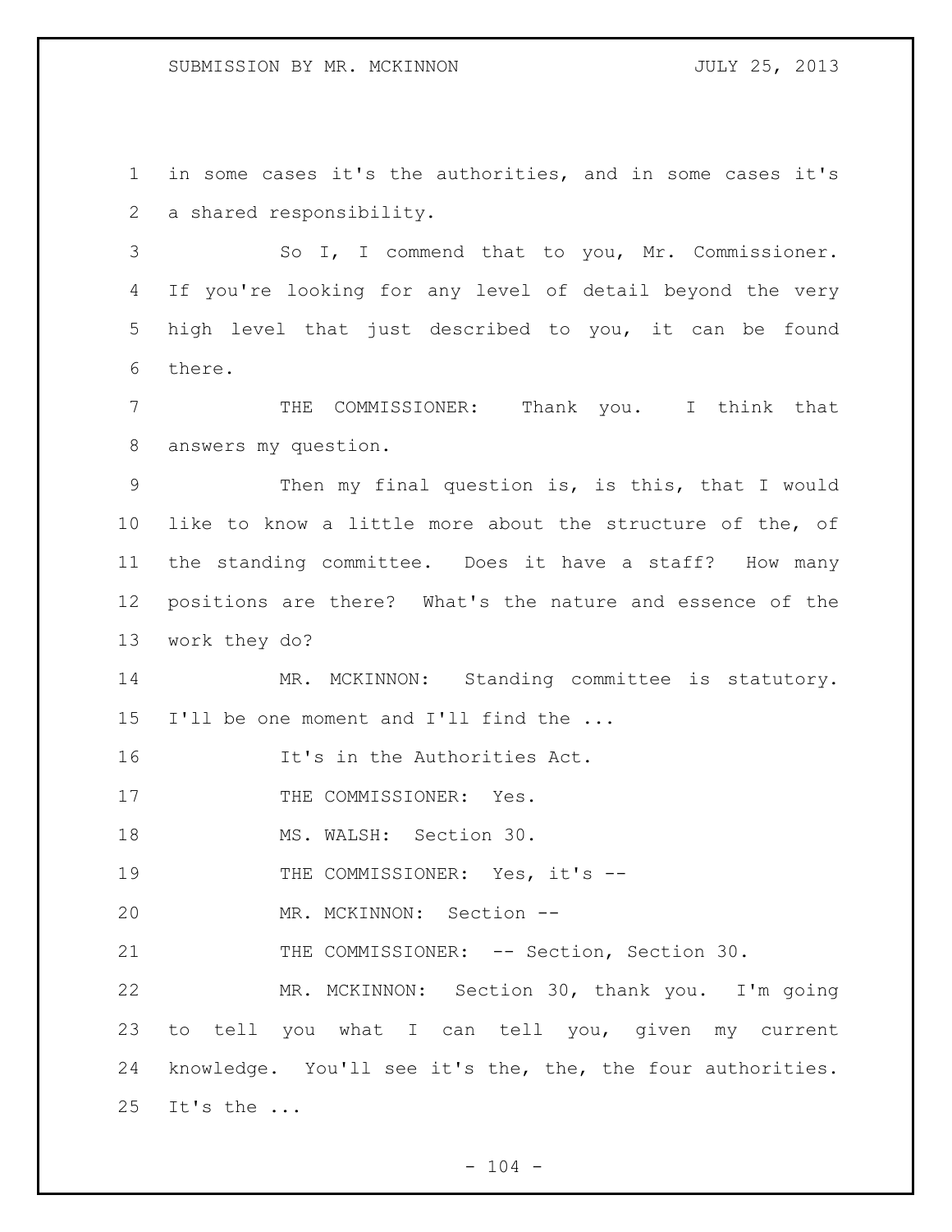in some cases it's the authorities, and in some cases it's a shared responsibility.

So I, I commend that to you, Mr. Commissioner. If you're looking for any level of detail beyond the very high level that just described to you, it can be found there.

THE COMMISSIONER: Thank you. I think that answers my question.

Then my final question is, is this, that I would like to know a little more about the structure of the, of the standing committee. Does it have a staff? How many positions are there? What's the nature and essence of the work they do?

MR. MCKINNON: Standing committee is statutory. I'll be one moment and I'll find the ...

It's in the Authorities Act.

THE COMMISSIONER: Yes.

MS. WALSH: Section 30.

THE COMMISSIONER: Yes, it's --

MR. MCKINNON: Section --

THE COMMISSIONER: -- Section, Section 30.

MR. MCKINNON: Section 30, thank you. I'm going to tell you what I can tell you, given my current knowledge. You'll see it's the, the, the four authorities. It's the ...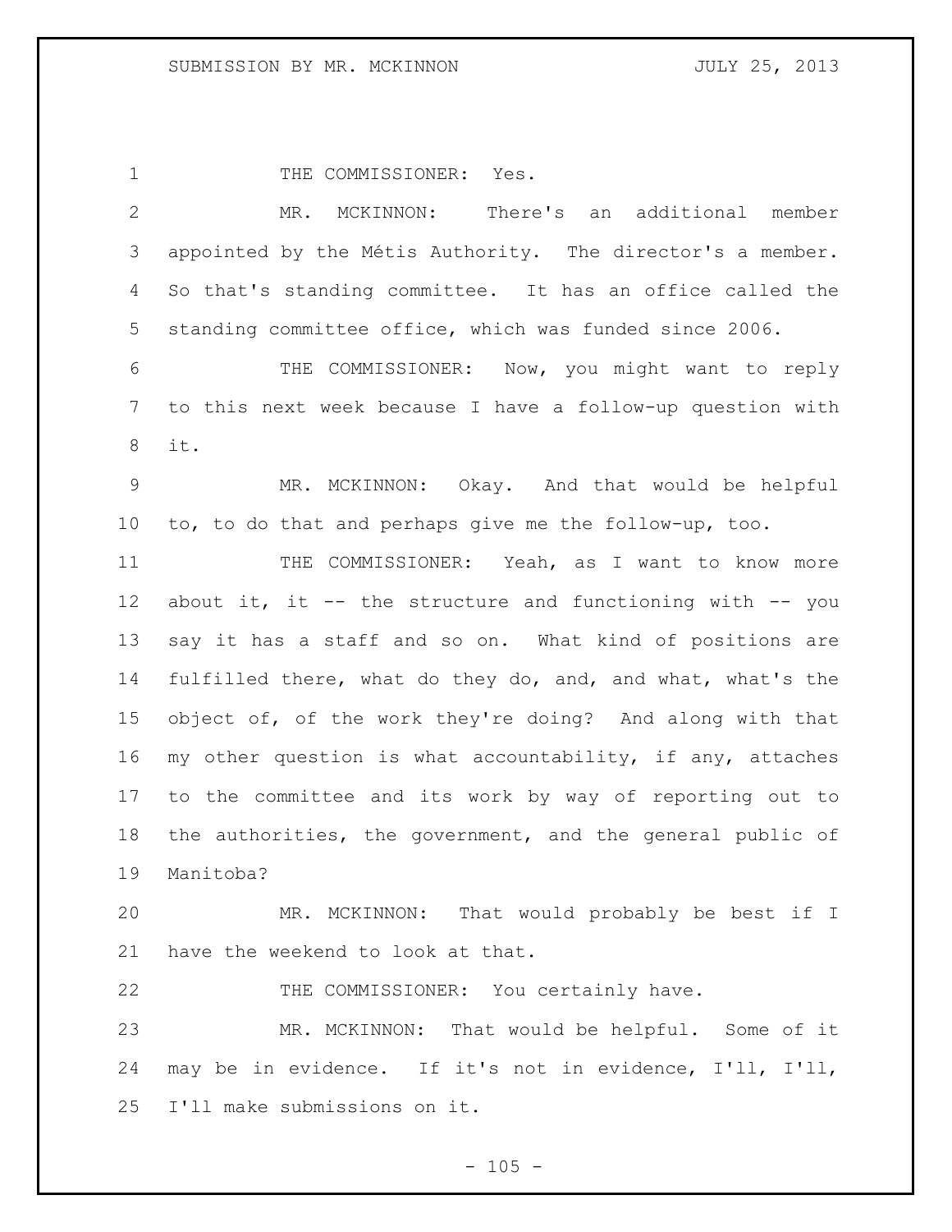THE COMMISSIONER: Yes.

MR. MCKINNON: There's an additional member appointed by the Métis Authority. The director's a member. So that's standing committee. It has an office called the standing committee office, which was funded since 2006.

THE COMMISSIONER: Now, you might want to reply to this next week because I have a follow-up question with it.

MR. MCKINNON: Okay. And that would be helpful to, to do that and perhaps give me the follow-up, too.

THE COMMISSIONER: Yeah, as I want to know more about it, it -- the structure and functioning with -- you say it has a staff and so on. What kind of positions are fulfilled there, what do they do, and, and what, what's the object of, of the work they're doing? And along with that my other question is what accountability, if any, attaches to the committee and its work by way of reporting out to the authorities, the government, and the general public of Manitoba?

MR. MCKINNON: That would probably be best if I have the weekend to look at that.

THE COMMISSIONER: You certainly have.

MR. MCKINNON: That would be helpful. Some of it may be in evidence. If it's not in evidence, I'll, I'll, I'll make submissions on it.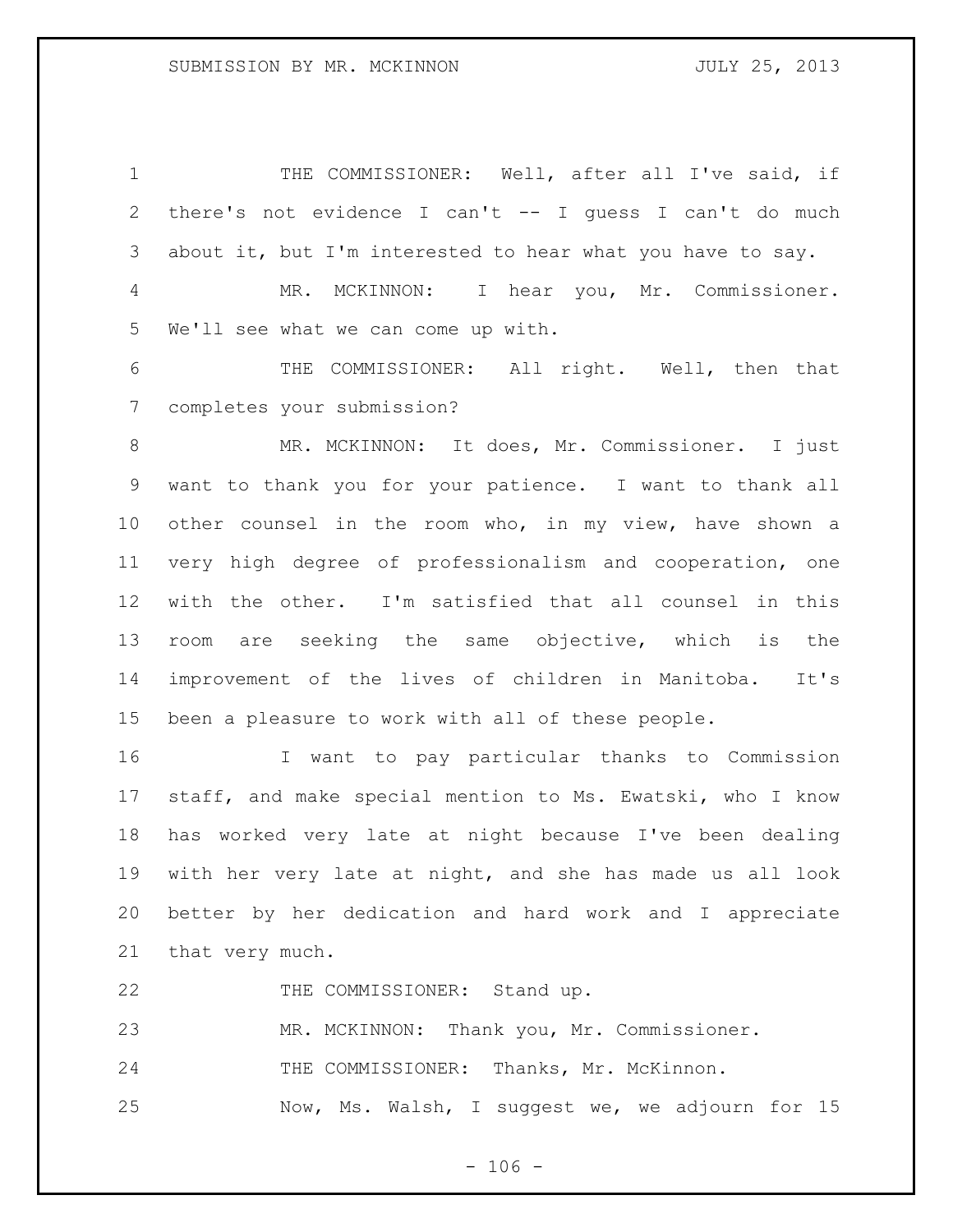THE COMMISSIONER: Well, after all I've said, if there's not evidence I can't -- I guess I can't do much about it, but I'm interested to hear what you have to say.

MR. MCKINNON: I hear you, Mr. Commissioner. We'll see what we can come up with.

THE COMMISSIONER: All right. Well, then that completes your submission?

MR. MCKINNON: It does, Mr. Commissioner. I just want to thank you for your patience. I want to thank all other counsel in the room who, in my view, have shown a very high degree of professionalism and cooperation, one with the other. I'm satisfied that all counsel in this room are seeking the same objective, which is the improvement of the lives of children in Manitoba. It's been a pleasure to work with all of these people.

I want to pay particular thanks to Commission staff, and make special mention to Ms. Ewatski, who I know has worked very late at night because I've been dealing with her very late at night, and she has made us all look better by her dedication and hard work and I appreciate that very much.

THE COMMISSIONER: Stand up.

MR. MCKINNON: Thank you, Mr. Commissioner.

THE COMMISSIONER: Thanks, Mr. McKinnon.

Now, Ms. Walsh, I suggest we, we adjourn for 15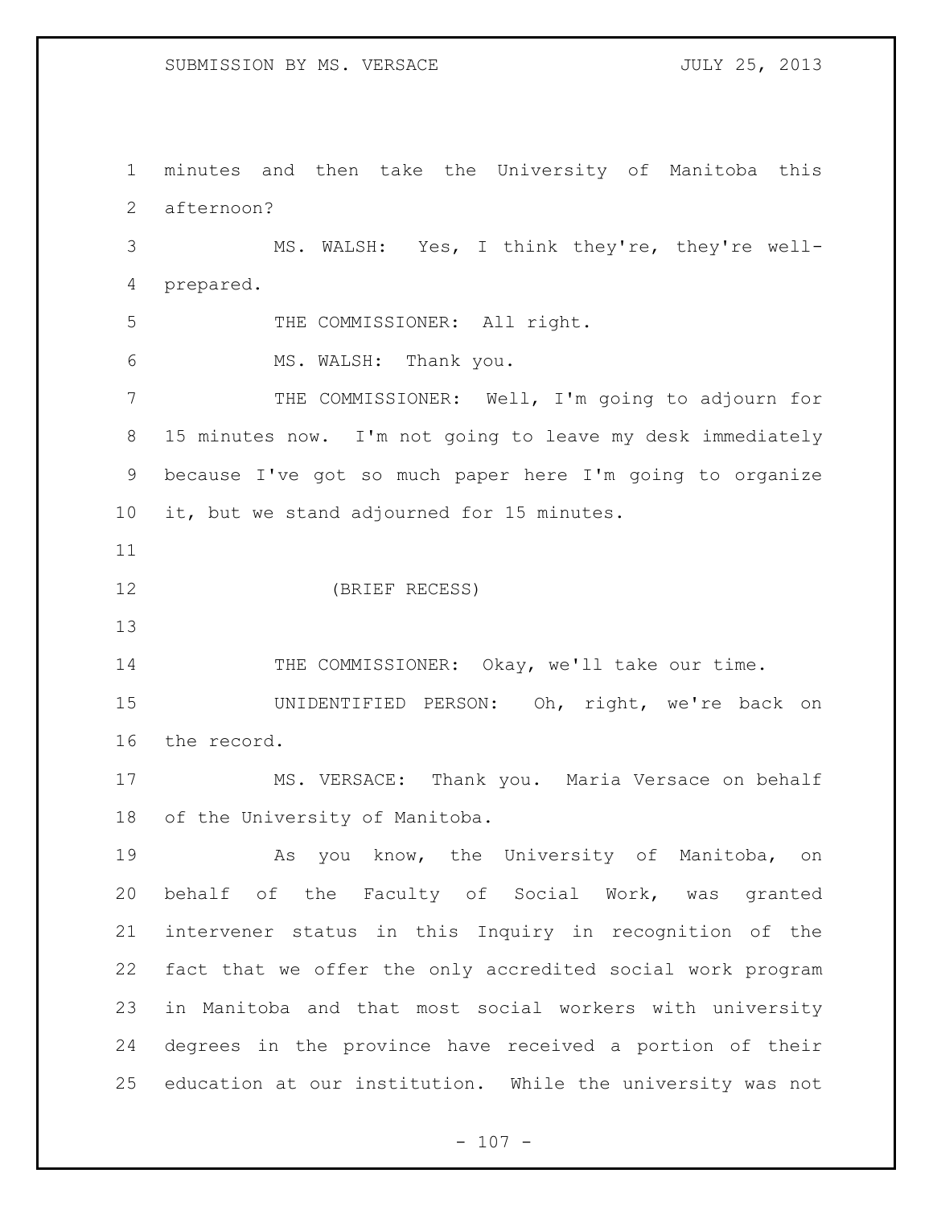minutes and then take the University of Manitoba this afternoon?

MS. WALSH: Yes, I think they're, they're well-prepared.

THE COMMISSIONER: All right.

MS. WALSH: Thank you.

THE COMMISSIONER: Well, I'm going to adjourn for 15 minutes now. I'm not going to leave my desk immediately because I've got so much paper here I'm going to organize it, but we stand adjourned for 15 minutes.

(BRIEF RECESS)

THE COMMISSIONER: Okay, we'll take our time.

UNIDENTIFIED PERSON: Oh, right, we're back on the record.

MS. VERSACE: Thank you. Maria Versace on behalf of the University of Manitoba.

As you know, the University of Manitoba, on behalf of the Faculty of Social Work, was granted intervener status in this Inquiry in recognition of the fact that we offer the only accredited social work program in Manitoba and that most social workers with university degrees in the province have received a portion of their education at our institution. While the university was not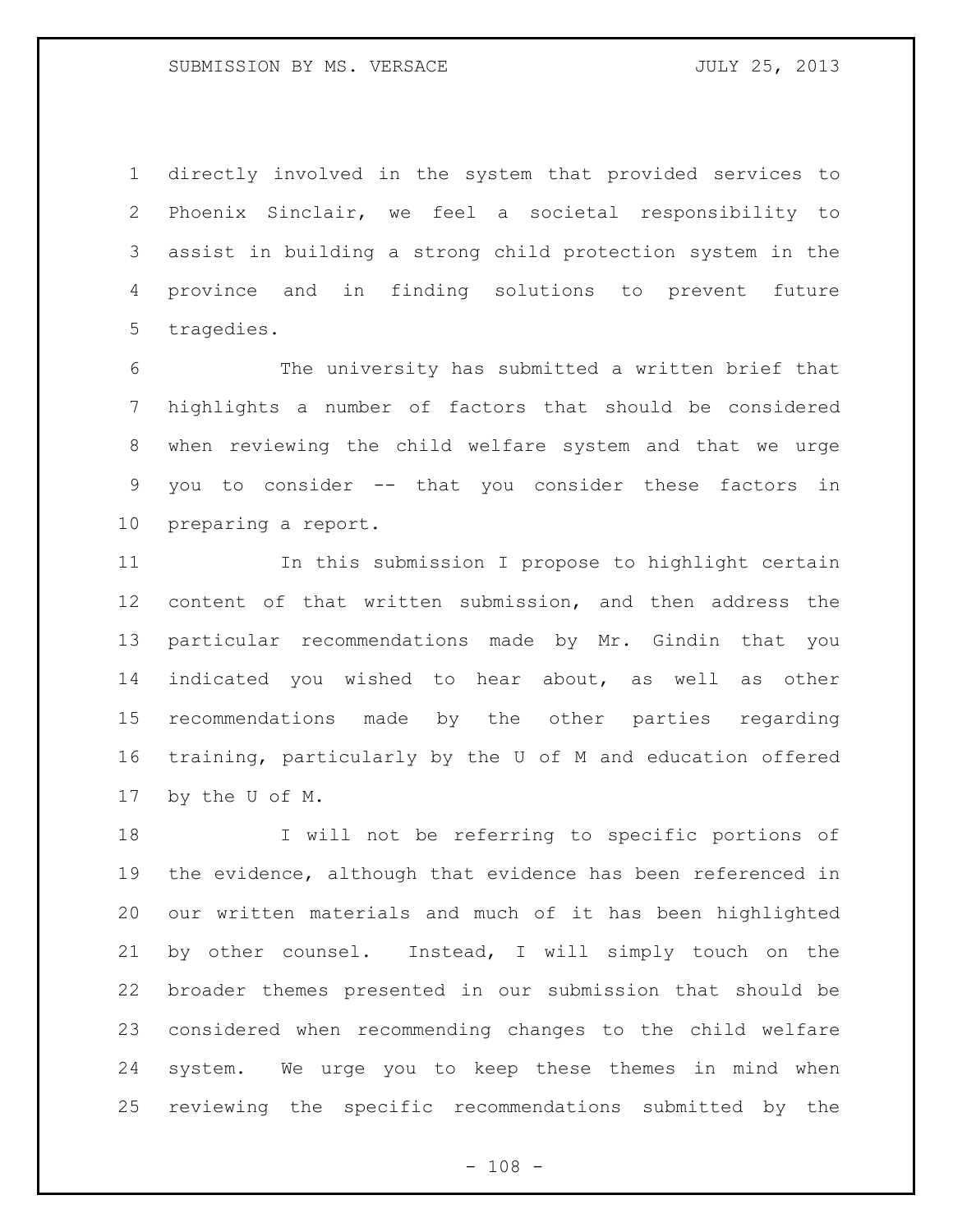directly involved in the system that provided services to Phoenix Sinclair, we feel a societal responsibility to assist in building a strong child protection system in the province and in finding solutions to prevent future tragedies.

The university has submitted a written brief that highlights a number of factors that should be considered when reviewing the child welfare system and that we urge you to consider -- that you consider these factors in preparing a report.

In this submission I propose to highlight certain content of that written submission, and then address the particular recommendations made by Mr. Gindin that you indicated you wished to hear about, as well as other recommendations made by the other parties regarding training, particularly by the U of M and education offered by the U of M.

I will not be referring to specific portions of the evidence, although that evidence has been referenced in our written materials and much of it has been highlighted by other counsel. Instead, I will simply touch on the broader themes presented in our submission that should be considered when recommending changes to the child welfare system. We urge you to keep these themes in mind when reviewing the specific recommendations submitted by the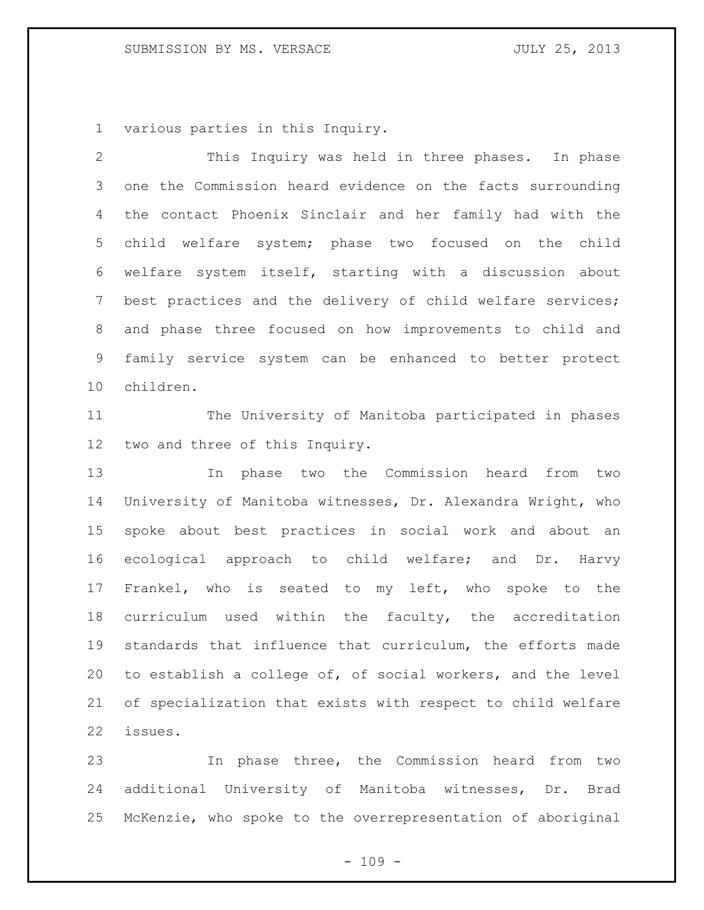various parties in this Inquiry.

This Inquiry was held in three phases. In phase one the Commission heard evidence on the facts surrounding the contact Phoenix Sinclair and her family had with the child welfare system; phase two focused on the child welfare system itself, starting with a discussion about best practices and the delivery of child welfare services; and phase three focused on how improvements to child and family service system can be enhanced to better protect children.

The University of Manitoba participated in phases two and three of this Inquiry.

In phase two the Commission heard from two University of Manitoba witnesses, Dr. Alexandra Wright, who spoke about best practices in social work and about an ecological approach to child welfare; and Dr. Harvy Frankel, who is seated to my left, who spoke to the curriculum used within the faculty, the accreditation standards that influence that curriculum, the efforts made to establish a college of, of social workers, and the level of specialization that exists with respect to child welfare issues.

In phase three, the Commission heard from two additional University of Manitoba witnesses, Dr. Brad McKenzie, who spoke to the overrepresentation of aboriginal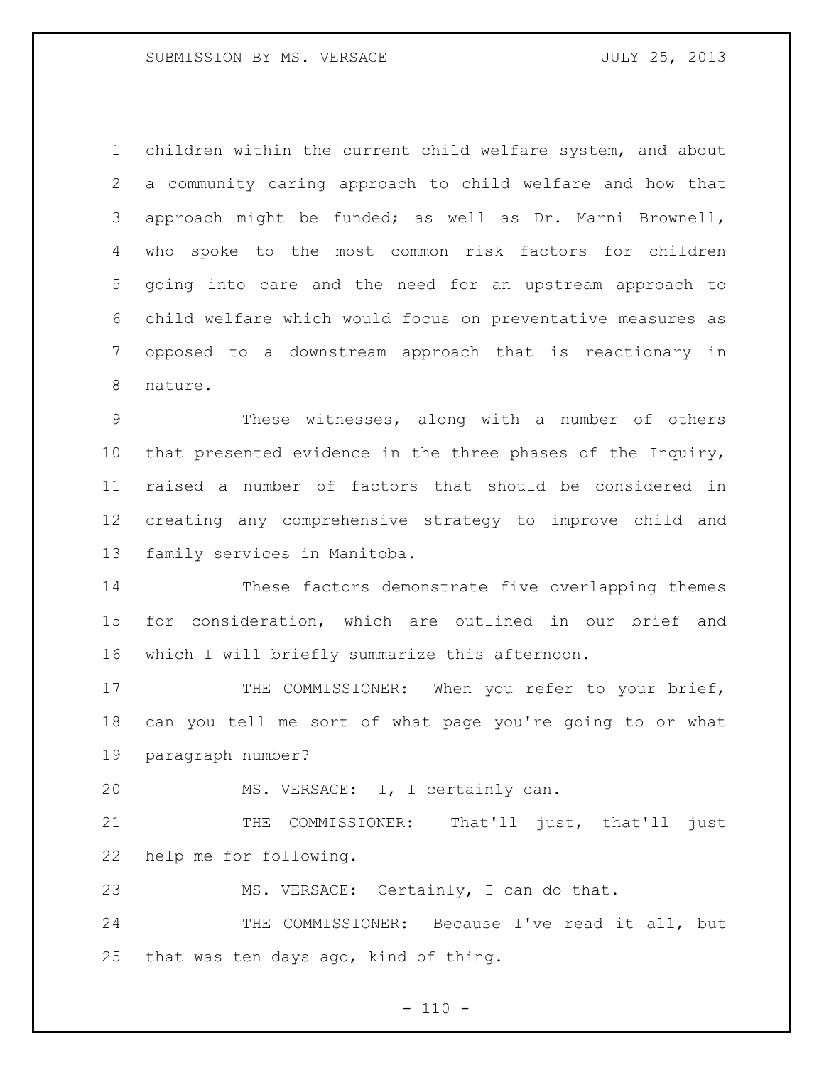children within the current child welfare system, and about a community caring approach to child welfare and how that approach might be funded; as well as Dr. Marni Brownell, who spoke to the most common risk factors for children going into care and the need for an upstream approach to child welfare which would focus on preventative measures as opposed to a downstream approach that is reactionary in nature.

These witnesses, along with a number of others that presented evidence in the three phases of the Inquiry, raised a number of factors that should be considered in creating any comprehensive strategy to improve child and family services in Manitoba.

These factors demonstrate five overlapping themes for consideration, which are outlined in our brief and which I will briefly summarize this afternoon.

THE COMMISSIONER: When you refer to your brief, can you tell me sort of what page you're going to or what paragraph number?

MS. VERSACE: I, I certainly can.

THE COMMISSIONER: That'll just, that'll just help me for following.

MS. VERSACE: Certainly, I can do that.

THE COMMISSIONER: Because I've read it all, but that was ten days ago, kind of thing.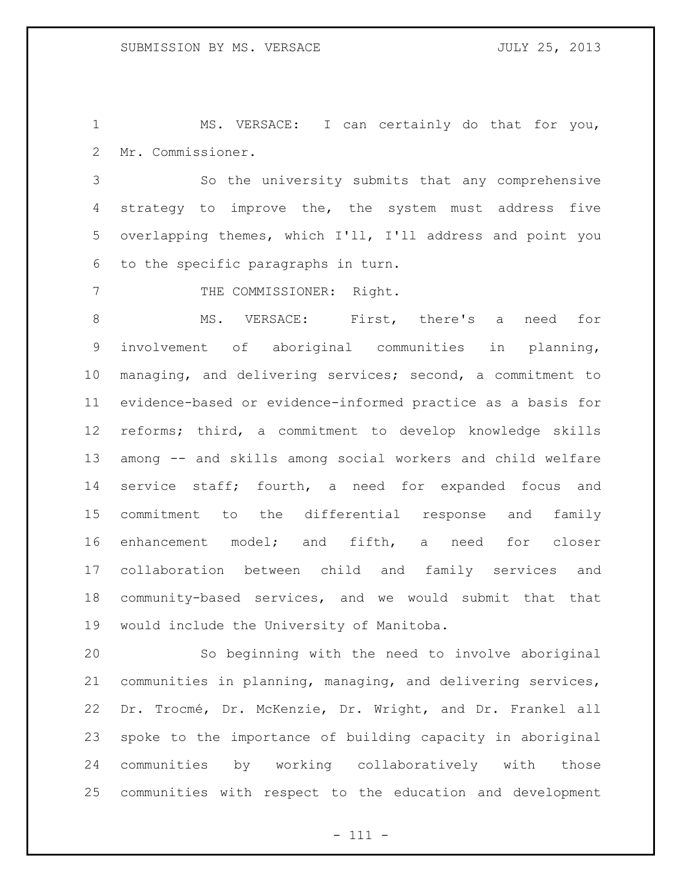MS. VERSACE: I can certainly do that for you, Mr. Commissioner.

So the university submits that any comprehensive strategy to improve the, the system must address five overlapping themes, which I'll, I'll address and point you to the specific paragraphs in turn.

THE COMMISSIONER: Right.

MS. VERSACE: First, there's a need for involvement of aboriginal communities in planning, managing, and delivering services; second, a commitment to evidence-based or evidence-informed practice as a basis for reforms; third, a commitment to develop knowledge skills among -- and skills among social workers and child welfare service staff; fourth, a need for expanded focus and commitment to the differential response and family enhancement model; and fifth, a need for closer collaboration between child and family services and community-based services, and we would submit that that would include the University of Manitoba.

So beginning with the need to involve aboriginal communities in planning, managing, and delivering services, Dr. Trocmé, Dr. McKenzie, Dr. Wright, and Dr. Frankel all spoke to the importance of building capacity in aboriginal communities by working collaboratively with those communities with respect to the education and development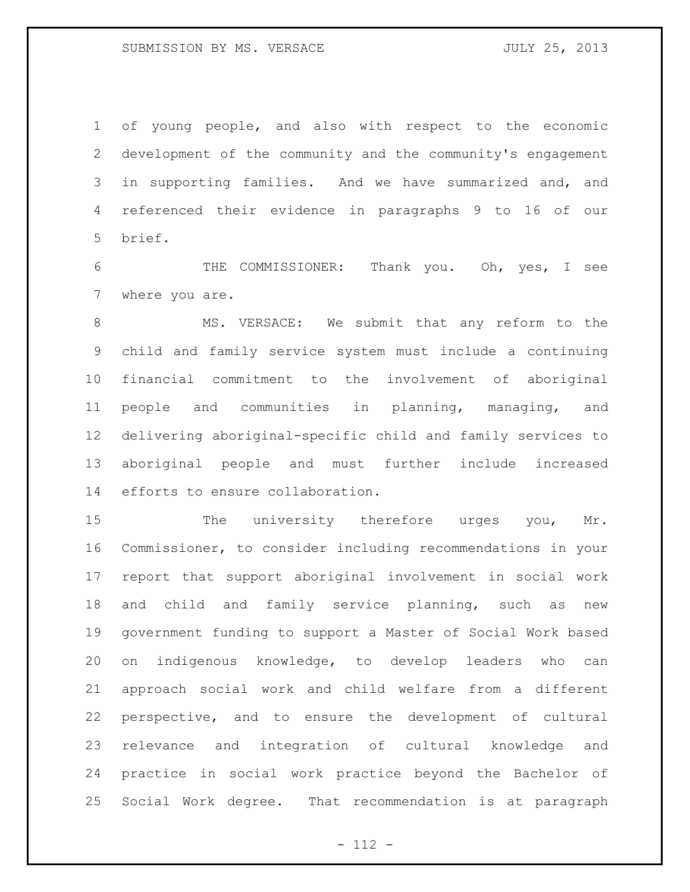of young people, and also with respect to the economic development of the community and the community's engagement in supporting families. And we have summarized and, and referenced their evidence in paragraphs 9 to 16 of our brief.

THE COMMISSIONER: Thank you. Oh, yes, I see where you are.

MS. VERSACE: We submit that any reform to the child and family service system must include a continuing financial commitment to the involvement of aboriginal people and communities in planning, managing, and delivering aboriginal-specific child and family services to aboriginal people and must further include increased efforts to ensure collaboration.

The university therefore urges you, Mr. Commissioner, to consider including recommendations in your report that support aboriginal involvement in social work and child and family service planning, such as new government funding to support a Master of Social Work based on indigenous knowledge, to develop leaders who can approach social work and child welfare from a different perspective, and to ensure the development of cultural relevance and integration of cultural knowledge and practice in social work practice beyond the Bachelor of Social Work degree. That recommendation is at paragraph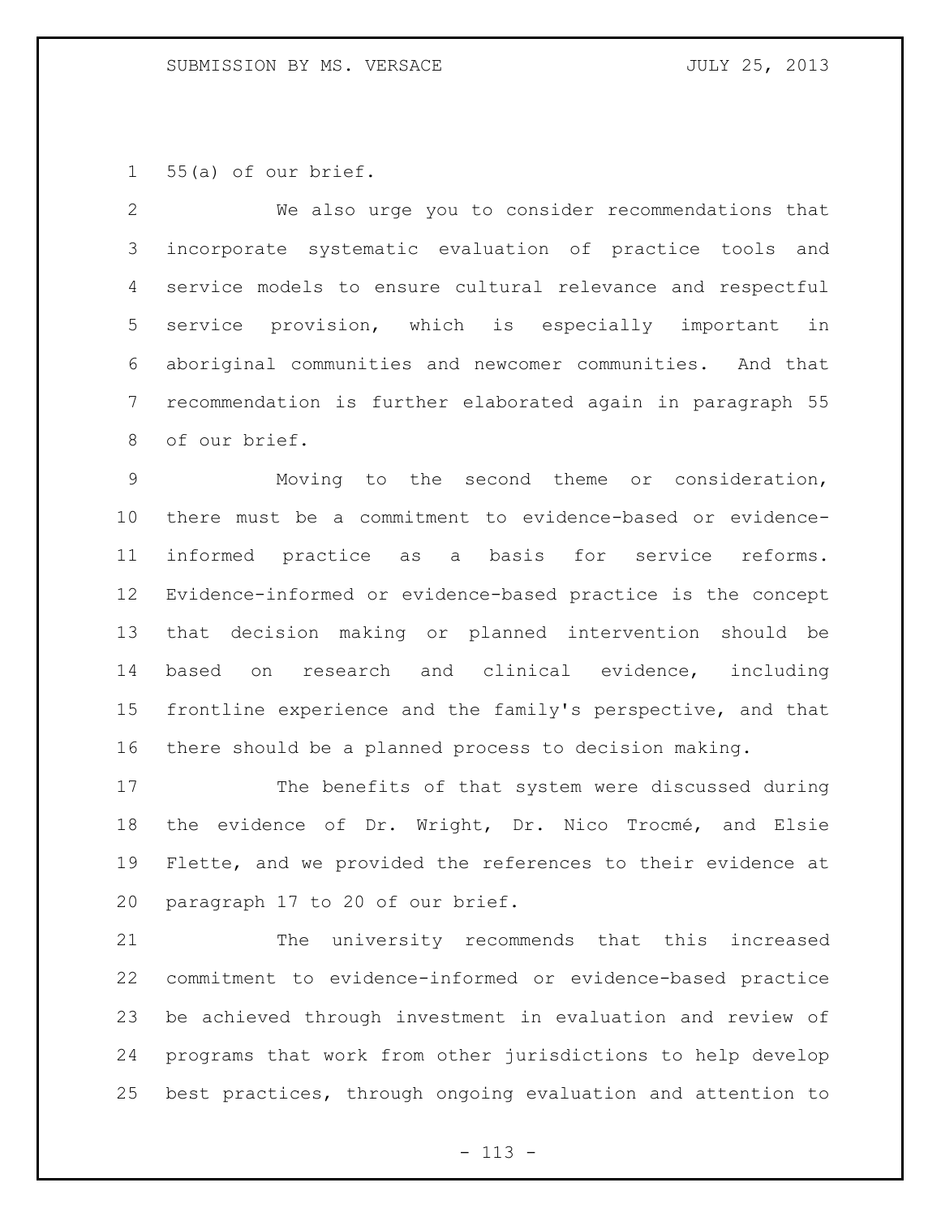55(a) of our brief.

We also urge you to consider recommendations that incorporate systematic evaluation of practice tools and service models to ensure cultural relevance and respectful service provision, which is especially important in aboriginal communities and newcomer communities. And that recommendation is further elaborated again in paragraph 55 of our brief.

Moving to the second theme or consideration, there must be a commitment to evidence-based or evidence-informed practice as a basis for service reforms. Evidence-informed or evidence-based practice is the concept that decision making or planned intervention should be based on research and clinical evidence, including frontline experience and the family's perspective, and that there should be a planned process to decision making.

The benefits of that system were discussed during the evidence of Dr. Wright, Dr. Nico Trocmé, and Elsie Flette, and we provided the references to their evidence at paragraph 17 to 20 of our brief.

The university recommends that this increased commitment to evidence-informed or evidence-based practice be achieved through investment in evaluation and review of programs that work from other jurisdictions to help develop best practices, through ongoing evaluation and attention to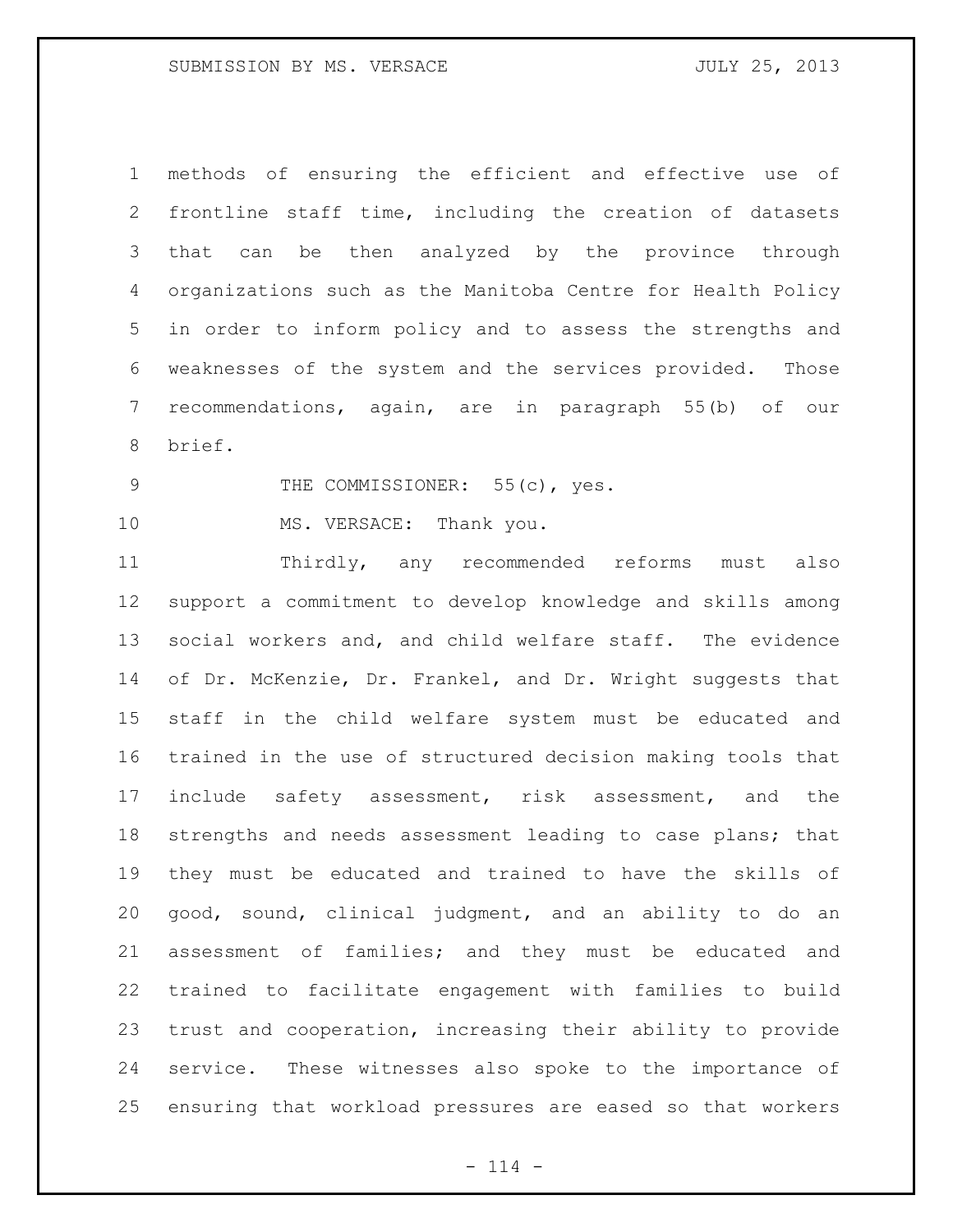methods of ensuring the efficient and effective use of frontline staff time, including the creation of datasets that can be then analyzed by the province through organizations such as the Manitoba Centre for Health Policy in order to inform policy and to assess the strengths and weaknesses of the system and the services provided. Those recommendations, again, are in paragraph 55(b) of our brief.

THE COMMISSIONER: 55(c), yes.

MS. VERSACE: Thank you.

Thirdly, any recommended reforms must also support a commitment to develop knowledge and skills among social workers and, and child welfare staff. The evidence of Dr. McKenzie, Dr. Frankel, and Dr. Wright suggests that staff in the child welfare system must be educated and trained in the use of structured decision making tools that include safety assessment, risk assessment, and the strengths and needs assessment leading to case plans; that they must be educated and trained to have the skills of good, sound, clinical judgment, and an ability to do an assessment of families; and they must be educated and trained to facilitate engagement with families to build trust and cooperation, increasing their ability to provide service. These witnesses also spoke to the importance of ensuring that workload pressures are eased so that workers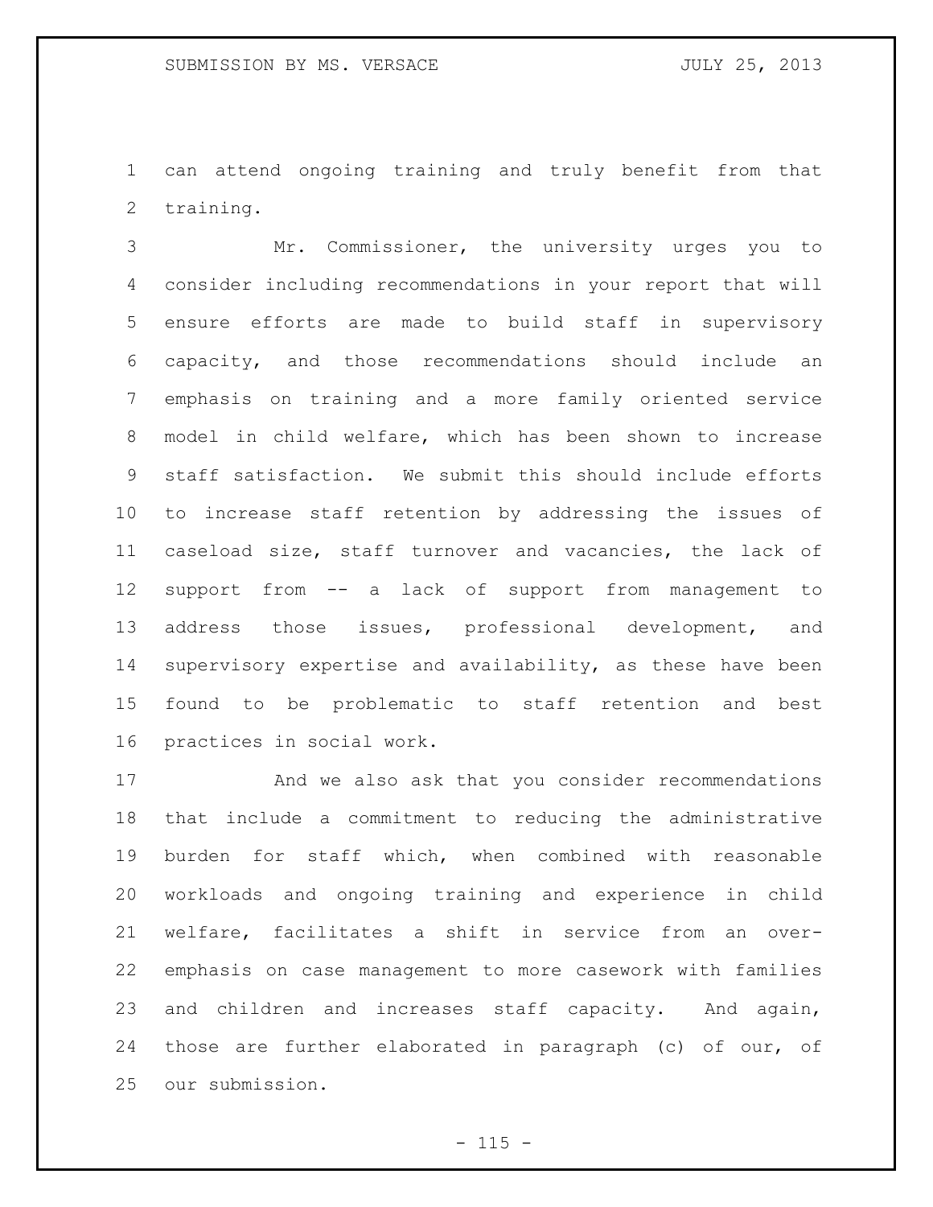can attend ongoing training and truly benefit from that training.

Mr. Commissioner, the university urges you to consider including recommendations in your report that will ensure efforts are made to build staff in supervisory capacity, and those recommendations should include an emphasis on training and a more family oriented service model in child welfare, which has been shown to increase staff satisfaction. We submit this should include efforts to increase staff retention by addressing the issues of caseload size, staff turnover and vacancies, the lack of support from -- a lack of support from management to address those issues, professional development, and supervisory expertise and availability, as these have been found to be problematic to staff retention and best practices in social work.

And we also ask that you consider recommendations that include a commitment to reducing the administrative burden for staff which, when combined with reasonable workloads and ongoing training and experience in child welfare, facilitates a shift in service from an over-emphasis on case management to more casework with families and children and increases staff capacity. And again, those are further elaborated in paragraph (c) of our, of our submission.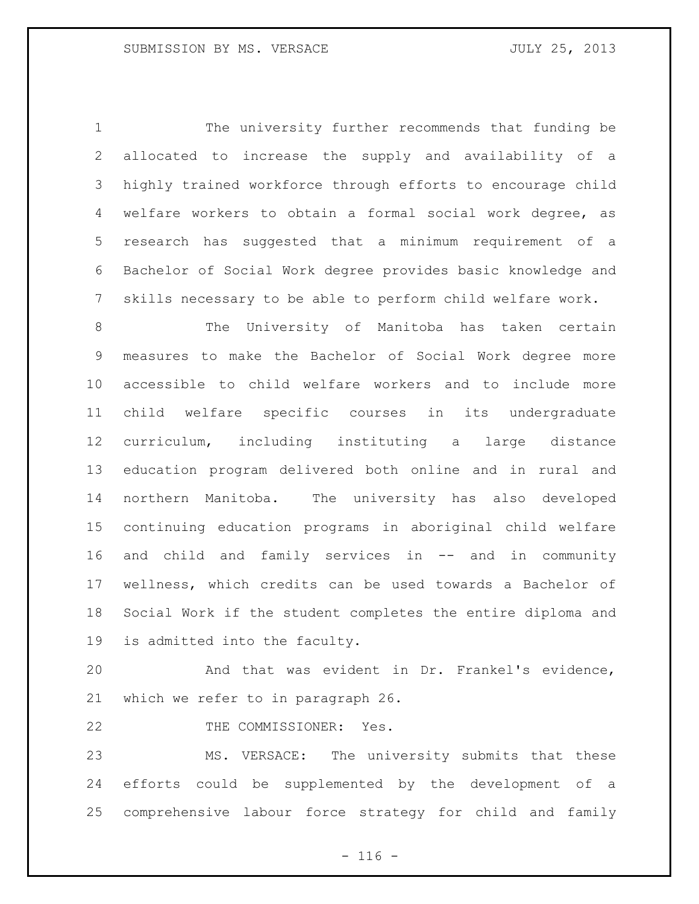The university further recommends that funding be allocated to increase the supply and availability of a highly trained workforce through efforts to encourage child welfare workers to obtain a formal social work degree, as research has suggested that a minimum requirement of a Bachelor of Social Work degree provides basic knowledge and skills necessary to be able to perform child welfare work.

The University of Manitoba has taken certain measures to make the Bachelor of Social Work degree more accessible to child welfare workers and to include more child welfare specific courses in its undergraduate curriculum, including instituting a large distance education program delivered both online and in rural and northern Manitoba. The university has also developed continuing education programs in aboriginal child welfare and child and family services in -- and in community wellness, which credits can be used towards a Bachelor of Social Work if the student completes the entire diploma and is admitted into the faculty.

And that was evident in Dr. Frankel's evidence, which we refer to in paragraph 26.

THE COMMISSIONER: Yes.

MS. VERSACE: The university submits that these efforts could be supplemented by the development of a comprehensive labour force strategy for child and family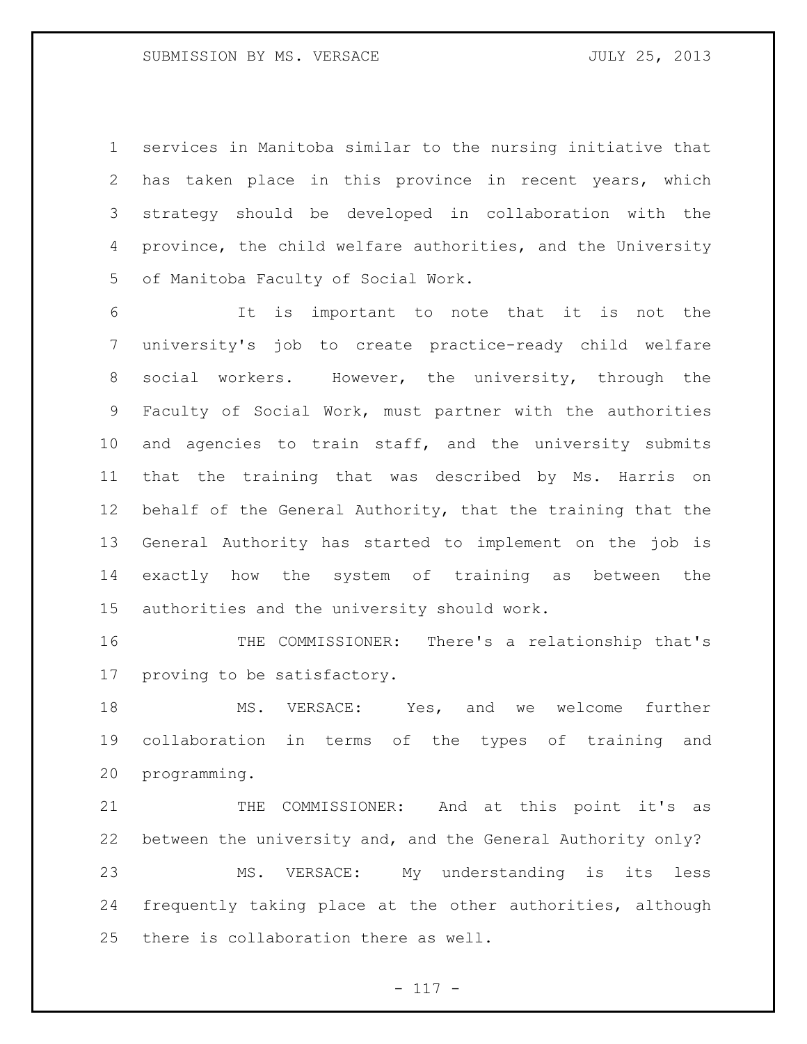services in Manitoba similar to the nursing initiative that has taken place in this province in recent years, which strategy should be developed in collaboration with the province, the child welfare authorities, and the University of Manitoba Faculty of Social Work.

It is important to note that it is not the university's job to create practice-ready child welfare social workers. However, the university, through the Faculty of Social Work, must partner with the authorities and agencies to train staff, and the university submits that the training that was described by Ms. Harris on behalf of the General Authority, that the training that the General Authority has started to implement on the job is exactly how the system of training as between the authorities and the university should work.

THE COMMISSIONER: There's a relationship that's proving to be satisfactory.

MS. VERSACE: Yes, and we welcome further collaboration in terms of the types of training and programming.

THE COMMISSIONER: And at this point it's as between the university and, and the General Authority only?

MS. VERSACE: My understanding is its less frequently taking place at the other authorities, although there is collaboration there as well.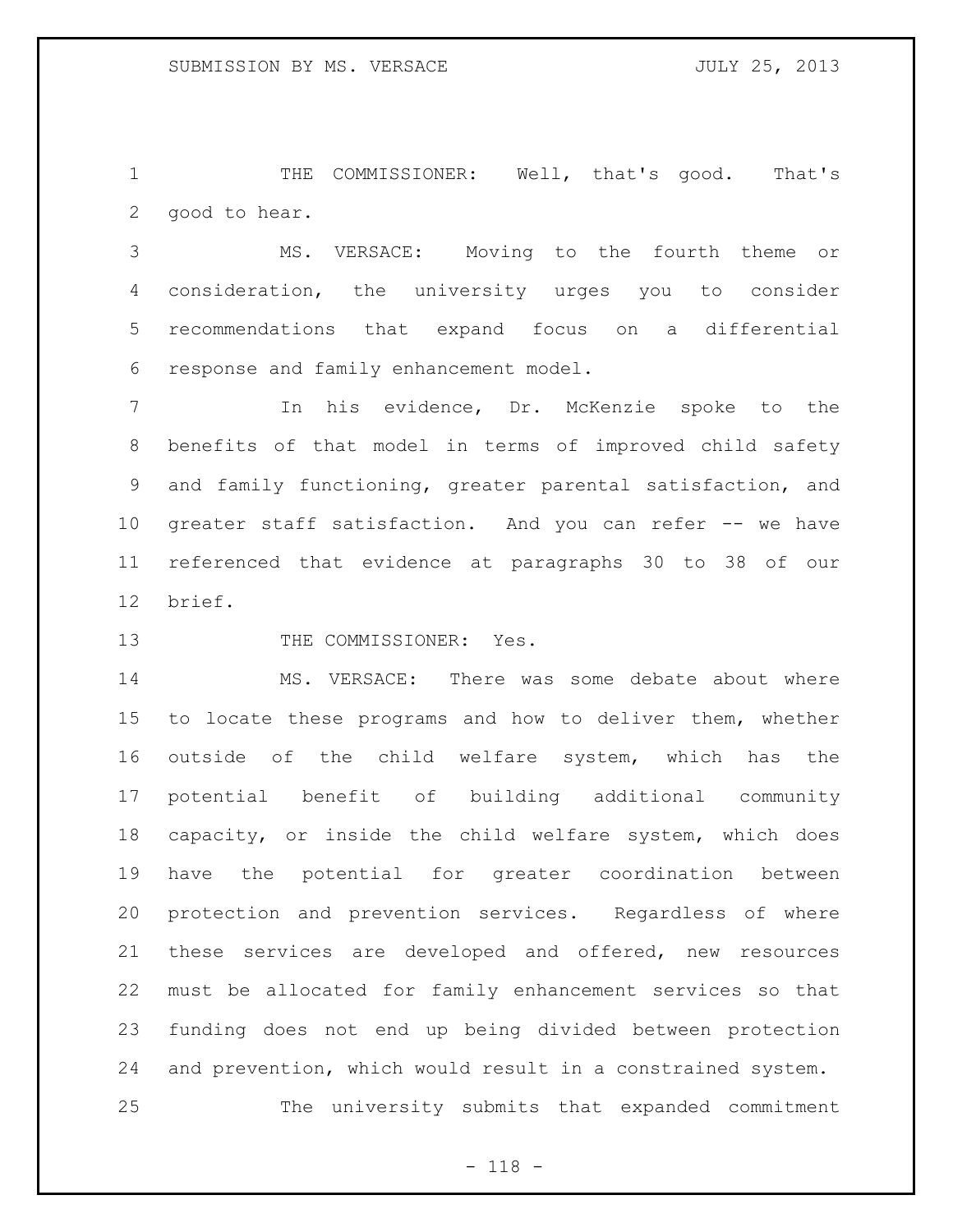THE COMMISSIONER: Well, that's good. That's good to hear.

MS. VERSACE: Moving to the fourth theme or consideration, the university urges you to consider recommendations that expand focus on a differential response and family enhancement model.

In his evidence, Dr. McKenzie spoke to the benefits of that model in terms of improved child safety and family functioning, greater parental satisfaction, and greater staff satisfaction. And you can refer -- we have referenced that evidence at paragraphs 30 to 38 of our brief.

THE COMMISSIONER: Yes.

MS. VERSACE: There was some debate about where to locate these programs and how to deliver them, whether outside of the child welfare system, which has the potential benefit of building additional community capacity, or inside the child welfare system, which does have the potential for greater coordination between protection and prevention services. Regardless of where these services are developed and offered, new resources must be allocated for family enhancement services so that funding does not end up being divided between protection and prevention, which would result in a constrained system.

The university submits that expanded commitment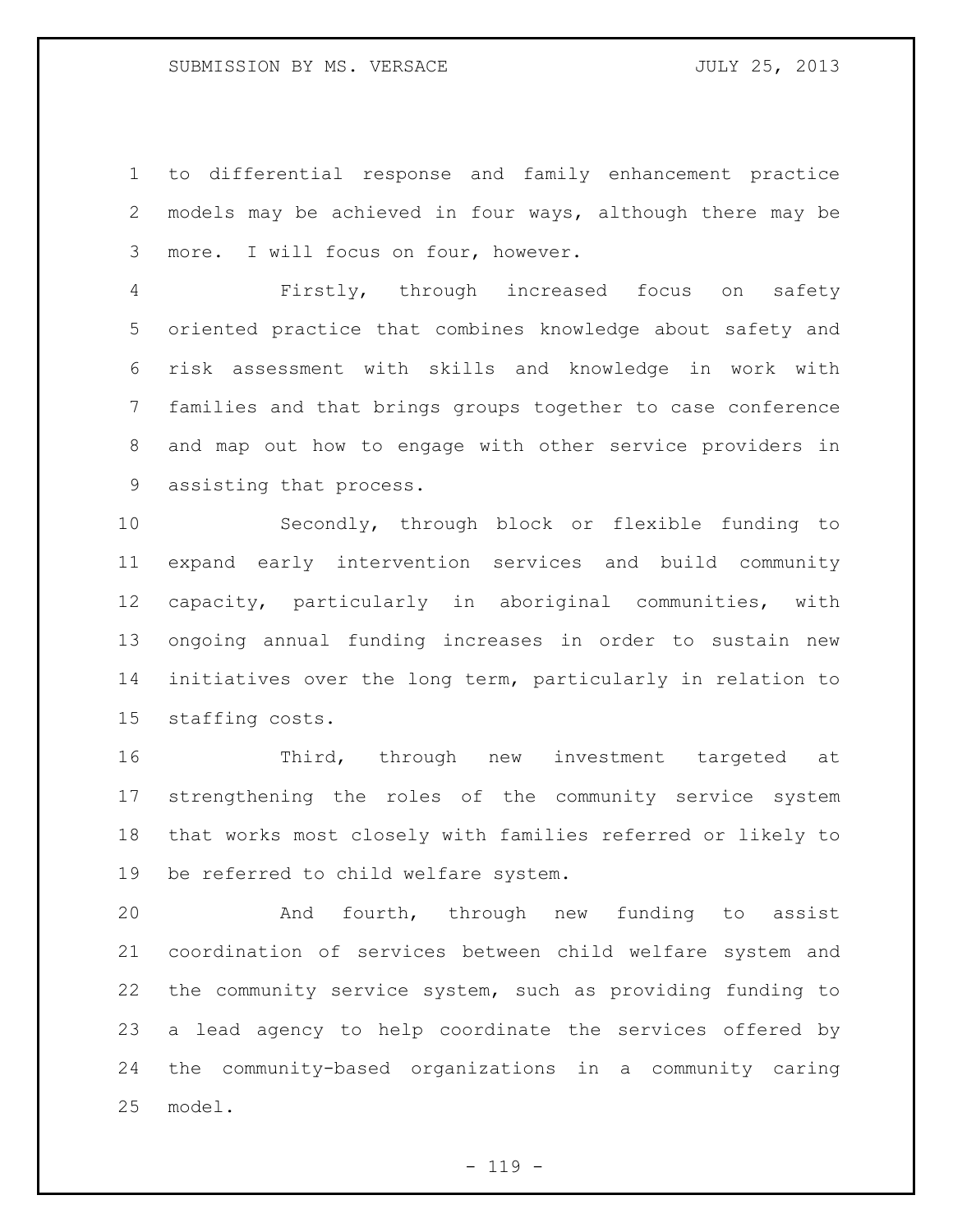to differential response and family enhancement practice models may be achieved in four ways, although there may be more. I will focus on four, however.

Firstly, through increased focus on safety oriented practice that combines knowledge about safety and risk assessment with skills and knowledge in work with families and that brings groups together to case conference and map out how to engage with other service providers in assisting that process.

Secondly, through block or flexible funding to expand early intervention services and build community capacity, particularly in aboriginal communities, with ongoing annual funding increases in order to sustain new initiatives over the long term, particularly in relation to staffing costs.

Third, through new investment targeted at strengthening the roles of the community service system that works most closely with families referred or likely to be referred to child welfare system.

And fourth, through new funding to assist coordination of services between child welfare system and the community service system, such as providing funding to a lead agency to help coordinate the services offered by the community-based organizations in a community caring model.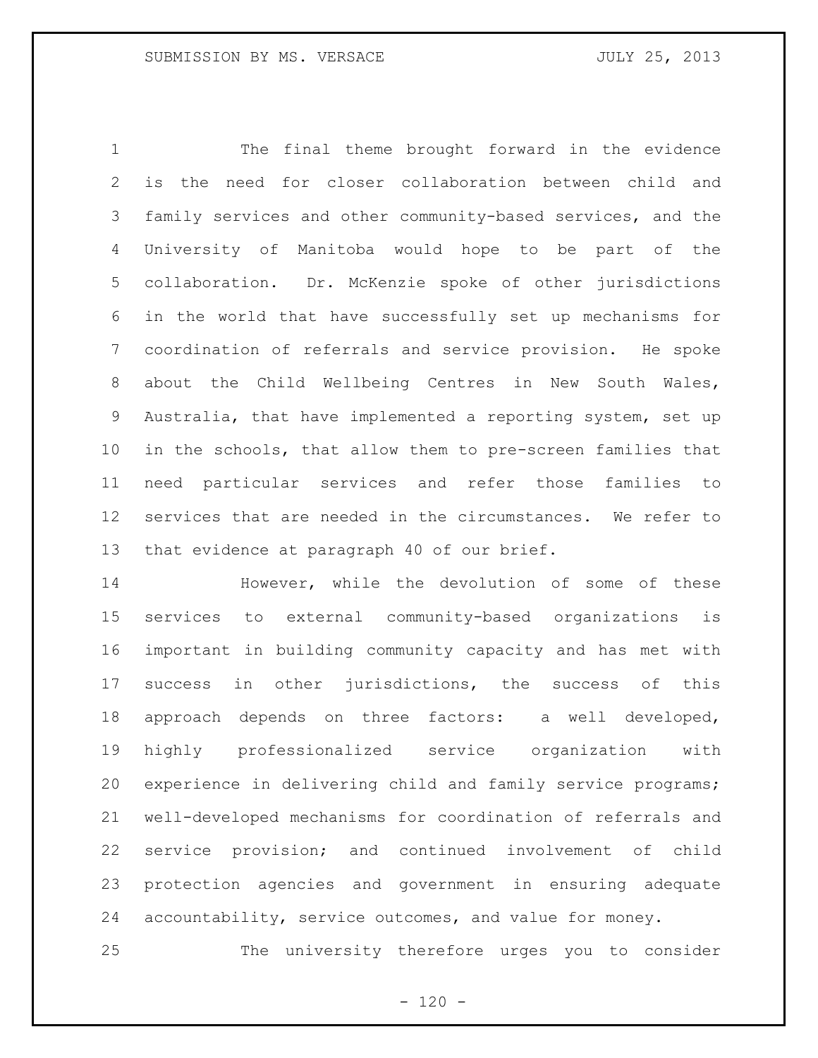The final theme brought forward in the evidence is the need for closer collaboration between child and family services and other community-based services, and the University of Manitoba would hope to be part of the collaboration. Dr. McKenzie spoke of other jurisdictions in the world that have successfully set up mechanisms for coordination of referrals and service provision. He spoke about the Child Wellbeing Centres in New South Wales, Australia, that have implemented a reporting system, set up in the schools, that allow them to pre-screen families that need particular services and refer those families to services that are needed in the circumstances. We refer to that evidence at paragraph 40 of our brief.

However, while the devolution of some of these services to external community-based organizations is important in building community capacity and has met with success in other jurisdictions, the success of this approach depends on three factors: a well developed, highly professionalized service organization with experience in delivering child and family service programs; well-developed mechanisms for coordination of referrals and service provision; and continued involvement of child protection agencies and government in ensuring adequate accountability, service outcomes, and value for money.

The university therefore urges you to consider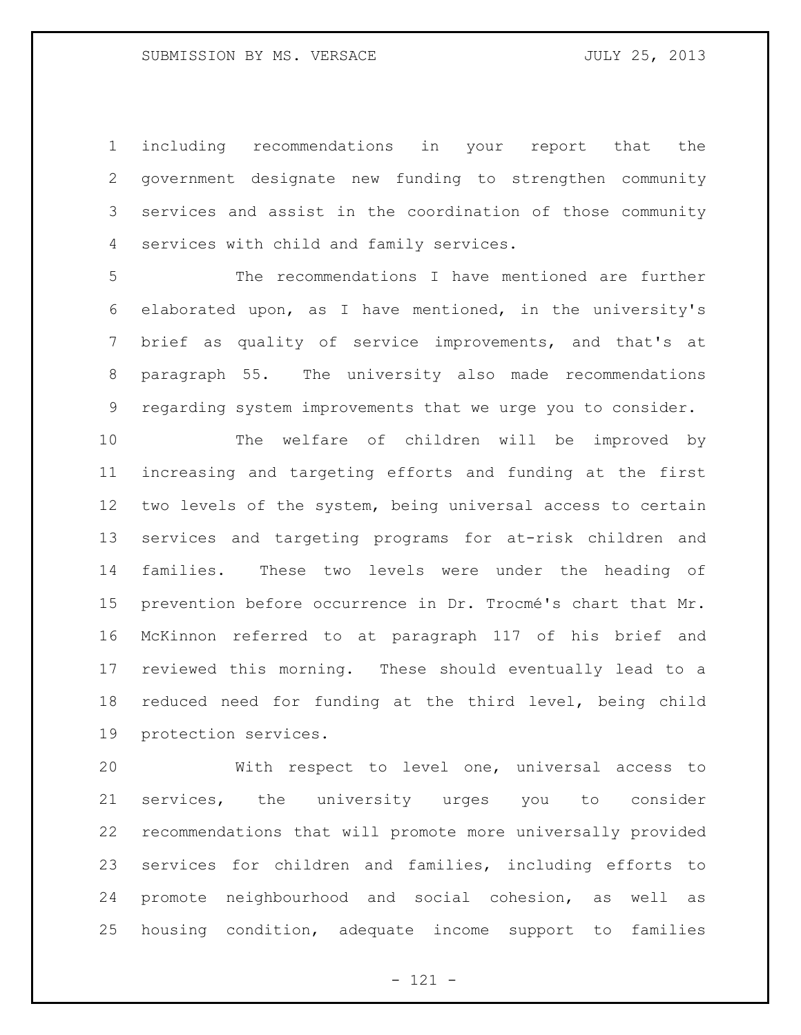including recommendations in your report that the government designate new funding to strengthen community services and assist in the coordination of those community services with child and family services.

The recommendations I have mentioned are further elaborated upon, as I have mentioned, in the university's brief as quality of service improvements, and that's at paragraph 55. The university also made recommendations regarding system improvements that we urge you to consider.

The welfare of children will be improved by increasing and targeting efforts and funding at the first two levels of the system, being universal access to certain services and targeting programs for at-risk children and families. These two levels were under the heading of prevention before occurrence in Dr. Trocmé's chart that Mr. McKinnon referred to at paragraph 117 of his brief and reviewed this morning. These should eventually lead to a reduced need for funding at the third level, being child protection services.

With respect to level one, universal access to services, the university urges you to consider recommendations that will promote more universally provided services for children and families, including efforts to promote neighbourhood and social cohesion, as well as housing condition, adequate income support to families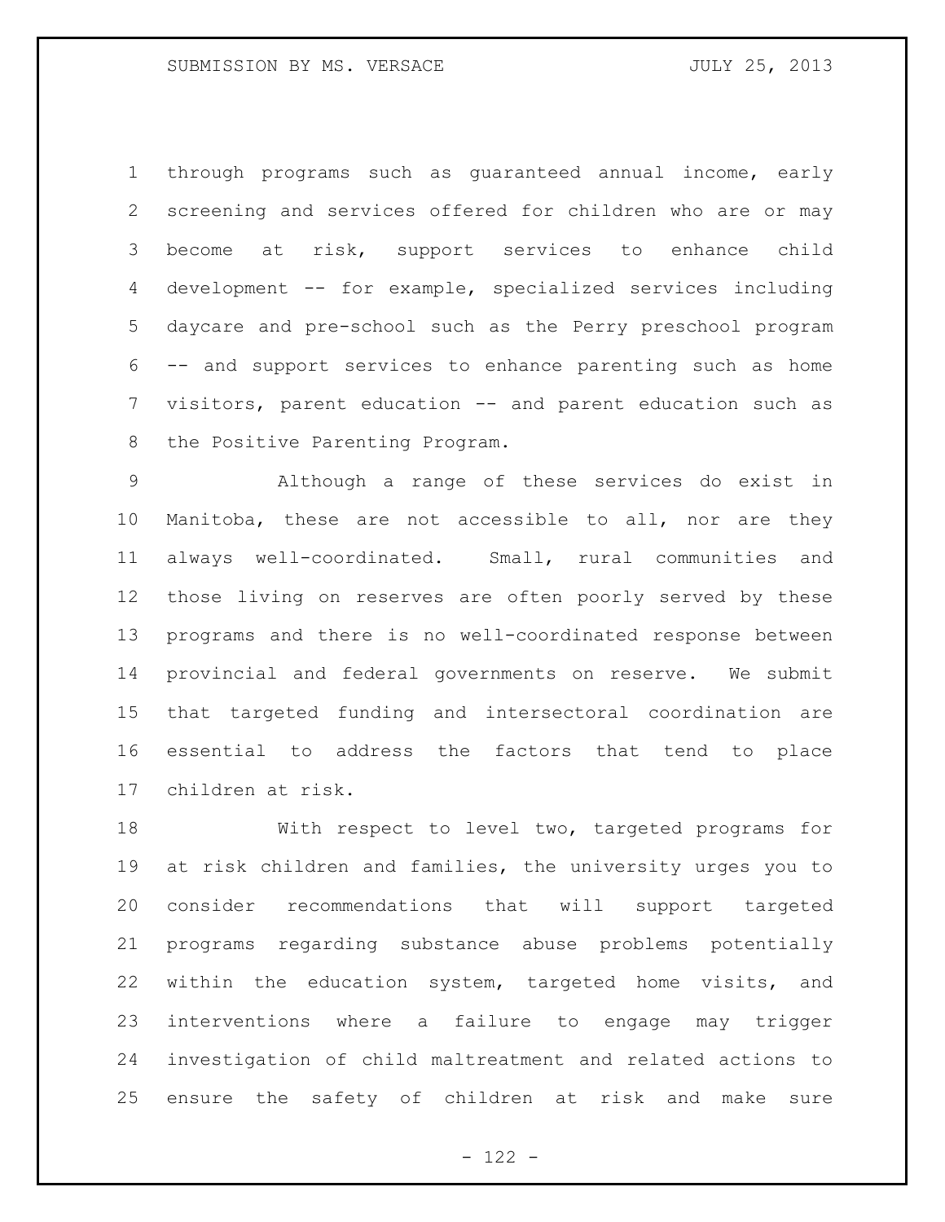through programs such as guaranteed annual income, early screening and services offered for children who are or may become at risk, support services to enhance child development -- for example, specialized services including daycare and pre-school such as the Perry preschool program -- and support services to enhance parenting such as home visitors, parent education -- and parent education such as the Positive Parenting Program.

Although a range of these services do exist in Manitoba, these are not accessible to all, nor are they always well-coordinated. Small, rural communities and those living on reserves are often poorly served by these programs and there is no well-coordinated response between provincial and federal governments on reserve. We submit that targeted funding and intersectoral coordination are essential to address the factors that tend to place children at risk.

With respect to level two, targeted programs for at risk children and families, the university urges you to consider recommendations that will support targeted programs regarding substance abuse problems potentially within the education system, targeted home visits, and interventions where a failure to engage may trigger investigation of child maltreatment and related actions to ensure the safety of children at risk and make sure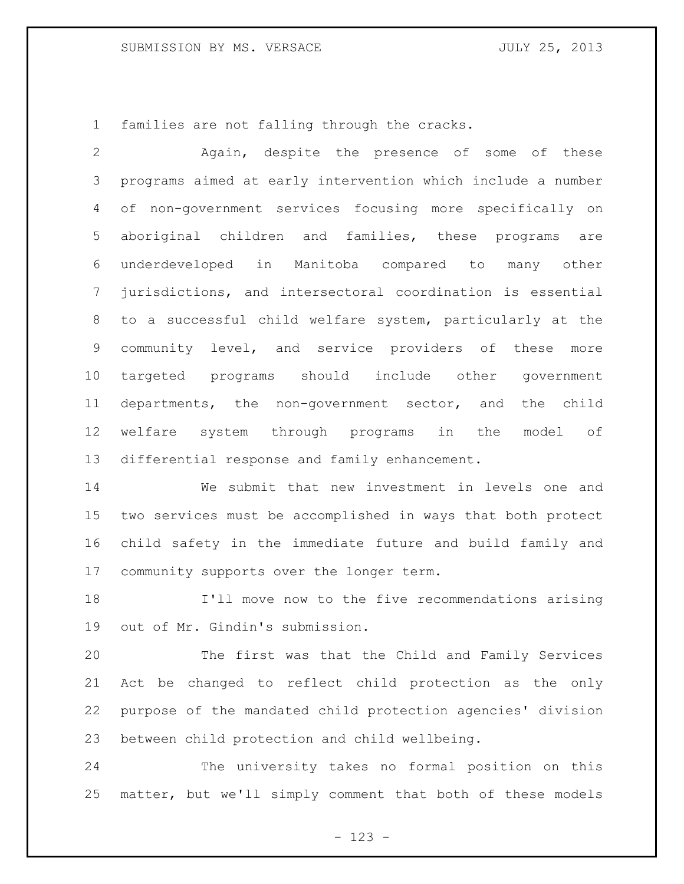families are not falling through the cracks.

Again, despite the presence of some of these programs aimed at early intervention which include a number of non-government services focusing more specifically on aboriginal children and families, these programs are underdeveloped in Manitoba compared to many other jurisdictions, and intersectoral coordination is essential to a successful child welfare system, particularly at the community level, and service providers of these more targeted programs should include other government departments, the non-government sector, and the child welfare system through programs in the model of differential response and family enhancement.

We submit that new investment in levels one and two services must be accomplished in ways that both protect child safety in the immediate future and build family and community supports over the longer term.

I'll move now to the five recommendations arising out of Mr. Gindin's submission.

The first was that the Child and Family Services Act be changed to reflect child protection as the only purpose of the mandated child protection agencies' division between child protection and child wellbeing.

The university takes no formal position on this matter, but we'll simply comment that both of these models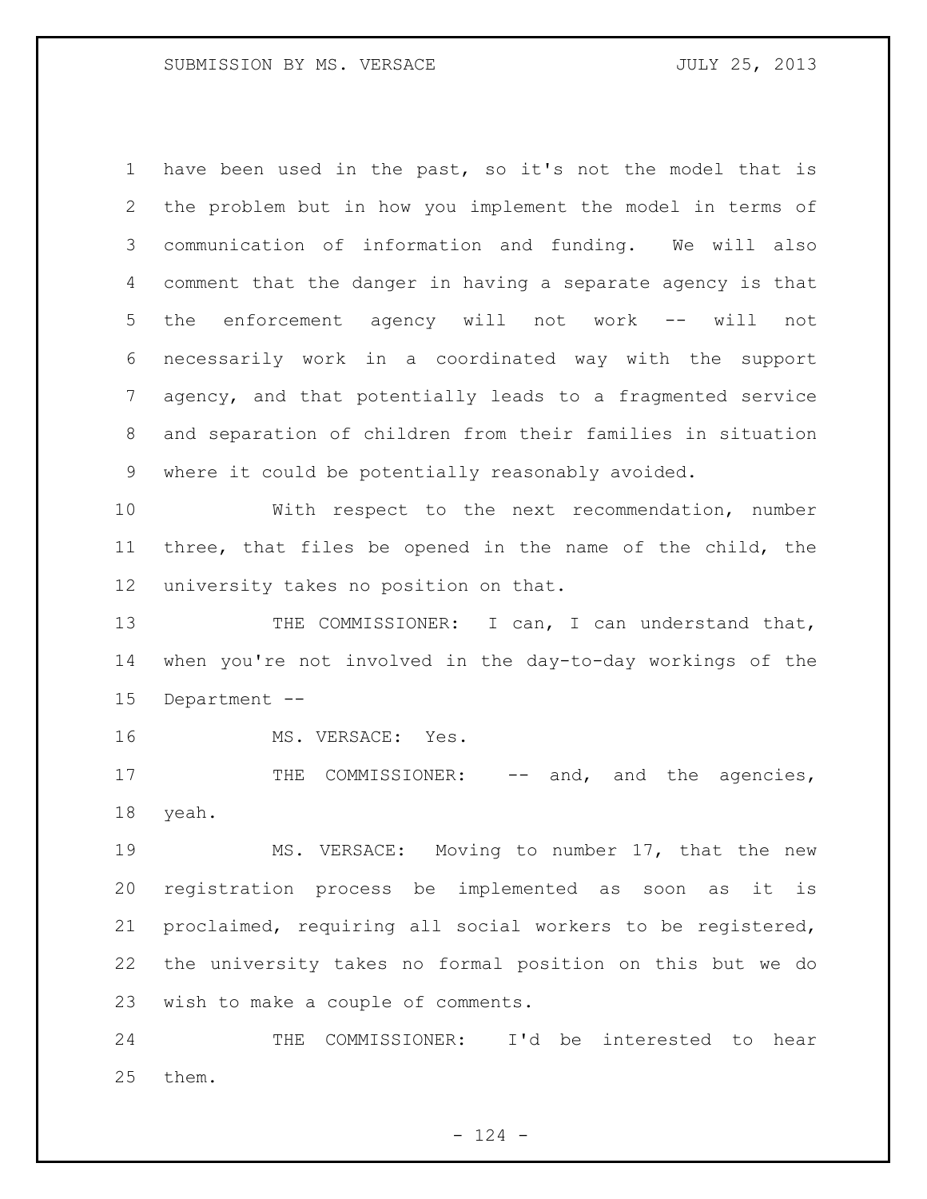have been used in the past, so it's not the model that is the problem but in how you implement the model in terms of communication of information and funding. We will also comment that the danger in having a separate agency is that the enforcement agency will not work -- will not necessarily work in a coordinated way with the support agency, and that potentially leads to a fragmented service and separation of children from their families in situation where it could be potentially reasonably avoided.

With respect to the next recommendation, number three, that files be opened in the name of the child, the university takes no position on that.

THE COMMISSIONER: I can, I can understand that, when you're not involved in the day-to-day workings of the Department --

MS. VERSACE: Yes.

THE COMMISSIONER: -- and, and the agencies, yeah.

MS. VERSACE: Moving to number 17, that the new registration process be implemented as soon as it is proclaimed, requiring all social workers to be registered, the university takes no formal position on this but we do wish to make a couple of comments.

THE COMMISSIONER: I'd be interested to hear them.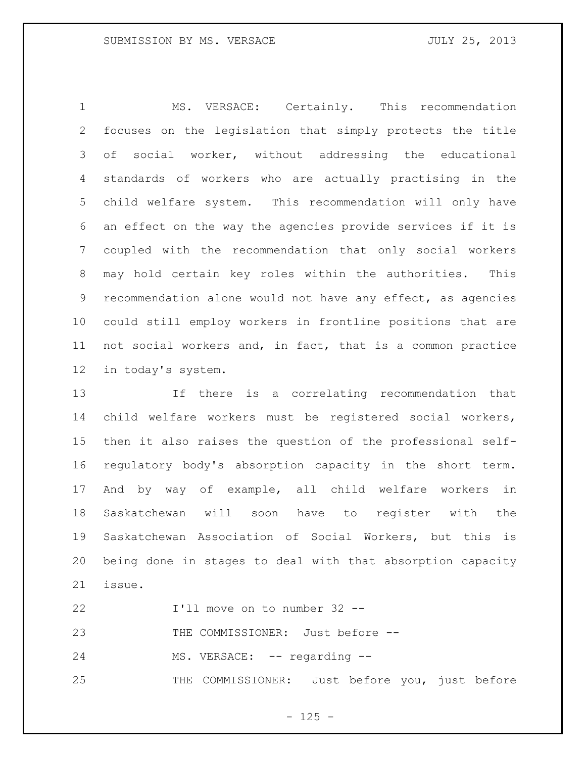MS. VERSACE: Certainly. This recommendation focuses on the legislation that simply protects the title of social worker, without addressing the educational standards of workers who are actually practising in the child welfare system. This recommendation will only have an effect on the way the agencies provide services if it is coupled with the recommendation that only social workers may hold certain key roles within the authorities. This recommendation alone would not have any effect, as agencies could still employ workers in frontline positions that are not social workers and, in fact, that is a common practice in today's system.

If there is a correlating recommendation that child welfare workers must be registered social workers, then it also raises the question of the professional self-regulatory body's absorption capacity in the short term. And by way of example, all child welfare workers in Saskatchewan will soon have to register with the Saskatchewan Association of Social Workers, but this is being done in stages to deal with that absorption capacity issue.

I'll move on to number 32 --

THE COMMISSIONER: Just before --

MS. VERSACE: -- regarding --

THE COMMISSIONER: Just before you, just before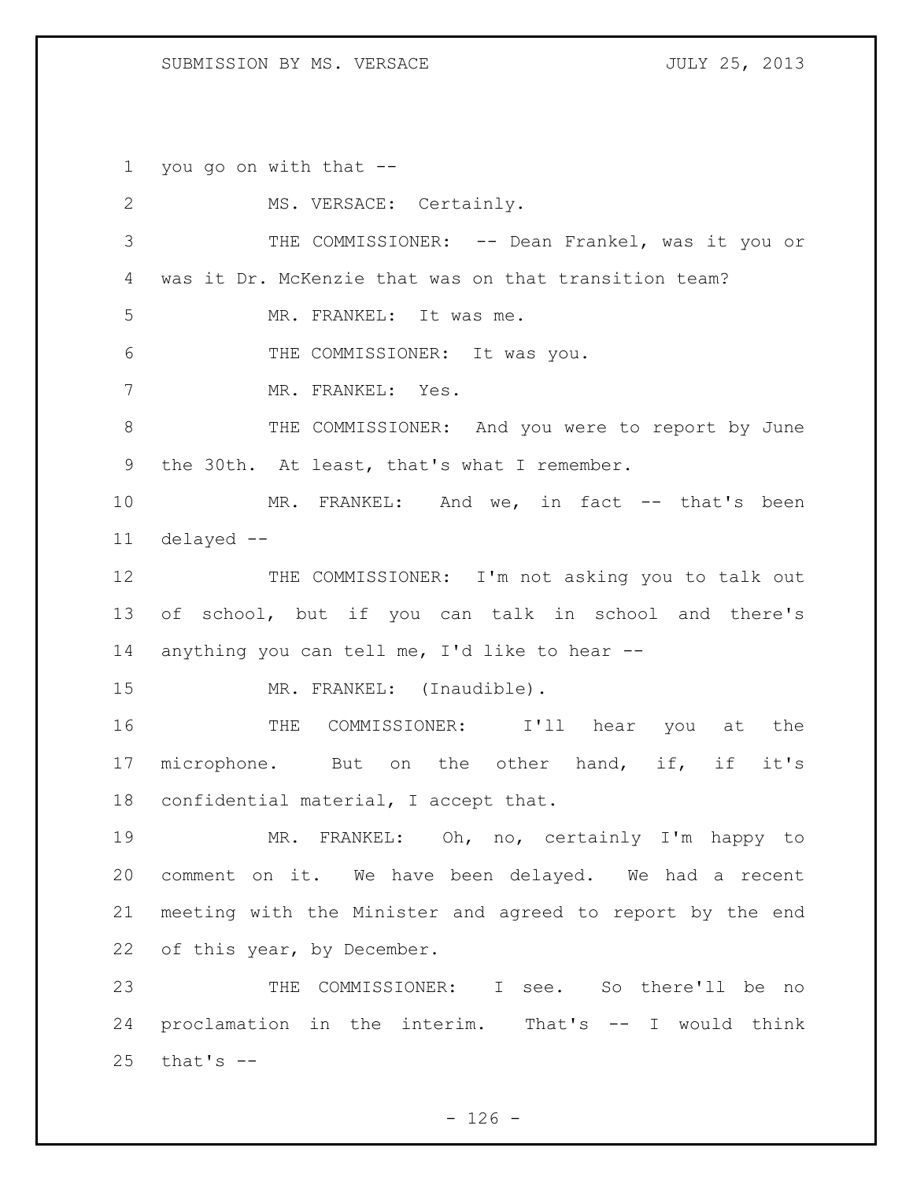you go on with that --

MS. VERSACE: Certainly.

THE COMMISSIONER: -- Dean Frankel, was it you or was it Dr. McKenzie that was on that transition team?

MR. FRANKEL: It was me.

THE COMMISSIONER: It was you.

MR. FRANKEL: Yes.

THE COMMISSIONER: And you were to report by June the 30th. At least, that's what I remember.

MR. FRANKEL: And we, in fact -- that's been delayed --

THE COMMISSIONER: I'm not asking you to talk out of school, but if you can talk in school and there's anything you can tell me, I'd like to hear --

MR. FRANKEL: (Inaudible).

THE COMMISSIONER: I'll hear you at the microphone. But on the other hand, if, if it's confidential material, I accept that.

MR. FRANKEL: Oh, no, certainly I'm happy to comment on it. We have been delayed. We had a recent meeting with the Minister and agreed to report by the end of this year, by December.

THE COMMISSIONER: I see. So there'll be no proclamation in the interim. That's -- I would think that's --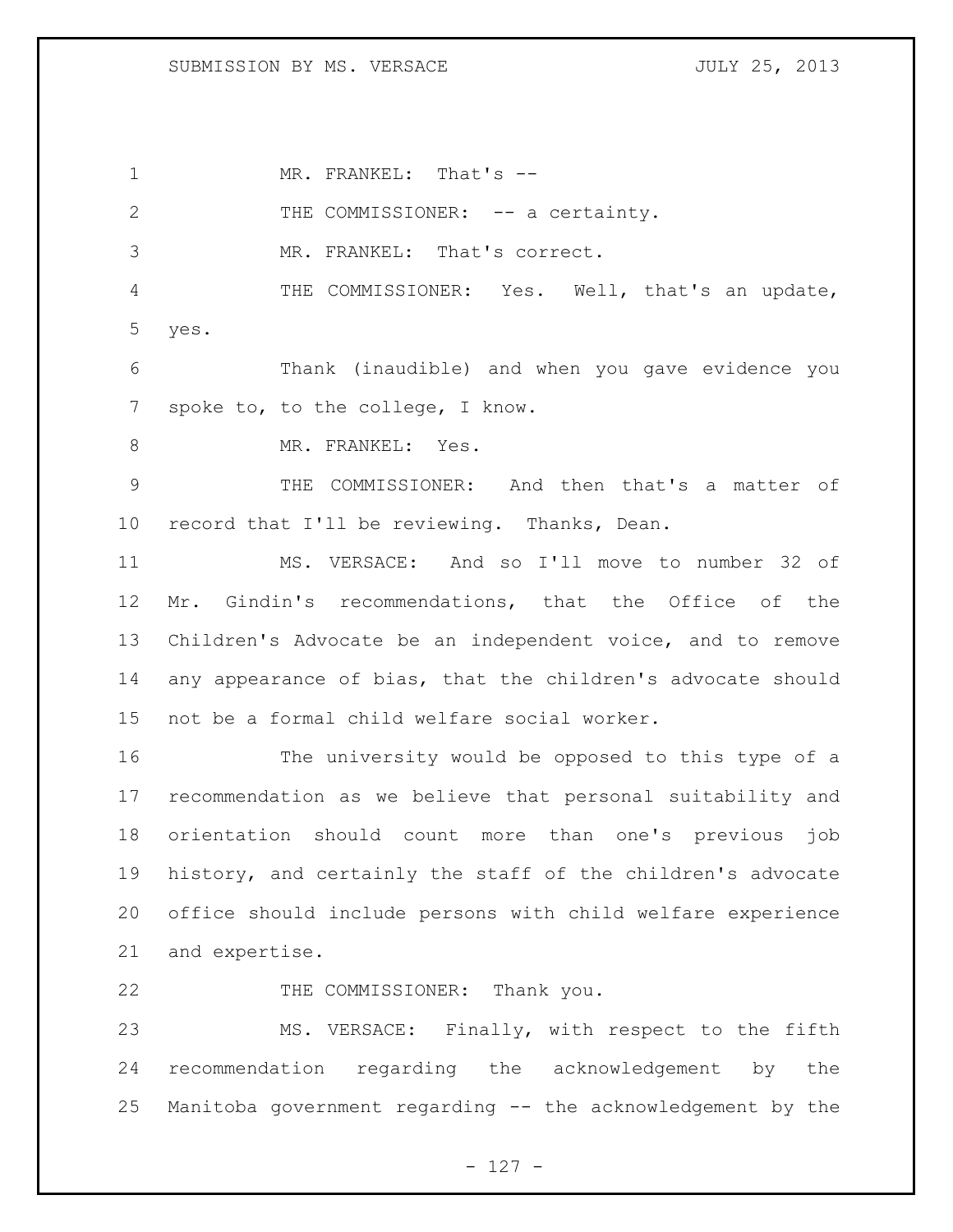MR. FRANKEL: That's --

THE COMMISSIONER: -- a certainty.

MR. FRANKEL: That's correct.

THE COMMISSIONER: Yes. Well, that's an update, yes.

Thank (inaudible) and when you gave evidence you spoke to, to the college, I know.

MR. FRANKEL: Yes.

THE COMMISSIONER: And then that's a matter of record that I'll be reviewing. Thanks, Dean.

MS. VERSACE: And so I'll move to number 32 of Mr. Gindin's recommendations, that the Office of the Children's Advocate be an independent voice, and to remove any appearance of bias, that the children's advocate should not be a formal child welfare social worker.

The university would be opposed to this type of a recommendation as we believe that personal suitability and orientation should count more than one's previous job history, and certainly the staff of the children's advocate office should include persons with child welfare experience and expertise.

THE COMMISSIONER: Thank you.

MS. VERSACE: Finally, with respect to the fifth recommendation regarding the acknowledgement by the Manitoba government regarding -- the acknowledgement by the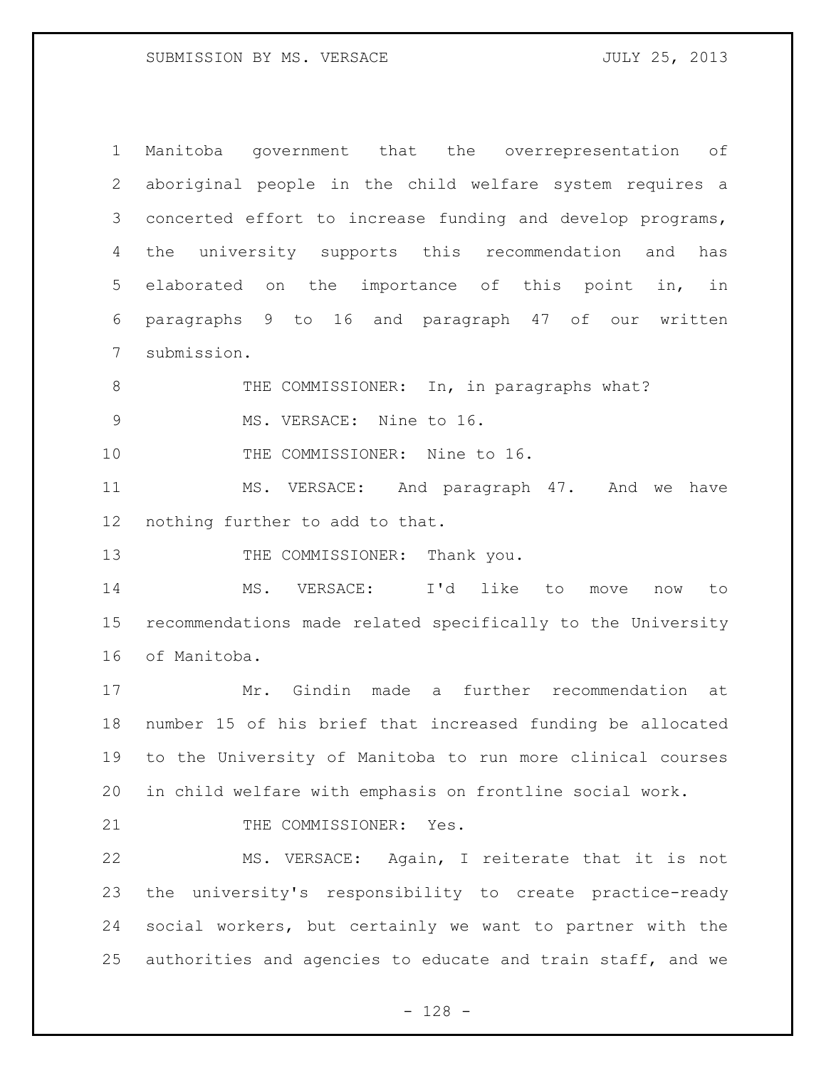Manitoba government that the overrepresentation of aboriginal people in the child welfare system requires a concerted effort to increase funding and develop programs, the university supports this recommendation and has elaborated on the importance of this point in, in paragraphs 9 to 16 and paragraph 47 of our written submission.

THE COMMISSIONER: In, in paragraphs what?

MS. VERSACE: Nine to 16.

THE COMMISSIONER: Nine to 16.

MS. VERSACE: And paragraph 47. And we have nothing further to add to that.

THE COMMISSIONER: Thank you.

MS. VERSACE: I'd like to move now to recommendations made related specifically to the University of Manitoba.

Mr. Gindin made a further recommendation at number 15 of his brief that increased funding be allocated to the University of Manitoba to run more clinical courses in child welfare with emphasis on frontline social work.

THE COMMISSIONER: Yes.

MS. VERSACE: Again, I reiterate that it is not the university's responsibility to create practice-ready social workers, but certainly we want to partner with the authorities and agencies to educate and train staff, and we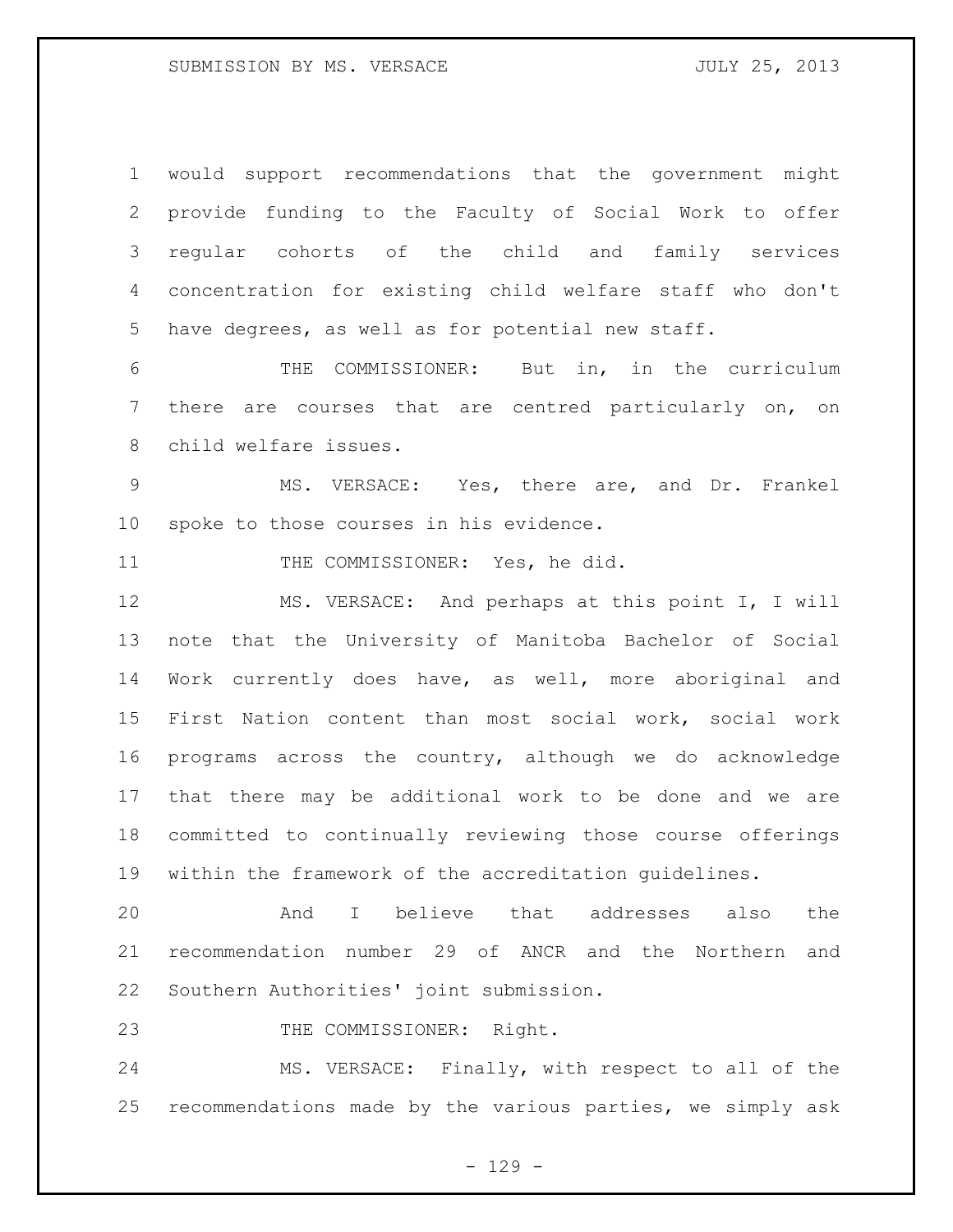would support recommendations that the government might provide funding to the Faculty of Social Work to offer regular cohorts of the child and family services concentration for existing child welfare staff who don't have degrees, as well as for potential new staff.

THE COMMISSIONER: But in, in the curriculum there are courses that are centred particularly on, on child welfare issues.

MS. VERSACE: Yes, there are, and Dr. Frankel spoke to those courses in his evidence.

THE COMMISSIONER: Yes, he did.

MS. VERSACE: And perhaps at this point I, I will note that the University of Manitoba Bachelor of Social Work currently does have, as well, more aboriginal and First Nation content than most social work, social work programs across the country, although we do acknowledge that there may be additional work to be done and we are committed to continually reviewing those course offerings within the framework of the accreditation guidelines.

And I believe that addresses also the recommendation number 29 of ANCR and the Northern and Southern Authorities' joint submission.

THE COMMISSIONER: Right.

MS. VERSACE: Finally, with respect to all of the recommendations made by the various parties, we simply ask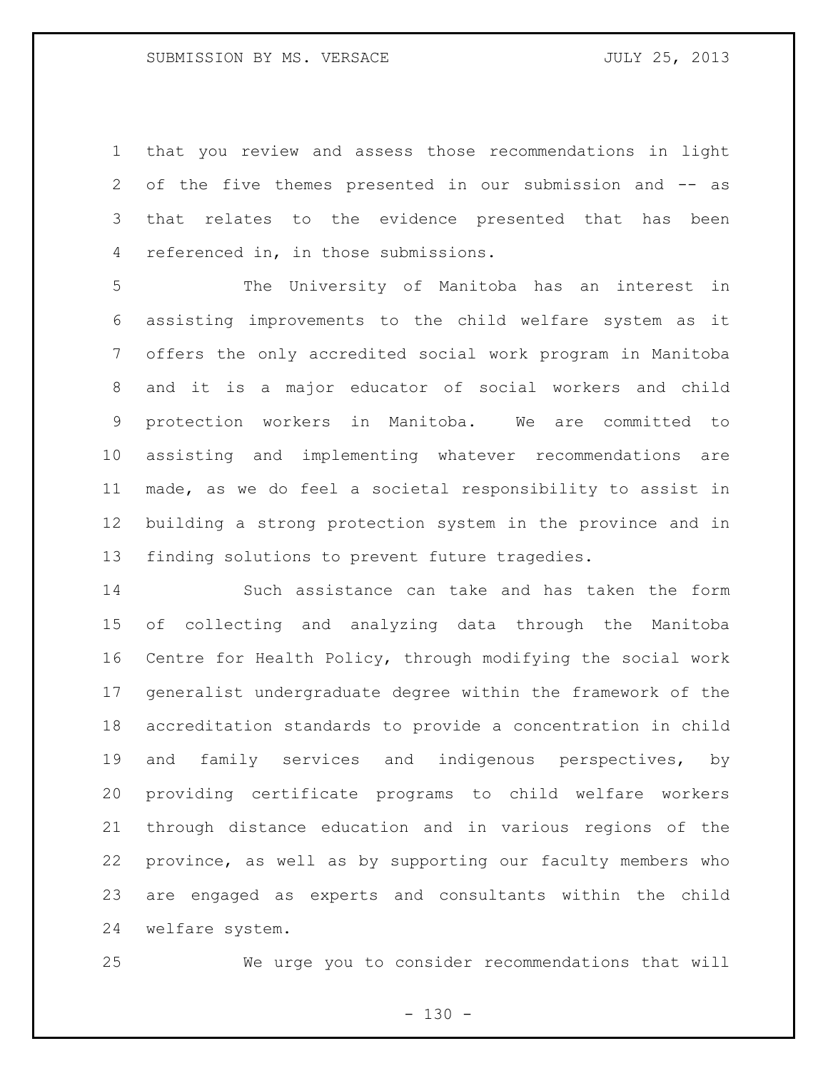that you review and assess those recommendations in light of the five themes presented in our submission and -- as that relates to the evidence presented that has been referenced in, in those submissions.

The University of Manitoba has an interest in assisting improvements to the child welfare system as it offers the only accredited social work program in Manitoba and it is a major educator of social workers and child protection workers in Manitoba. We are committed to assisting and implementing whatever recommendations are made, as we do feel a societal responsibility to assist in building a strong protection system in the province and in finding solutions to prevent future tragedies.

Such assistance can take and has taken the form of collecting and analyzing data through the Manitoba Centre for Health Policy, through modifying the social work generalist undergraduate degree within the framework of the accreditation standards to provide a concentration in child and family services and indigenous perspectives, by providing certificate programs to child welfare workers through distance education and in various regions of the province, as well as by supporting our faculty members who are engaged as experts and consultants within the child welfare system.

We urge you to consider recommendations that will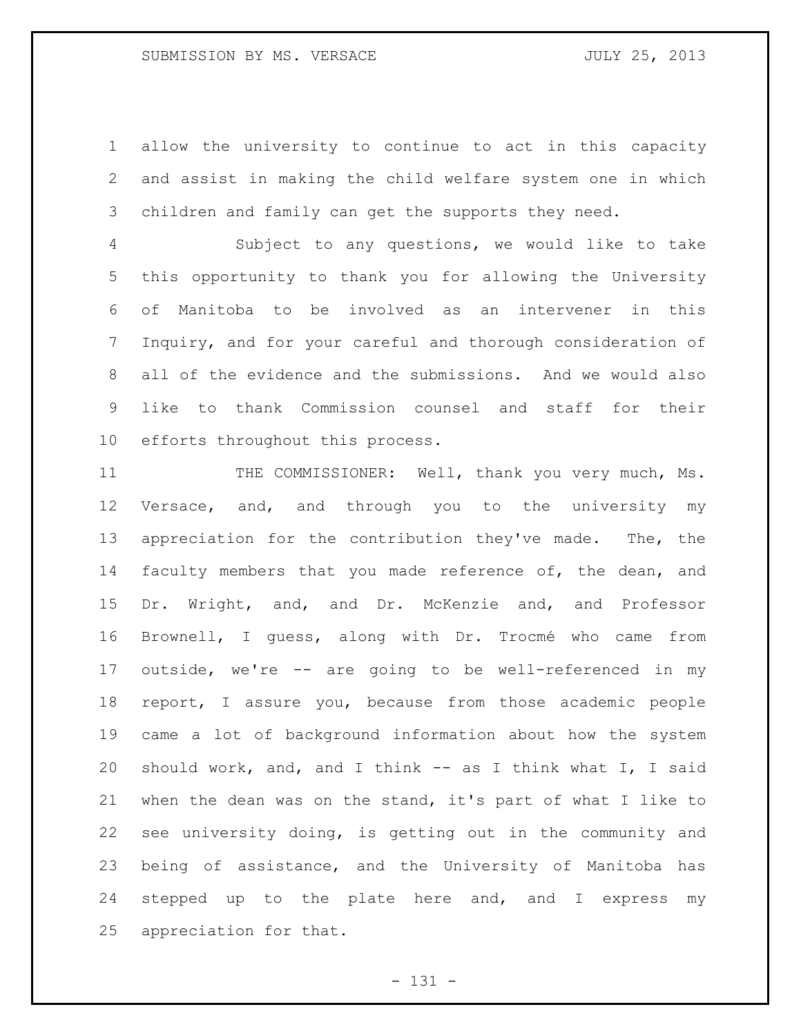allow the university to continue to act in this capacity and assist in making the child welfare system one in which children and family can get the supports they need.

Subject to any questions, we would like to take this opportunity to thank you for allowing the University of Manitoba to be involved as an intervener in this Inquiry, and for your careful and thorough consideration of all of the evidence and the submissions. And we would also like to thank Commission counsel and staff for their efforts throughout this process.

THE COMMISSIONER: Well, thank you very much, Ms. Versace, and, and through you to the university my appreciation for the contribution they've made. The, the faculty members that you made reference of, the dean, and Dr. Wright, and, and Dr. McKenzie and, and Professor Brownell, I guess, along with Dr. Trocmé who came from outside, we're -- are going to be well-referenced in my report, I assure you, because from those academic people came a lot of background information about how the system should work, and, and I think -- as I think what I, I said when the dean was on the stand, it's part of what I like to see university doing, is getting out in the community and being of assistance, and the University of Manitoba has stepped up to the plate here and, and I express my appreciation for that.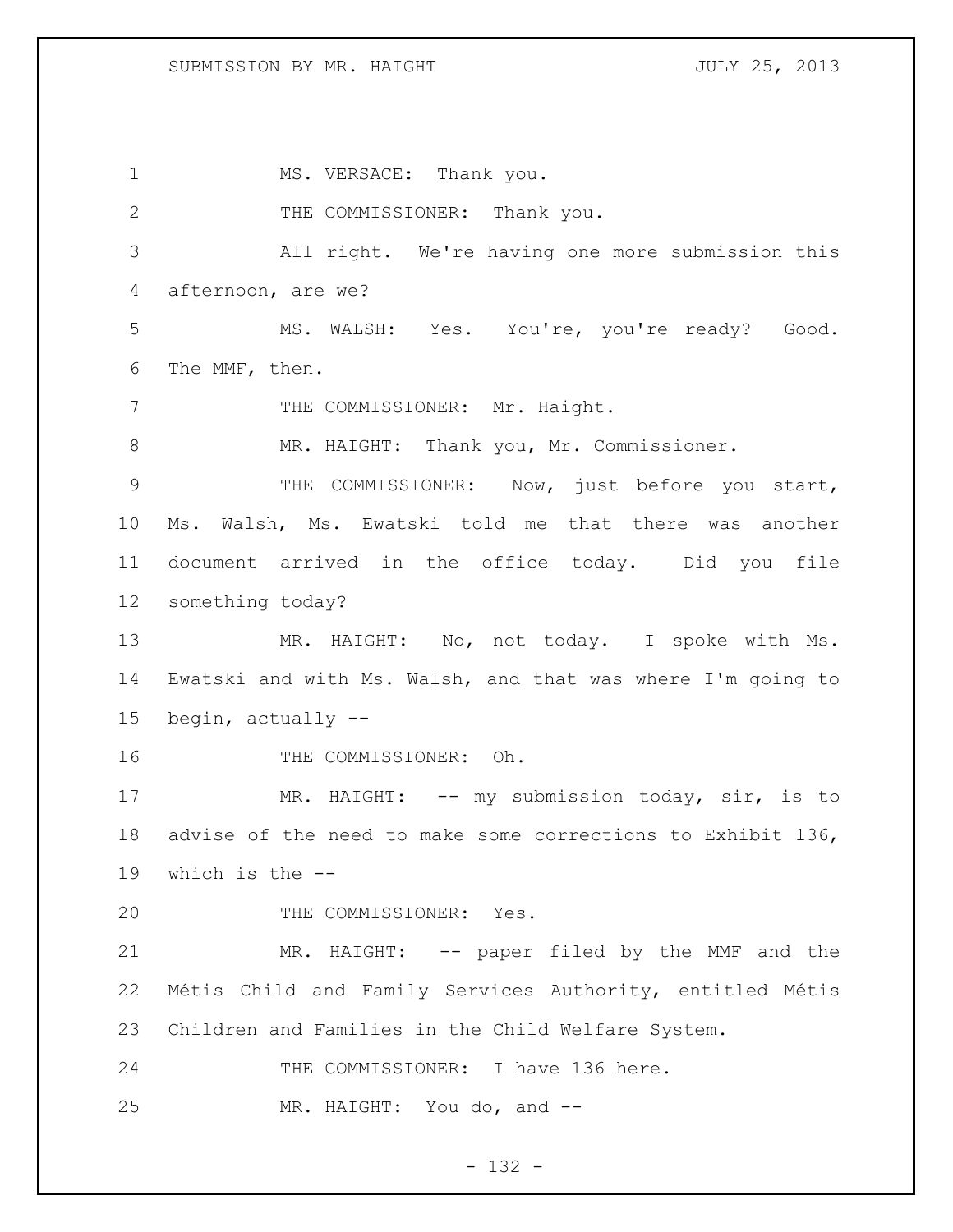MS. VERSACE: Thank you.

THE COMMISSIONER: Thank you.

All right. We're having one more submission this afternoon, are we?

MS. WALSH: Yes. You're, you're ready? Good. The MMF, then.

THE COMMISSIONER: Mr. Haight.

MR. HAIGHT: Thank you, Mr. Commissioner.

THE COMMISSIONER: Now, just before you start, Ms. Walsh, Ms. Ewatski told me that there was another document arrived in the office today. Did you file something today?

MR. HAIGHT: No, not today. I spoke with Ms. Ewatski and with Ms. Walsh, and that was where I'm going to begin, actually --

THE COMMISSIONER: Oh.

MR. HAIGHT: -- my submission today, sir, is to advise of the need to make some corrections to Exhibit 136, which is the --

THE COMMISSIONER: Yes.

MR. HAIGHT: -- paper filed by the MMF and the Métis Child and Family Services Authority, entitled Métis Children and Families in the Child Welfare System.

THE COMMISSIONER: I have 136 here.

MR. HAIGHT: You do, and --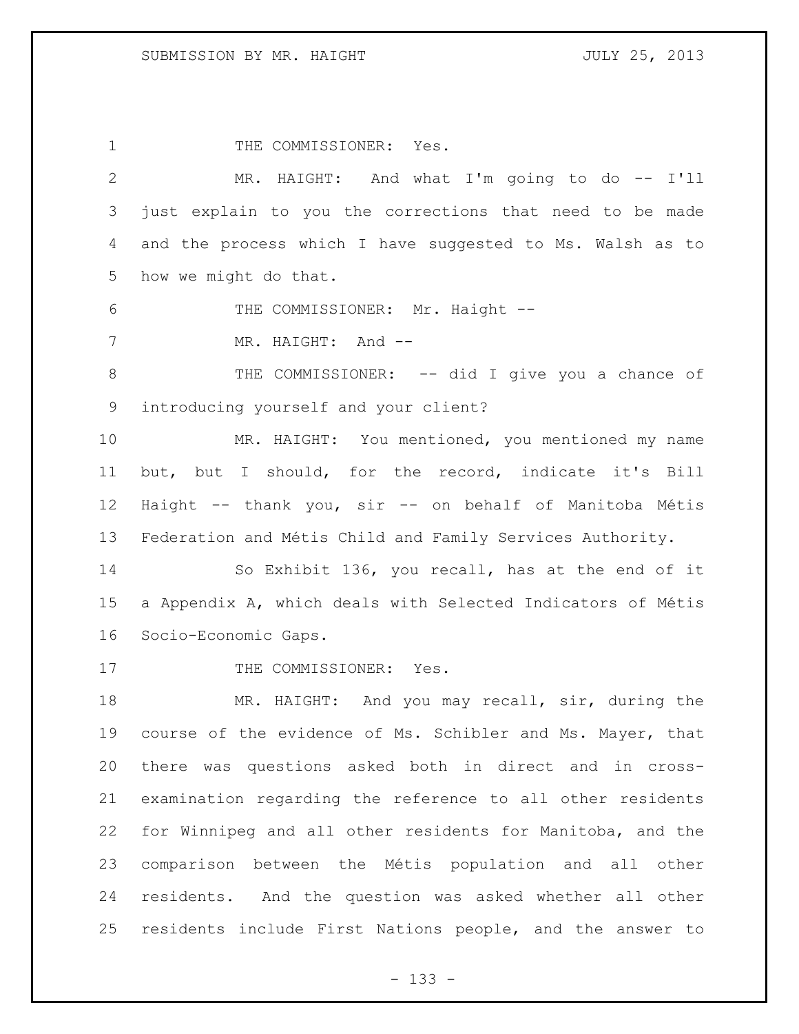THE COMMISSIONER: Yes.

MR. HAIGHT: And what I'm going to do -- I'll just explain to you the corrections that need to be made and the process which I have suggested to Ms. Walsh as to how we might do that.

THE COMMISSIONER: Mr. Haight --

MR. HAIGHT: And --

THE COMMISSIONER: -- did I give you a chance of introducing yourself and your client?

MR. HAIGHT: You mentioned, you mentioned my name but, but I should, for the record, indicate it's Bill Haight -- thank you, sir -- on behalf of Manitoba Métis Federation and Métis Child and Family Services Authority.

So Exhibit 136, you recall, has at the end of it a Appendix A, which deals with Selected Indicators of Métis Socio-Economic Gaps.

THE COMMISSIONER: Yes.

MR. HAIGHT: And you may recall, sir, during the course of the evidence of Ms. Schibler and Ms. Mayer, that there was questions asked both in direct and in cross-examination regarding the reference to all other residents for Winnipeg and all other residents for Manitoba, and the comparison between the Métis population and all other residents. And the question was asked whether all other residents include First Nations people, and the answer to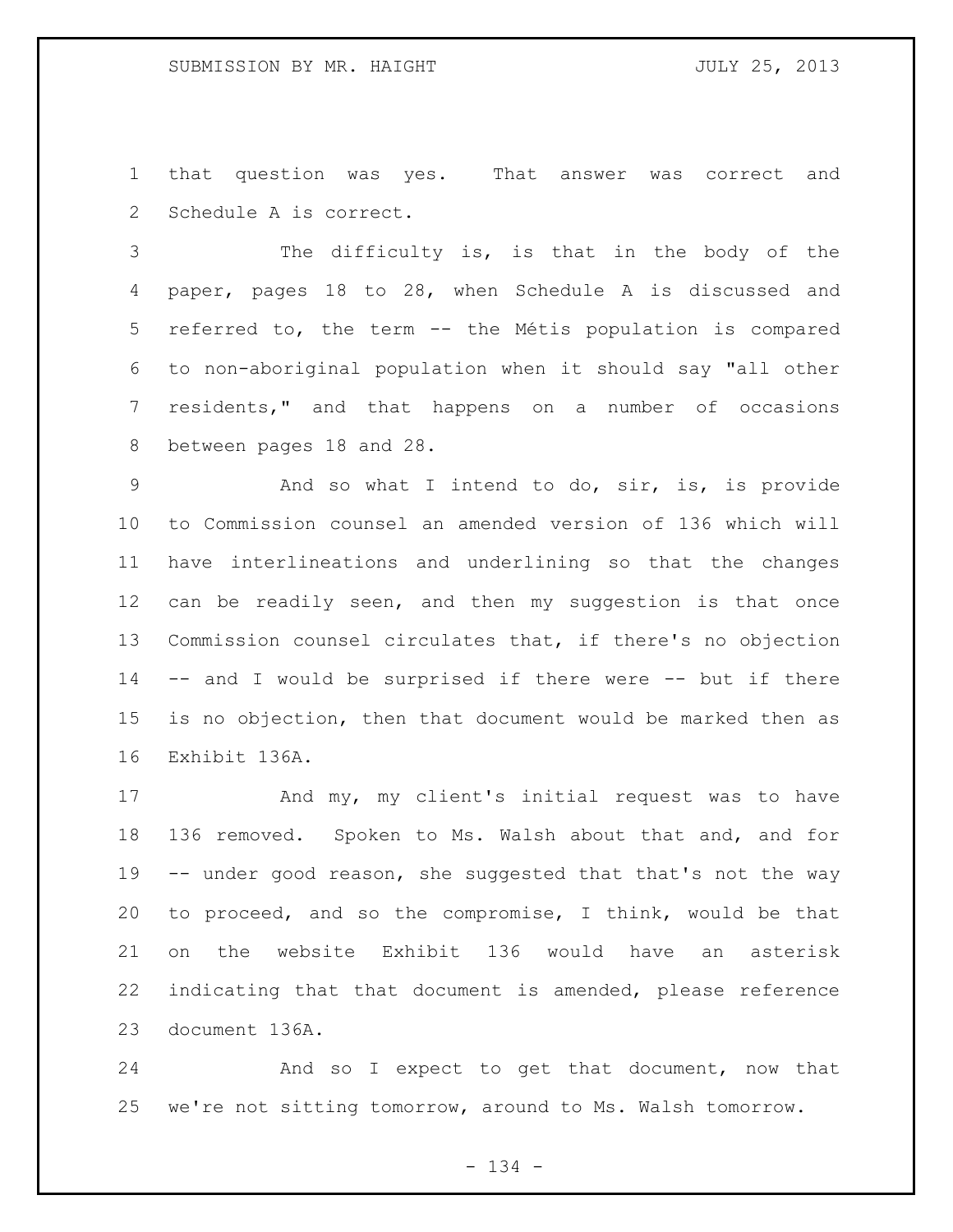that question was yes. That answer was correct and Schedule A is correct.

The difficulty is, is that in the body of the paper, pages 18 to 28, when Schedule A is discussed and referred to, the term -- the Métis population is compared to non-aboriginal population when it should say "all other residents," and that happens on a number of occasions between pages 18 and 28.

And so what I intend to do, sir, is, is provide to Commission counsel an amended version of 136 which will have interlineations and underlining so that the changes can be readily seen, and then my suggestion is that once Commission counsel circulates that, if there's no objection -- and I would be surprised if there were -- but if there is no objection, then that document would be marked then as Exhibit 136A.

And my, my client's initial request was to have 136 removed. Spoken to Ms. Walsh about that and, and for -- under good reason, she suggested that that's not the way to proceed, and so the compromise, I think, would be that on the website Exhibit 136 would have an asterisk indicating that that document is amended, please reference document 136A.

And so I expect to get that document, now that we're not sitting tomorrow, around to Ms. Walsh tomorrow.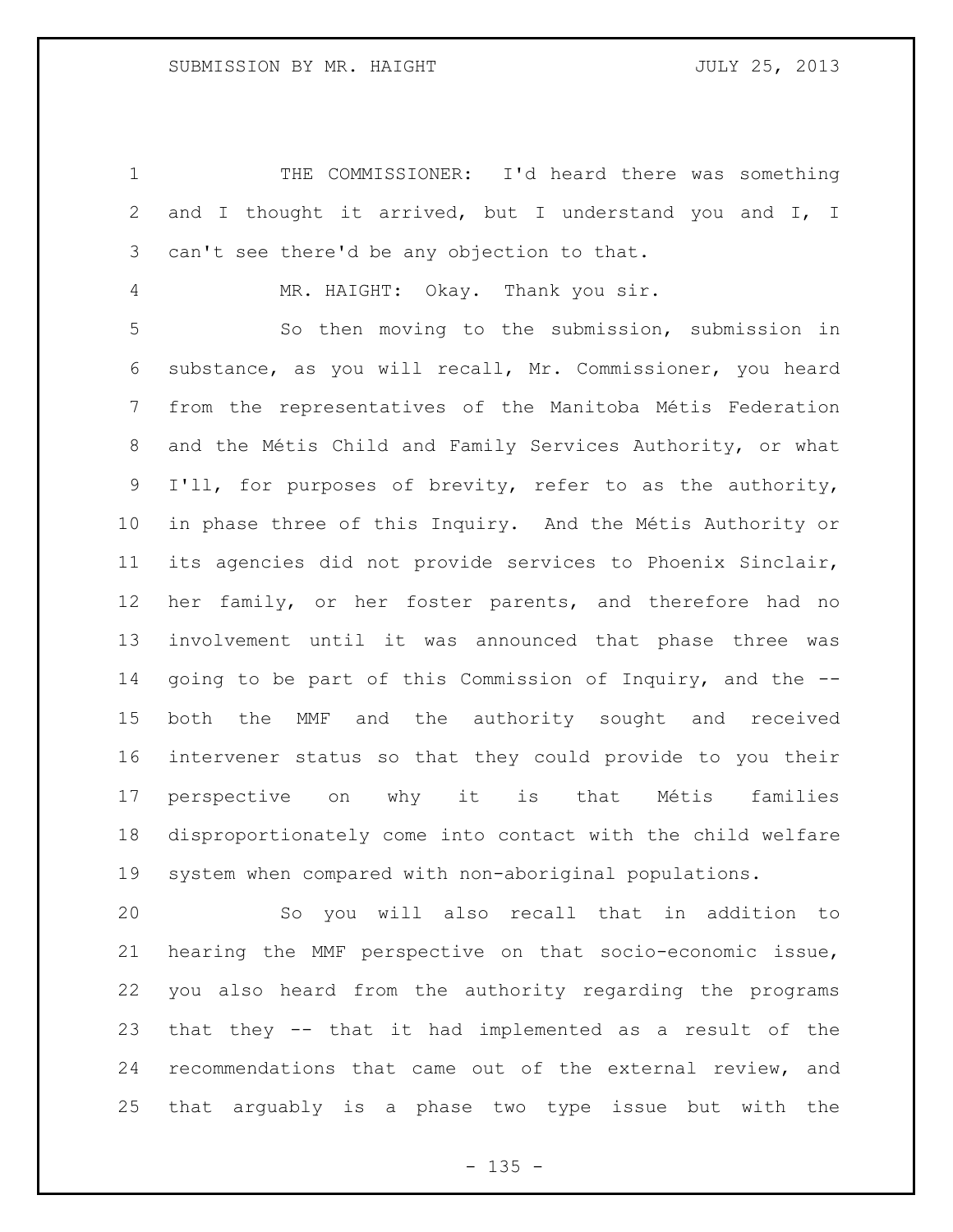THE COMMISSIONER: I'd heard there was something and I thought it arrived, but I understand you and I, I can't see there'd be any objection to that.

MR. HAIGHT: Okay. Thank you sir.

So then moving to the submission, submission in substance, as you will recall, Mr. Commissioner, you heard from the representatives of the Manitoba Métis Federation and the Métis Child and Family Services Authority, or what I'll, for purposes of brevity, refer to as the authority, in phase three of this Inquiry. And the Métis Authority or its agencies did not provide services to Phoenix Sinclair, her family, or her foster parents, and therefore had no involvement until it was announced that phase three was going to be part of this Commission of Inquiry, and the -- both the MMF and the authority sought and received intervener status so that they could provide to you their perspective on why it is that Métis families disproportionately come into contact with the child welfare system when compared with non-aboriginal populations.

So you will also recall that in addition to hearing the MMF perspective on that socio-economic issue, you also heard from the authority regarding the programs that they -- that it had implemented as a result of the recommendations that came out of the external review, and that arguably is a phase two type issue but with the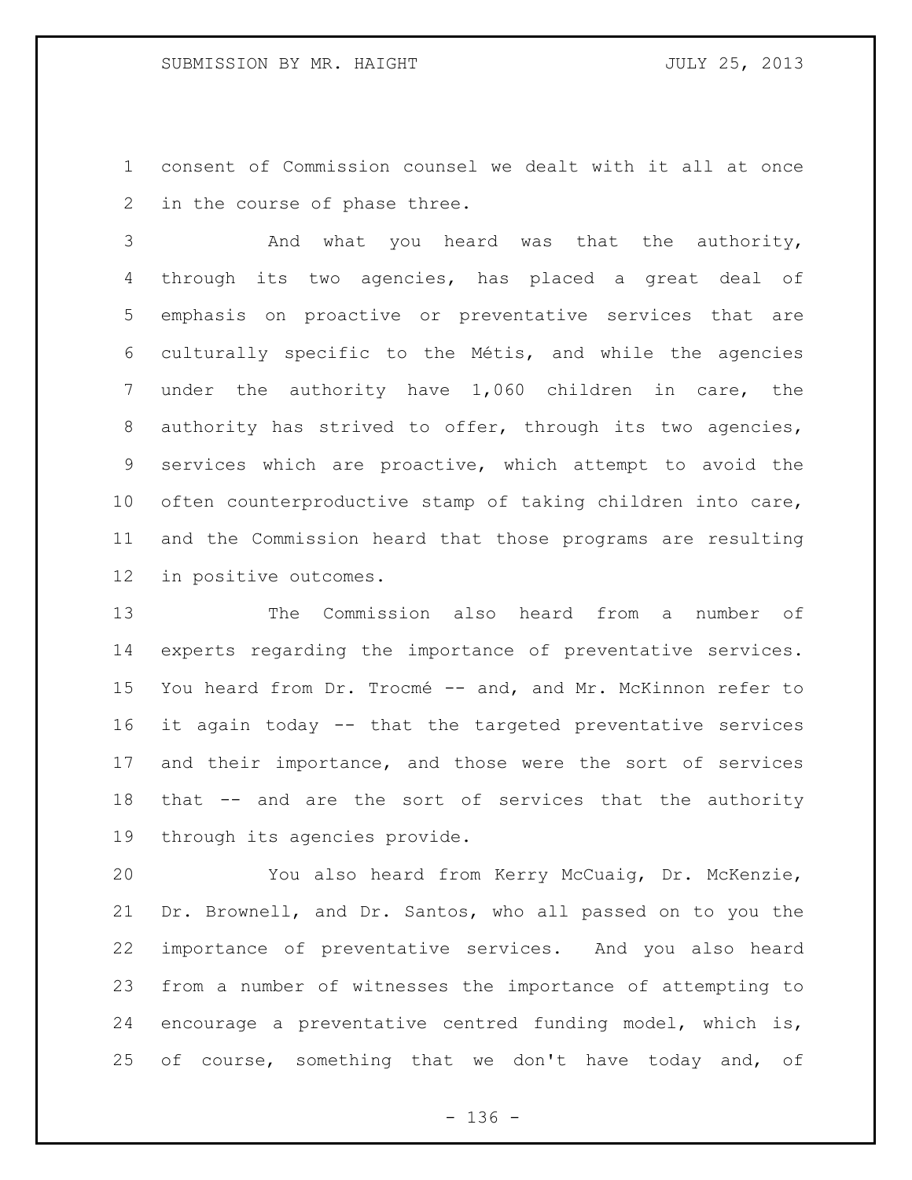consent of Commission counsel we dealt with it all at once in the course of phase three.

And what you heard was that the authority, through its two agencies, has placed a great deal of emphasis on proactive or preventative services that are culturally specific to the Métis, and while the agencies under the authority have 1,060 children in care, the authority has strived to offer, through its two agencies, services which are proactive, which attempt to avoid the often counterproductive stamp of taking children into care, and the Commission heard that those programs are resulting in positive outcomes.

The Commission also heard from a number of experts regarding the importance of preventative services. You heard from Dr. Trocmé -- and, and Mr. McKinnon refer to it again today -- that the targeted preventative services and their importance, and those were the sort of services that -- and are the sort of services that the authority through its agencies provide.

You also heard from Kerry McCuaig, Dr. McKenzie, Dr. Brownell, and Dr. Santos, who all passed on to you the importance of preventative services. And you also heard from a number of witnesses the importance of attempting to encourage a preventative centred funding model, which is, of course, something that we don't have today and, of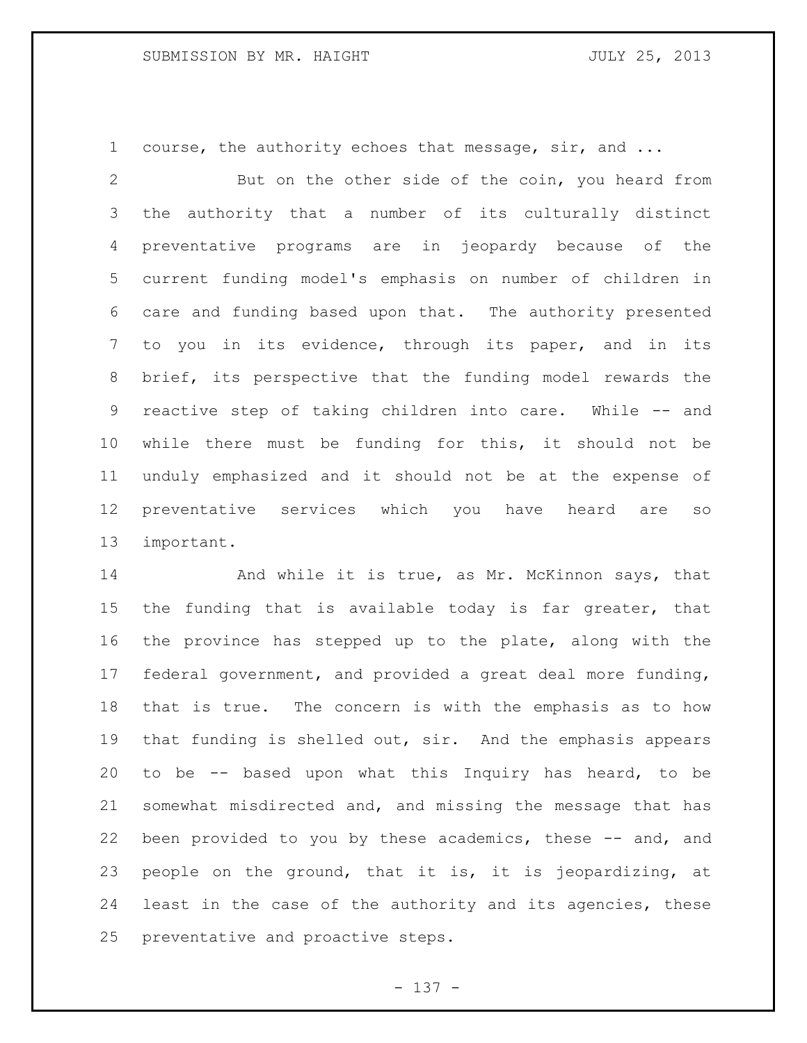course, the authority echoes that message, sir, and ...

But on the other side of the coin, you heard from the authority that a number of its culturally distinct preventative programs are in jeopardy because of the current funding model's emphasis on number of children in care and funding based upon that. The authority presented to you in its evidence, through its paper, and in its brief, its perspective that the funding model rewards the reactive step of taking children into care. While -- and while there must be funding for this, it should not be unduly emphasized and it should not be at the expense of preventative services which you have heard are so important.

And while it is true, as Mr. McKinnon says, that the funding that is available today is far greater, that the province has stepped up to the plate, along with the federal government, and provided a great deal more funding, that is true. The concern is with the emphasis as to how that funding is shelled out, sir. And the emphasis appears to be -- based upon what this Inquiry has heard, to be somewhat misdirected and, and missing the message that has been provided to you by these academics, these -- and, and people on the ground, that it is, it is jeopardizing, at least in the case of the authority and its agencies, these preventative and proactive steps.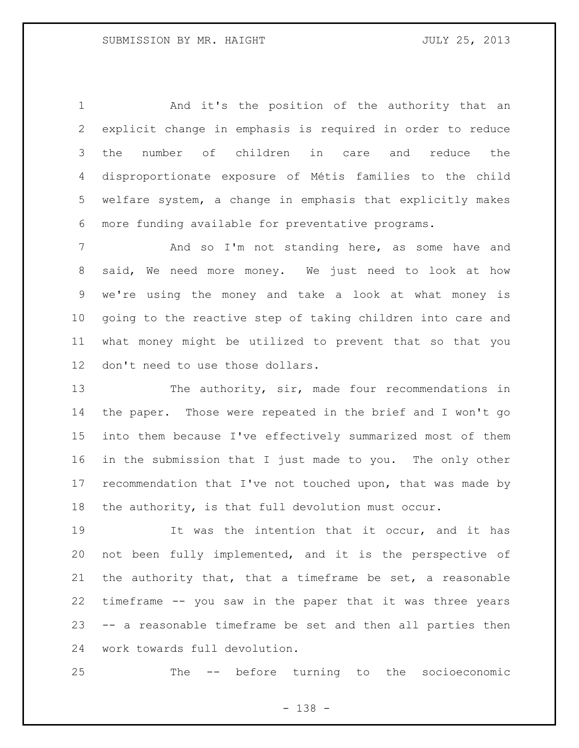And it's the position of the authority that an explicit change in emphasis is required in order to reduce the number of children in care and reduce the disproportionate exposure of Métis families to the child welfare system, a change in emphasis that explicitly makes more funding available for preventative programs.

And so I'm not standing here, as some have and said, We need more money. We just need to look at how we're using the money and take a look at what money is going to the reactive step of taking children into care and what money might be utilized to prevent that so that you don't need to use those dollars.

The authority, sir, made four recommendations in the paper. Those were repeated in the brief and I won't go into them because I've effectively summarized most of them in the submission that I just made to you. The only other recommendation that I've not touched upon, that was made by the authority, is that full devolution must occur.

It was the intention that it occur, and it has not been fully implemented, and it is the perspective of the authority that, that a timeframe be set, a reasonable timeframe -- you saw in the paper that it was three years -- a reasonable timeframe be set and then all parties then work towards full devolution.

The -- before turning to the socioeconomic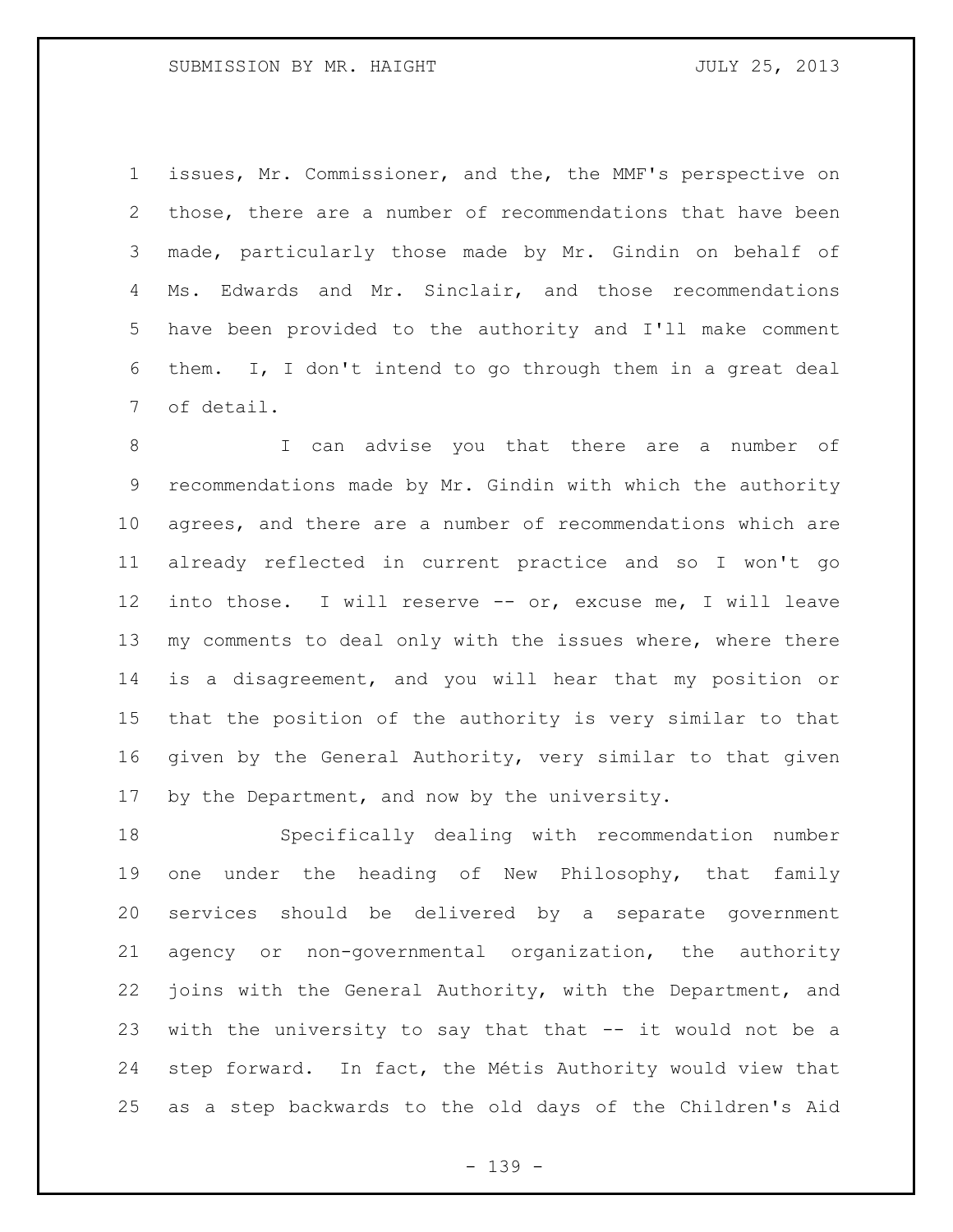issues, Mr. Commissioner, and the, the MMF's perspective on those, there are a number of recommendations that have been made, particularly those made by Mr. Gindin on behalf of Ms. Edwards and Mr. Sinclair, and those recommendations have been provided to the authority and I'll make comment them. I, I don't intend to go through them in a great deal of detail.

I can advise you that there are a number of recommendations made by Mr. Gindin with which the authority agrees, and there are a number of recommendations which are already reflected in current practice and so I won't go into those. I will reserve -- or, excuse me, I will leave my comments to deal only with the issues where, where there is a disagreement, and you will hear that my position or that the position of the authority is very similar to that given by the General Authority, very similar to that given by the Department, and now by the university.

Specifically dealing with recommendation number one under the heading of New Philosophy, that family services should be delivered by a separate government agency or non-governmental organization, the authority joins with the General Authority, with the Department, and with the university to say that that -- it would not be a step forward. In fact, the Métis Authority would view that as a step backwards to the old days of the Children's Aid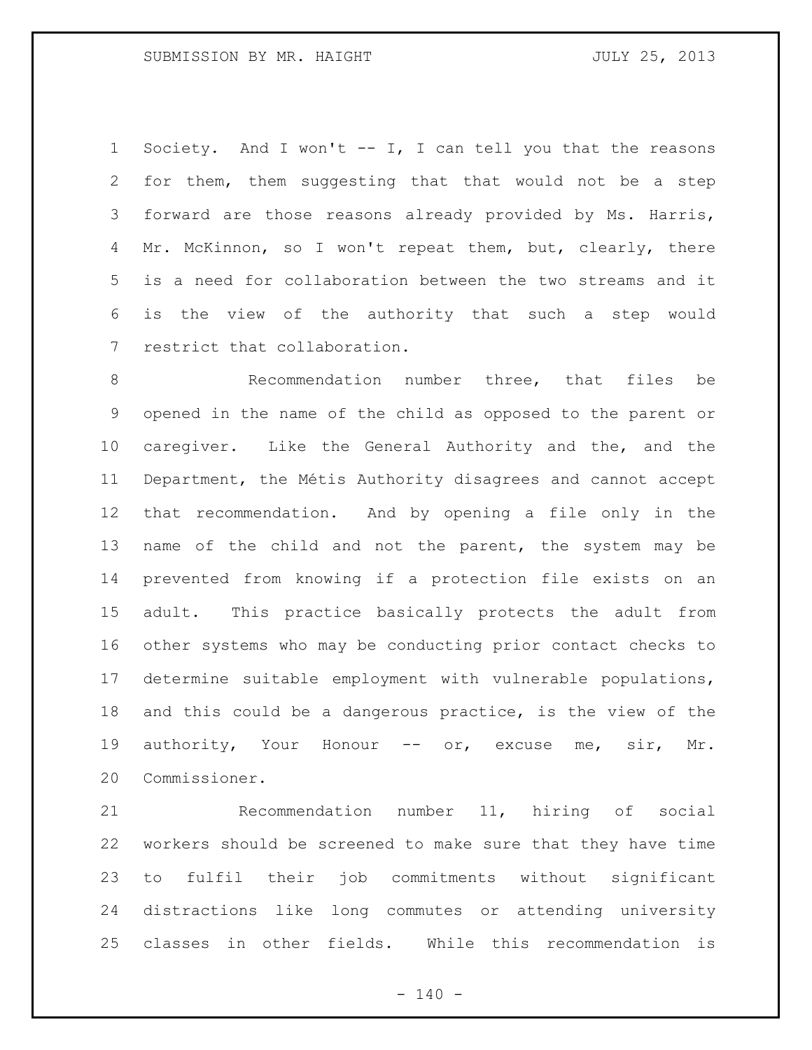Society. And I won't -- I, I can tell you that the reasons for them, them suggesting that that would not be a step forward are those reasons already provided by Ms. Harris, Mr. McKinnon, so I won't repeat them, but, clearly, there is a need for collaboration between the two streams and it is the view of the authority that such a step would restrict that collaboration.

Recommendation number three, that files be opened in the name of the child as opposed to the parent or caregiver. Like the General Authority and the, and the Department, the Métis Authority disagrees and cannot accept that recommendation. And by opening a file only in the name of the child and not the parent, the system may be prevented from knowing if a protection file exists on an adult. This practice basically protects the adult from other systems who may be conducting prior contact checks to determine suitable employment with vulnerable populations, and this could be a dangerous practice, is the view of the authority, Your Honour -- or, excuse me, sir, Mr. Commissioner.

Recommendation number 11, hiring of social workers should be screened to make sure that they have time to fulfil their job commitments without significant distractions like long commutes or attending university classes in other fields. While this recommendation is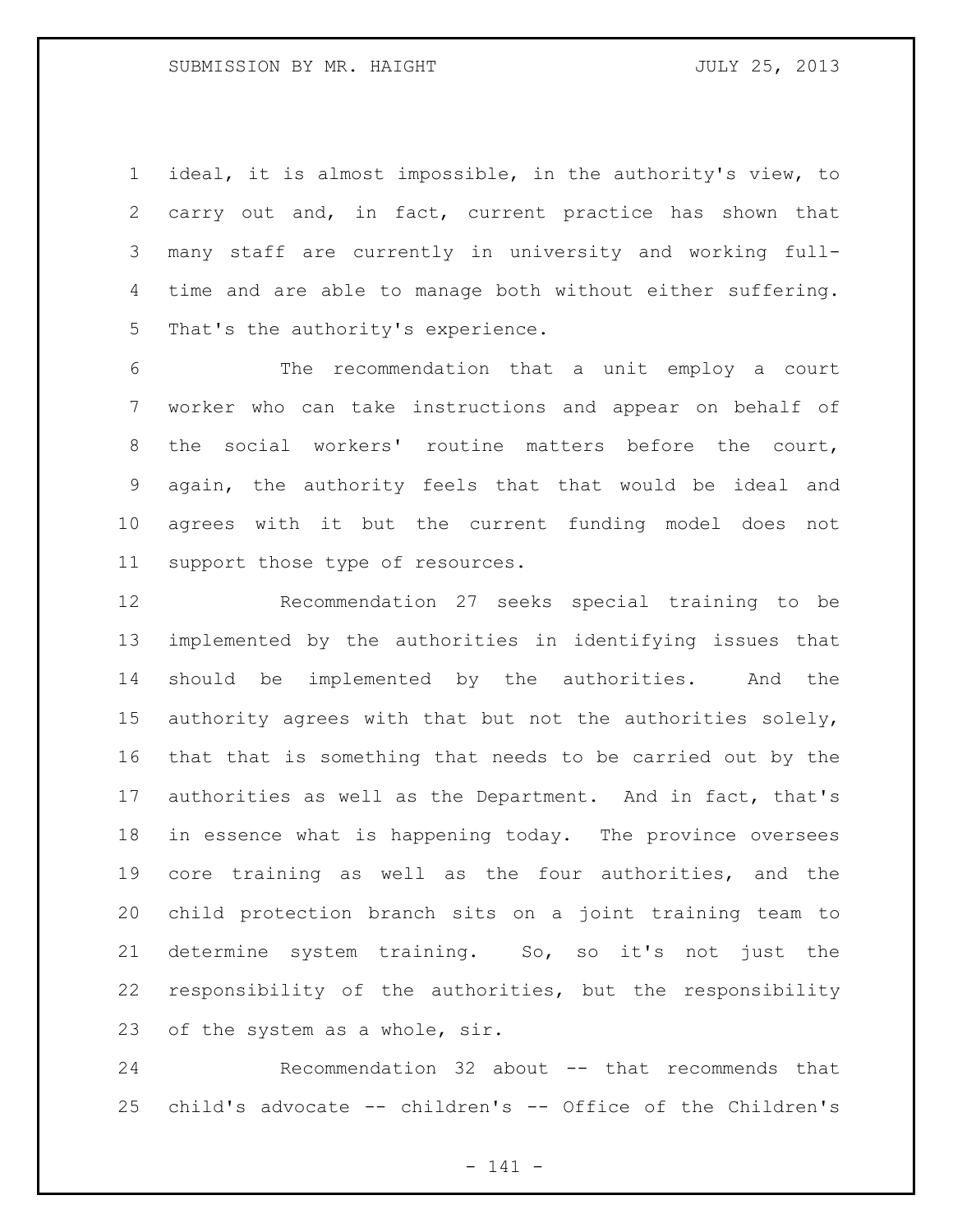ideal, it is almost impossible, in the authority's view, to carry out and, in fact, current practice has shown that many staff are currently in university and working full-time and are able to manage both without either suffering. That's the authority's experience.

The recommendation that a unit employ a court worker who can take instructions and appear on behalf of the social workers' routine matters before the court, again, the authority feels that that would be ideal and agrees with it but the current funding model does not support those type of resources.

Recommendation 27 seeks special training to be implemented by the authorities in identifying issues that should be implemented by the authorities. And the authority agrees with that but not the authorities solely, that that is something that needs to be carried out by the authorities as well as the Department. And in fact, that's in essence what is happening today. The province oversees core training as well as the four authorities, and the child protection branch sits on a joint training team to determine system training. So, so it's not just the responsibility of the authorities, but the responsibility of the system as a whole, sir.

Recommendation 32 about -- that recommends that child's advocate -- children's -- Office of the Children's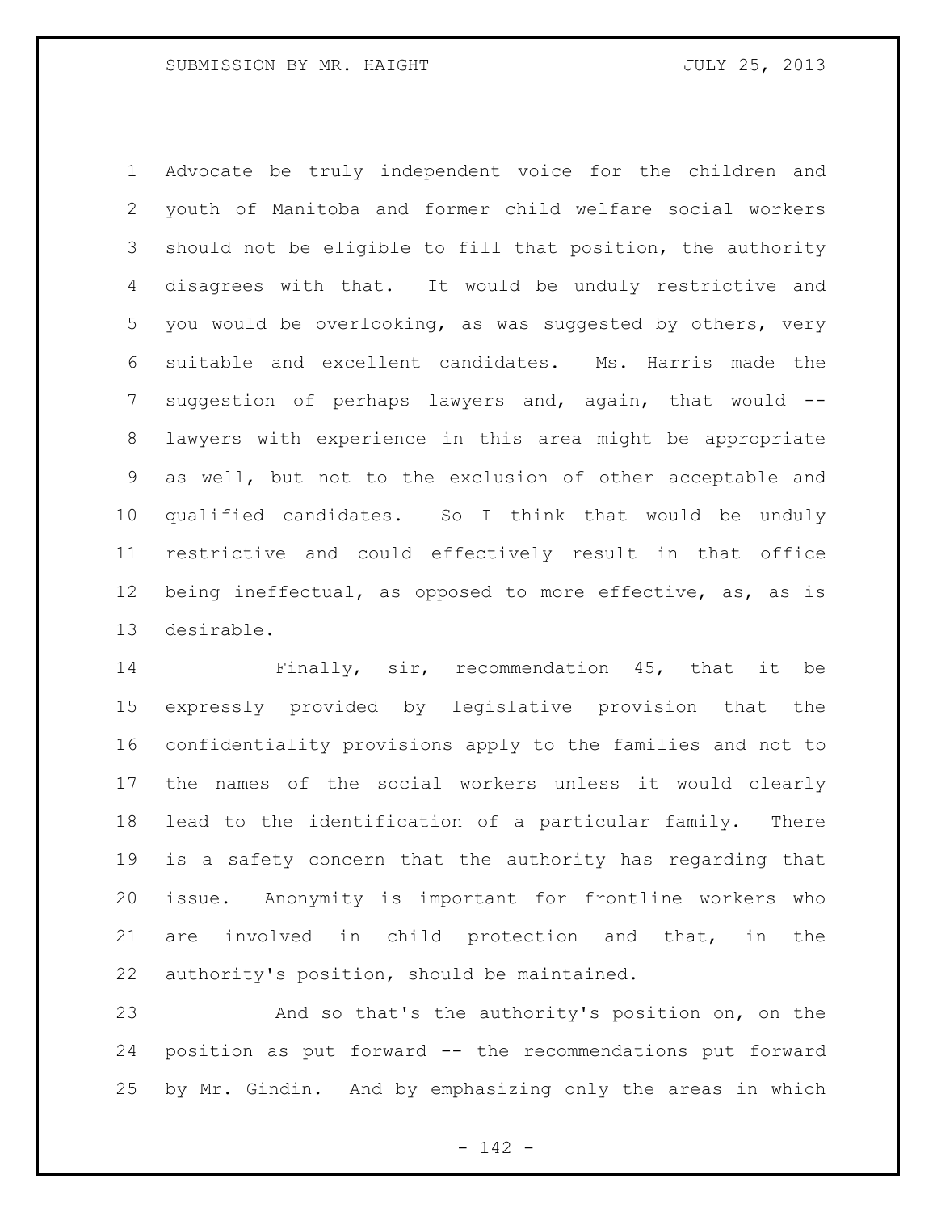Advocate be truly independent voice for the children and youth of Manitoba and former child welfare social workers should not be eligible to fill that position, the authority disagrees with that. It would be unduly restrictive and you would be overlooking, as was suggested by others, very suitable and excellent candidates. Ms. Harris made the suggestion of perhaps lawyers and, again, that would -- lawyers with experience in this area might be appropriate as well, but not to the exclusion of other acceptable and qualified candidates. So I think that would be unduly restrictive and could effectively result in that office being ineffectual, as opposed to more effective, as, as is desirable.

Finally, sir, recommendation 45, that it be expressly provided by legislative provision that the confidentiality provisions apply to the families and not to the names of the social workers unless it would clearly lead to the identification of a particular family. There is a safety concern that the authority has regarding that issue. Anonymity is important for frontline workers who are involved in child protection and that, in the authority's position, should be maintained.

And so that's the authority's position on, on the position as put forward -- the recommendations put forward by Mr. Gindin. And by emphasizing only the areas in which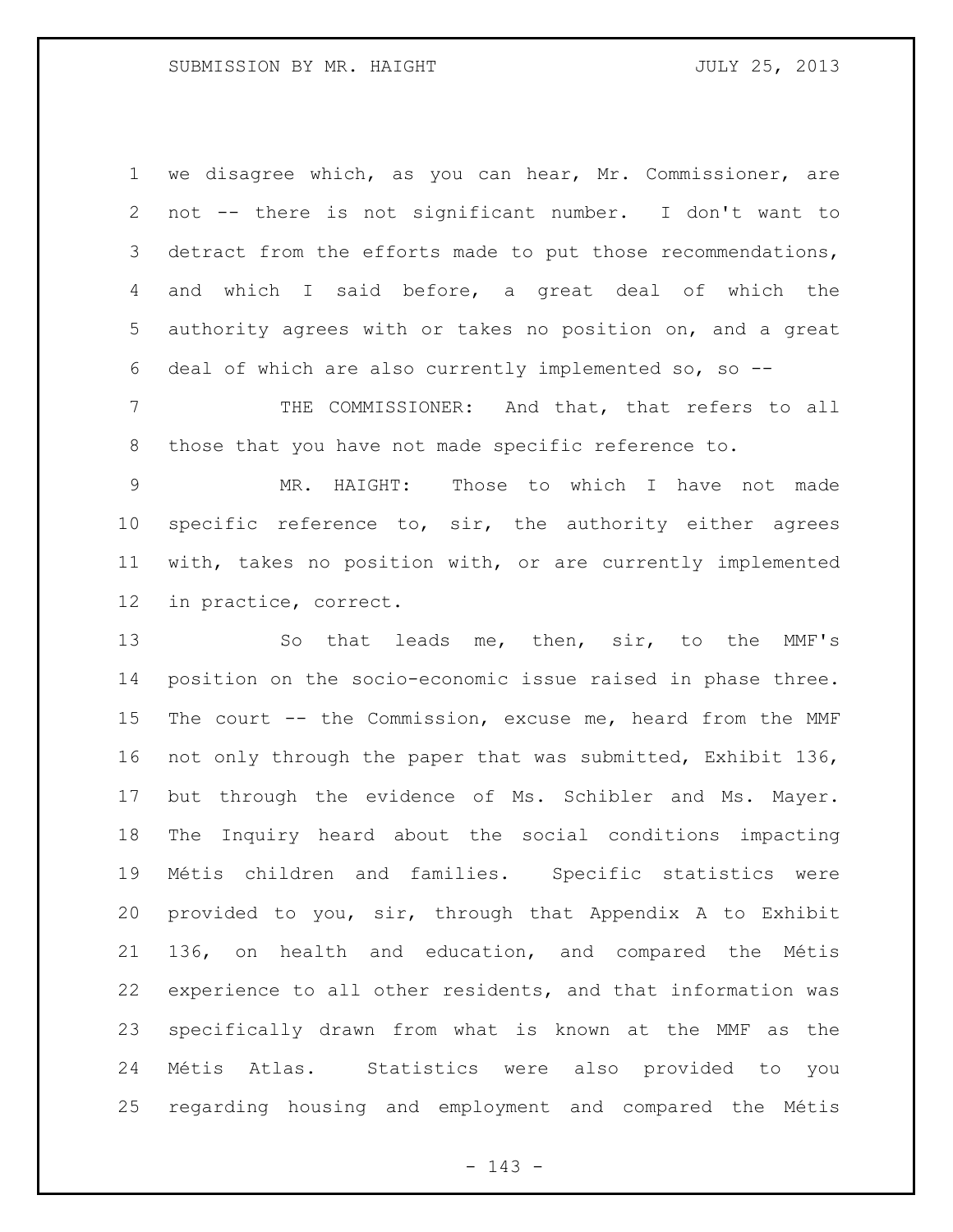we disagree which, as you can hear, Mr. Commissioner, are not -- there is not significant number. I don't want to detract from the efforts made to put those recommendations, and which I said before, a great deal of which the authority agrees with or takes no position on, and a great deal of which are also currently implemented so, so --

THE COMMISSIONER: And that, that refers to all those that you have not made specific reference to.

MR. HAIGHT: Those to which I have not made specific reference to, sir, the authority either agrees with, takes no position with, or are currently implemented in practice, correct.

So that leads me, then, sir, to the MMF's position on the socio-economic issue raised in phase three. The court -- the Commission, excuse me, heard from the MMF not only through the paper that was submitted, Exhibit 136, but through the evidence of Ms. Schibler and Ms. Mayer. The Inquiry heard about the social conditions impacting Métis children and families. Specific statistics were provided to you, sir, through that Appendix A to Exhibit 136, on health and education, and compared the Métis experience to all other residents, and that information was specifically drawn from what is known at the MMF as the Métis Atlas. Statistics were also provided to you regarding housing and employment and compared the Métis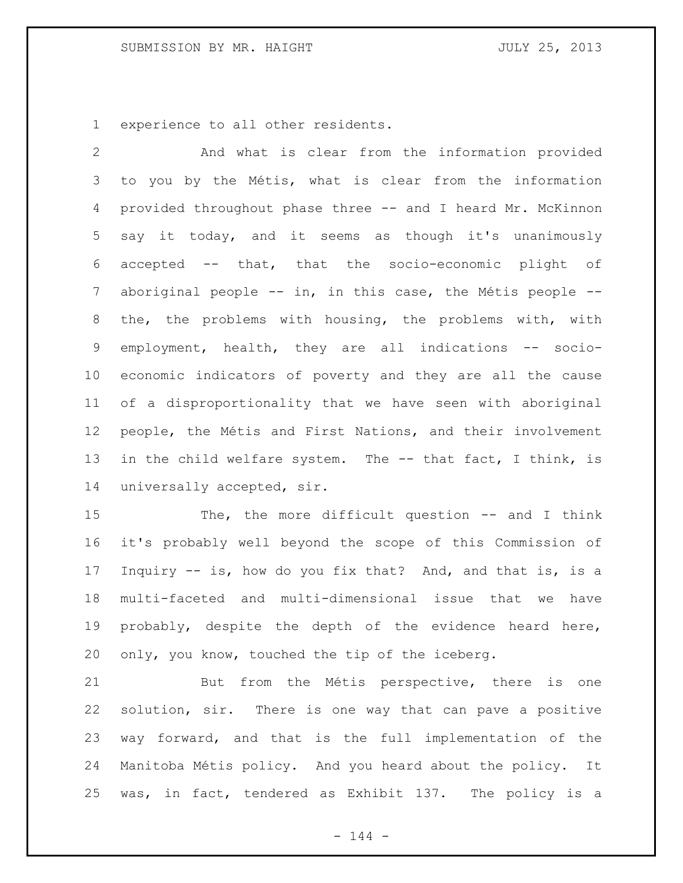experience to all other residents.

And what is clear from the information provided to you by the Métis, what is clear from the information provided throughout phase three -- and I heard Mr. McKinnon say it today, and it seems as though it's unanimously accepted -- that, that the socio-economic plight of aboriginal people -- in, in this case, the Métis people -- the, the problems with housing, the problems with, with employment, health, they are all indications -- socio-economic indicators of poverty and they are all the cause of a disproportionality that we have seen with aboriginal people, the Métis and First Nations, and their involvement in the child welfare system. The -- that fact, I think, is universally accepted, sir.

The, the more difficult question -- and I think it's probably well beyond the scope of this Commission of Inquiry -- is, how do you fix that? And, and that is, is a multi-faceted and multi-dimensional issue that we have probably, despite the depth of the evidence heard here, only, you know, touched the tip of the iceberg.

But from the Métis perspective, there is one solution, sir. There is one way that can pave a positive way forward, and that is the full implementation of the Manitoba Métis policy. And you heard about the policy. It was, in fact, tendered as Exhibit 137. The policy is a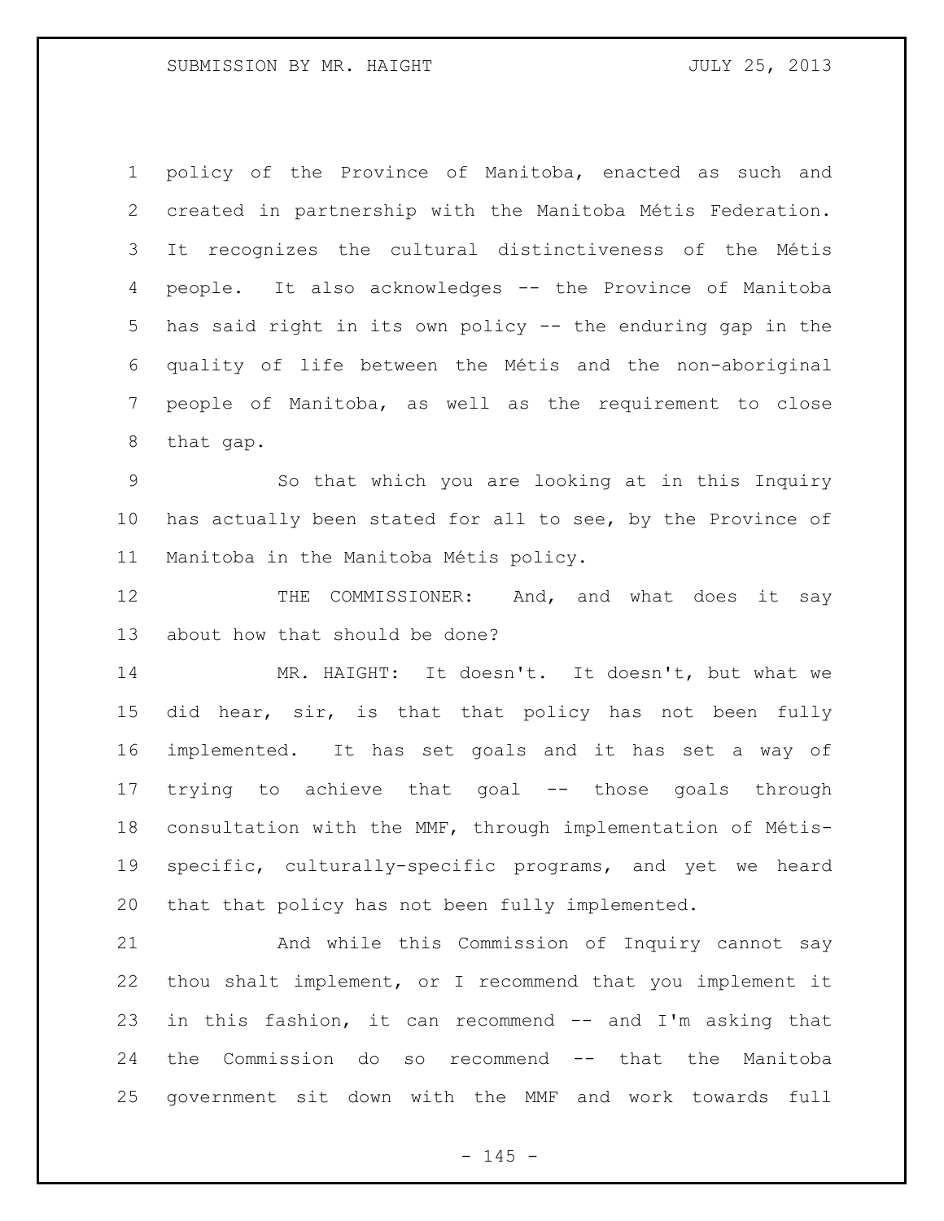policy of the Province of Manitoba, enacted as such and created in partnership with the Manitoba Métis Federation. It recognizes the cultural distinctiveness of the Métis people. It also acknowledges -- the Province of Manitoba has said right in its own policy -- the enduring gap in the quality of life between the Métis and the non-aboriginal people of Manitoba, as well as the requirement to close that gap.

So that which you are looking at in this Inquiry has actually been stated for all to see, by the Province of Manitoba in the Manitoba Métis policy.

THE COMMISSIONER: And, and what does it say about how that should be done?

MR. HAIGHT: It doesn't. It doesn't, but what we did hear, sir, is that that policy has not been fully implemented. It has set goals and it has set a way of trying to achieve that goal -- those goals through consultation with the MMF, through implementation of Métis-specific, culturally-specific programs, and yet we heard that that policy has not been fully implemented.

And while this Commission of Inquiry cannot say thou shalt implement, or I recommend that you implement it in this fashion, it can recommend -- and I'm asking that the Commission do so recommend -- that the Manitoba government sit down with the MMF and work towards full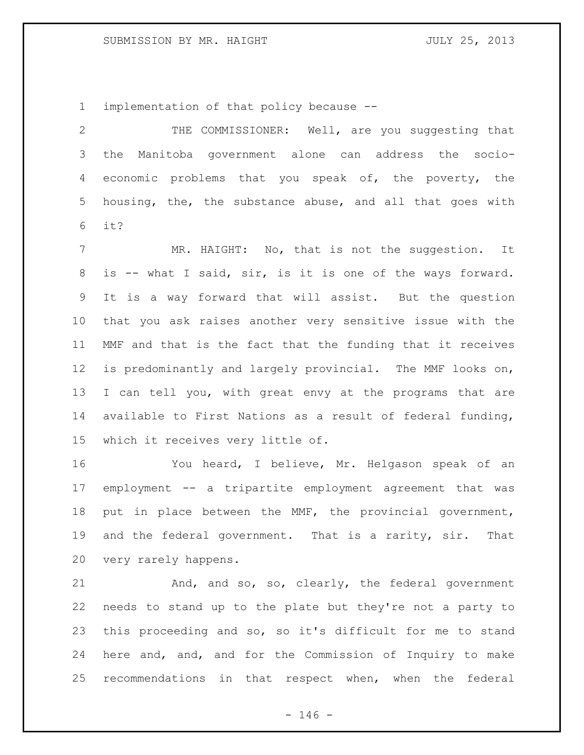implementation of that policy because --

THE COMMISSIONER: Well, are you suggesting that the Manitoba government alone can address the socio-economic problems that you speak of, the poverty, the housing, the, the substance abuse, and all that goes with it?

MR. HAIGHT: No, that is not the suggestion. It is -- what I said, sir, is it is one of the ways forward. It is a way forward that will assist. But the question that you ask raises another very sensitive issue with the MMF and that is the fact that the funding that it receives is predominantly and largely provincial. The MMF looks on, I can tell you, with great envy at the programs that are available to First Nations as a result of federal funding, which it receives very little of.

You heard, I believe, Mr. Helgason speak of an employment -- a tripartite employment agreement that was put in place between the MMF, the provincial government, and the federal government. That is a rarity, sir. That very rarely happens.

And, and so, so, clearly, the federal government needs to stand up to the plate but they're not a party to this proceeding and so, so it's difficult for me to stand here and, and, and for the Commission of Inquiry to make recommendations in that respect when, when the federal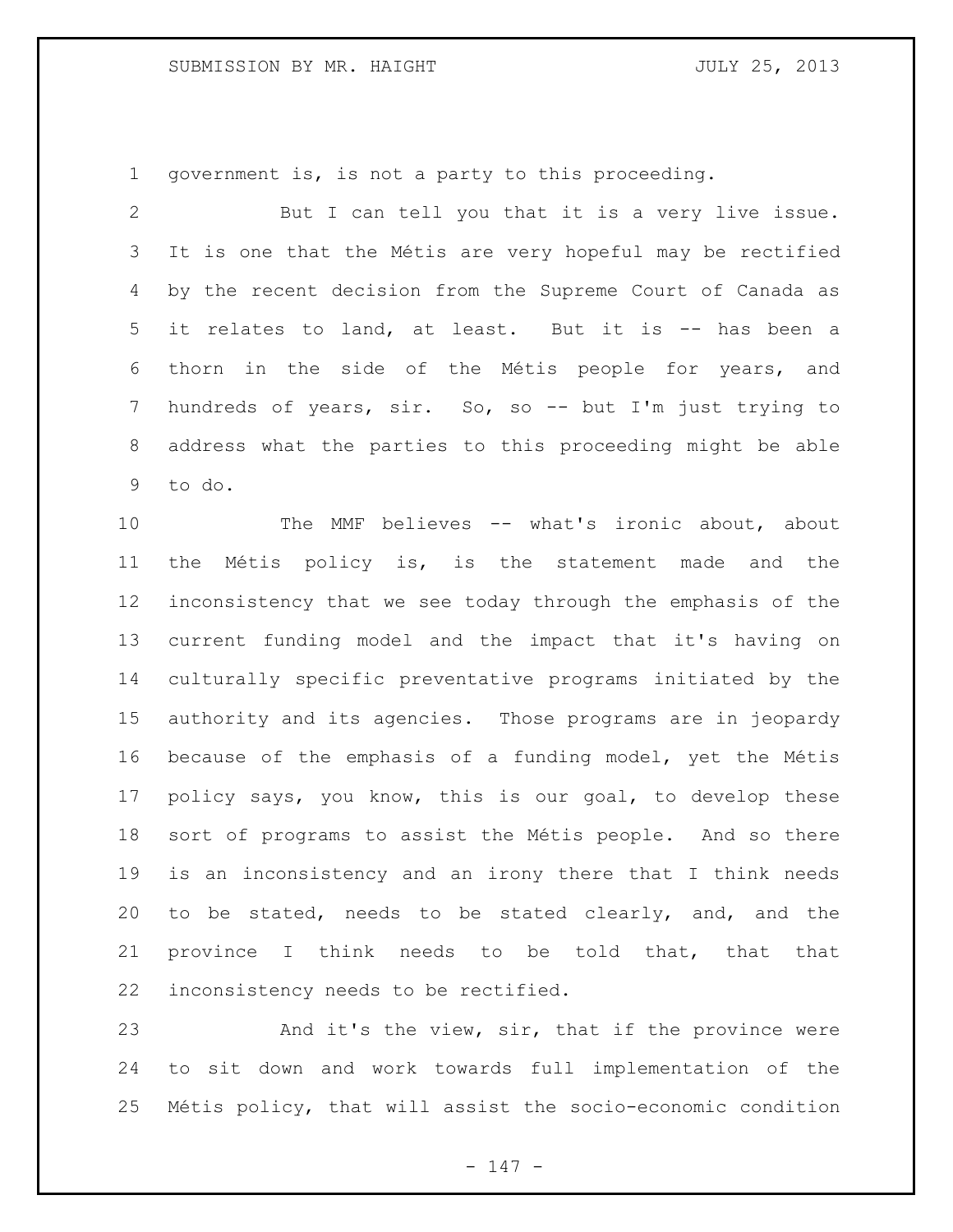government is, is not a party to this proceeding.

But I can tell you that it is a very live issue. It is one that the Métis are very hopeful may be rectified by the recent decision from the Supreme Court of Canada as it relates to land, at least. But it is -- has been a thorn in the side of the Métis people for years, and hundreds of years, sir. So, so -- but I'm just trying to address what the parties to this proceeding might be able to do.

The MMF believes -- what's ironic about, about the Métis policy is, is the statement made and the inconsistency that we see today through the emphasis of the current funding model and the impact that it's having on culturally specific preventative programs initiated by the authority and its agencies. Those programs are in jeopardy because of the emphasis of a funding model, yet the Métis policy says, you know, this is our goal, to develop these sort of programs to assist the Métis people. And so there is an inconsistency and an irony there that I think needs to be stated, needs to be stated clearly, and, and the province I think needs to be told that, that that inconsistency needs to be rectified.

And it's the view, sir, that if the province were to sit down and work towards full implementation of the Métis policy, that will assist the socio-economic condition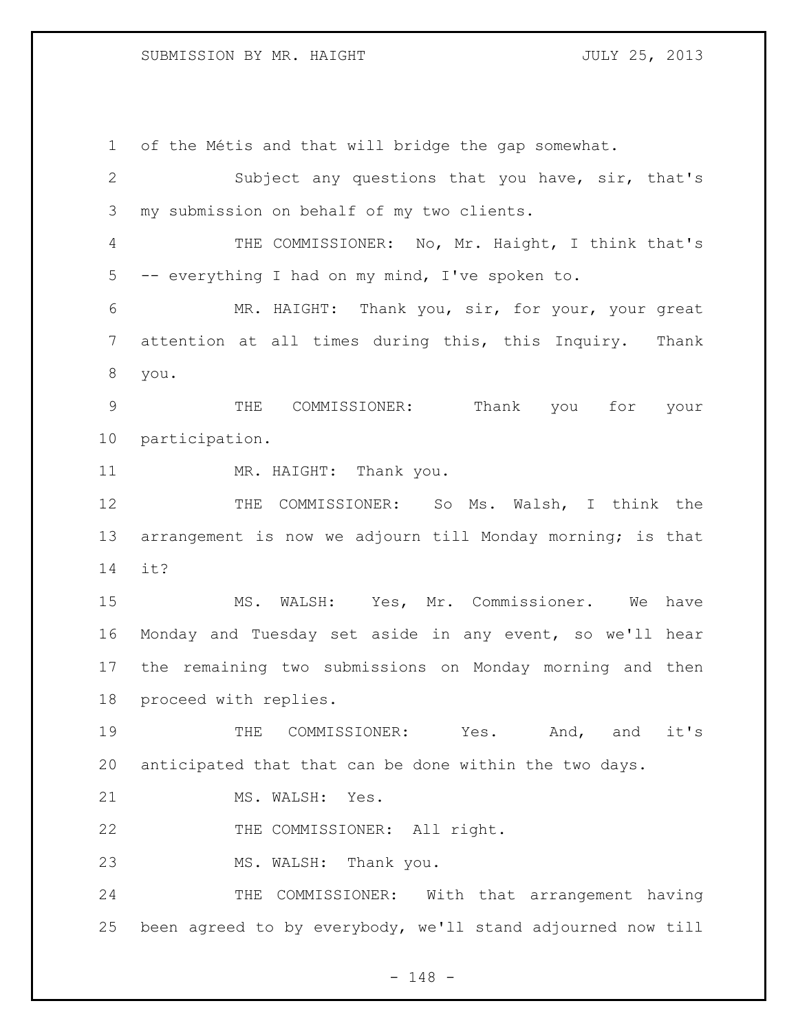of the Métis and that will bridge the gap somewhat.

Subject any questions that you have, sir, that's my submission on behalf of my two clients.

THE COMMISSIONER: No, Mr. Haight, I think that's -- everything I had on my mind, I've spoken to.

MR. HAIGHT: Thank you, sir, for your, your great attention at all times during this, this Inquiry. Thank you.

THE COMMISSIONER: Thank you for your participation.

MR. HAIGHT: Thank you.

THE COMMISSIONER: So Ms. Walsh, I think the arrangement is now we adjourn till Monday morning; is that it?

MS. WALSH: Yes, Mr. Commissioner. We have Monday and Tuesday set aside in any event, so we'll hear the remaining two submissions on Monday morning and then proceed with replies.

THE COMMISSIONER: Yes. And, and it's anticipated that that can be done within the two days.

MS. WALSH: Yes.

THE COMMISSIONER: All right.

MS. WALSH: Thank you.

THE COMMISSIONER: With that arrangement having been agreed to by everybody, we'll stand adjourned now till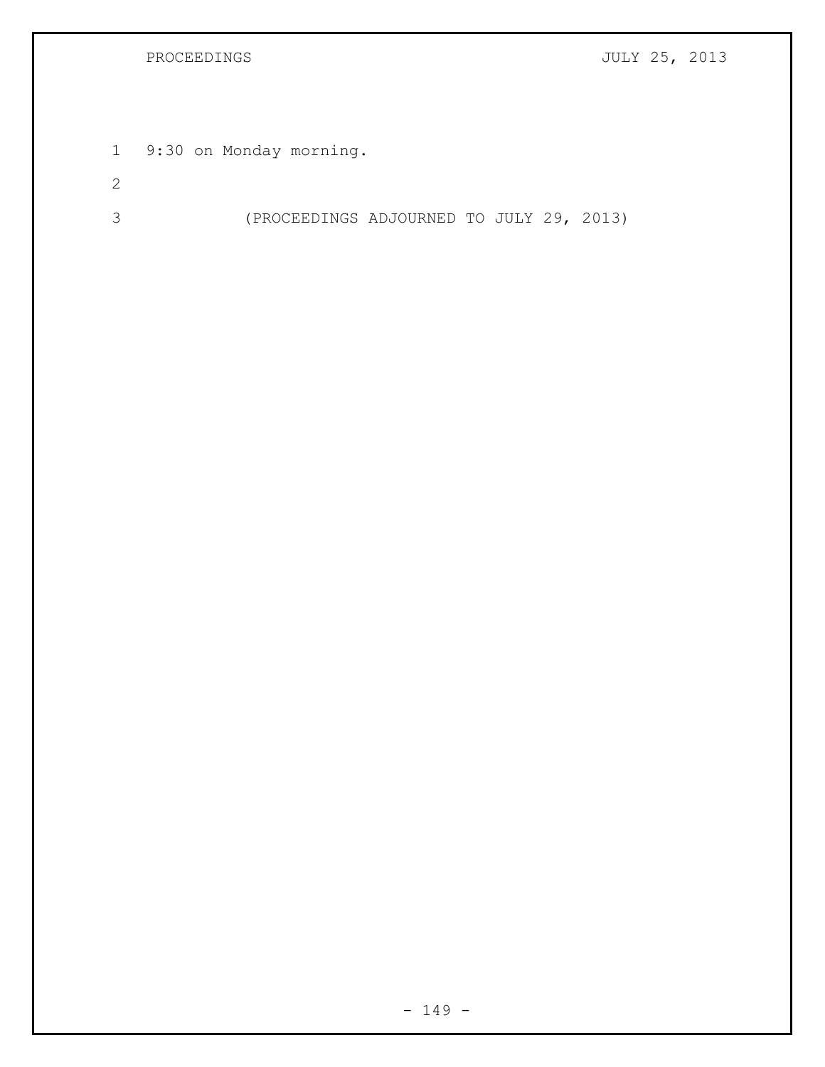9:30 on Monday morning.

(PROCEEDINGS ADJOURNED TO JULY 29, 2013)